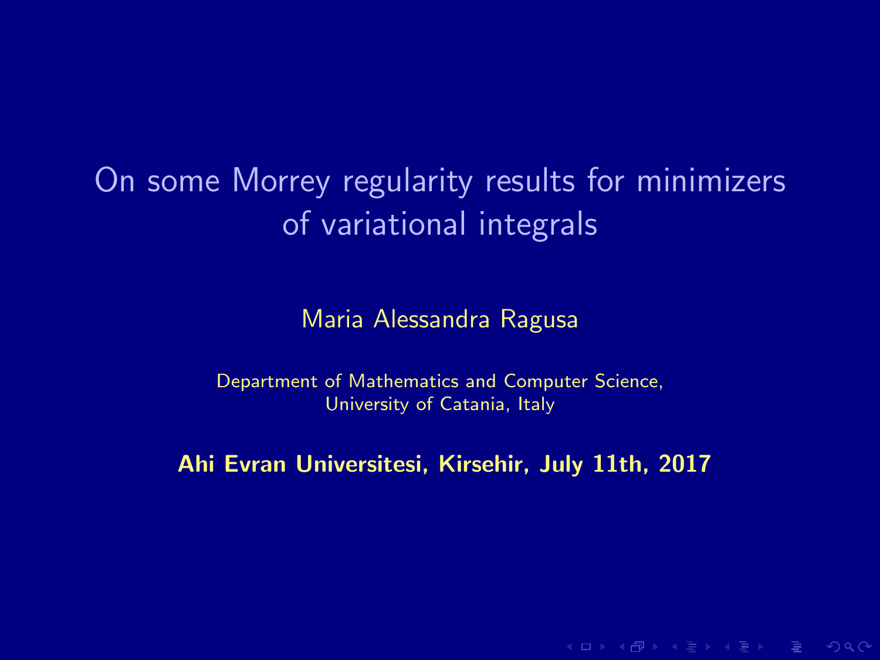# On some Morrey regularity results for minimizers of variational integrals

Maria Alessandra Ragusa

Department of Mathematics and Computer Science,
University of Catania, Italy

**Ahi Evran Universitesi, Kirsehir, July 11th, 2017**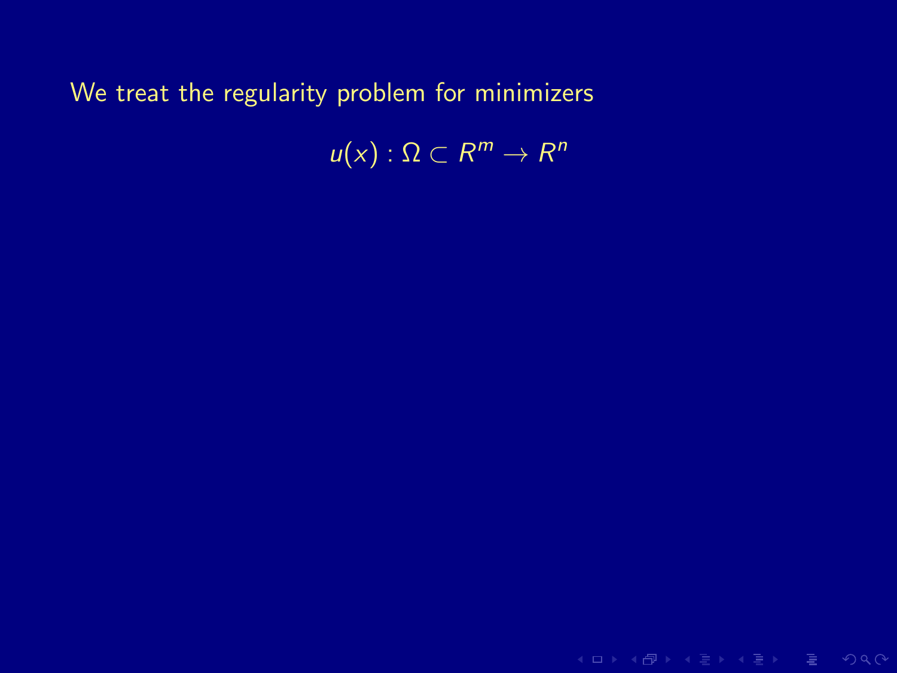We treat the regularity problem for minimizers

$$u(x) : \Omega \subset R^m \to R^n$$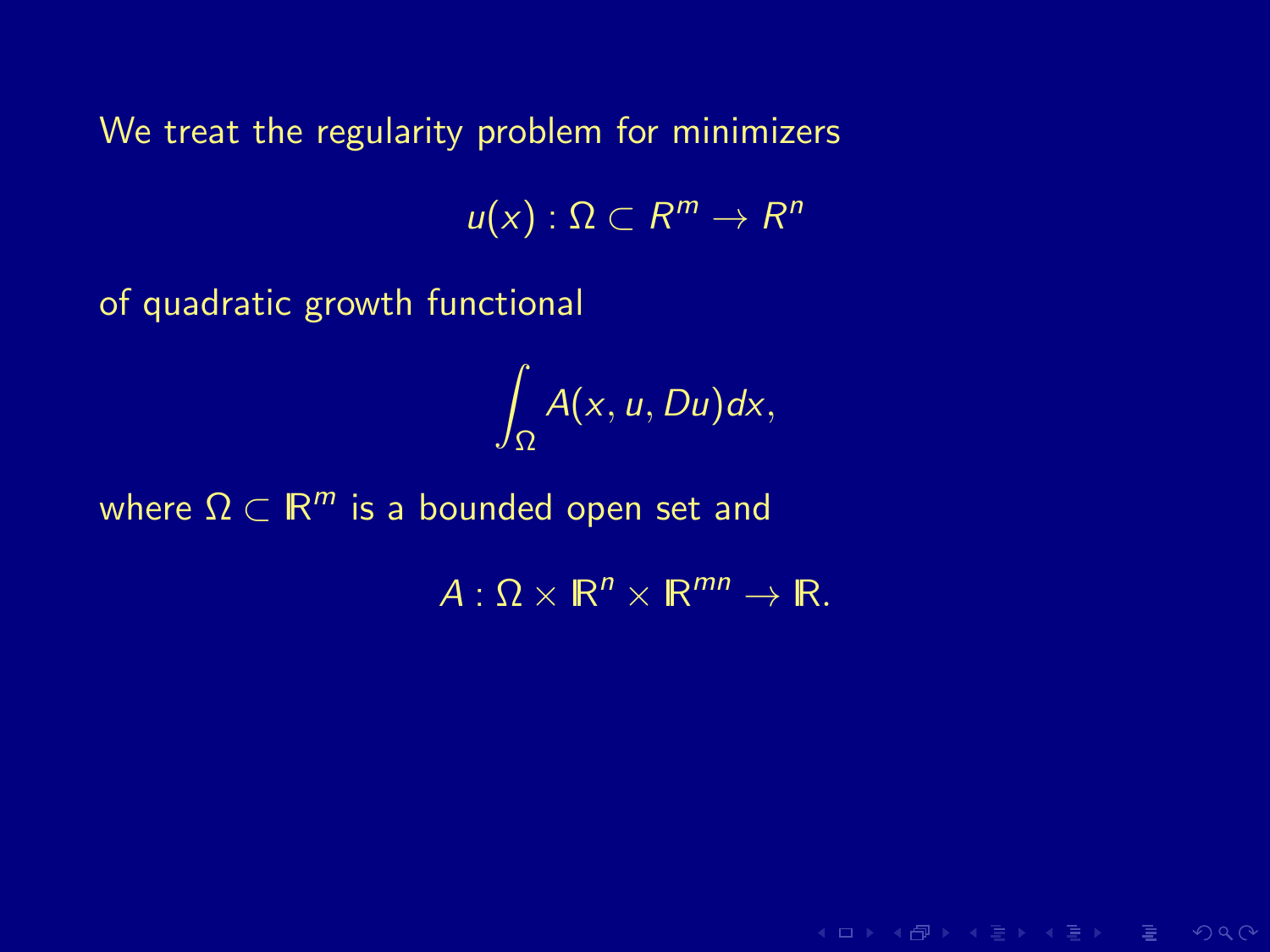We treat the regularity problem for minimizers

$$u(x) : \Omega \subset R^m \to R^n$$

of quadratic growth functional

$$\int_\Omega A(x, u, Du)dx,$$

where $\Omega \subset \mathbb{R}^m$ is a bounded open set and

$$A : \Omega \times \mathbb{R}^n \times \mathbb{R}^{mn} \to \mathbb{R}.$$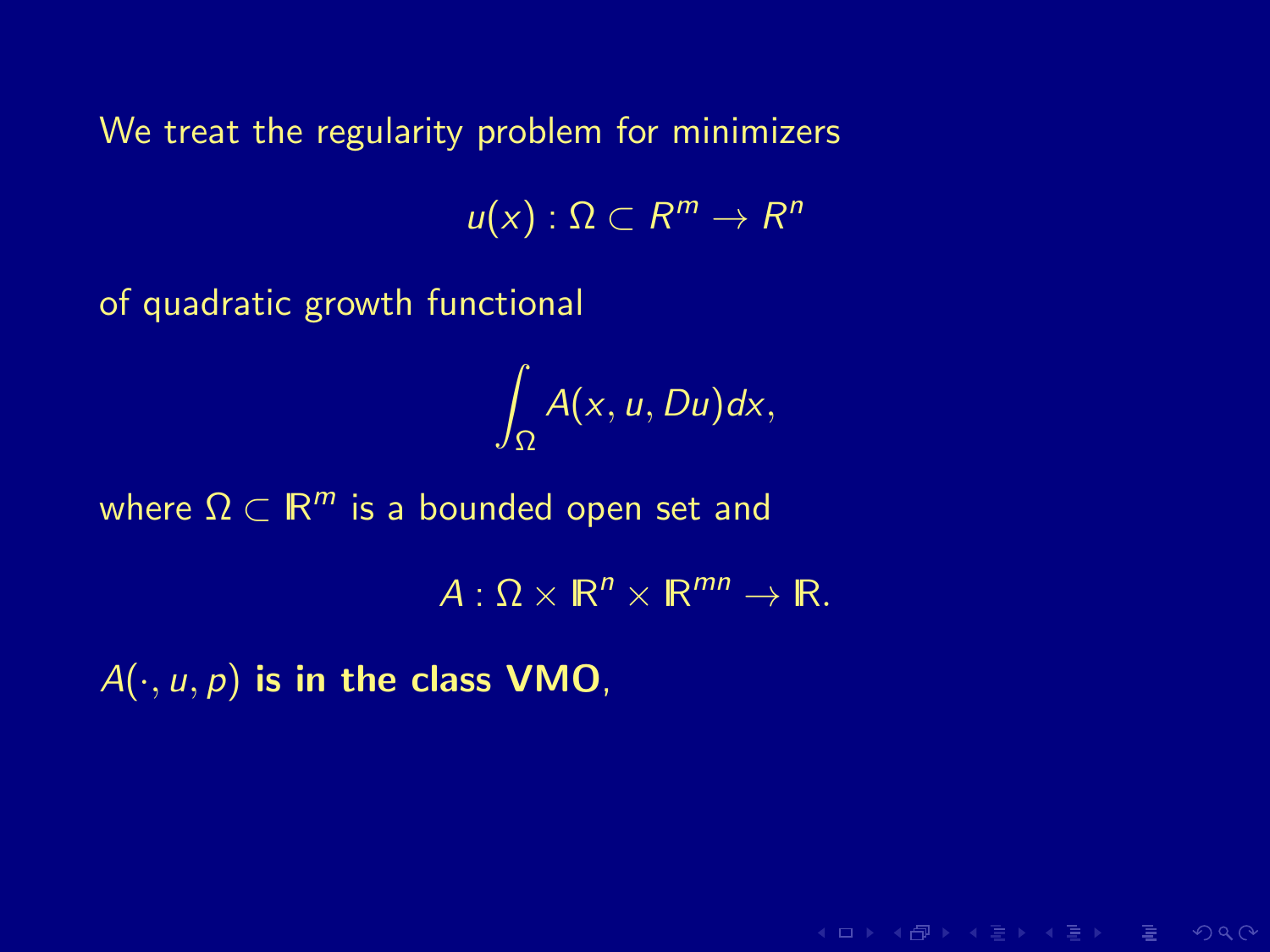We treat the regularity problem for minimizers

$$u(x) : \Omega \subset R^m \to R^n$$

of quadratic growth functional

$$\int_\Omega A(x, u, Du)dx,$$

where $\Omega \subset \mathbb{R}^m$ is a bounded open set and

$$A : \Omega \times \mathbb{R}^n \times \mathbb{R}^{mn} \to \mathbb{R}.$$

$A(\cdot, u, p)$ **is in the class VMO**,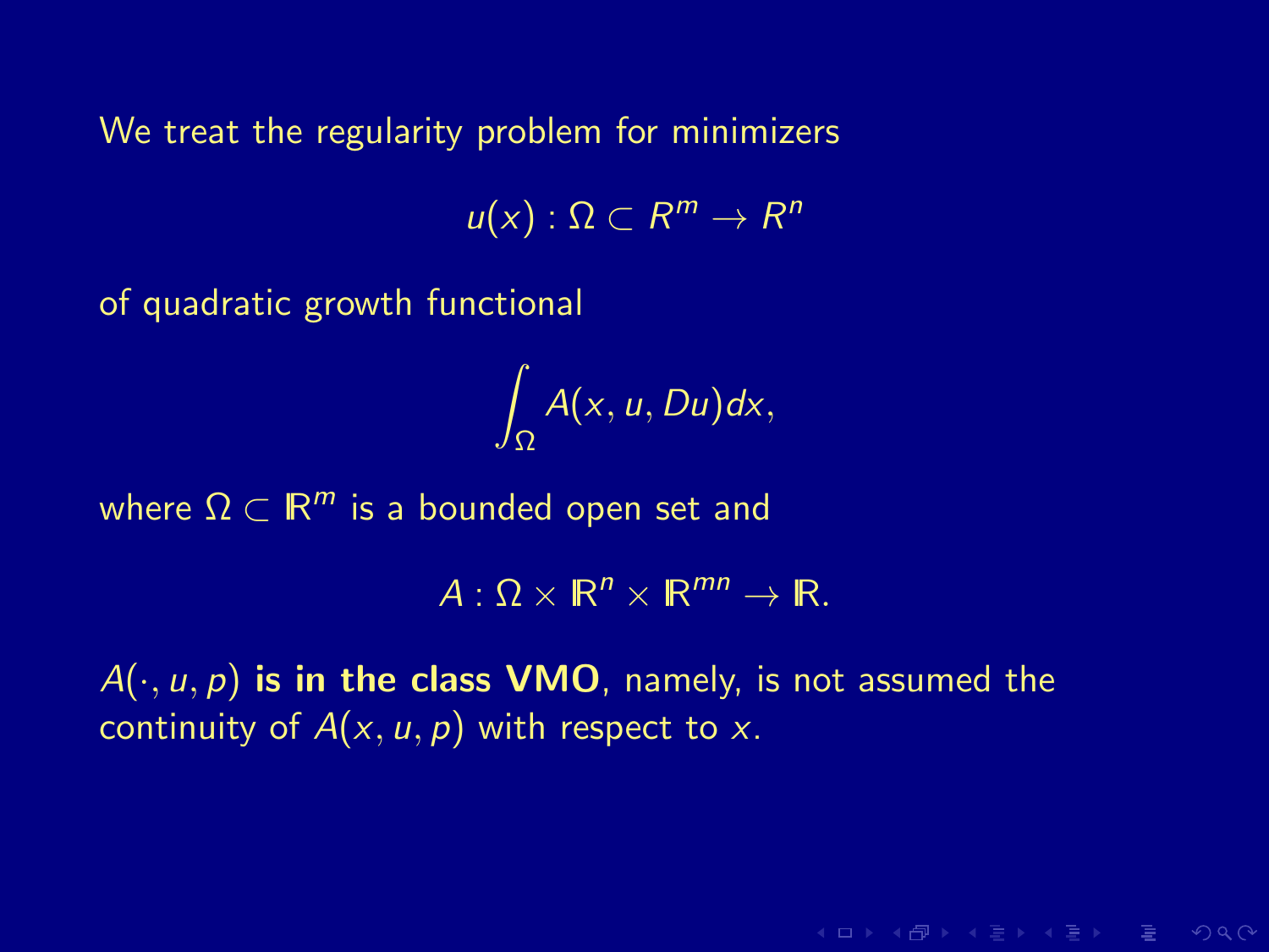We treat the regularity problem for minimizers

$$u(x) : \Omega \subset R^m \to R^n$$

of quadratic growth functional

$$\int_\Omega A(x, u, Du) dx,$$

where $\Omega \subset \mathbb{R}^m$ is a bounded open set and

$$A : \Omega \times \mathbb{R}^n \times \mathbb{R}^{mn} \to \mathbb{R}.$$

$A(\cdot, u, p)$ **is in the class VMO**, namely, is not assumed the continuity of $A(x, u, p)$ with respect to $x$.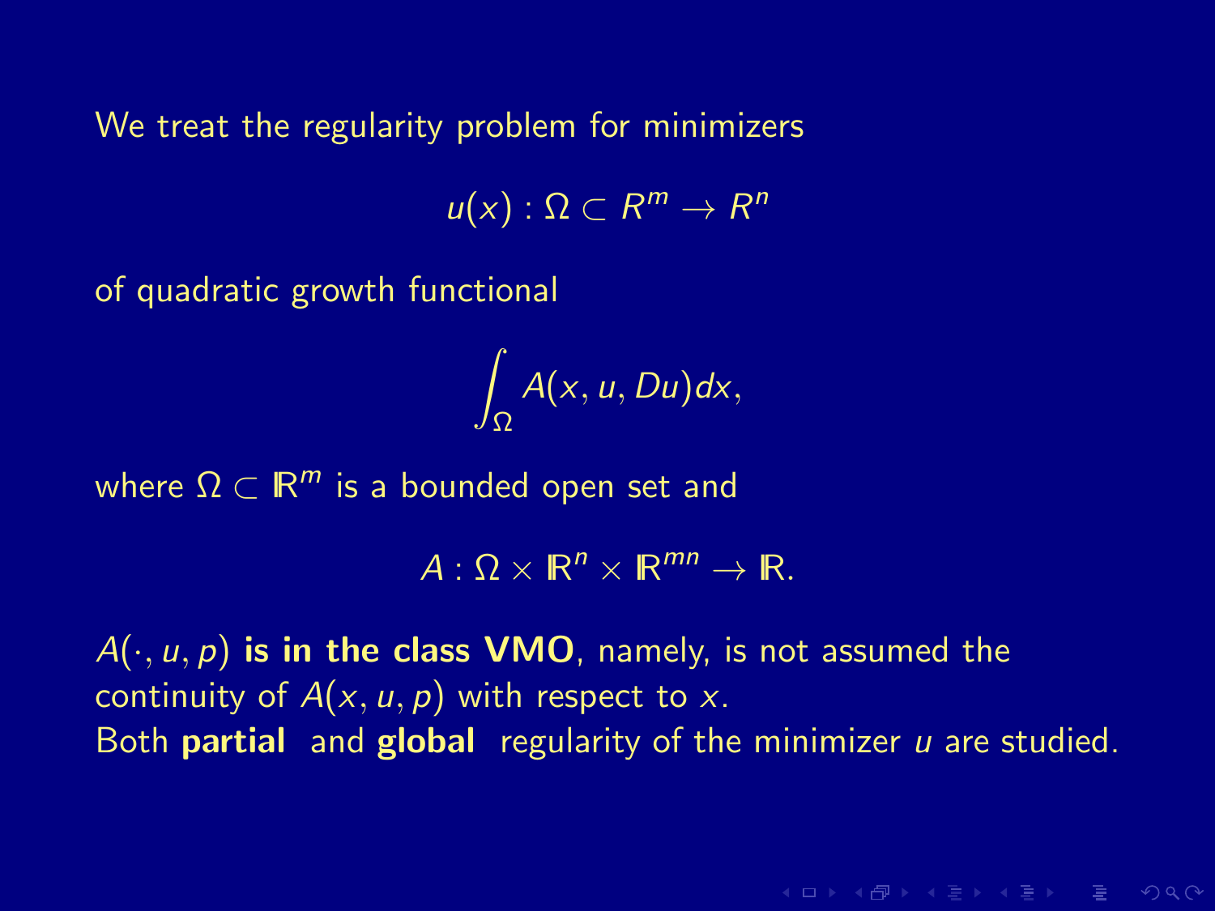We treat the regularity problem for minimizers

$$u(x) : \Omega \subset R^m \to R^n$$

of quadratic growth functional

$$\int_\Omega A(x, u, Du)dx,$$

where $\Omega \subset \mathbb{R}^m$ is a bounded open set and

$$A : \Omega \times \mathbb{R}^n \times \mathbb{R}^{mn} \to \mathbb{R}.$$

$A(\cdot, u, p)$ **is in the class VMO**, namely, is not assumed the continuity of $A(x, u, p)$ with respect to $x$.
Both **partial** and **global** regularity of the minimizer $u$ are studied.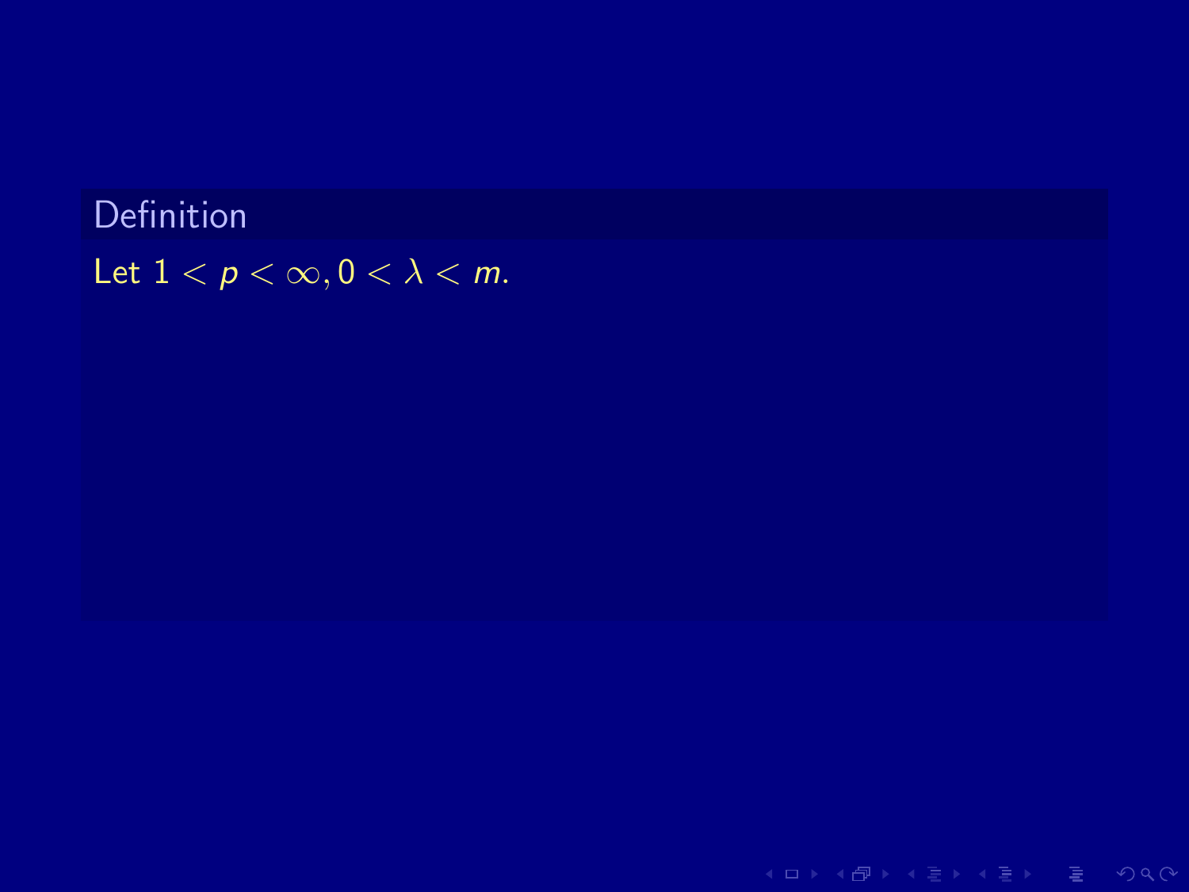**Definition**

Let $1 < p < \infty, 0 < \lambda < m$.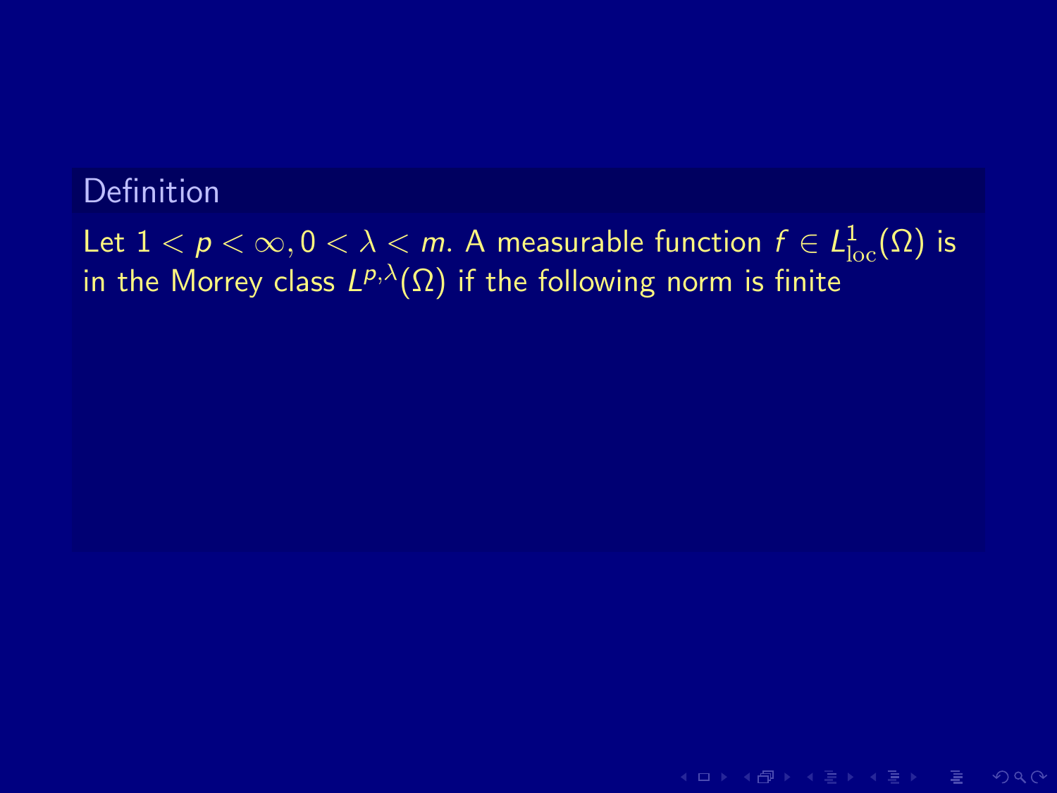**Definition**

Let $1 < p < \infty, 0 < \lambda < m$. A measurable function $f \in L^1_{\text{loc}}(\Omega)$ is in the Morrey class $L^{p,\lambda}(\Omega)$ if the following norm is finite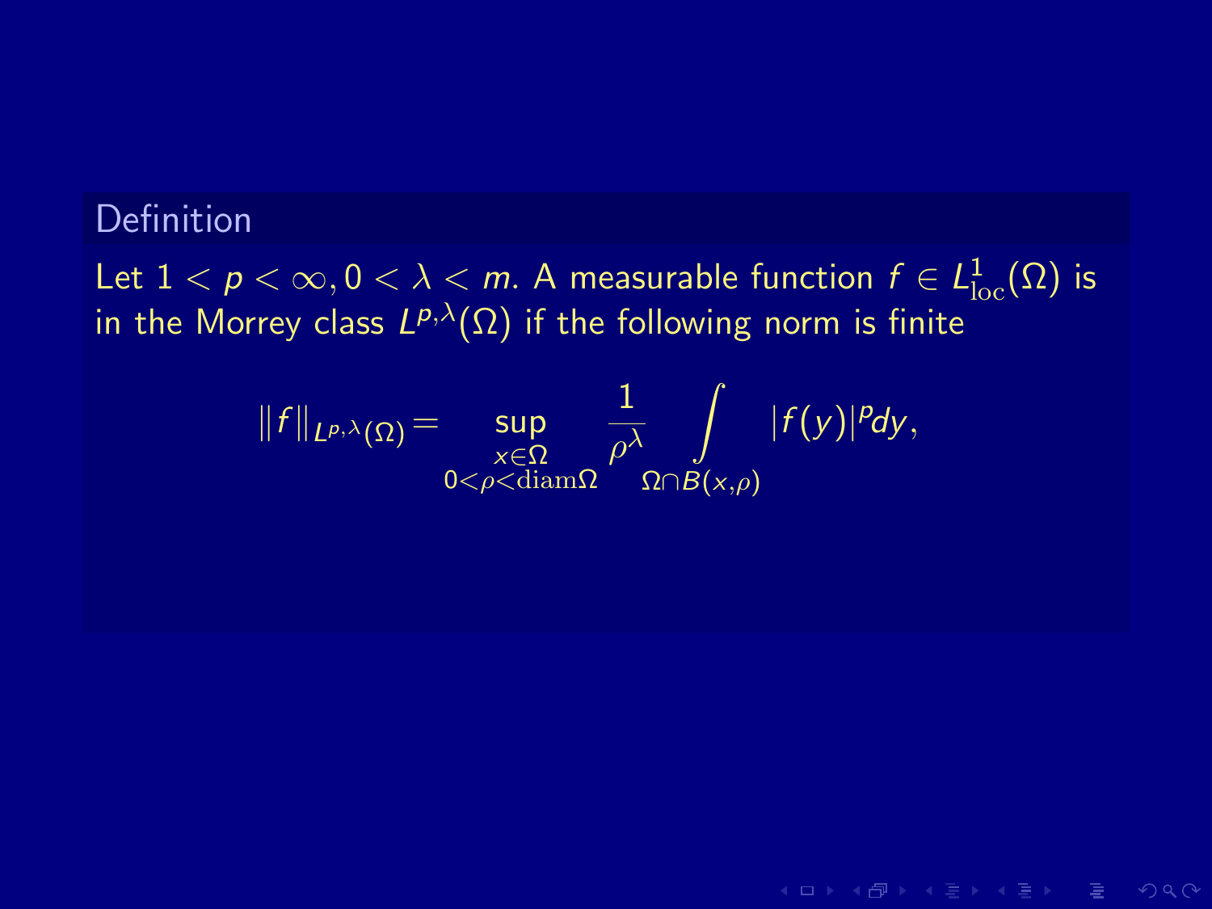**Definition**

Let $1 < p < \infty, 0 < \lambda < m$. A measurable function $f \in L^1_{\mathrm{loc}}(\Omega)$ is in the Morrey class $L^{p,\lambda}(\Omega)$ if the following norm is finite

$$\|f\|_{L^{p,\lambda}(\Omega)} = \sup_{\substack{x \in \Omega \\ 0<\rho<\mathrm{diam}\Omega}} \frac{1}{\rho^\lambda} \int_{\Omega \cap B(x,\rho)} |f(y)|^p dy,$$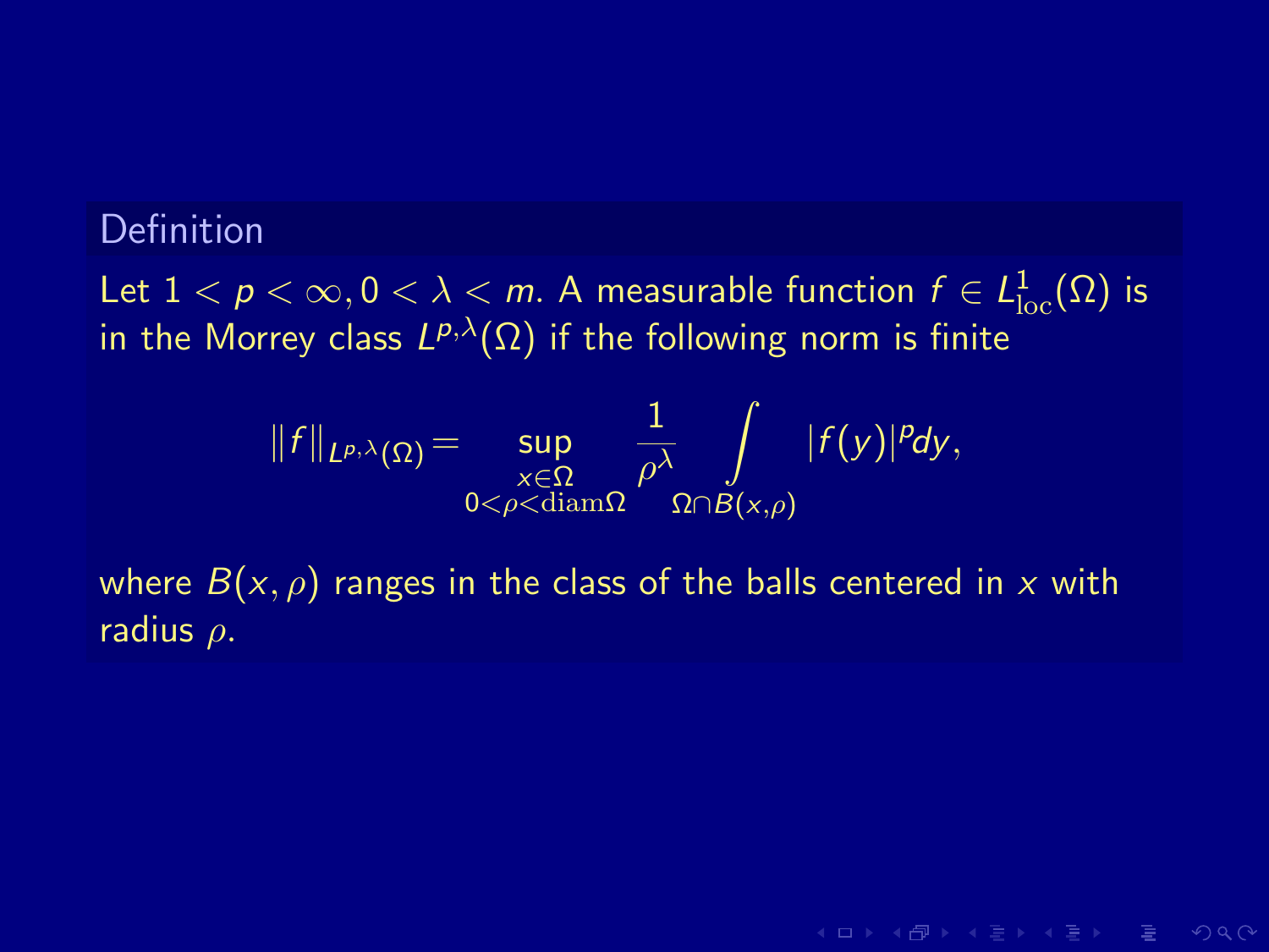**Definition**

Let $1 < p < \infty, 0 < \lambda < m$. A measurable function $f \in L^1_{\mathrm{loc}}(\Omega)$ is in the Morrey class $L^{p,\lambda}(\Omega)$ if the following norm is finite

$$\|f\|_{L^{p,\lambda}(\Omega)} = \sup_{\substack{x \in \Omega \\ 0 < \rho < \mathrm{diam}\Omega}} \frac{1}{\rho^\lambda} \int_{\Omega \cap B(x,\rho)} |f(y)|^p dy,$$

where $B(x, \rho)$ ranges in the class of the balls centered in $x$ with radius $\rho$.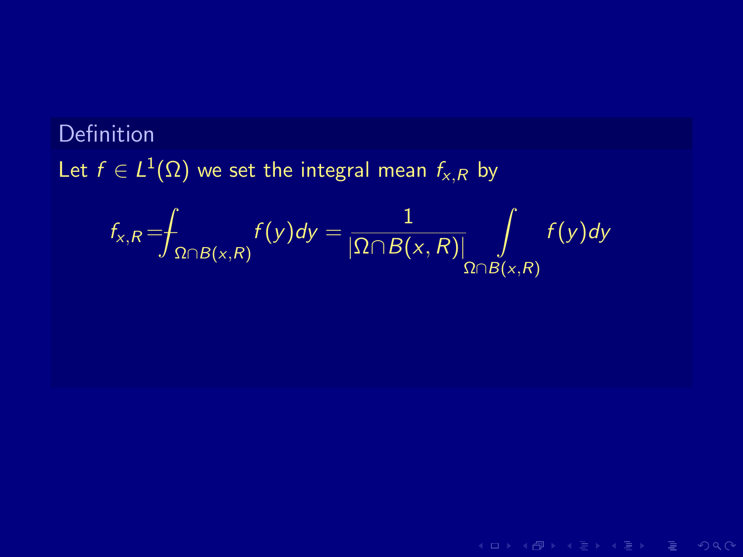**Definition**

Let $f \in L^1(\Omega)$ we set the integral mean $f_{x,R}$ by

$$f_{x,R} = \fint_{\Omega \cap B(x,R)} f(y)dy = \frac{1}{|\Omega \cap B(x,R)|} \int\limits_{\Omega \cap B(x,R)} f(y)dy$$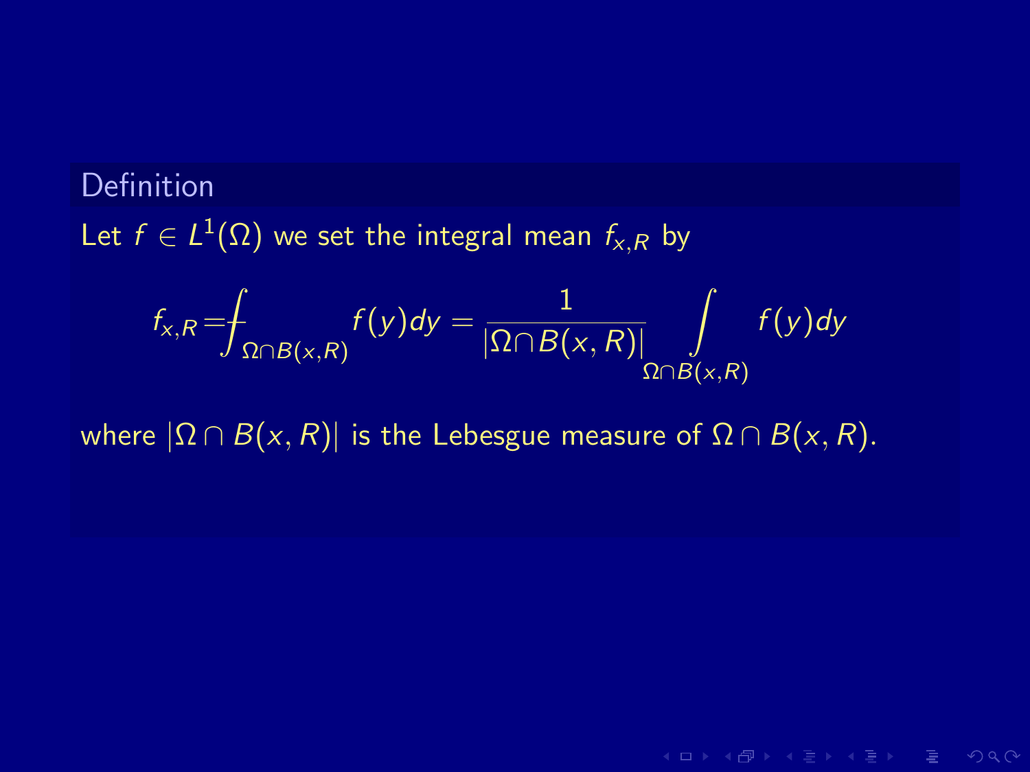**Definition**

Let $f \in L^1(\Omega)$ we set the integral mean $f_{x,R}$ by

$$f_{x,R} = \fint_{\Omega \cap B(x,R)} f(y)dy = \frac{1}{|\Omega \cap B(x,R)|} \int_{\Omega \cap B(x,R)} f(y)dy$$

where $|\Omega \cap B(x,R)|$ is the Lebesgue measure of $\Omega \cap B(x,R)$.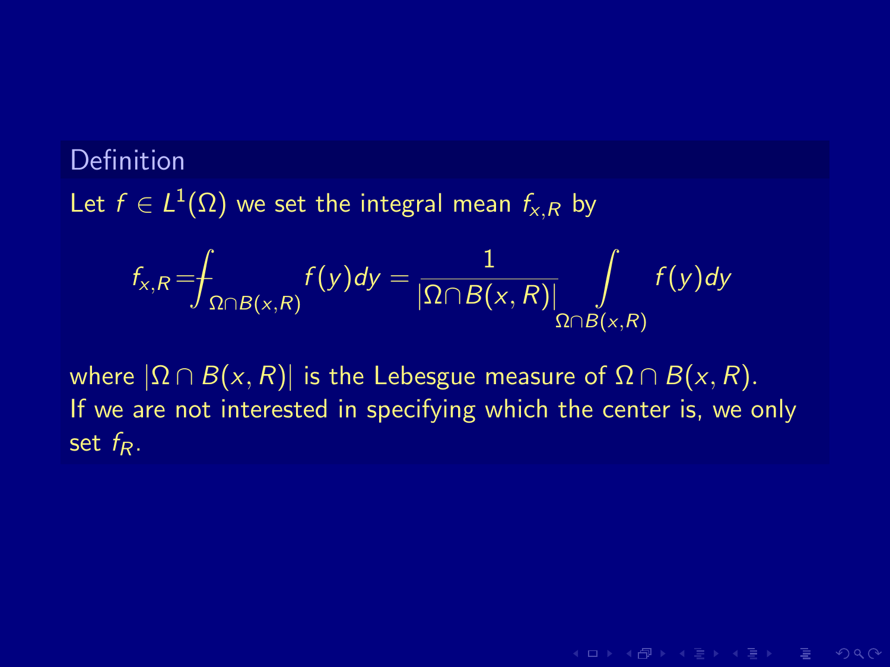**Definition**

Let $f \in L^1(\Omega)$ we set the integral mean $f_{x,R}$ by

$$f_{x,R} = ⨍_{\Omega \cap B(x,R)} f(y)dy = \frac{1}{|\Omega \cap B(x,R)|} \int\limits_{\Omega \cap B(x,R)} f(y)dy$$

where $|\Omega \cap B(x,R)|$ is the Lebesgue measure of $\Omega \cap B(x,R)$.
If we are not interested in specifying which the center is, we only set $f_R$.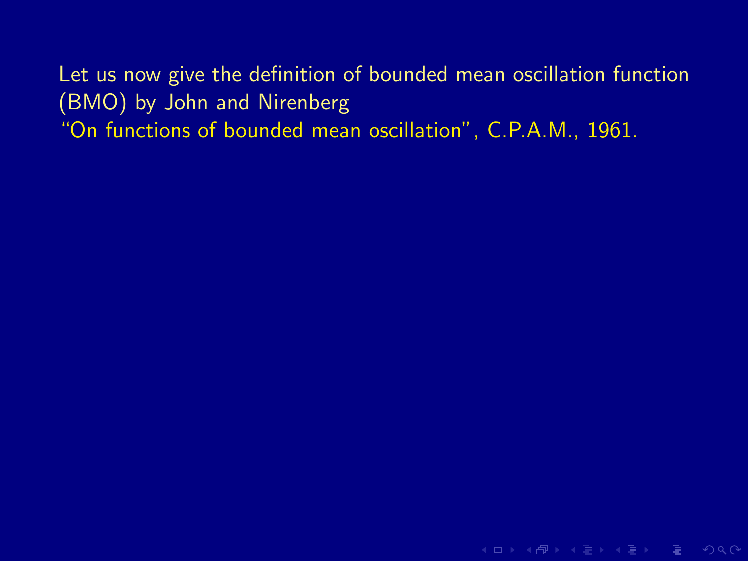Let us now give the definition of bounded mean oscillation function (BMO) by John and Nirenberg
"On functions of bounded mean oscillation", C.P.A.M., 1961.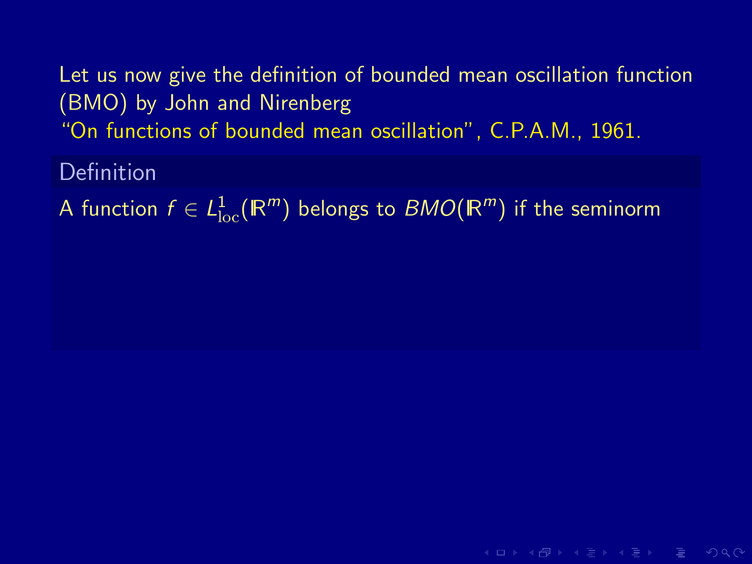Let us now give the definition of bounded mean oscillation function (BMO) by John and Nirenberg
"On functions of bounded mean oscillation", C.P.A.M., 1961.

**Definition**

A function $f \in L^1_{\mathrm{loc}}(\mathbb{R}^m)$ belongs to $BMO(\mathbb{R}^m)$ if the seminorm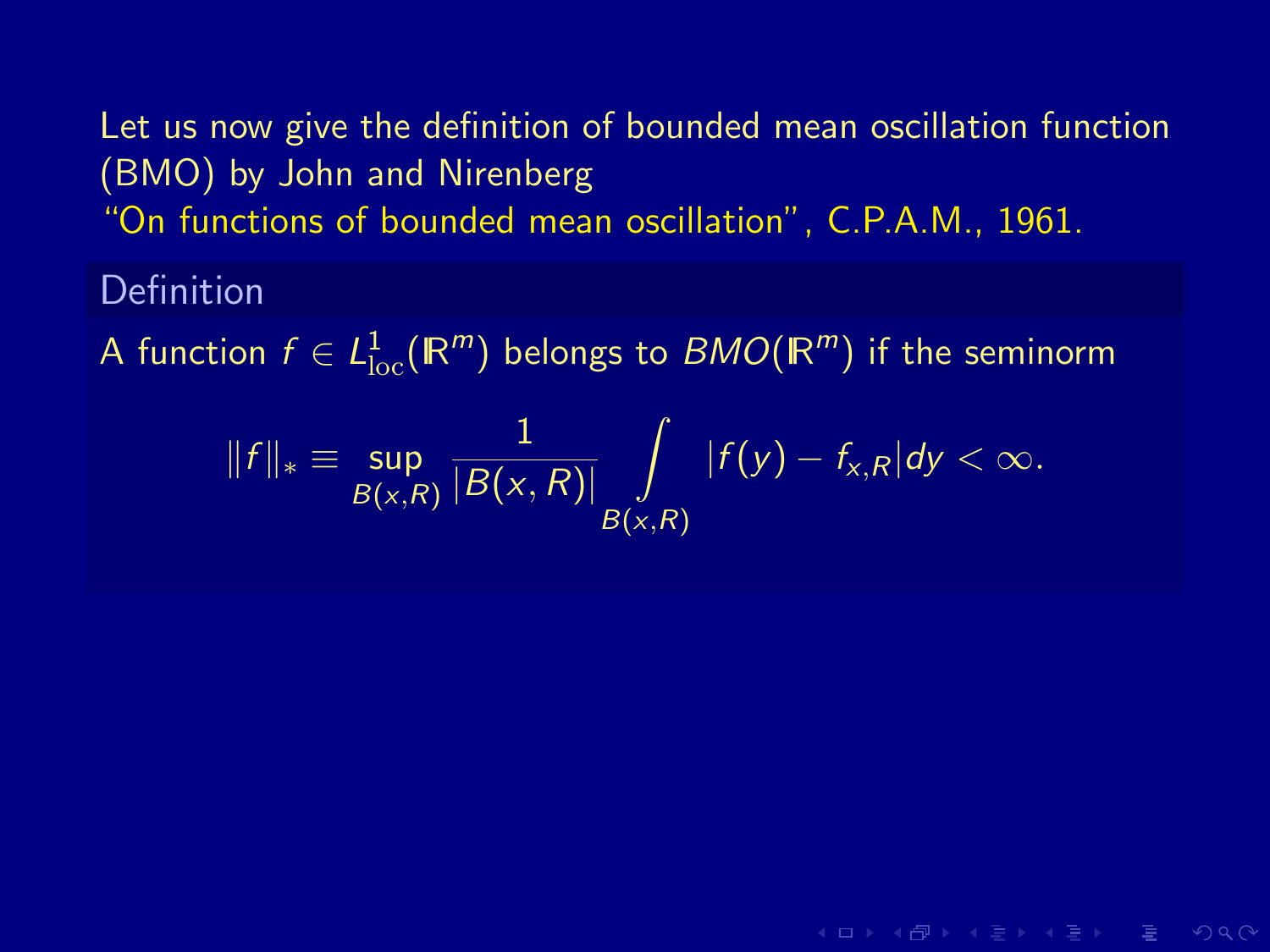Let us now give the definition of bounded mean oscillation function (BMO) by John and Nirenberg
"On functions of bounded mean oscillation", C.P.A.M., 1961.

**Definition**

A function $f \in L^1_{\mathrm{loc}}(\mathbb{R}^m)$ belongs to $BMO(\mathbb{R}^m)$ if the seminorm

$$\|f\|_* \equiv \sup_{B(x,R)} \frac{1}{|B(x,R)|} \int_{B(x,R)} |f(y) - f_{x,R}| dy < \infty.$$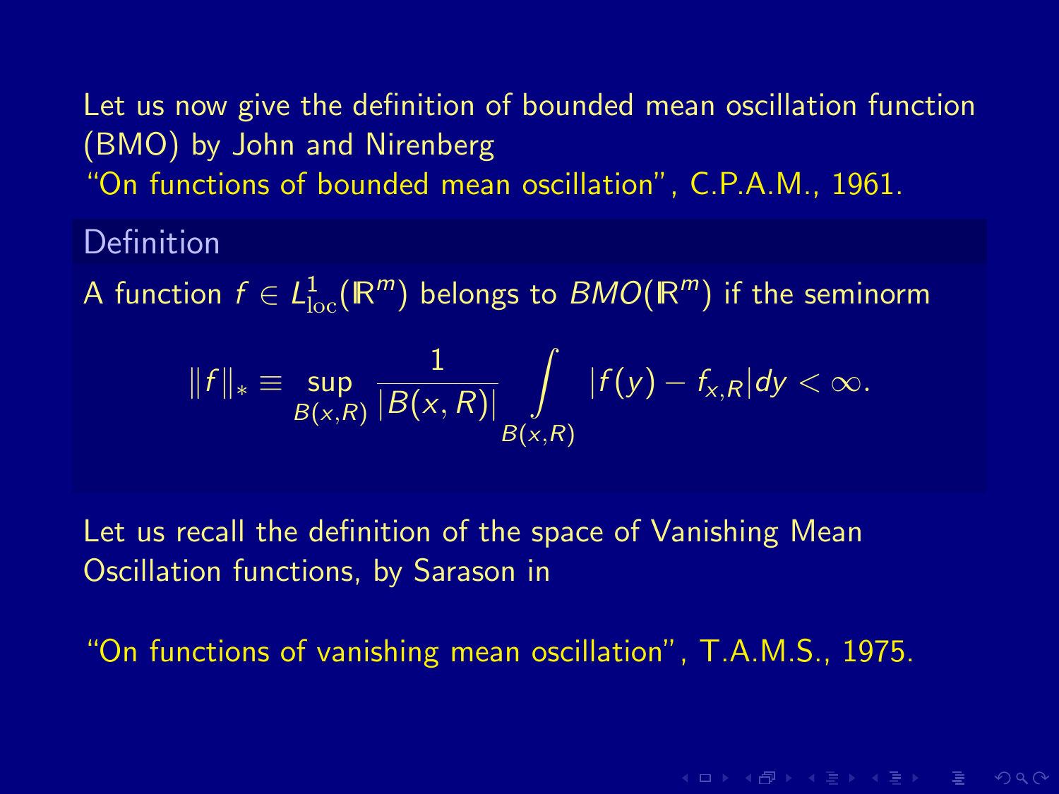Let us now give the definition of bounded mean oscillation function (BMO) by John and Nirenberg
"On functions of bounded mean oscillation", C.P.A.M., 1961.

**Definition**

A function $f \in L^1_{\mathrm{loc}}(\mathbb{R}^m)$ belongs to $BMO(\mathbb{R}^m)$ if the seminorm

$$\|f\|_* \equiv \sup_{B(x,R)} \frac{1}{|B(x,R)|} \int_{B(x,R)} |f(y) - f_{x,R}| dy < \infty.$$

Let us recall the definition of the space of Vanishing Mean Oscillation functions, by Sarason in

"On functions of vanishing mean oscillation", T.A.M.S., 1975.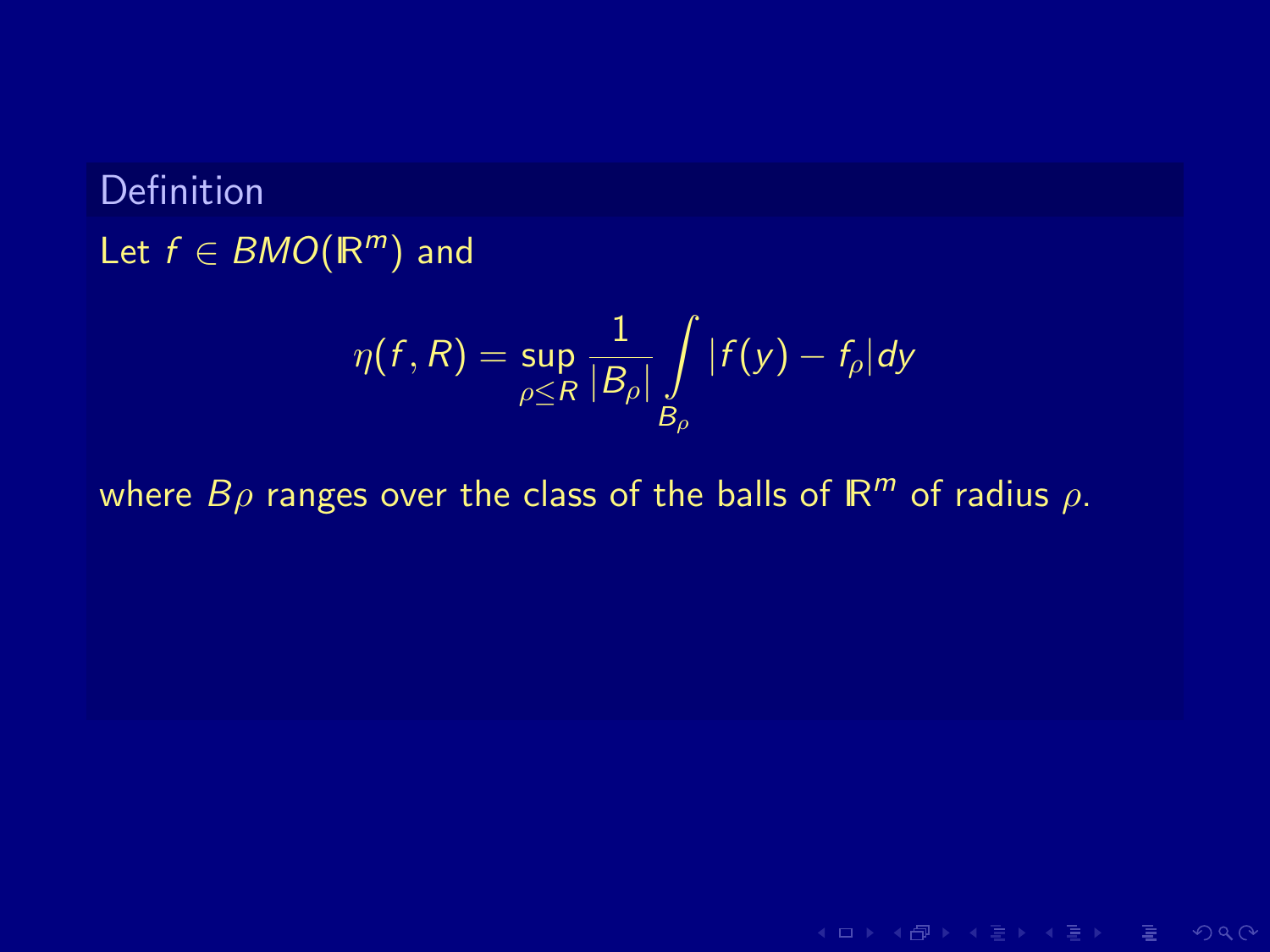**Definition**

Let $f \in BMO(\mathbb{R}^m)$ and

$$\eta(f, R) = \sup_{\rho \leq R} \frac{1}{|B_\rho|} \int_{B_\rho} |f(y) - f_\rho| dy$$

where $B\rho$ ranges over the class of the balls of $\mathbb{R}^m$ of radius $\rho$.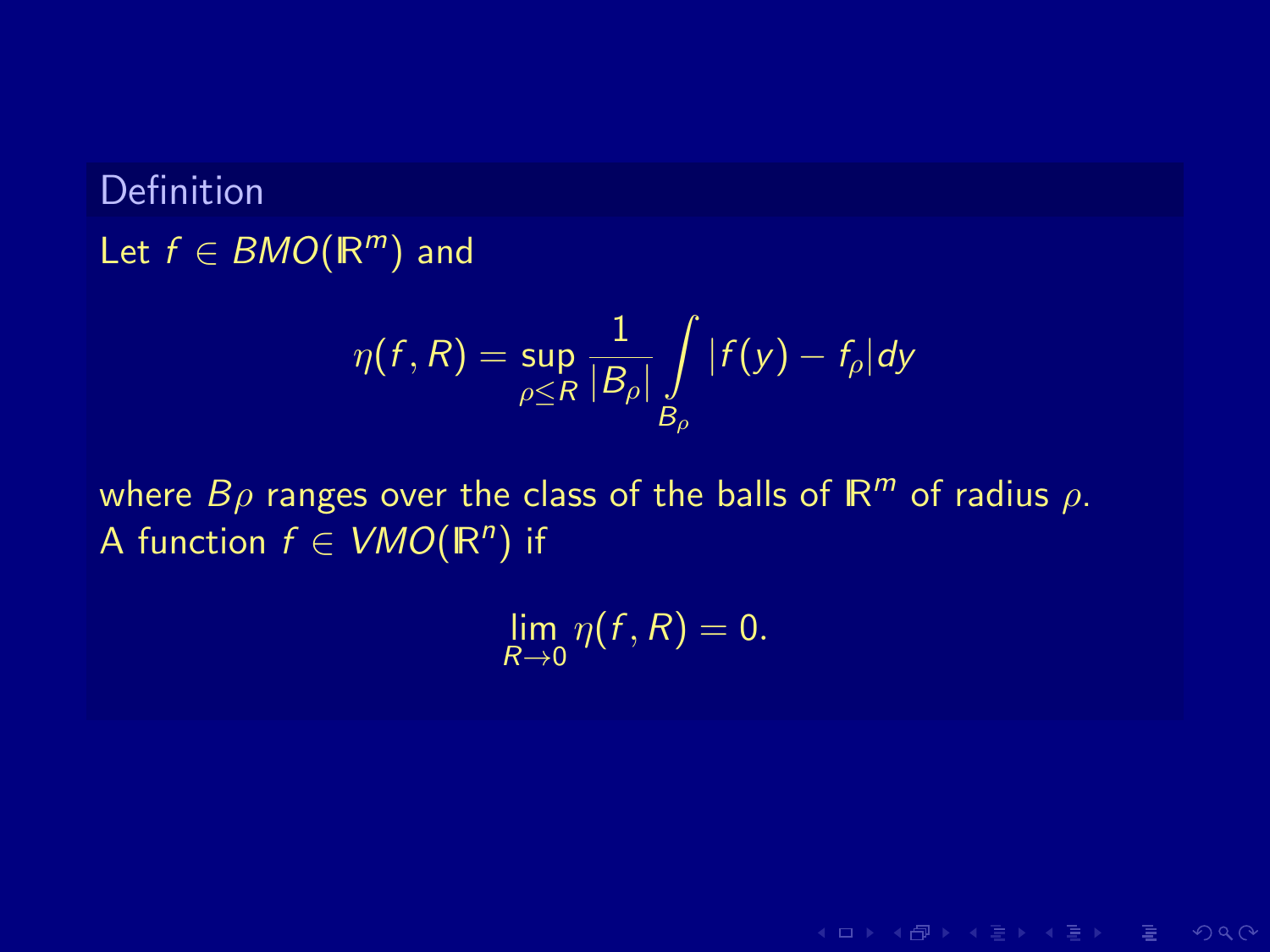**Definition**

Let $f \in BMO(\mathbb{R}^m)$ and

$$\eta(f, R) = \sup_{\rho \leq R} \frac{1}{|B_\rho|} \int_{B_\rho} |f(y) - f_\rho| dy$$

where $B\rho$ ranges over the class of the balls of $\mathbb{R}^m$ of radius $\rho$.
A function $f \in VMO(\mathbb{R}^n)$ if

$$\lim_{R \to 0} \eta(f, R) = 0.$$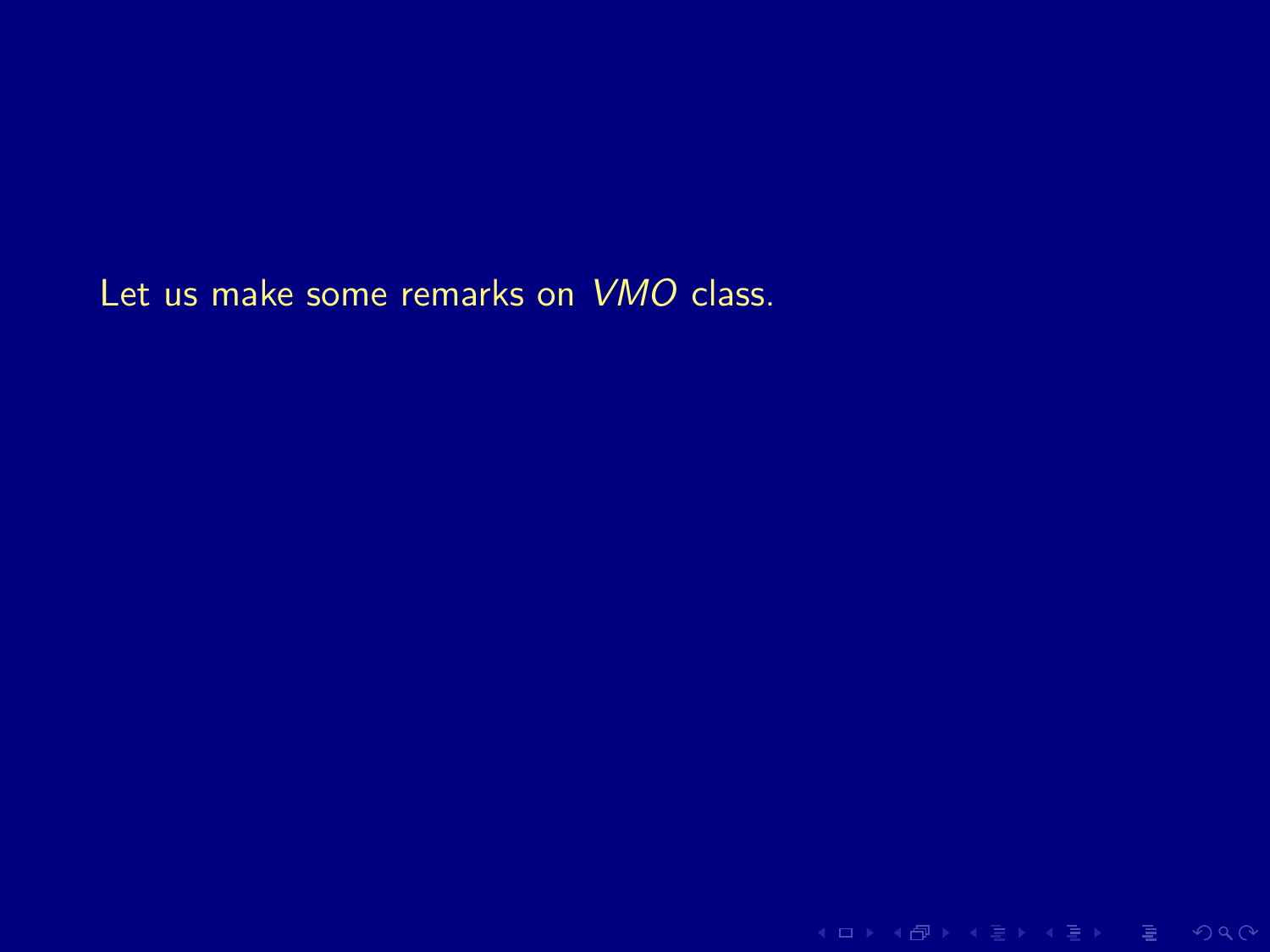Let us make some remarks on $VMO$ class.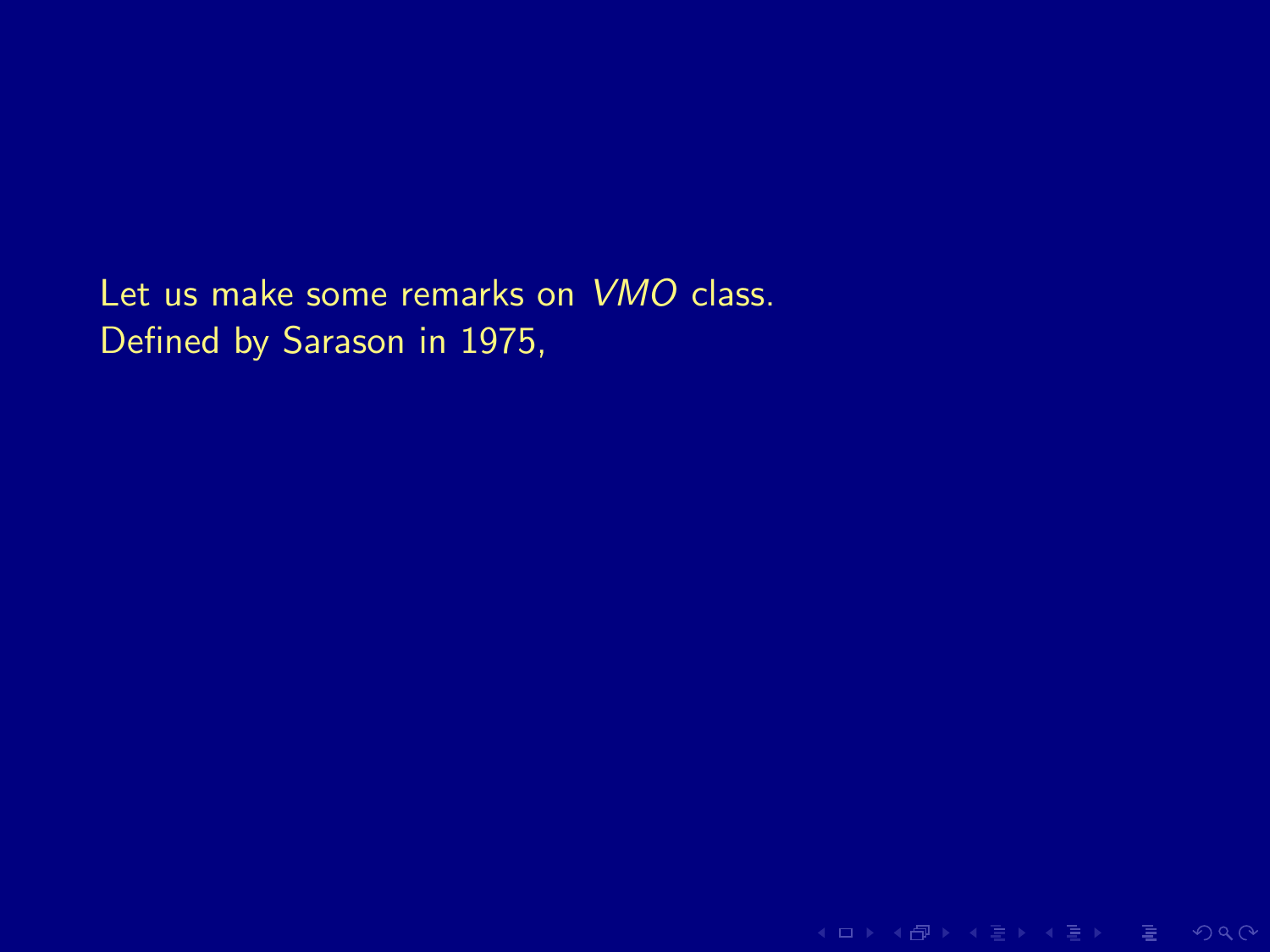Let us make some remarks on $VMO$ class.
Defined by Sarason in 1975,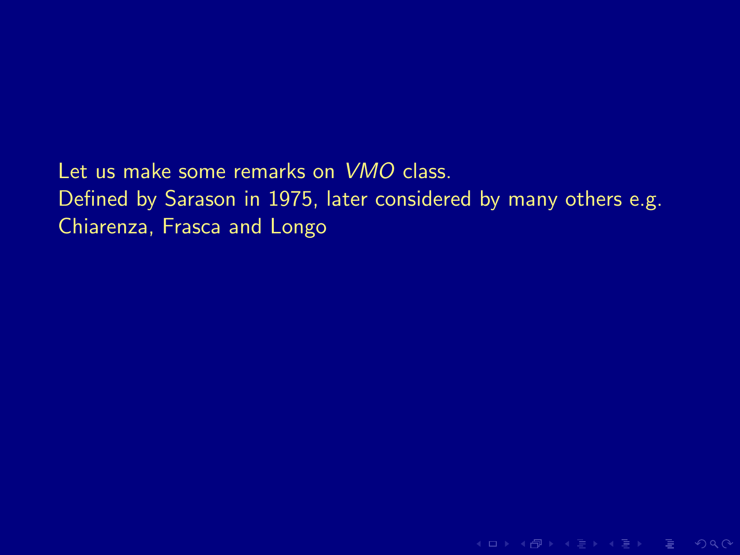Let us make some remarks on *VMO* class.
Defined by Sarason in 1975, later considered by many others e.g. Chiarenza, Frasca and Longo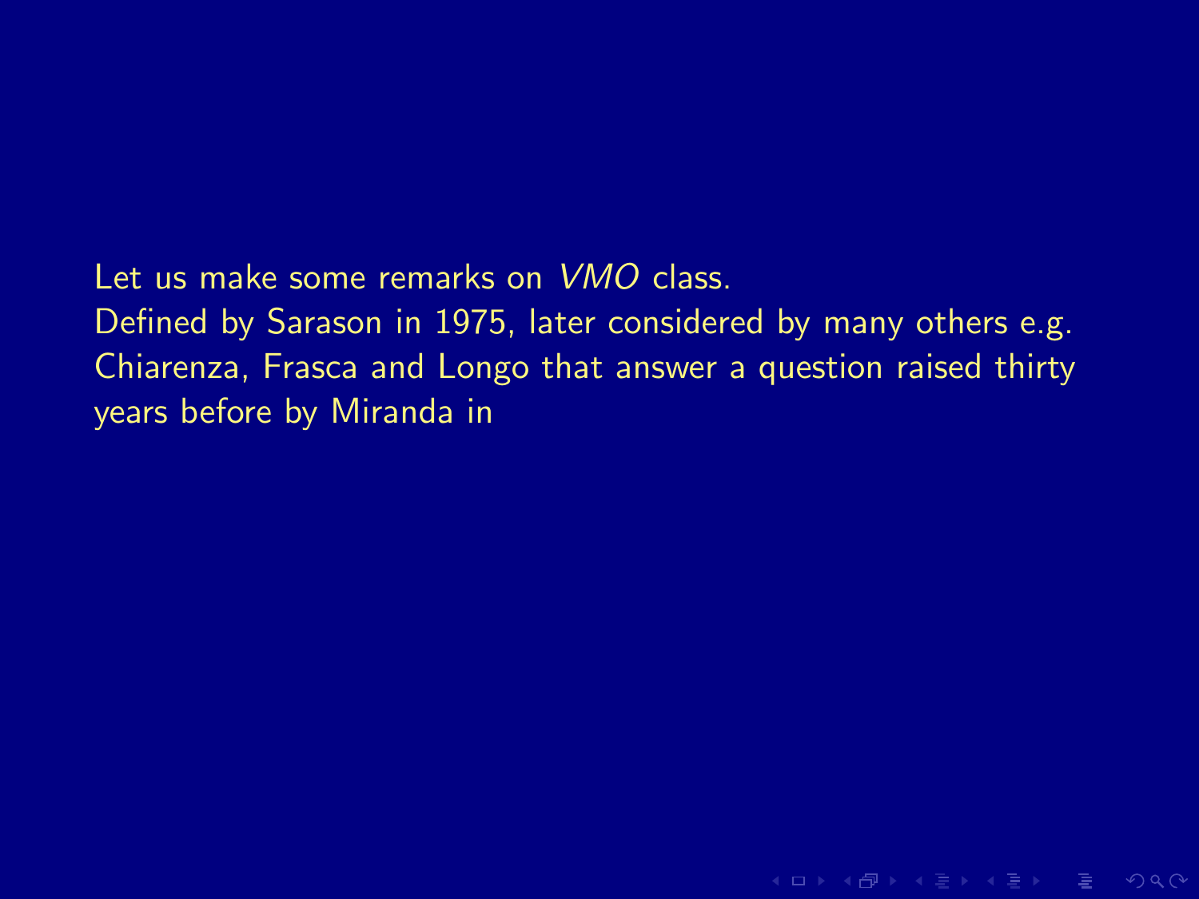Let us make some remarks on *VMO* class.
Defined by Sarason in 1975, later considered by many others e.g. Chiarenza, Frasca and Longo that answer a question raised thirty years before by Miranda in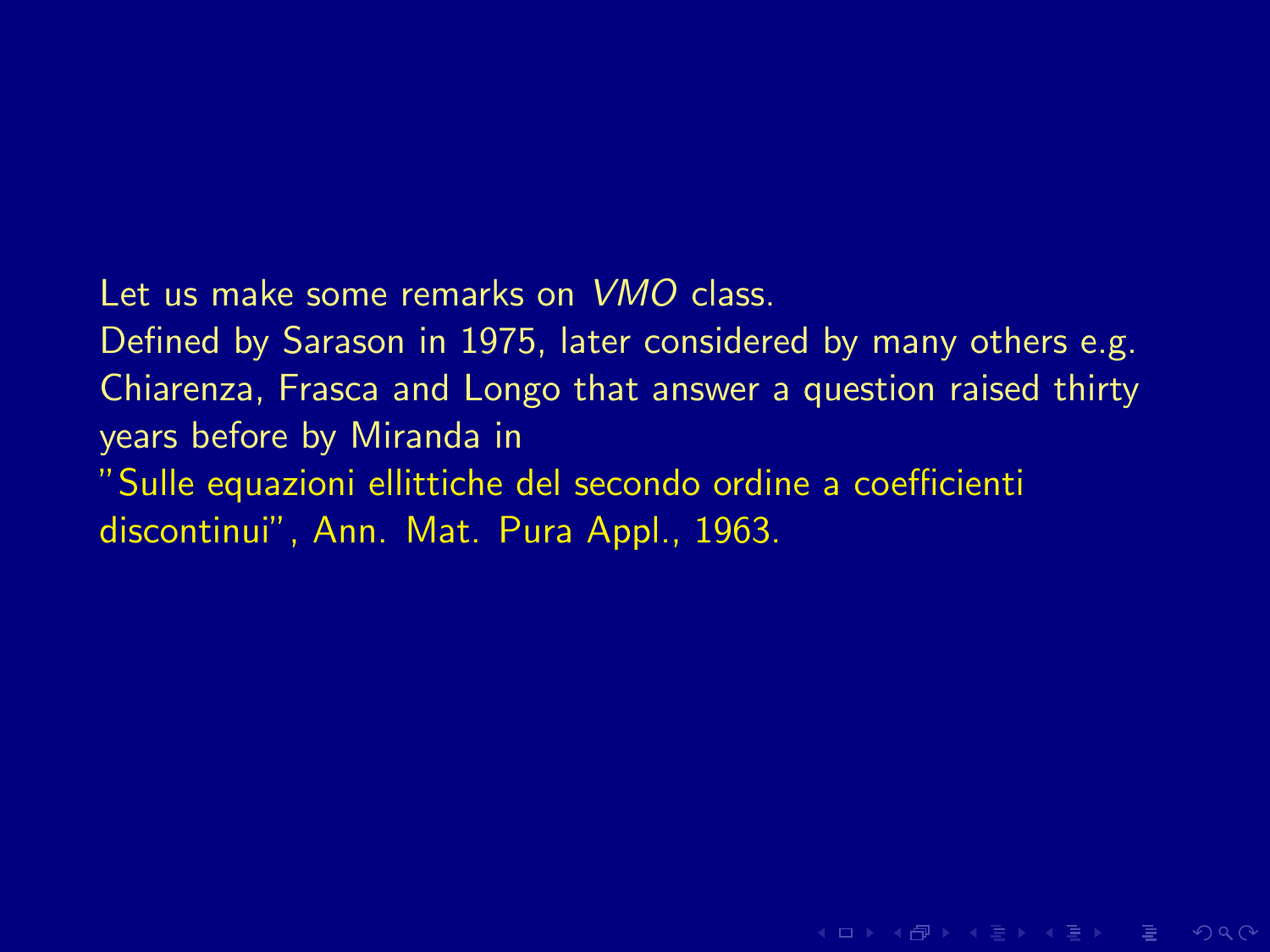Let us make some remarks on *VMO* class.
Defined by Sarason in 1975, later considered by many others e.g. Chiarenza, Frasca and Longo that answer a question raised thirty years before by Miranda in
"Sulle equazioni ellittiche del secondo ordine a coefficienti discontinui", Ann. Mat. Pura Appl., 1963.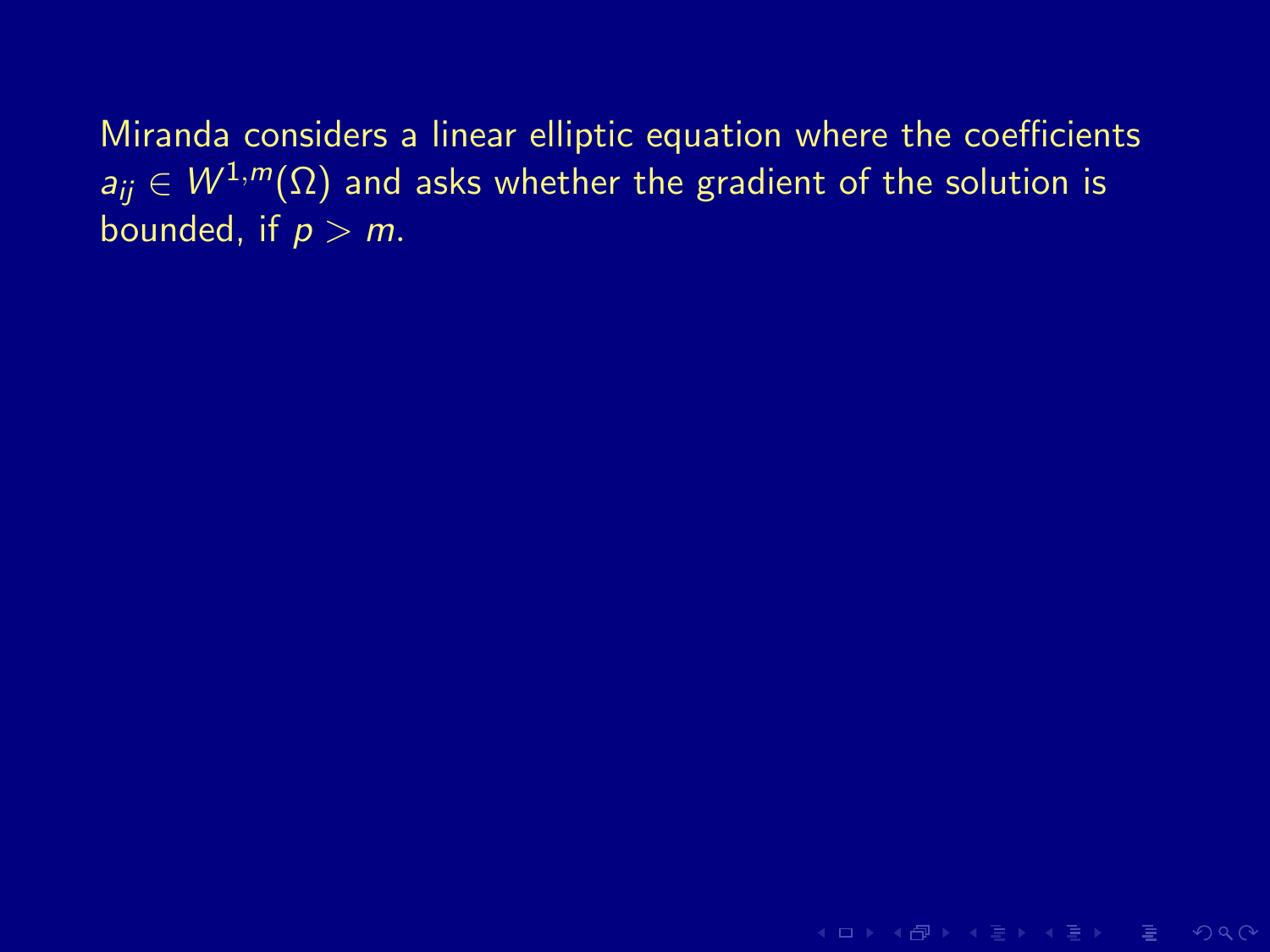Miranda considers a linear elliptic equation where the coefficients $a_{ij} \in W^{1,m}(\Omega)$ and asks whether the gradient of the solution is bounded, if $p > m$.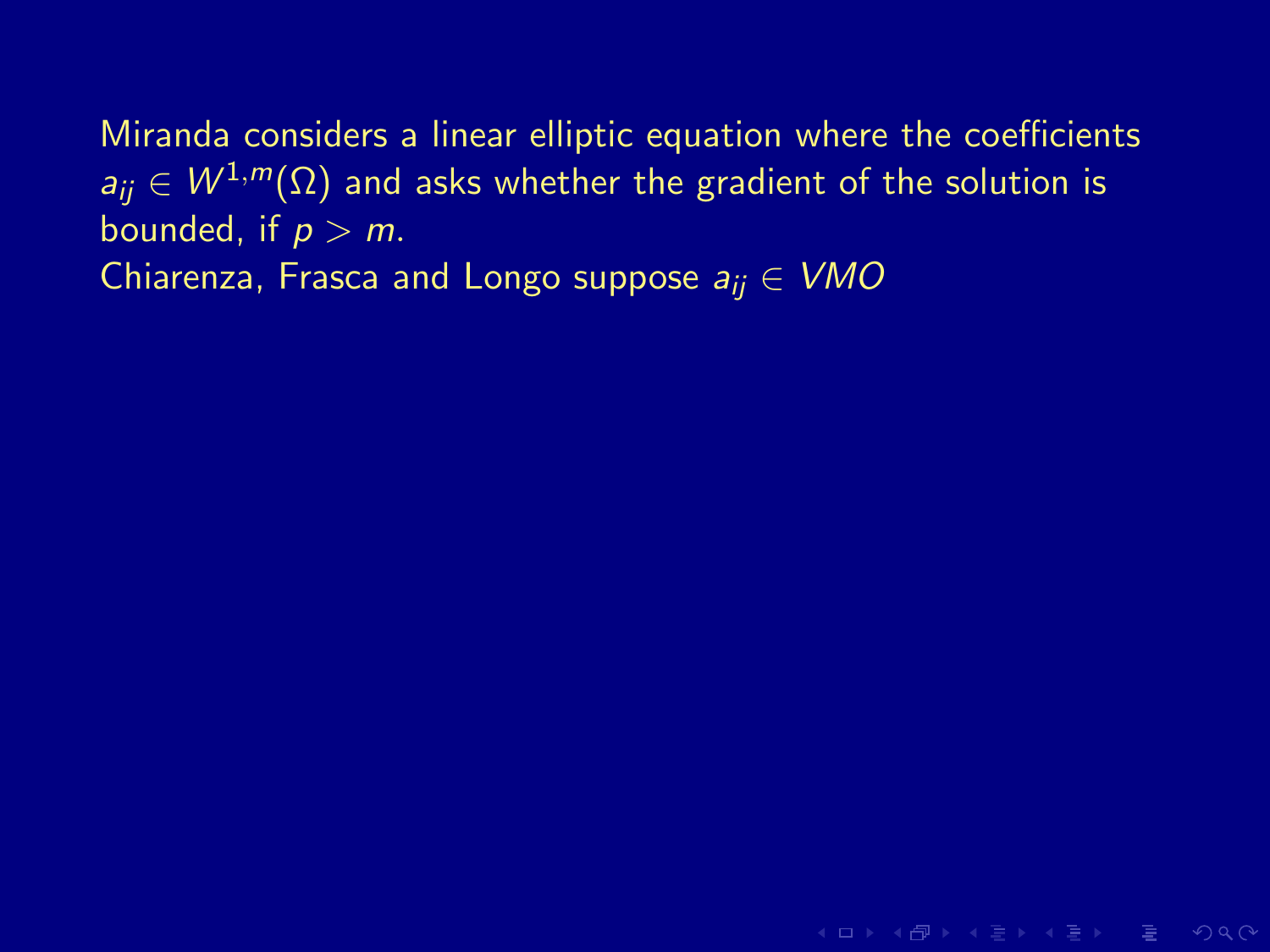Miranda considers a linear elliptic equation where the coefficients $a_{ij} \in W^{1,m}(\Omega)$ and asks whether the gradient of the solution is bounded, if $p > m$.
Chiarenza, Frasca and Longo suppose $a_{ij} \in VMO$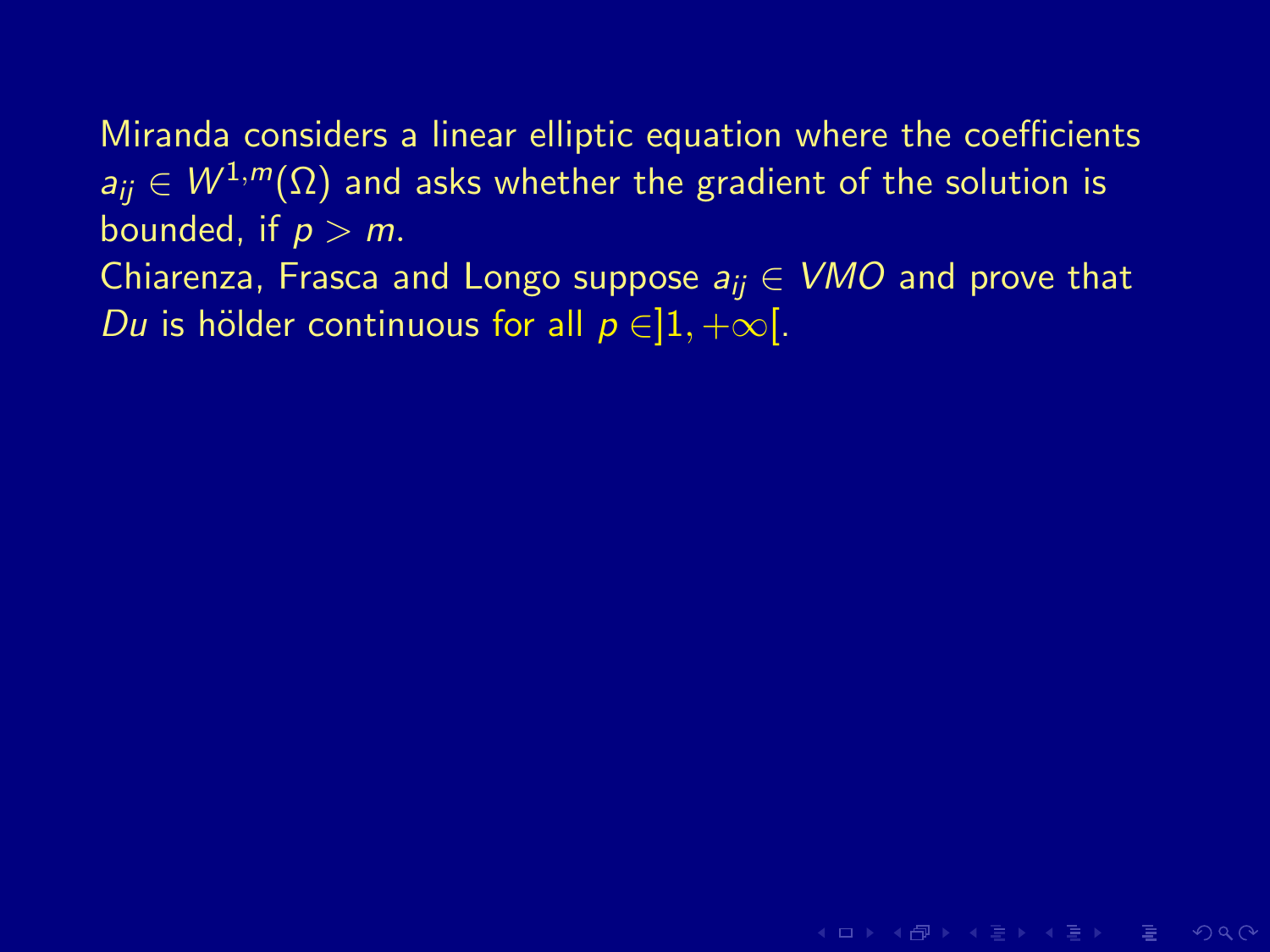Miranda considers a linear elliptic equation where the coefficients $a_{ij} \in W^{1,m}(\Omega)$ and asks whether the gradient of the solution is bounded, if $p > m$.
Chiarenza, Frasca and Longo suppose $a_{ij} \in VMO$ and prove that $Du$ is hölder continuous for all $p \in ]1, +\infty[$.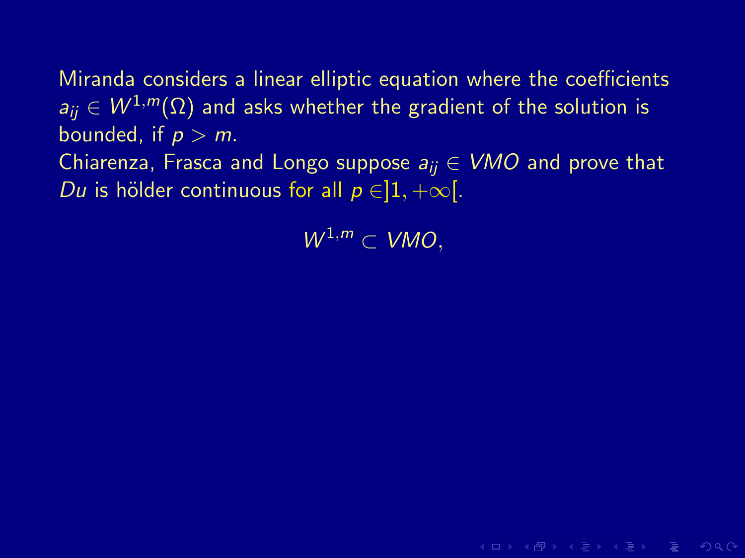Miranda considers a linear elliptic equation where the coefficients $a_{ij} \in W^{1,m}(\Omega)$ and asks whether the gradient of the solution is bounded, if $p > m$.
Chiarenza, Frasca and Longo suppose $a_{ij} \in VMO$ and prove that $Du$ is hölder continuous for all $p \in ]1, +\infty[$.

$$W^{1,m} \subset VMO,$$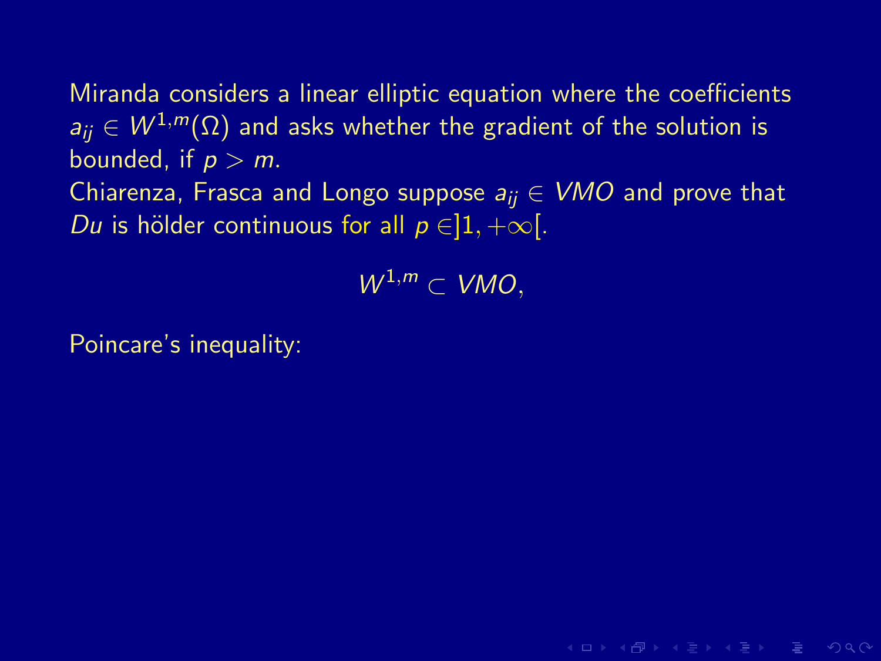Miranda considers a linear elliptic equation where the coefficients $a_{ij} \in W^{1,m}(\Omega)$ and asks whether the gradient of the solution is bounded, if $p > m$.

Chiarenza, Frasca and Longo suppose $a_{ij} \in VMO$ and prove that $Du$ is hölder continuous for all $p \in ]1, +\infty[$.

$$W^{1,m} \subset VMO,$$

Poincare's inequality: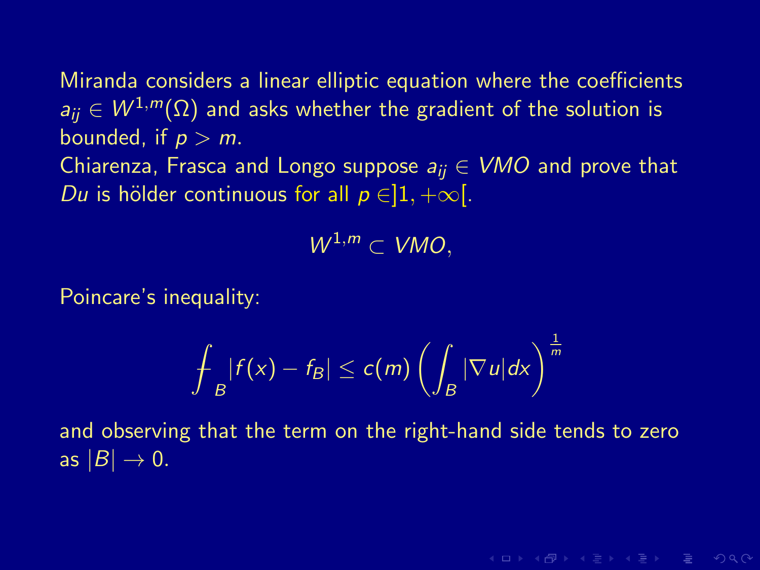Miranda considers a linear elliptic equation where the coefficients $a_{ij} \in W^{1,m}(\Omega)$ and asks whether the gradient of the solution is bounded, if $p > m$.
Chiarenza, Frasca and Longo suppose $a_{ij} \in VMO$ and prove that $Du$ is hölder continuous for all $p \in ]1, +\infty[$.

$$W^{1,m} \subset VMO,$$

Poincare's inequality:

$$\fint_B |f(x) - f_B| \leq c(m) \left( \int_B |\nabla u| dx \right)^{\frac{1}{m}}$$

and observing that the term on the right-hand side tends to zero as $|B| \to 0$.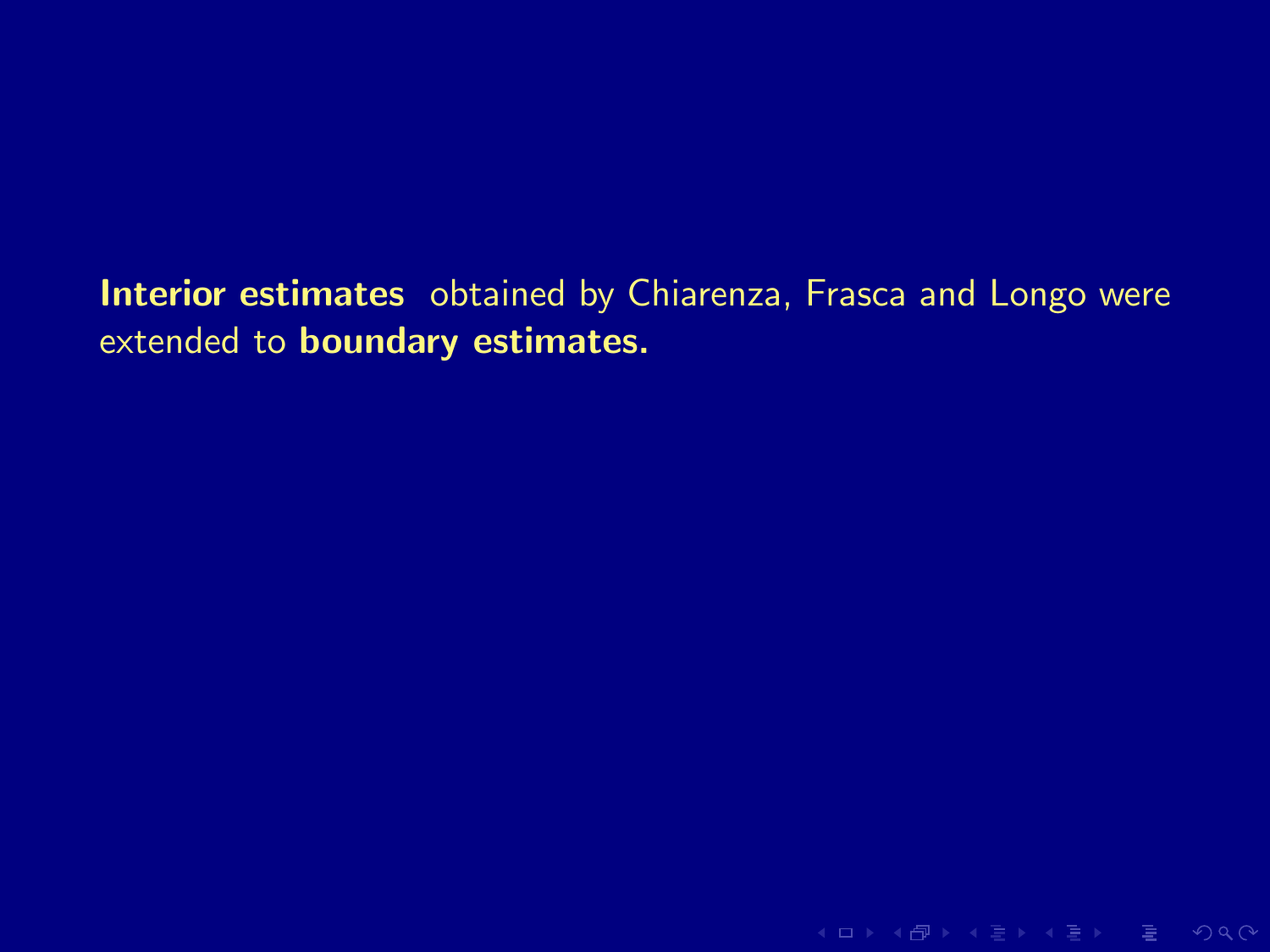**Interior estimates** obtained by Chiarenza, Frasca and Longo were extended to **boundary estimates.**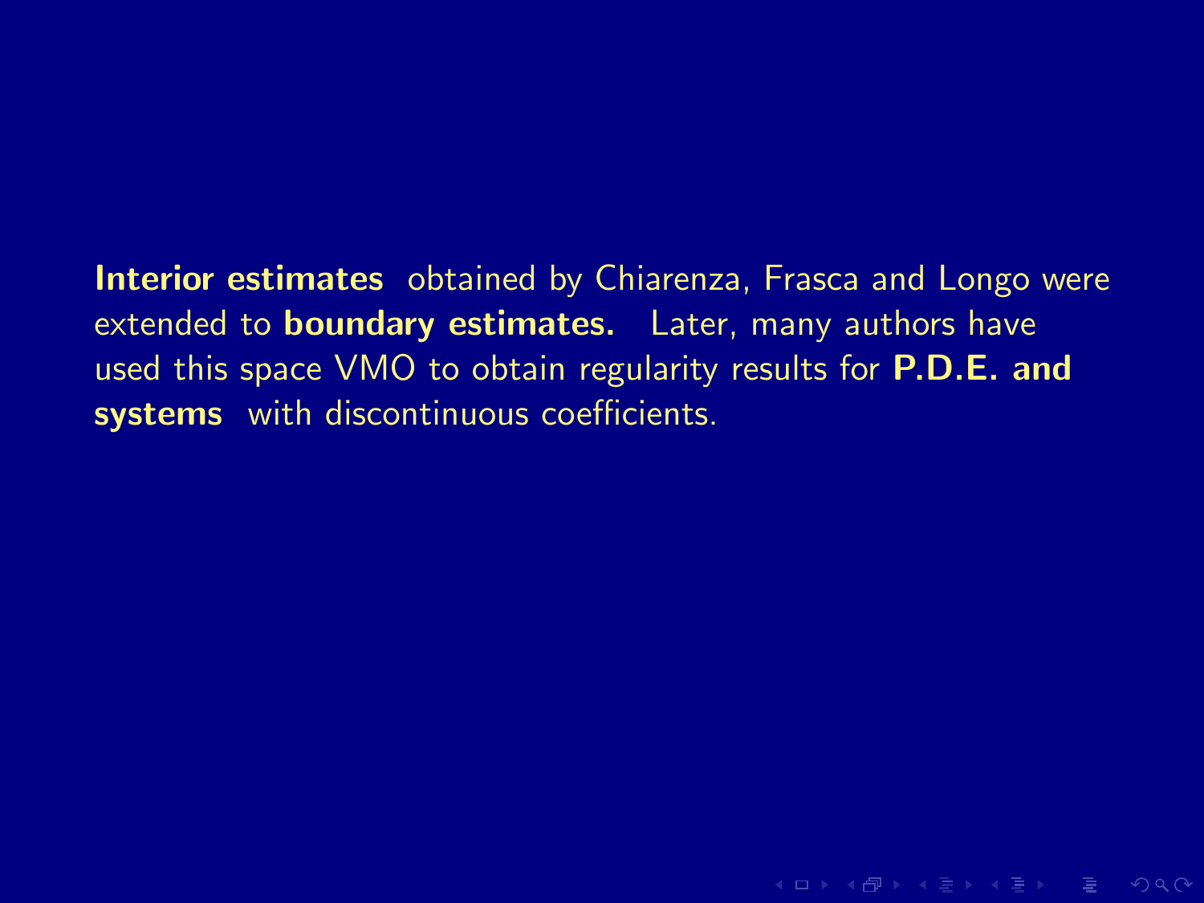**Interior estimates** obtained by Chiarenza, Frasca and Longo were extended to **boundary estimates.** Later, many authors have used this space VMO to obtain regularity results for **P.D.E. and systems** with discontinuous coefficients.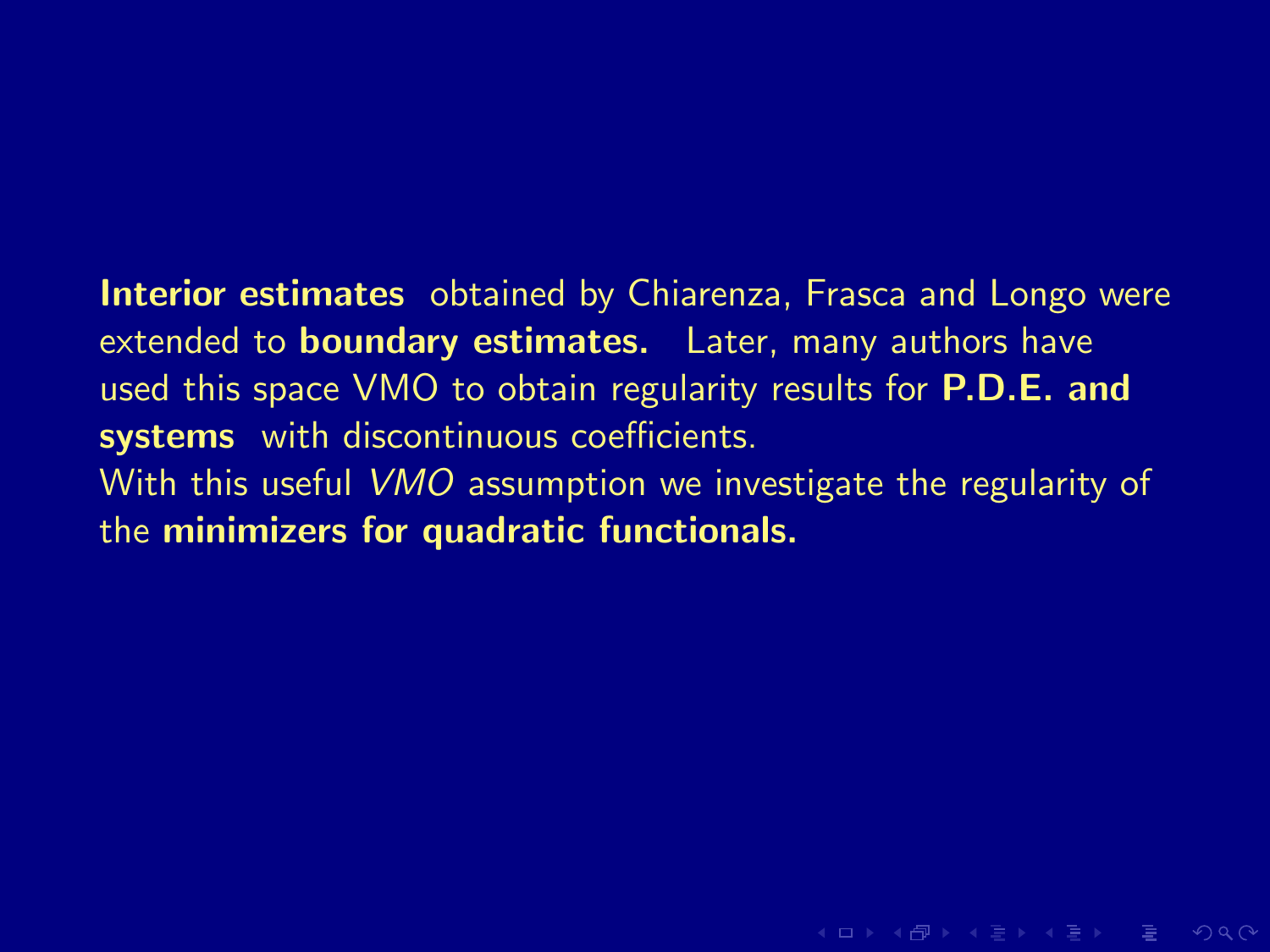**Interior estimates** obtained by Chiarenza, Frasca and Longo were extended to **boundary estimates.** Later, many authors have used this space VMO to obtain regularity results for **P.D.E. and systems** with discontinuous coefficients.
With this useful *VMO* assumption we investigate the regularity of the **minimizers for quadratic functionals.**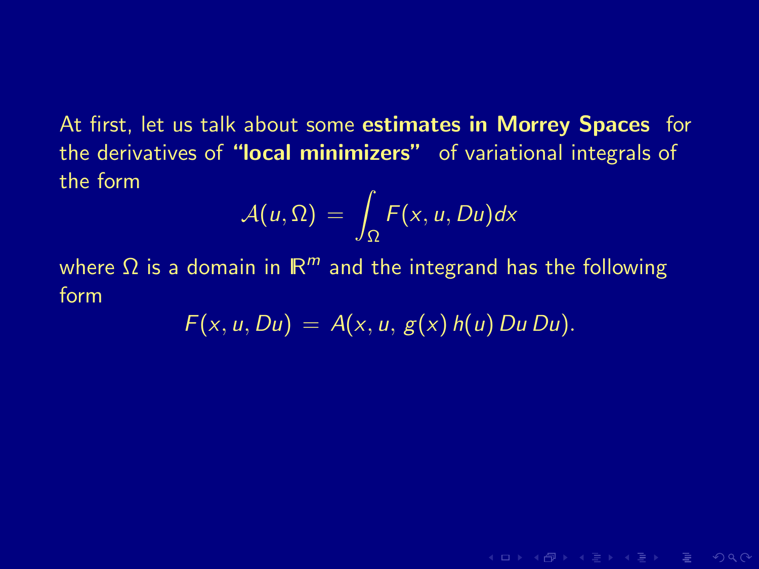At first, let us talk about some **estimates in Morrey Spaces** for the derivatives of **"local minimizers"** of variational integrals of the form

$$\mathcal{A}(u, \Omega) = \int_\Omega F(x, u, Du) dx$$

where $\Omega$ is a domain in $\mathbb{R}^m$ and the integrand has the following form

$$F(x, u, Du) = A(x, u, \, g(x) \, h(u) \, Du \, Du).$$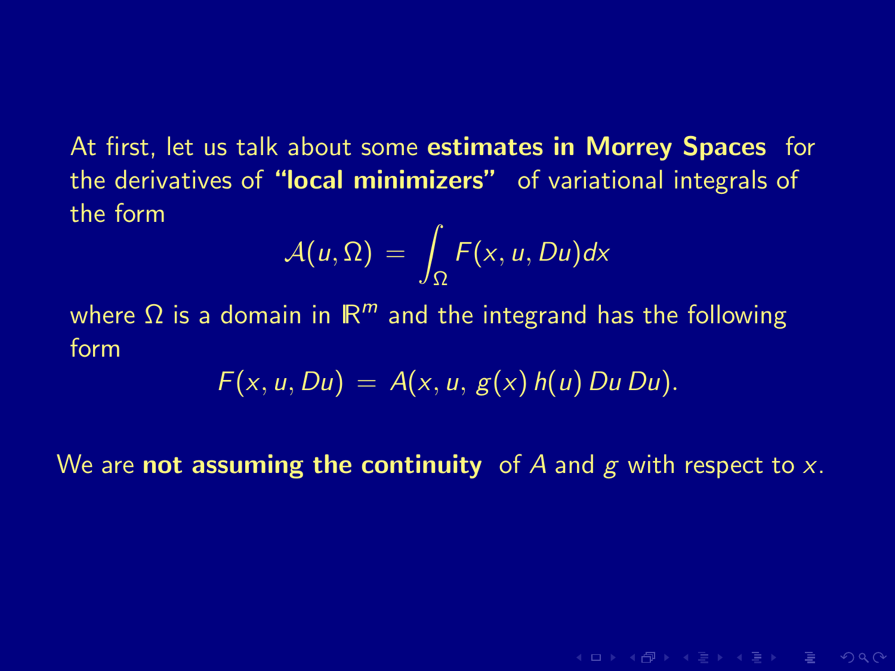At first, let us talk about some **estimates in Morrey Spaces** for the derivatives of **"local minimizers"** of variational integrals of the form

$$\mathcal{A}(u, \Omega) = \int_\Omega F(x, u, Du)dx$$

where $\Omega$ is a domain in $\mathbb{R}^m$ and the integrand has the following form

$$F(x, u, Du) = A(x, u, g(x)\, h(u)\, Du\, Du).$$

We are **not assuming the continuity** of $A$ and $g$ with respect to $x$.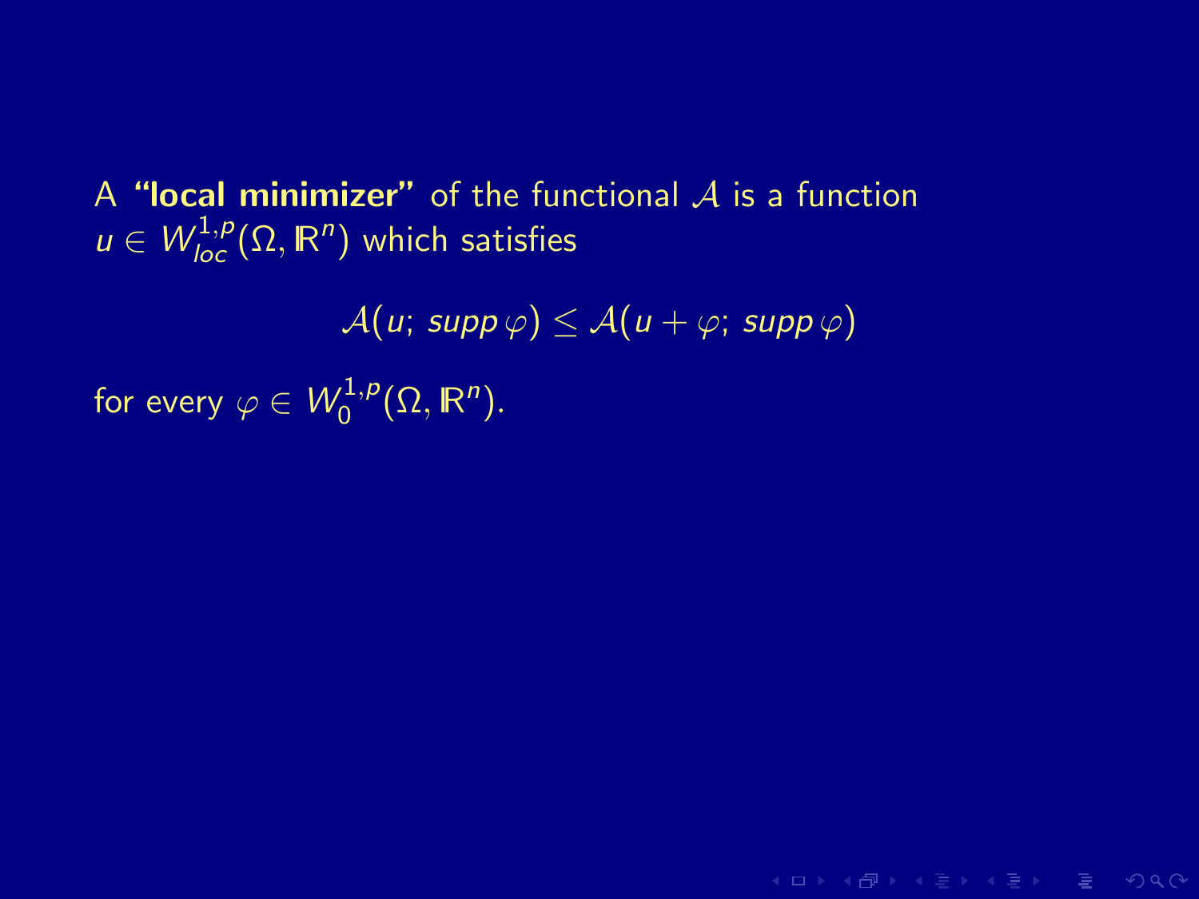A **"local minimizer"** of the functional $\mathcal{A}$ is a function $u \in W^{1,p}_{loc}(\Omega, \mathbb{R}^n)$ which satisfies

$$\mathcal{A}(u;\, supp\, \varphi) \leq \mathcal{A}(u + \varphi;\, supp\, \varphi)$$

for every $\varphi \in W^{1,p}_0(\Omega, \mathbb{R}^n)$.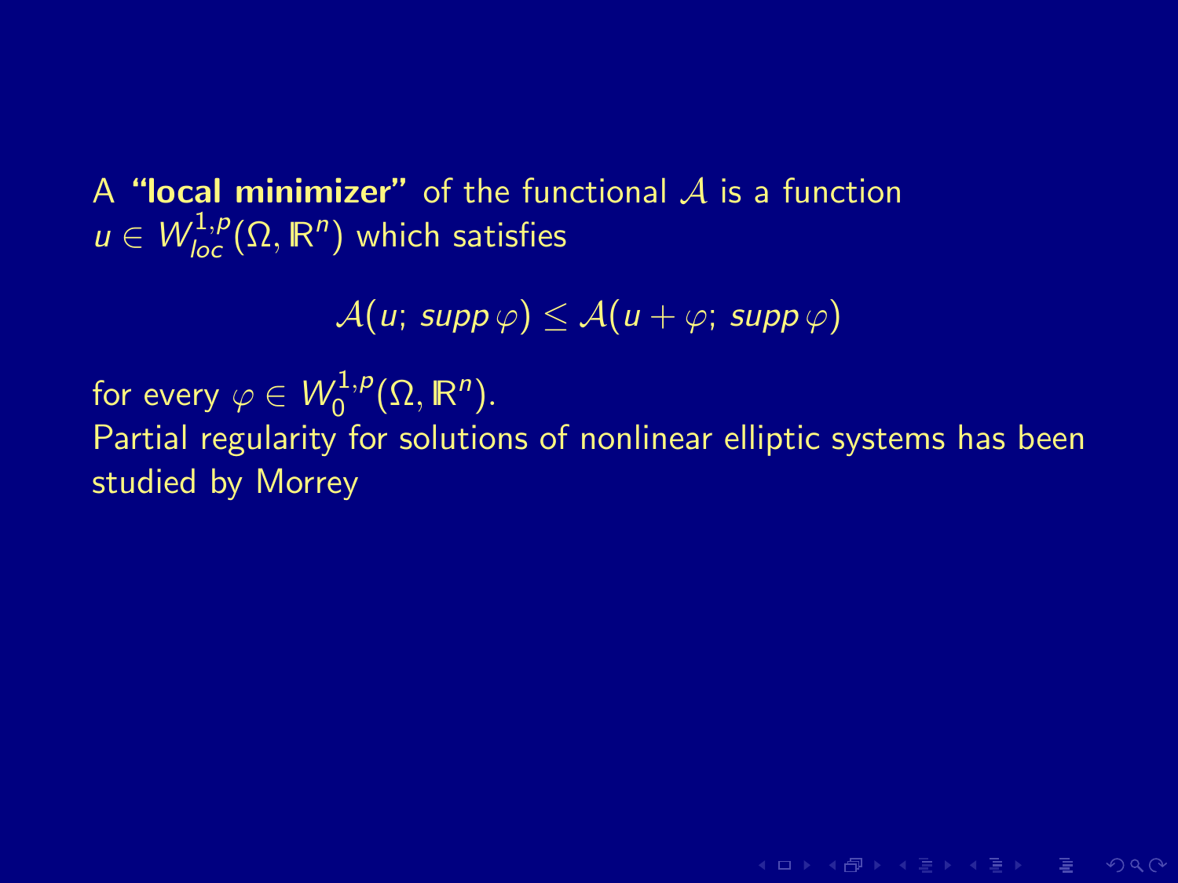A **"local minimizer"** of the functional $\mathcal{A}$ is a function $u \in W^{1,p}_{loc}(\Omega, \mathbb{R}^n)$ which satisfies

$$\mathcal{A}(u; \, supp\, \varphi) \leq \mathcal{A}(u + \varphi; \, supp\, \varphi)$$

for every $\varphi \in W^{1,p}_0(\Omega, \mathbb{R}^n)$.
Partial regularity for solutions of nonlinear elliptic systems has been studied by Morrey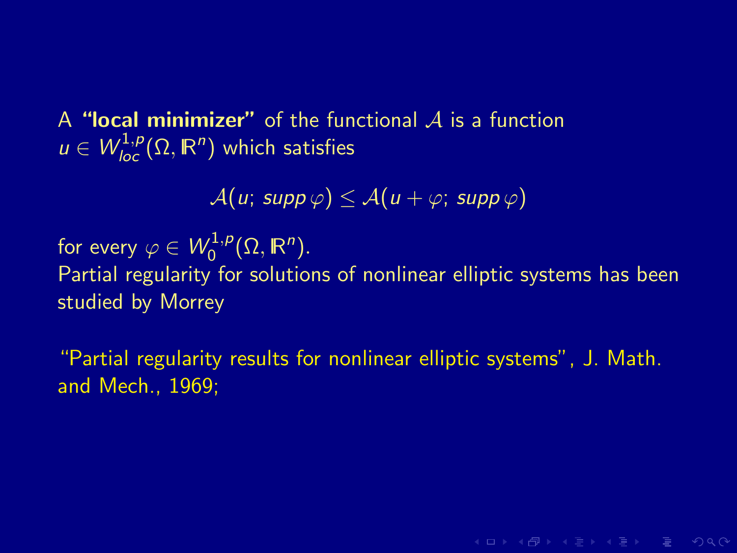A **"local minimizer"** of the functional $\mathcal{A}$ is a function $u \in W^{1,p}_{loc}(\Omega, \mathbb{R}^n)$ which satisfies

$$\mathcal{A}(u; supp\, \varphi) \le \mathcal{A}(u + \varphi; supp\, \varphi)$$

for every $\varphi \in W^{1,p}_0(\Omega, \mathbb{R}^n)$.
Partial regularity for solutions of nonlinear elliptic systems has been studied by Morrey

"Partial regularity results for nonlinear elliptic systems", J. Math. and Mech., 1969;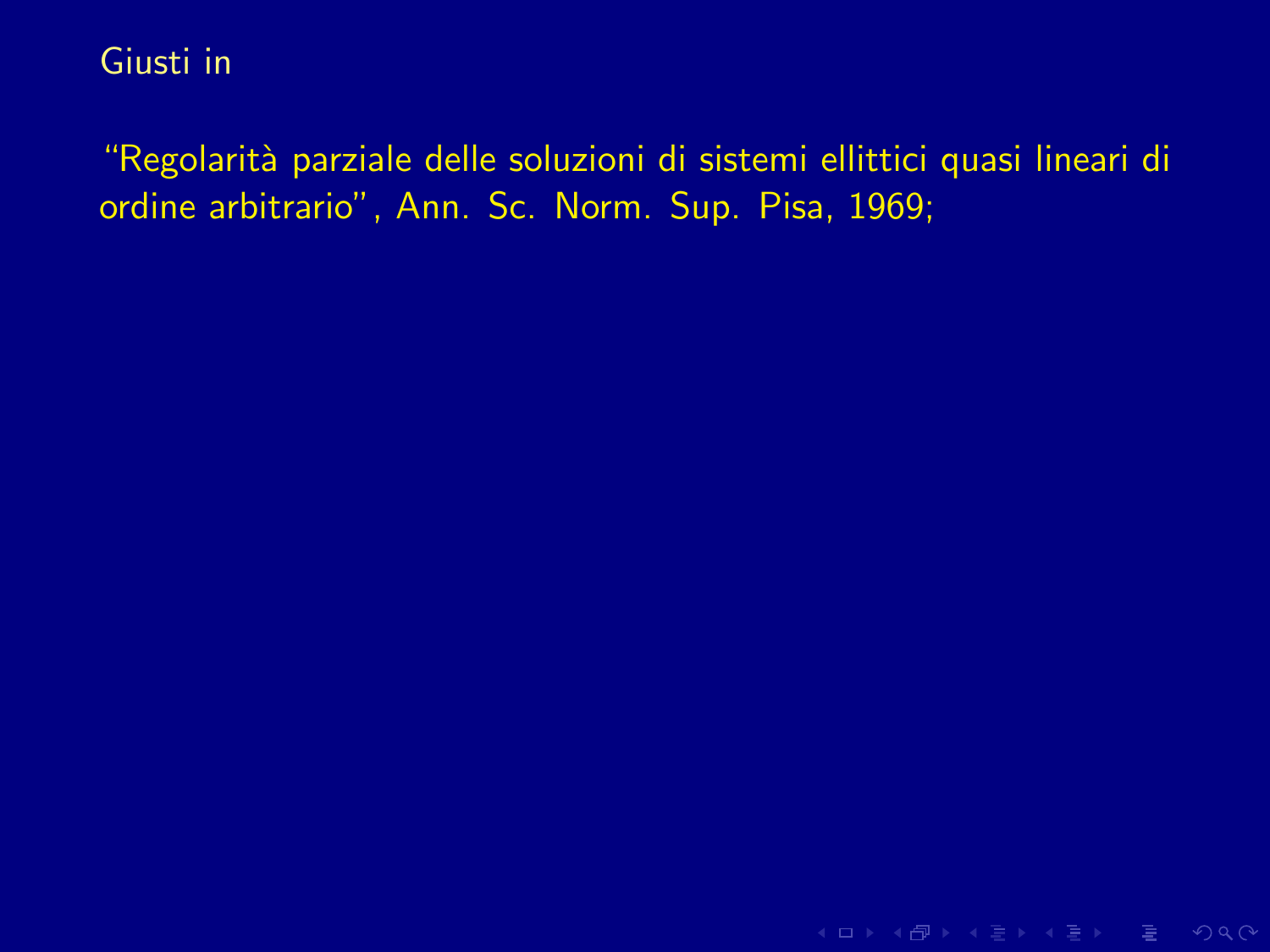Giusti in

“Regolarità parziale delle soluzioni di sistemi ellittici quasi lineari di ordine arbitrario”, Ann. Sc. Norm. Sup. Pisa, 1969;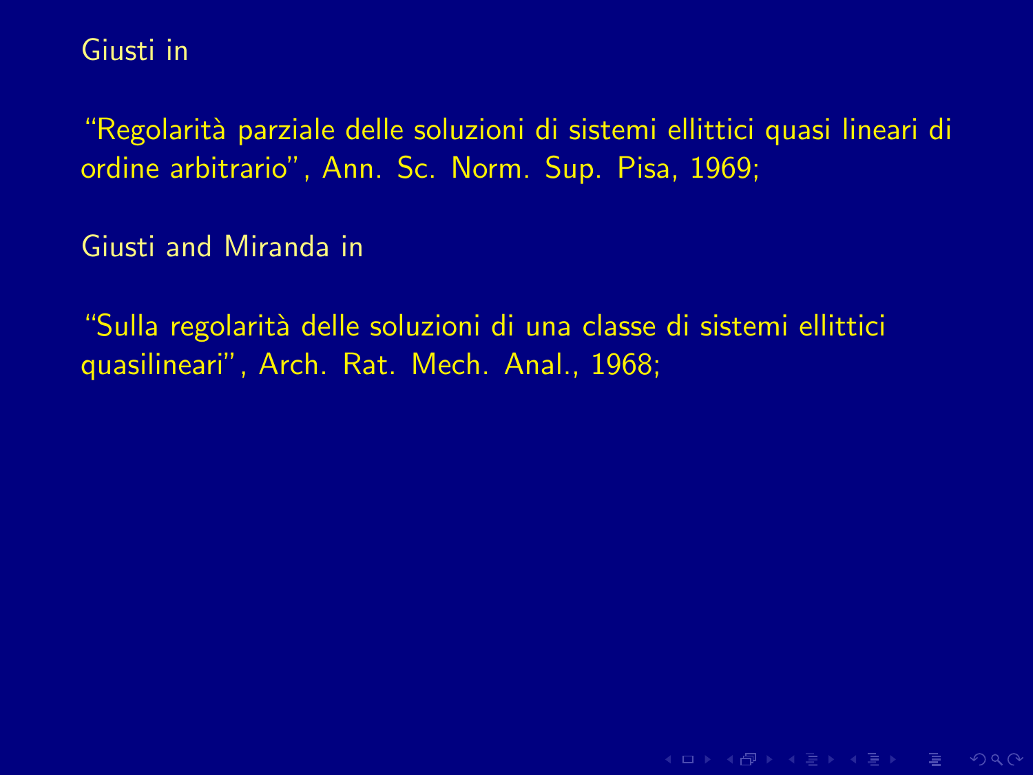Giusti in

“Regolarità parziale delle soluzioni di sistemi ellittici quasi lineari di ordine arbitrario”, Ann. Sc. Norm. Sup. Pisa, 1969;

Giusti and Miranda in

“Sulla regolarità delle soluzioni di una classe di sistemi ellittici quasilineari”, Arch. Rat. Mech. Anal., 1968;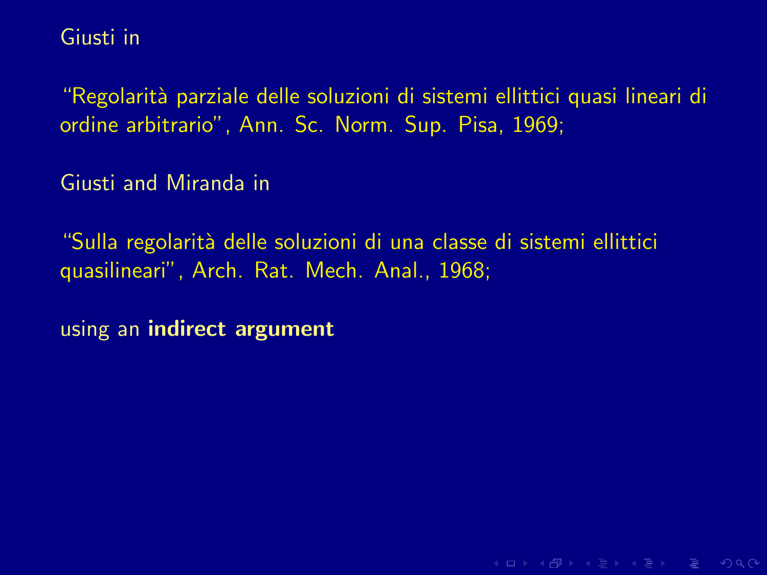Giusti in

"Regolarità parziale delle soluzioni di sistemi ellittici quasi lineari di ordine arbitrario", Ann. Sc. Norm. Sup. Pisa, 1969;

Giusti and Miranda in

"Sulla regolarità delle soluzioni di una classe di sistemi ellittici quasilineari", Arch. Rat. Mech. Anal., 1968;

using an **indirect argument**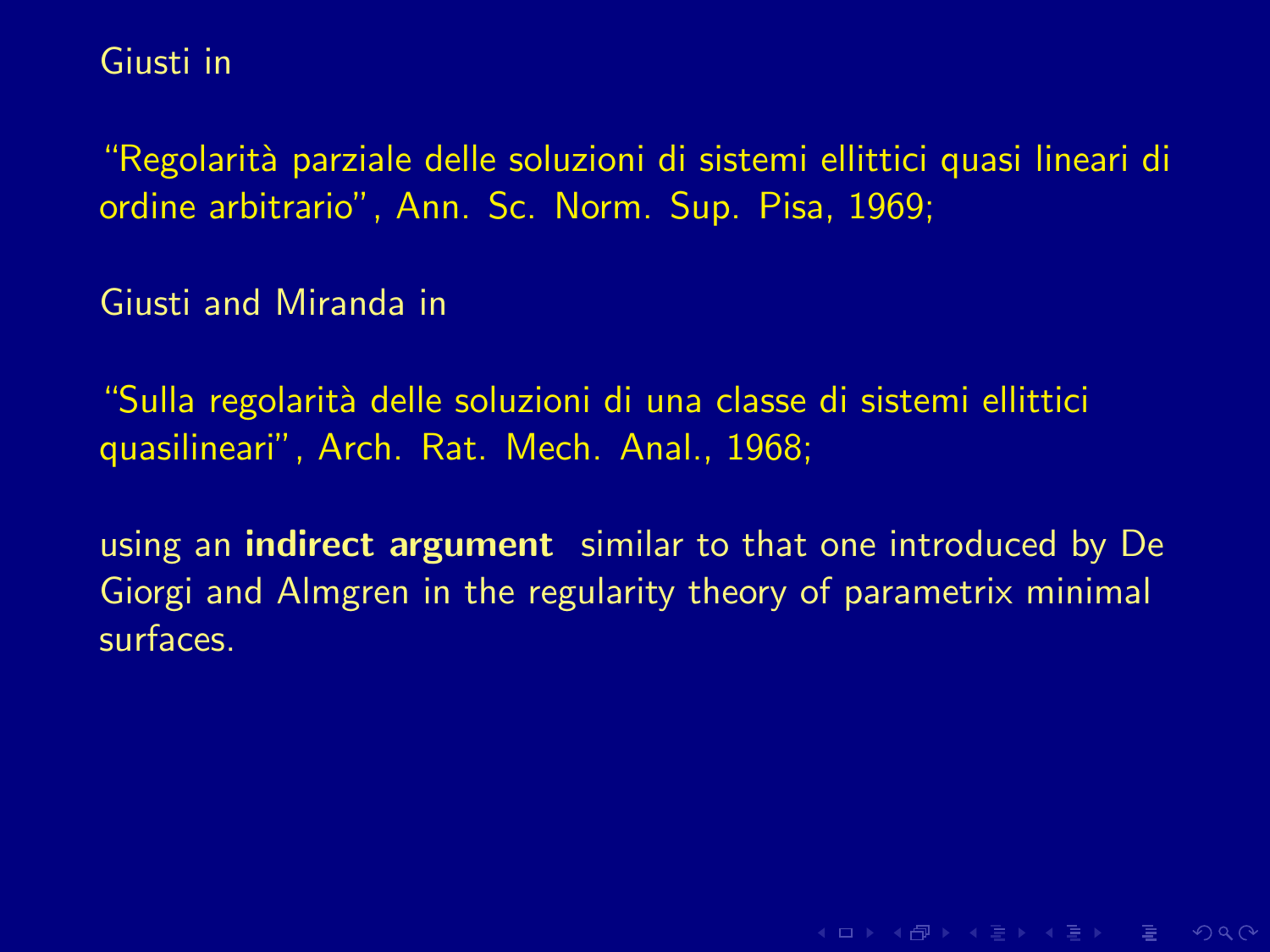Giusti in

“Regolarità parziale delle soluzioni di sistemi ellittici quasi lineari di ordine arbitrario”, Ann. Sc. Norm. Sup. Pisa, 1969;

Giusti and Miranda in

“Sulla regolarità delle soluzioni di una classe di sistemi ellittici quasilineari”, Arch. Rat. Mech. Anal., 1968;

using an **indirect argument** similar to that one introduced by De Giorgi and Almgren in the regularity theory of parametrix minimal surfaces.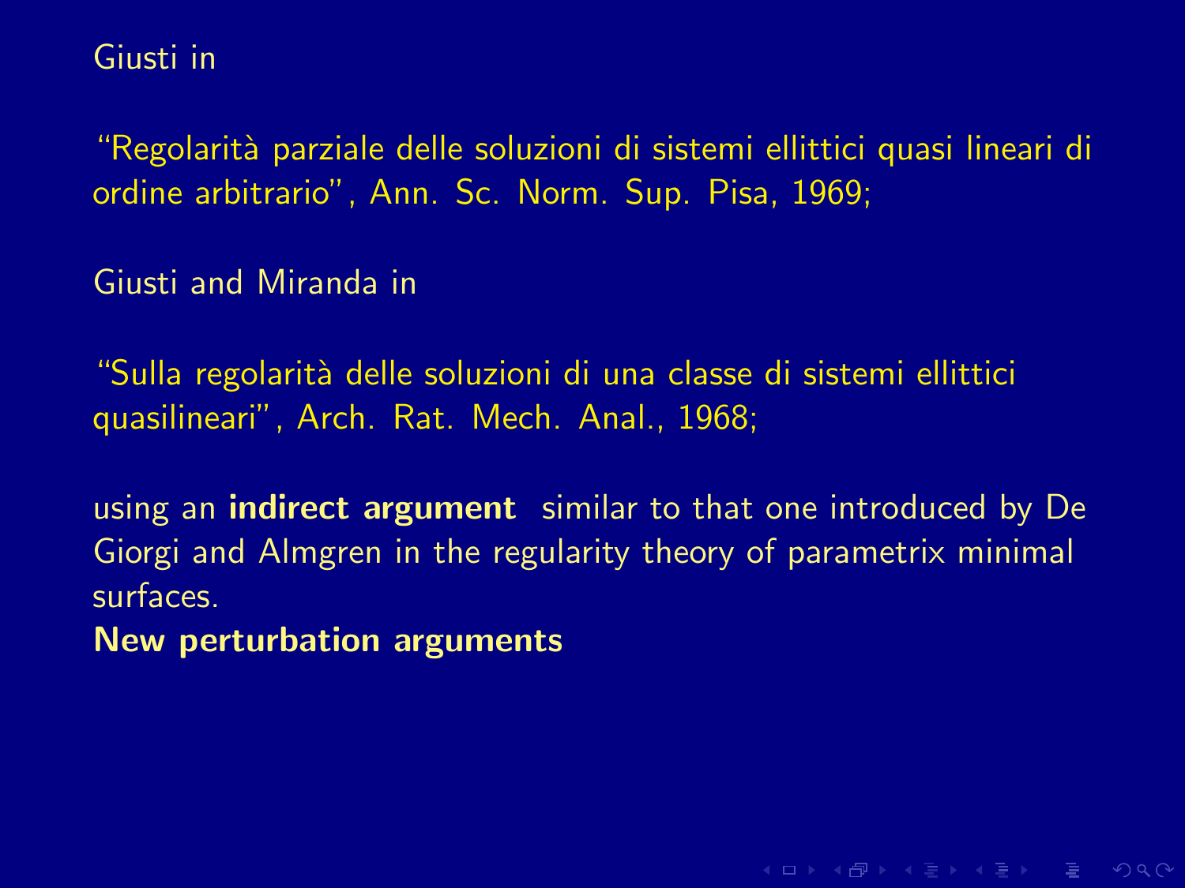Giusti in

“Regolarità parziale delle soluzioni di sistemi ellittici quasi lineari di ordine arbitrario”, Ann. Sc. Norm. Sup. Pisa, 1969;

Giusti and Miranda in

“Sulla regolarità delle soluzioni di una classe di sistemi ellittici quasilineari”, Arch. Rat. Mech. Anal., 1968;

using an **indirect argument** similar to that one introduced by De Giorgi and Almgren in the regularity theory of parametrix minimal surfaces.
**New perturbation arguments**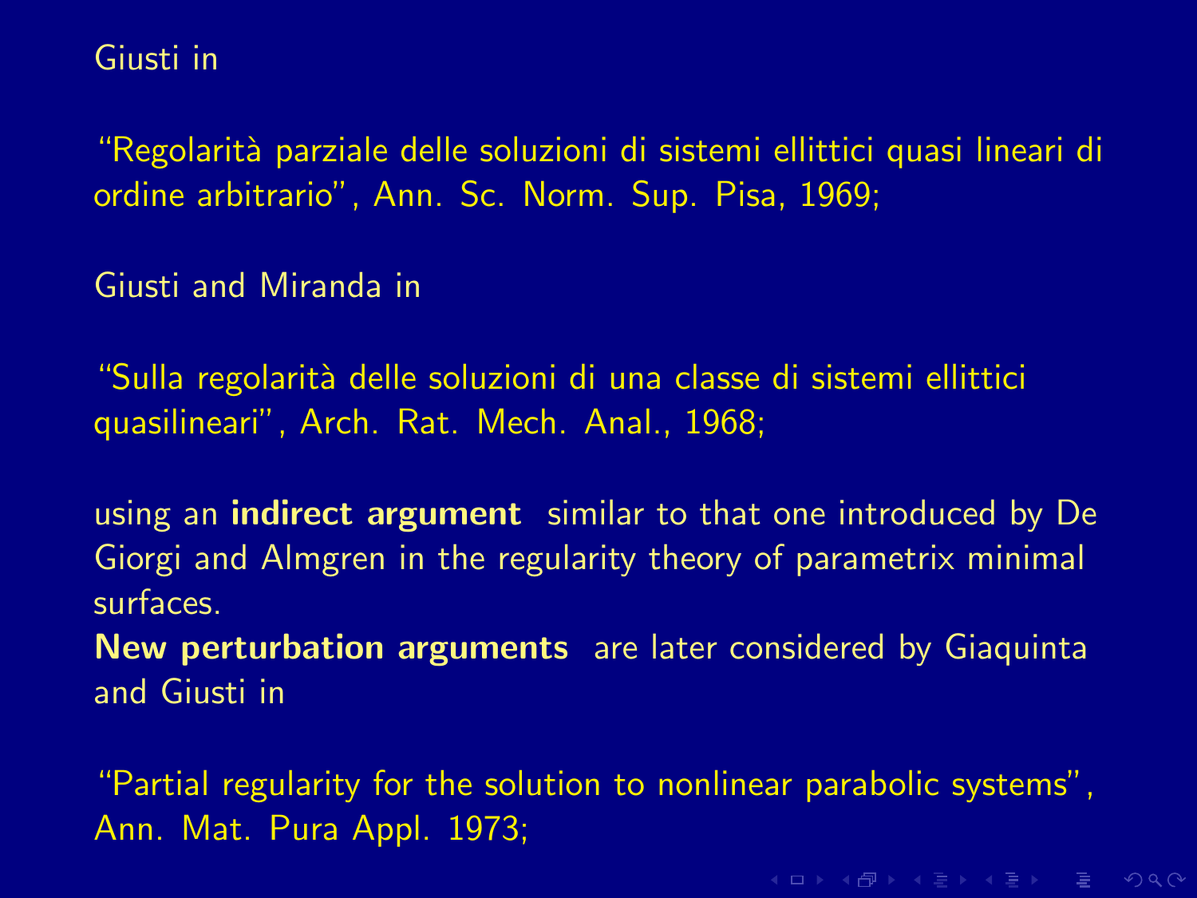Giusti in

“Regolarità parziale delle soluzioni di sistemi ellittici quasi lineari di ordine arbitrario”, Ann. Sc. Norm. Sup. Pisa, 1969;

Giusti and Miranda in

“Sulla regolarità delle soluzioni di una classe di sistemi ellittici quasilineari”, Arch. Rat. Mech. Anal., 1968;

using an **indirect argument** similar to that one introduced by De Giorgi and Almgren in the regularity theory of parametrix minimal surfaces.
**New perturbation arguments** are later considered by Giaquinta and Giusti in

“Partial regularity for the solution to nonlinear parabolic systems”, Ann. Mat. Pura Appl. 1973;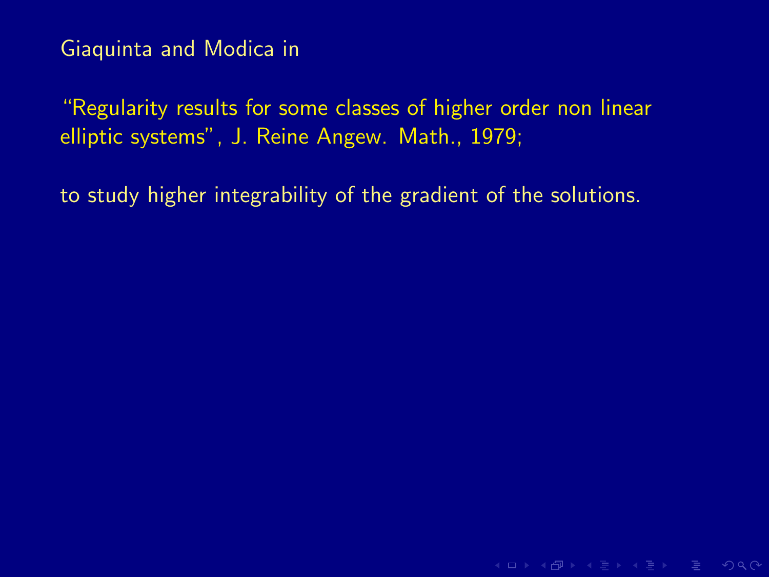Giaquinta and Modica in

“Regularity results for some classes of higher order non linear elliptic systems”, J. Reine Angew. Math., 1979;

to study higher integrability of the gradient of the solutions.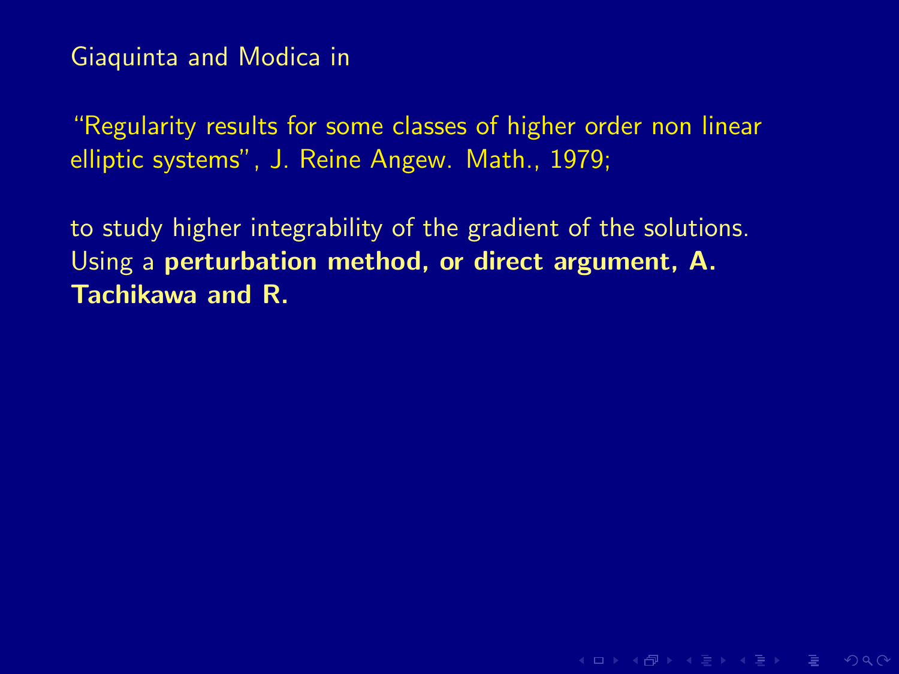Giaquinta and Modica in

“Regularity results for some classes of higher order non linear elliptic systems”, J. Reine Angew. Math., 1979;

to study higher integrability of the gradient of the solutions. Using a **perturbation method, or direct argument, A. Tachikawa and R.**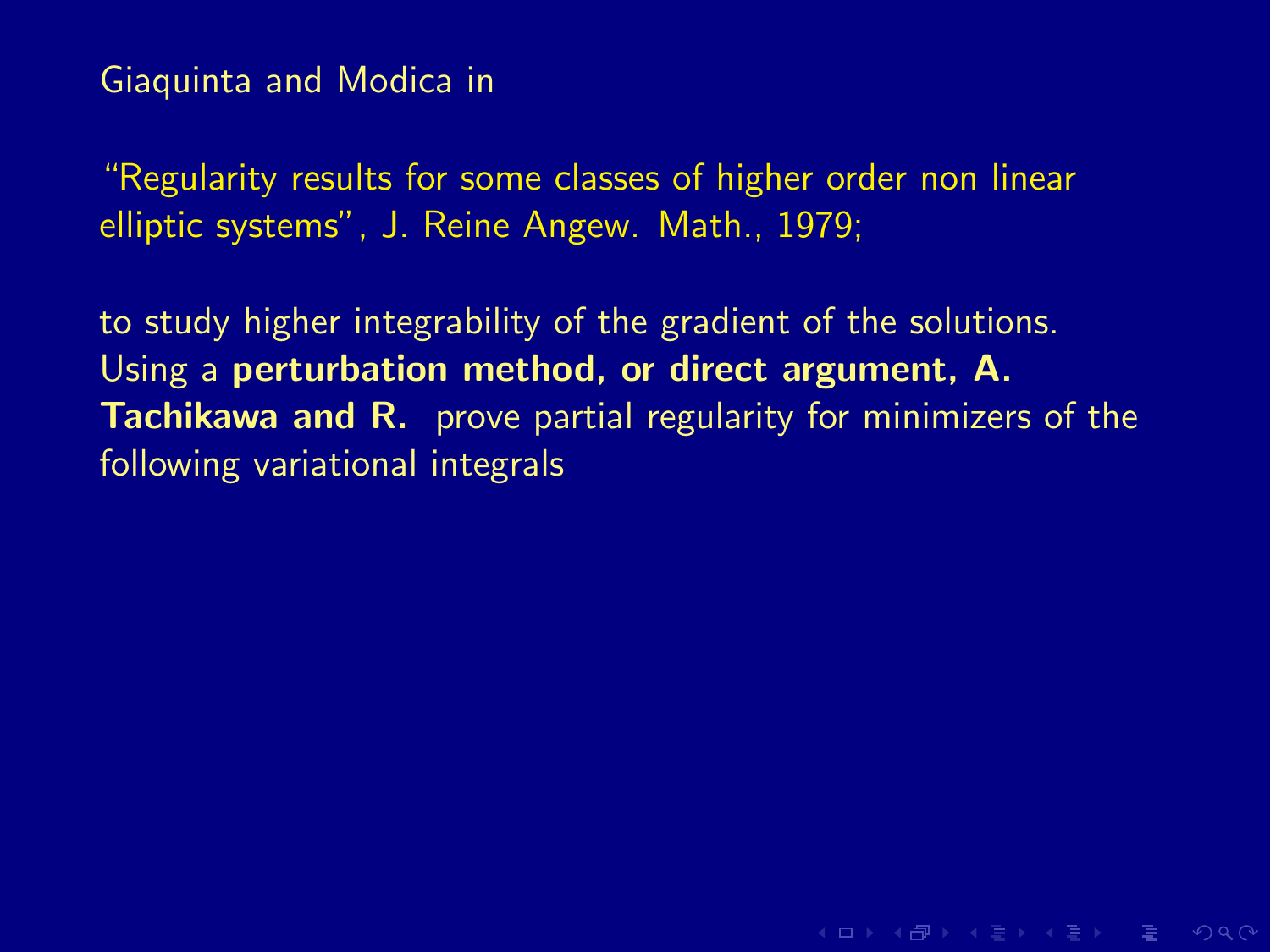Giaquinta and Modica in

“Regularity results for some classes of higher order non linear elliptic systems”, J. Reine Angew. Math., 1979;

to study higher integrability of the gradient of the solutions. Using a **perturbation method, or direct argument, A. Tachikawa and R.** prove partial regularity for minimizers of the following variational integrals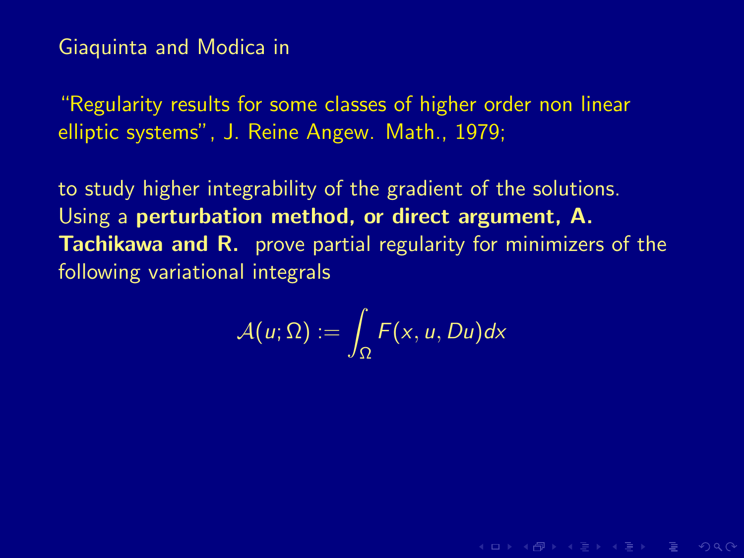Giaquinta and Modica in

"Regularity results for some classes of higher order non linear elliptic systems", J. Reine Angew. Math., 1979;

to study higher integrability of the gradient of the solutions. Using a **perturbation method, or direct argument, A. Tachikawa and R.** prove partial regularity for minimizers of the following variational integrals

$$\mathcal{A}(u;\Omega) := \int_\Omega F(x, u, Du)dx$$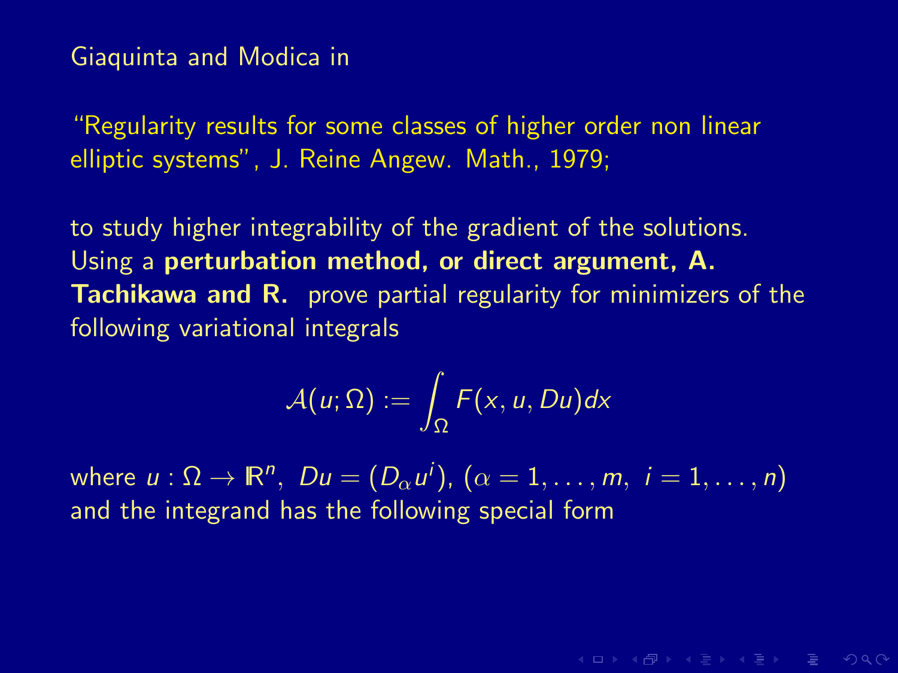Giaquinta and Modica in

"Regularity results for some classes of higher order non linear elliptic systems", J. Reine Angew. Math., 1979;

to study higher integrability of the gradient of the solutions. Using a **perturbation method, or direct argument, A. Tachikawa and R.** prove partial regularity for minimizers of the following variational integrals

$$\mathcal{A}(u;\Omega) := \int_\Omega F(x, u, Du)dx$$

where $u : \Omega \to \mathbb{R}^n$, $Du = (D_\alpha u^i)$, $(\alpha = 1, \ldots, m,\ i = 1, \ldots, n)$ and the integrand has the following special form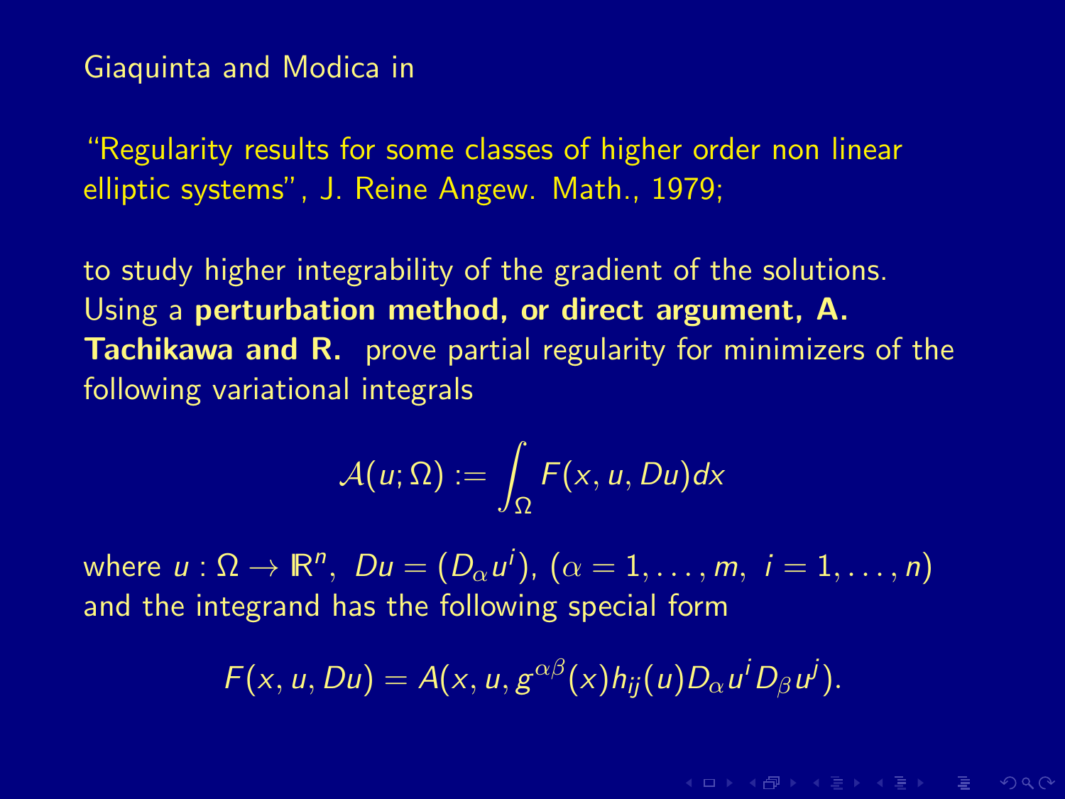Giaquinta and Modica in

"Regularity results for some classes of higher order non linear elliptic systems", J. Reine Angew. Math., 1979;

to study higher integrability of the gradient of the solutions. Using a **perturbation method, or direct argument, A. Tachikawa and R.** prove partial regularity for minimizers of the following variational integrals

$$\mathcal{A}(u;\Omega) := \int_{\Omega} F(x,u,Du)dx$$

where $u : \Omega \to \mathbb{R}^n$, $Du = (D_\alpha u^i)$, $(\alpha = 1,\ldots,m,\ i = 1,\ldots,n)$ and the integrand has the following special form

$$F(x,u,Du) = A(x,u,g^{\alpha\beta}(x)h_{ij}(u)D_\alpha u^i D_\beta u^j).$$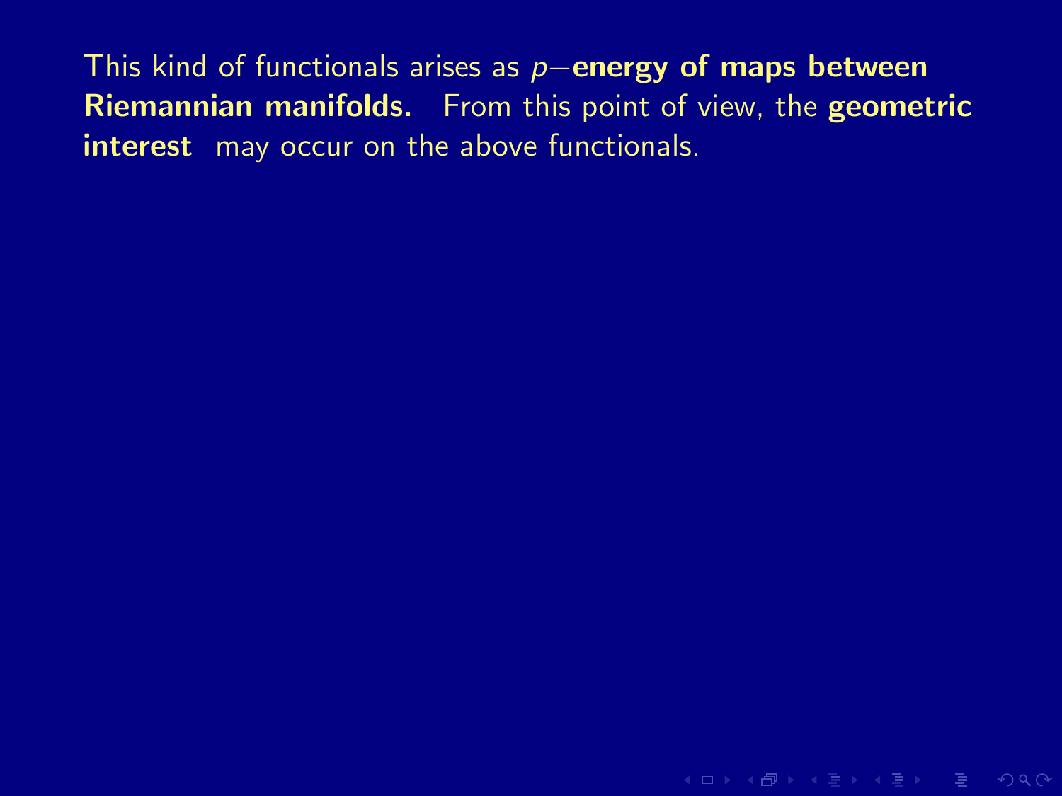This kind of functionals arises as $p-$**energy of maps between Riemannian manifolds.** From this point of view, the **geometric interest** may occur on the above functionals.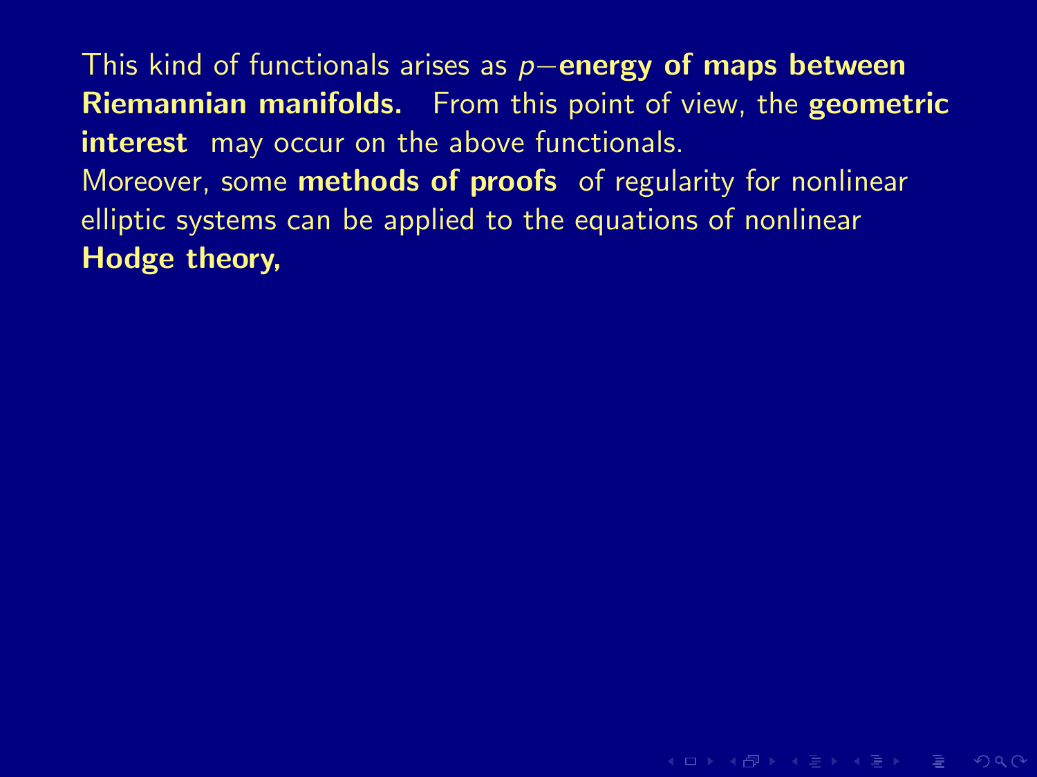This kind of functionals arises as $p-$**energy of maps between Riemannian manifolds.** From this point of view, the **geometric interest** may occur on the above functionals.
Moreover, some **methods of proofs** of regularity for nonlinear elliptic systems can be applied to the equations of nonlinear **Hodge theory,**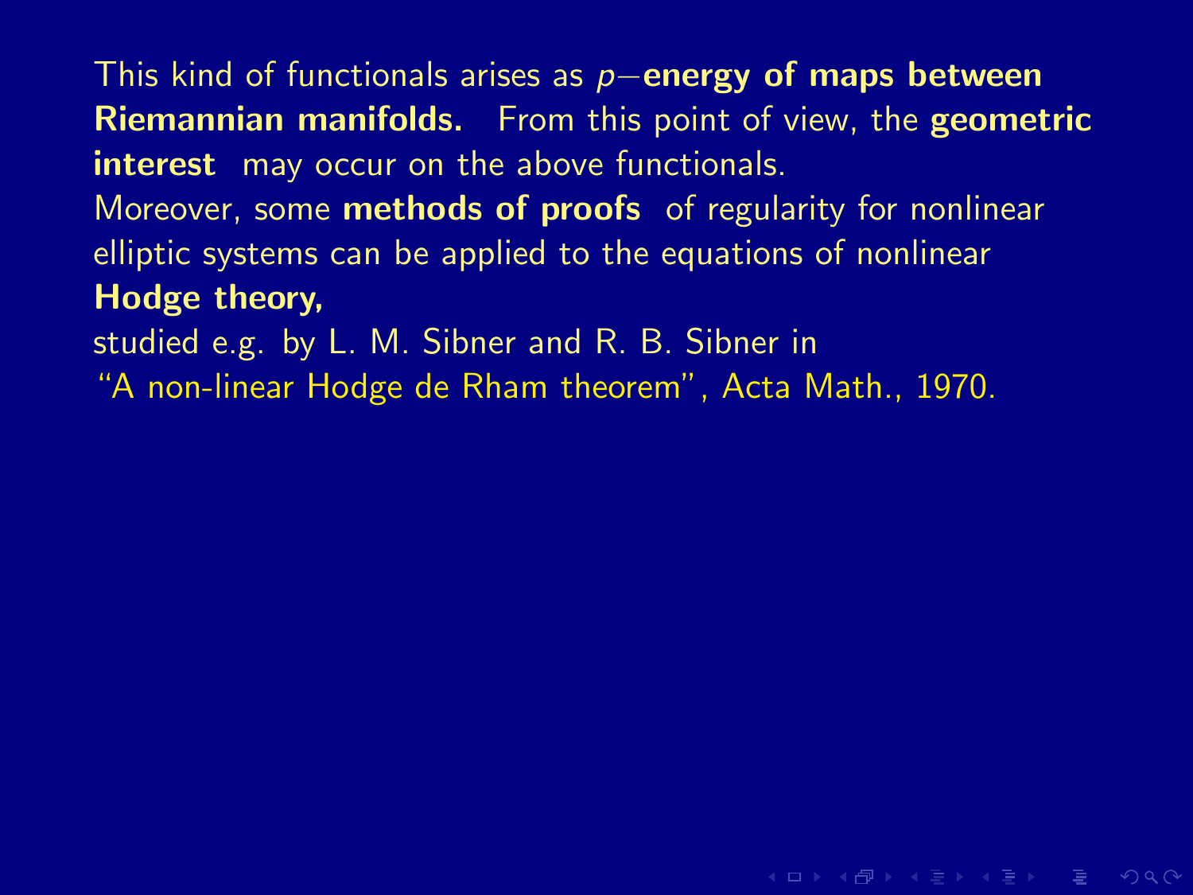This kind of functionals arises as $p-$**energy of maps between Riemannian manifolds.** From this point of view, the **geometric interest** may occur on the above functionals.
Moreover, some **methods of proofs** of regularity for nonlinear elliptic systems can be applied to the equations of nonlinear **Hodge theory,**
studied e.g. by L. M. Sibner and R. B. Sibner in
"A non-linear Hodge de Rham theorem", Acta Math., 1970.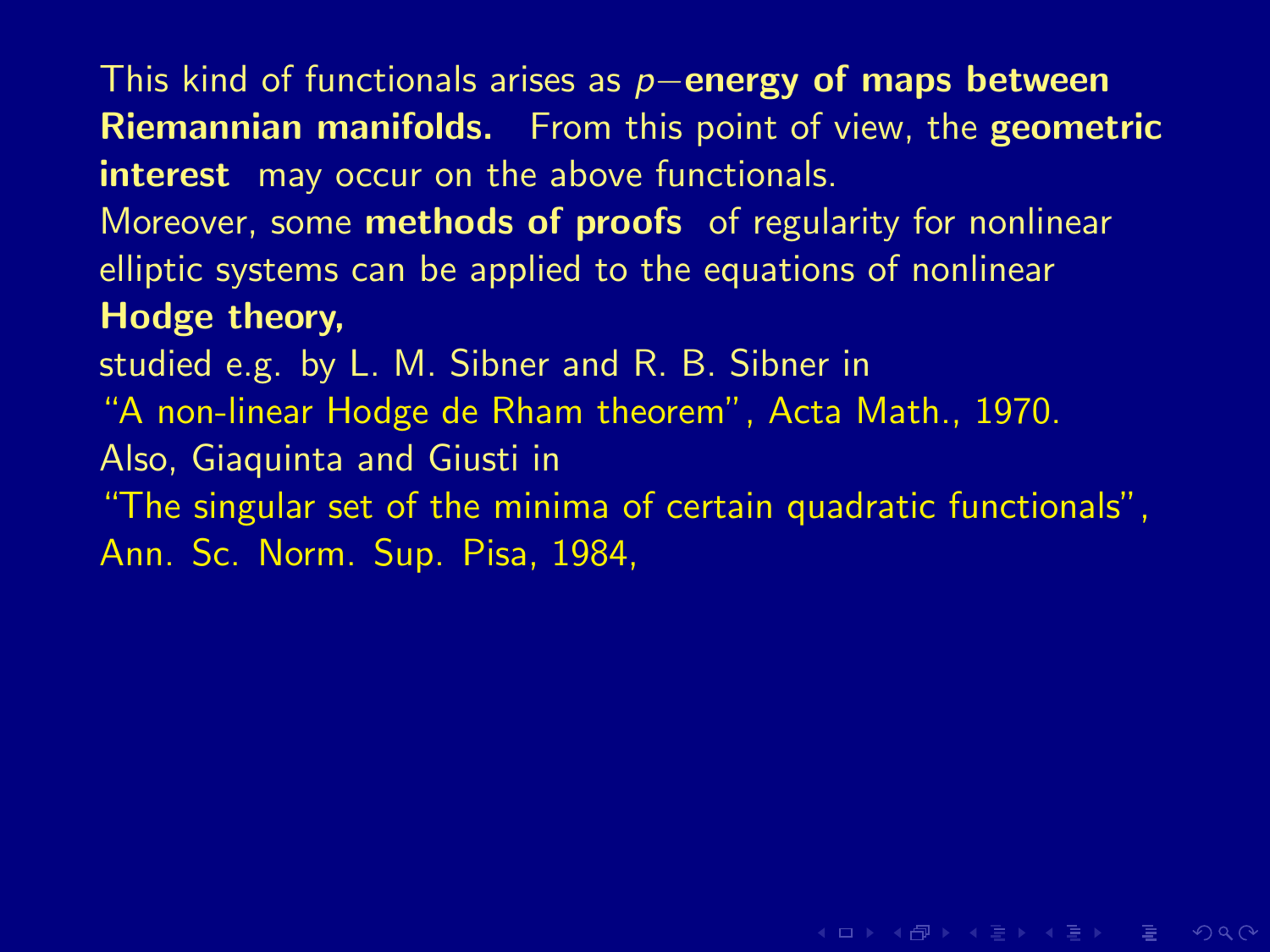This kind of functionals arises as $p-$**energy of maps between Riemannian manifolds.** From this point of view, the **geometric interest** may occur on the above functionals.

Moreover, some **methods of proofs** of regularity for nonlinear elliptic systems can be applied to the equations of nonlinear **Hodge theory,**

studied e.g. by L. M. Sibner and R. B. Sibner in

"A non-linear Hodge de Rham theorem", Acta Math., 1970.

Also, Giaquinta and Giusti in

"The singular set of the minima of certain quadratic functionals", Ann. Sc. Norm. Sup. Pisa, 1984,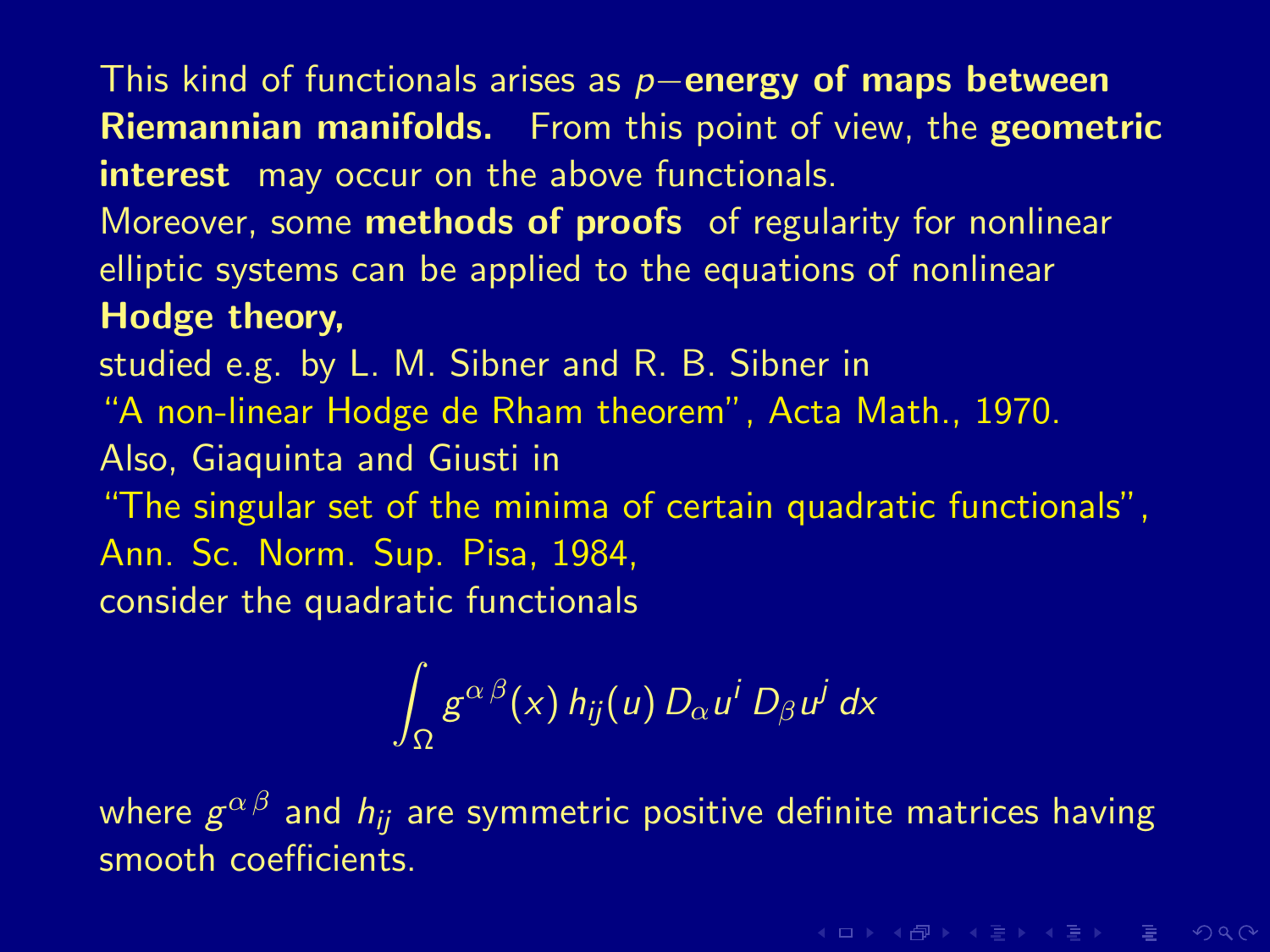This kind of functionals arises as $p-$**energy of maps between Riemannian manifolds.** From this point of view, the **geometric interest** may occur on the above functionals.
Moreover, some **methods of proofs** of regularity for nonlinear elliptic systems can be applied to the equations of nonlinear **Hodge theory,**
studied e.g. by L. M. Sibner and R. B. Sibner in
"A non-linear Hodge de Rham theorem", Acta Math., 1970.
Also, Giaquinta and Giusti in
"The singular set of the minima of certain quadratic functionals", Ann. Sc. Norm. Sup. Pisa, 1984,
consider the quadratic functionals

$$\int_\Omega g^{\alpha\,\beta}(x)\, h_{ij}(u)\, D_\alpha u^i\, D_\beta u^j\, dx$$

where $g^{\alpha\,\beta}$ and $h_{ij}$ are symmetric positive definite matrices having smooth coefficients.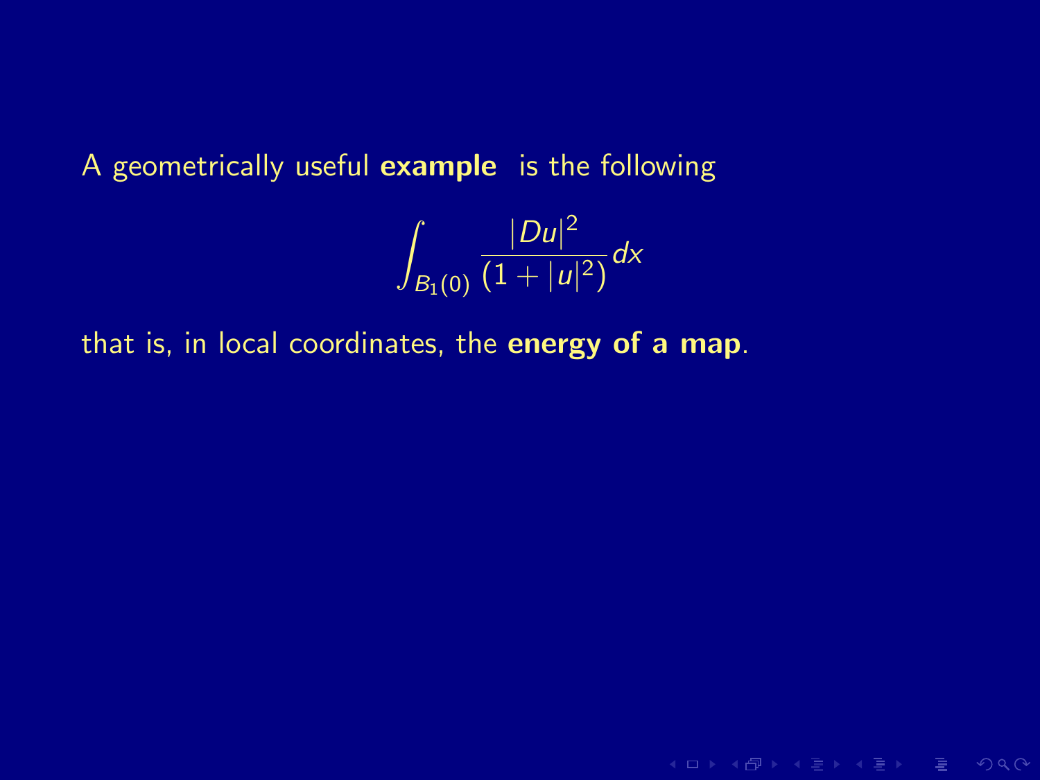A geometrically useful **example** is the following

$$\int_{B_1(0)} \frac{|Du|^2}{(1+|u|^2)}\,dx$$

that is, in local coordinates, the **energy of a map**.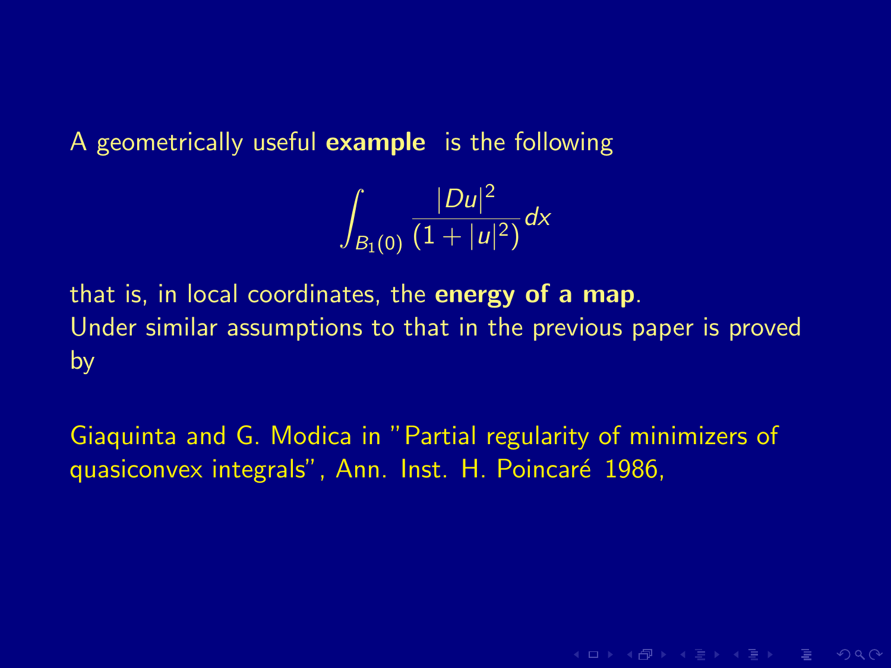A geometrically useful **example** is the following

$$\int_{B_1(0)} \frac{|Du|^2}{(1+|u|^2)}\,dx$$

that is, in local coordinates, the **energy of a map**.
Under similar assumptions to that in the previous paper is proved by

Giaquinta and G. Modica in "Partial regularity of minimizers of quasiconvex integrals", Ann. Inst. H. Poincaré 1986,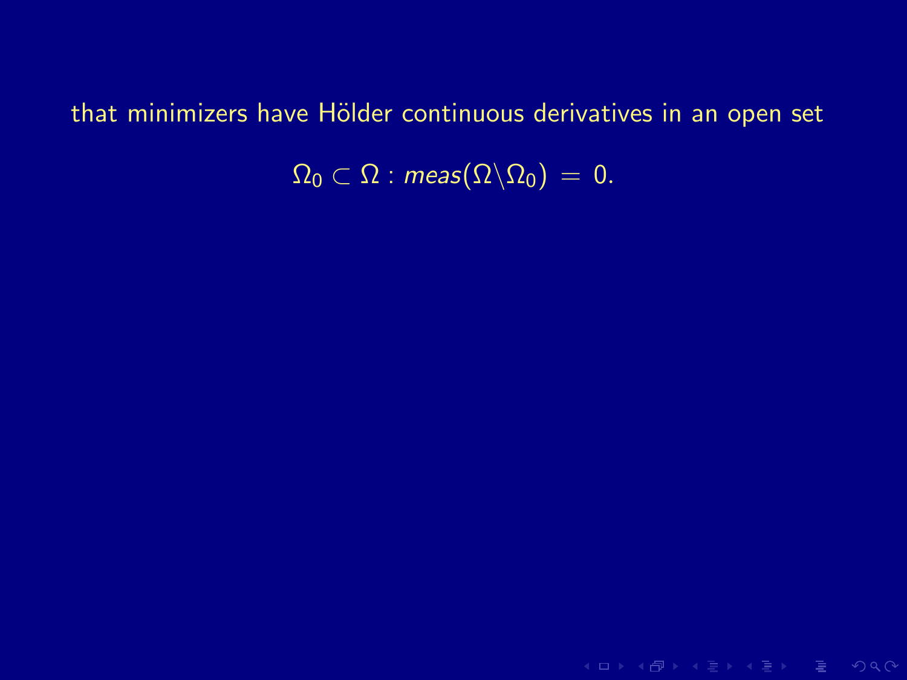that minimizers have Hölder continuous derivatives in an open set

$$\Omega_0 \subset \Omega : meas(\Omega \backslash \Omega_0) \, = \, 0.$$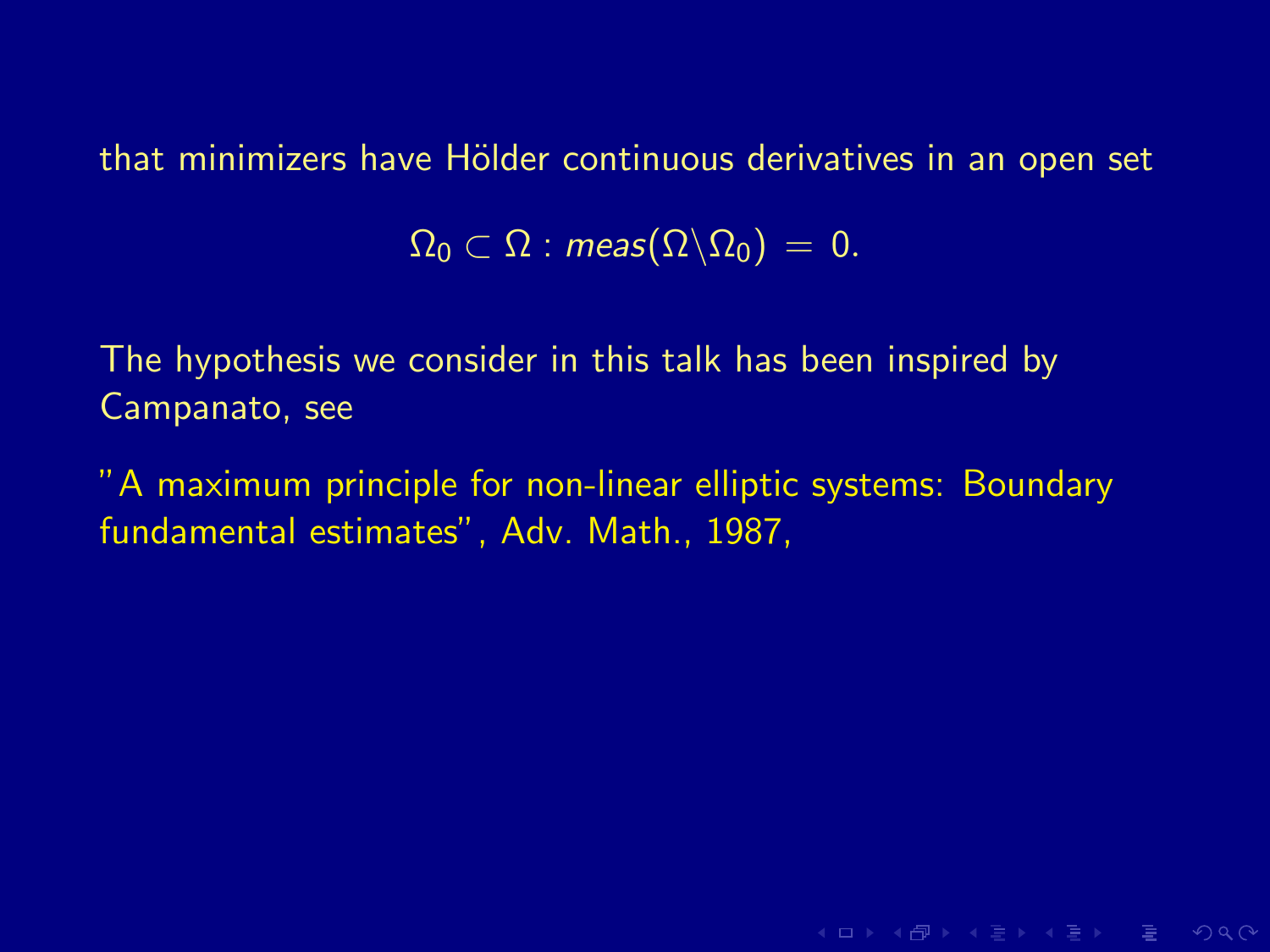that minimizers have Hölder continuous derivatives in an open set

$$\Omega_0 \subset \Omega : meas(\Omega \backslash \Omega_0) \, = \, 0.$$

The hypothesis we consider in this talk has been inspired by Campanato, see

"A maximum principle for non-linear elliptic systems: Boundary fundamental estimates", Adv. Math., 1987,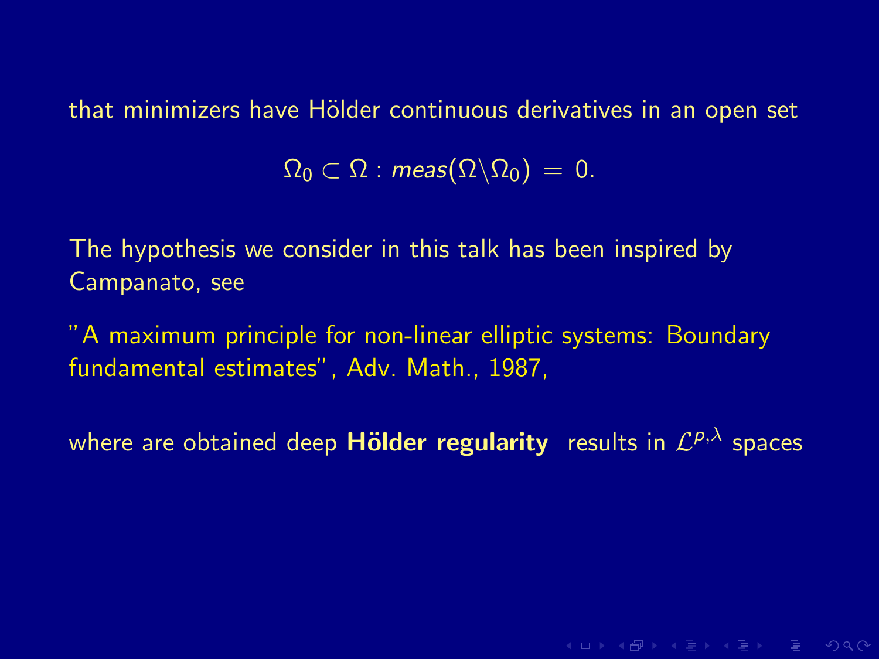that minimizers have Hölder continuous derivatives in an open set

$$\Omega_0 \subset \Omega : meas(\Omega \backslash \Omega_0) \, = \, 0.$$

The hypothesis we consider in this talk has been inspired by Campanato, see

"A maximum principle for non-linear elliptic systems: Boundary fundamental estimates", Adv. Math., 1987,

where are obtained deep **Hölder regularity** results in $\mathcal{L}^{p,\lambda}$ spaces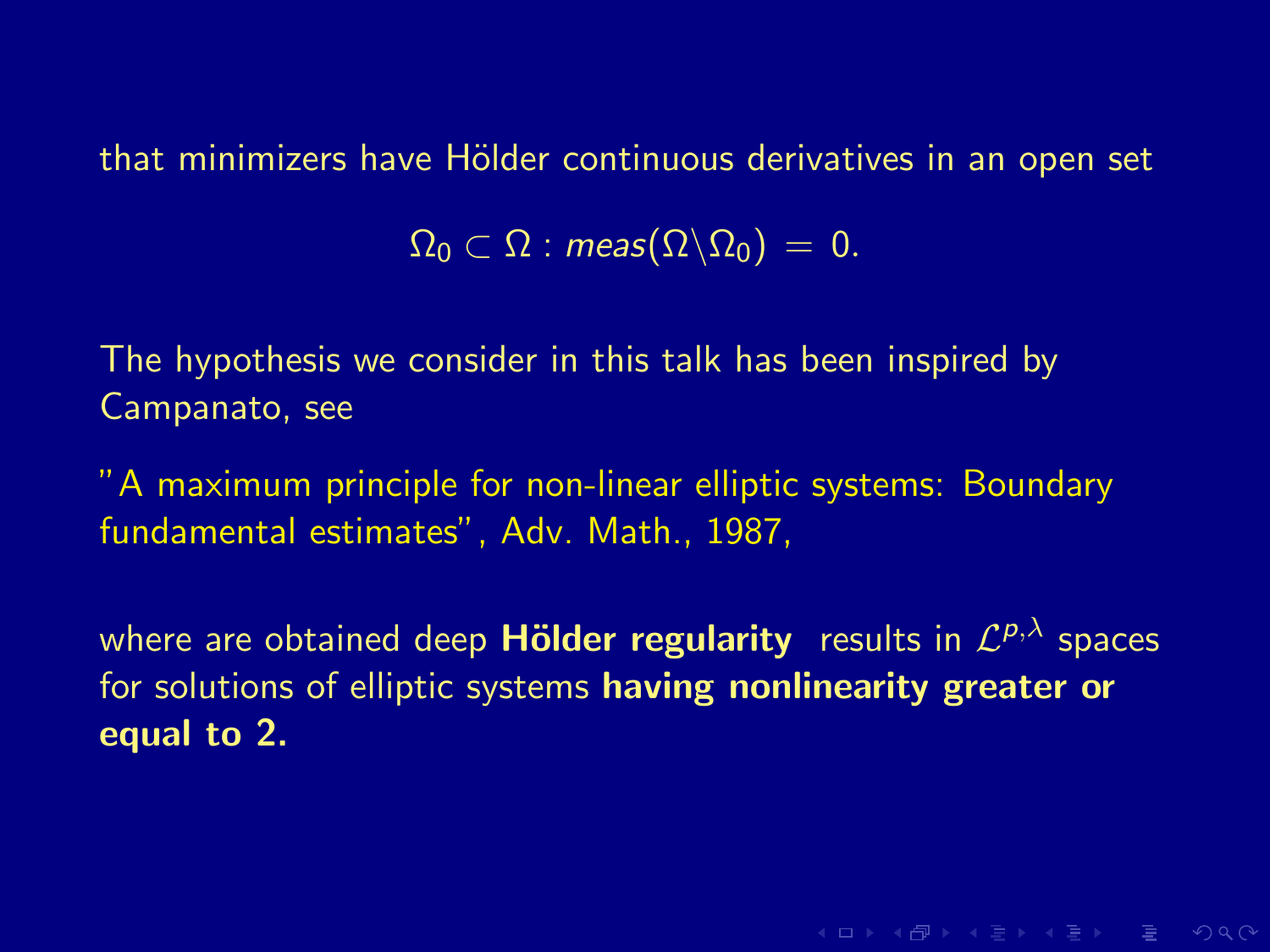that minimizers have Hölder continuous derivatives in an open set

$$\Omega_0 \subset \Omega : meas(\Omega \backslash \Omega_0) \, = \, 0.$$

The hypothesis we consider in this talk has been inspired by Campanato, see

"A maximum principle for non-linear elliptic systems: Boundary fundamental estimates", Adv. Math., 1987,

where are obtained deep **Hölder regularity** results in $\mathcal{L}^{p,\lambda}$ spaces for solutions of elliptic systems **having nonlinearity greater or equal to 2.**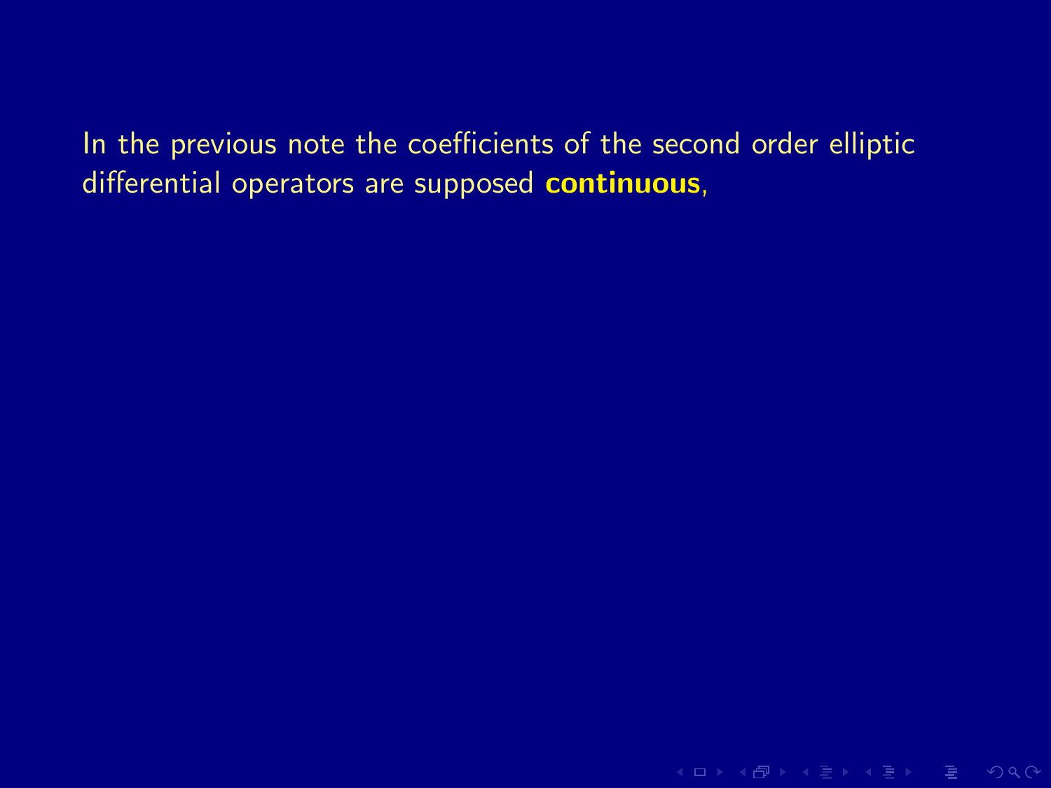In the previous note the coefficients of the second order elliptic differential operators are supposed **continuous**,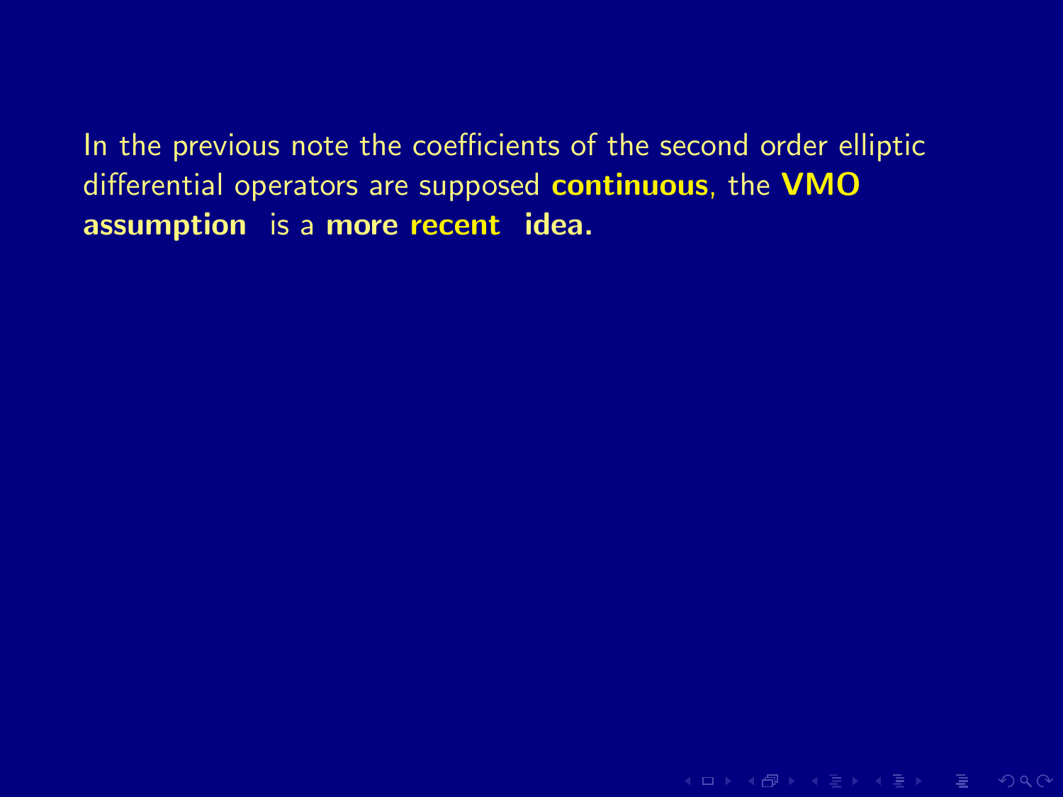In the previous note the coefficients of the second order elliptic differential operators are supposed **continuous**, the **VMO assumption** is a **more recent idea.**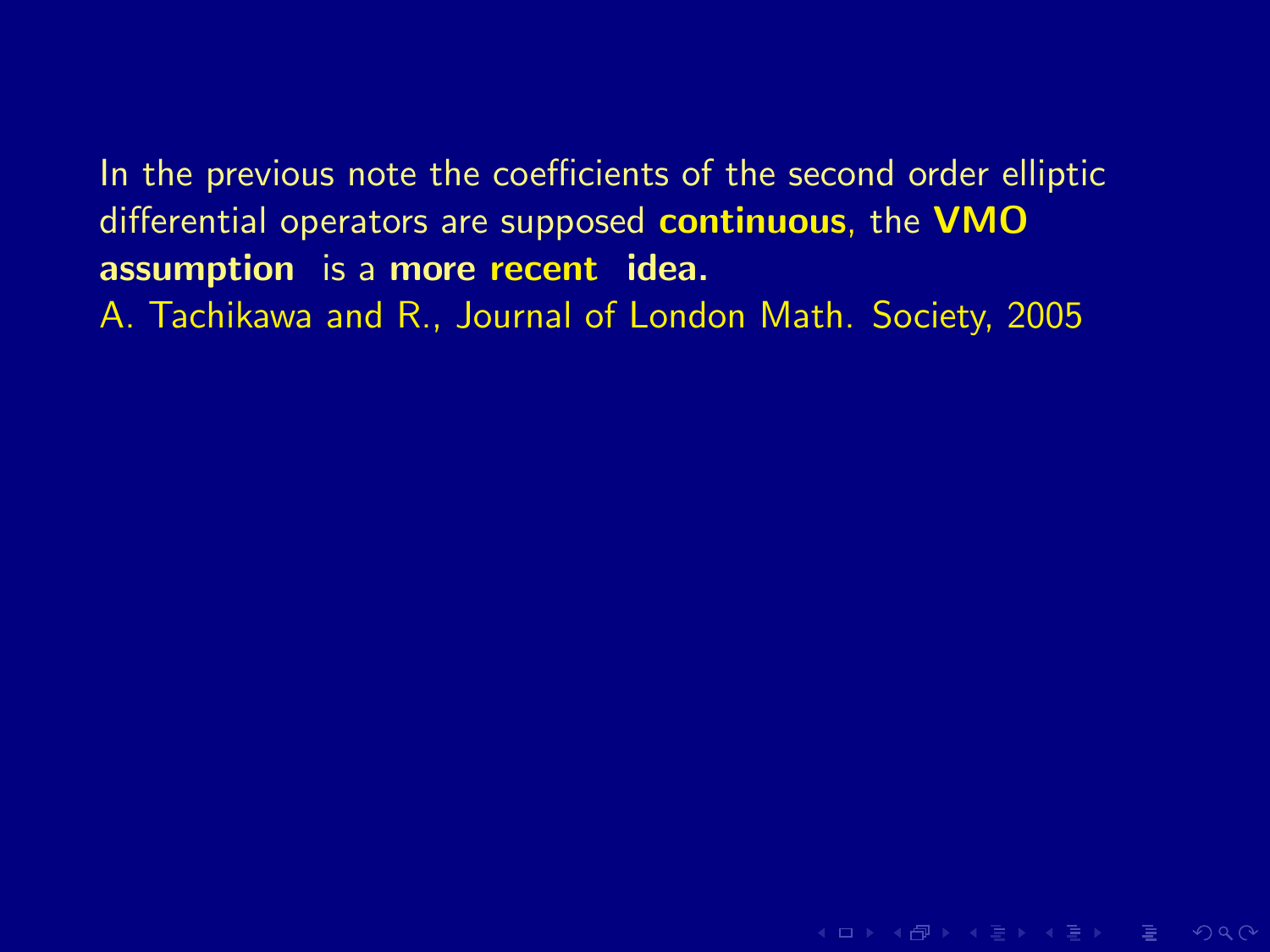In the previous note the coefficients of the second order elliptic differential operators are supposed **continuous**, the **VMO assumption** is a **more recent idea.**

A. Tachikawa and R., Journal of London Math. Society, 2005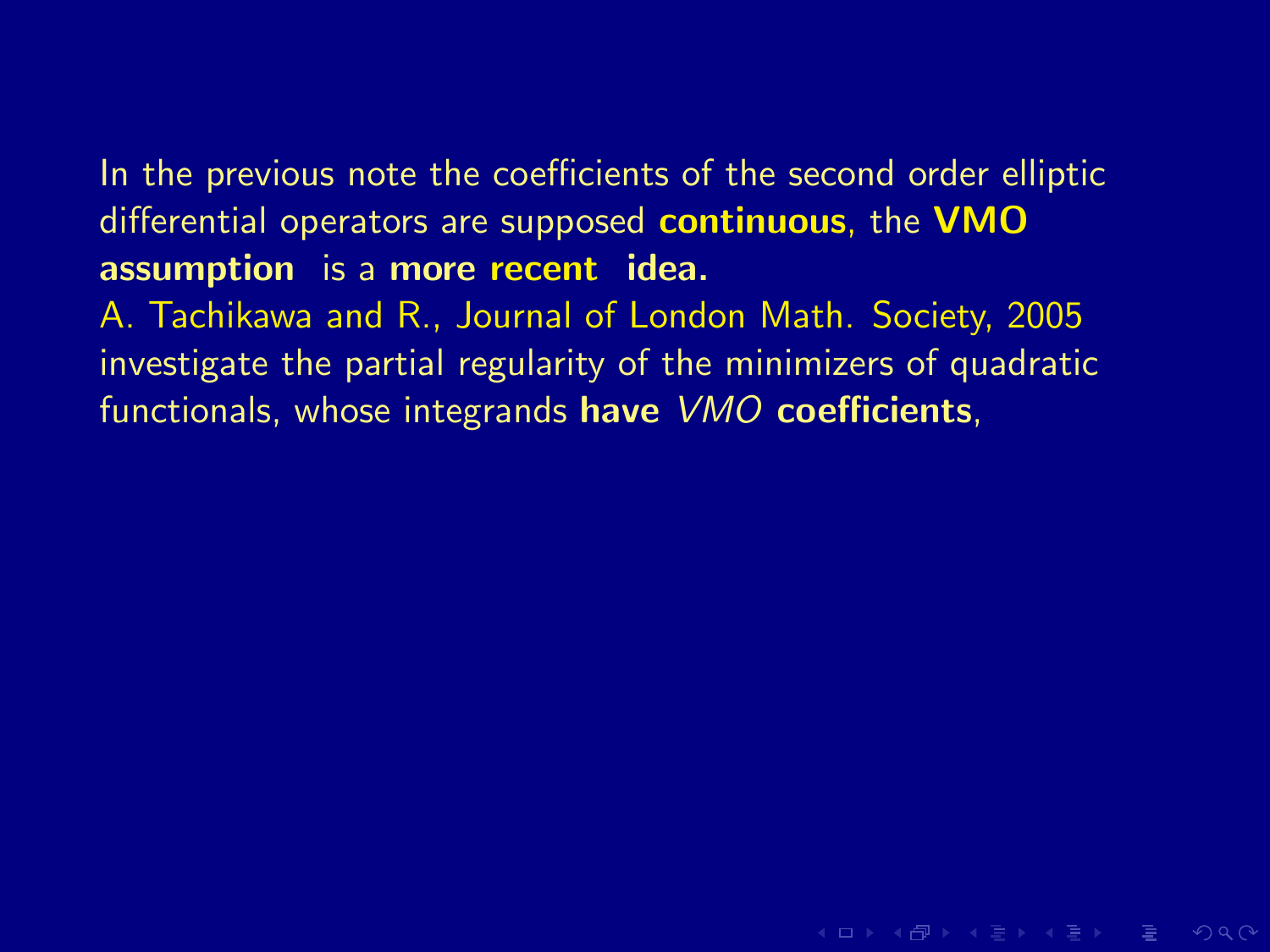In the previous note the coefficients of the second order elliptic differential operators are supposed **continuous**, the **VMO assumption** is a **more recent idea.**
A. Tachikawa and R., Journal of London Math. Society, 2005 investigate the partial regularity of the minimizers of quadratic functionals, whose integrands **have** *VMO* **coefficients**,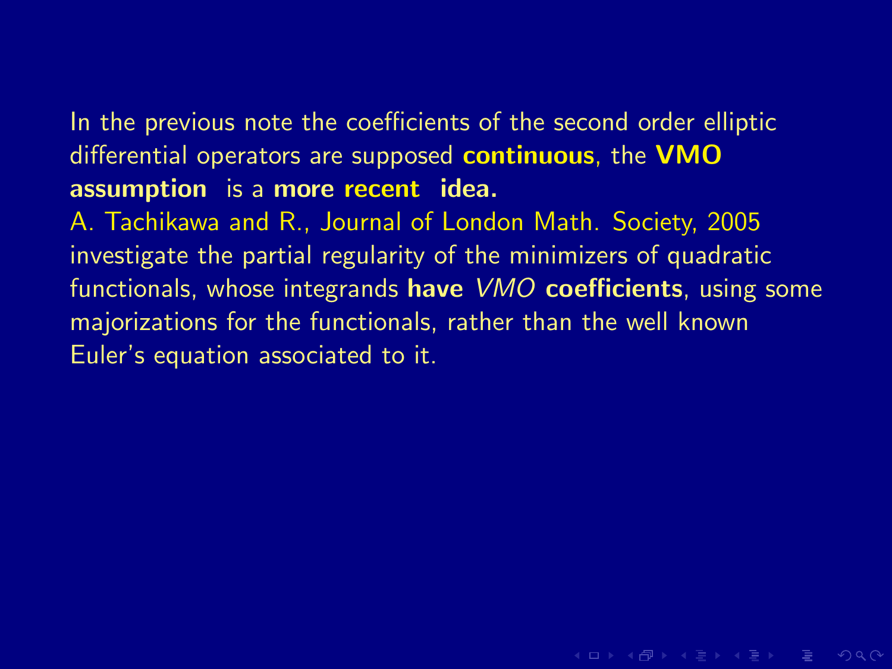In the previous note the coefficients of the second order elliptic differential operators are supposed **continuous**, the **VMO assumption** is a **more recent idea.**

A. Tachikawa and R., Journal of London Math. Society, 2005 investigate the partial regularity of the minimizers of quadratic functionals, whose integrands **have** *VMO* **coefficients**, using some majorizations for the functionals, rather than the well known Euler's equation associated to it.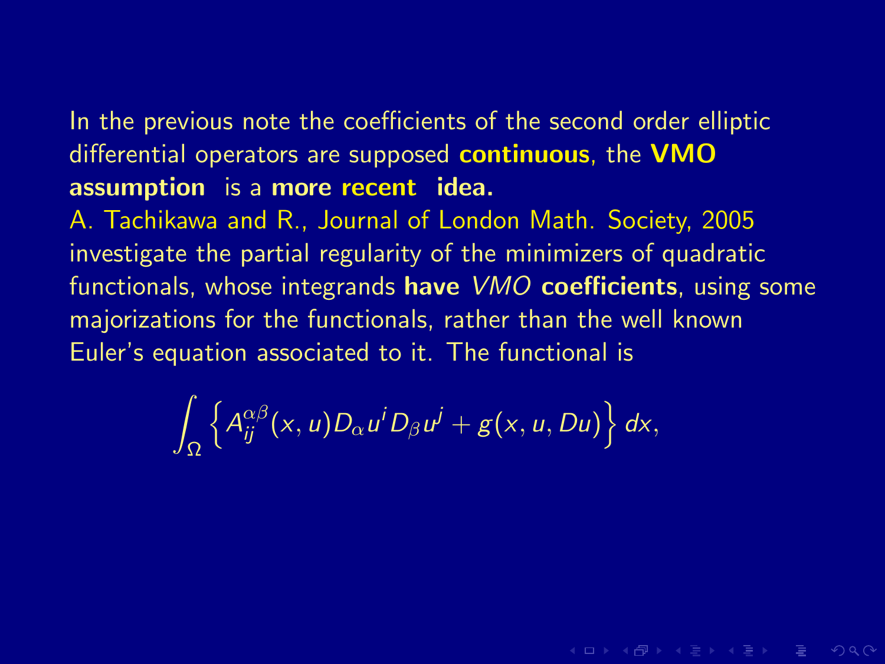In the previous note the coefficients of the second order elliptic differential operators are supposed **continuous**, the **VMO assumption** is a **more recent idea.**

A. Tachikawa and R., Journal of London Math. Society, 2005 investigate the partial regularity of the minimizers of quadratic functionals, whose integrands **have** *VMO* **coefficients**, using some majorizations for the functionals, rather than the well known Euler's equation associated to it. The functional is

$$\int_\Omega \left\{ A_{ij}^{\alpha\beta}(x,u) D_\alpha u^i D_\beta u^j + g(x,u,Du) \right\} dx,$$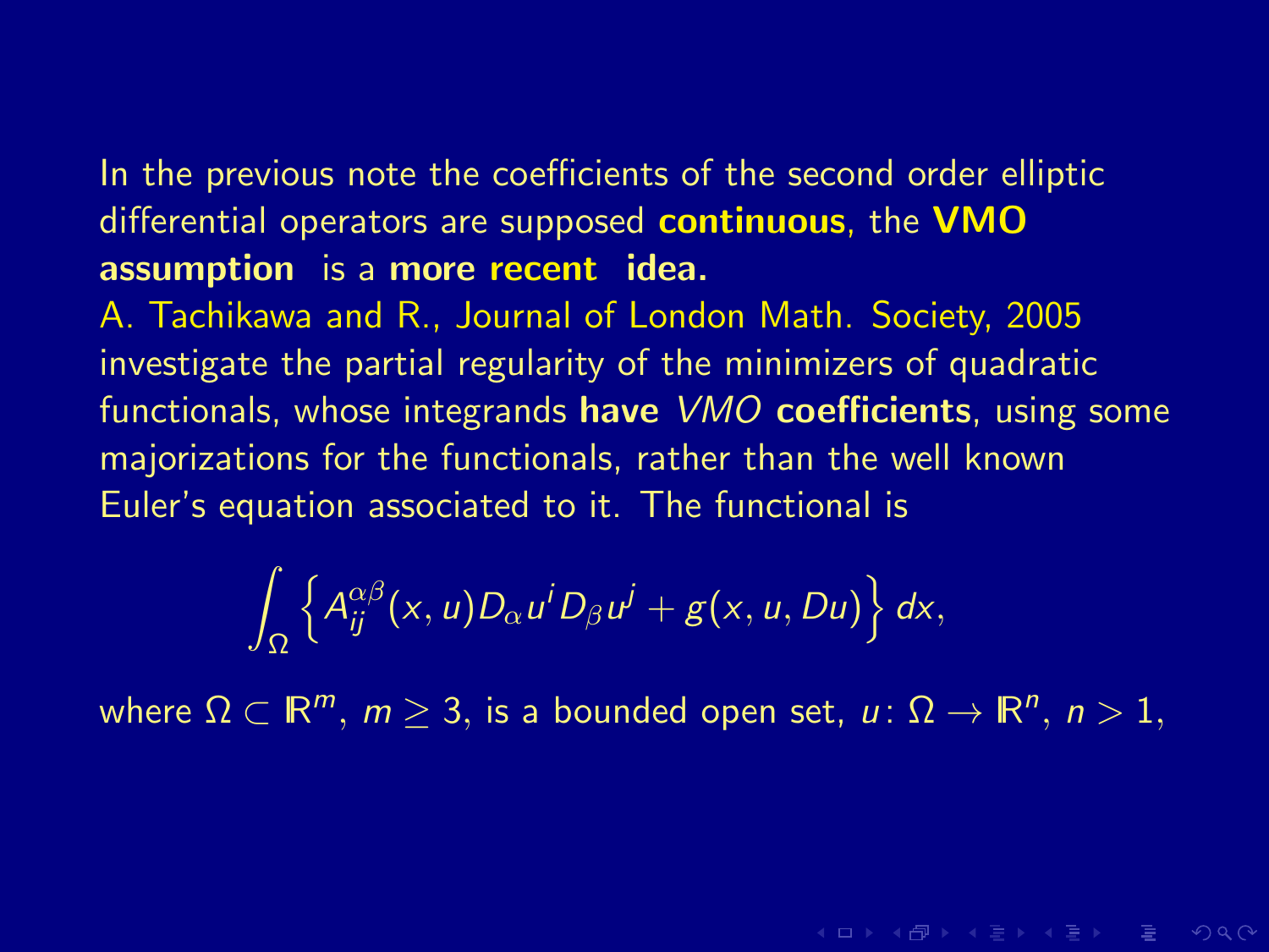In the previous note the coefficients of the second order elliptic differential operators are supposed **continuous**, the **VMO assumption** is a **more recent idea.**

A. Tachikawa and R., Journal of London Math. Society, 2005 investigate the partial regularity of the minimizers of quadratic functionals, whose integrands **have** *VMO* **coefficients**, using some majorizations for the functionals, rather than the well known Euler's equation associated to it. The functional is

$$\int_\Omega \left\{ A_{ij}^{\alpha\beta}(x,u) D_\alpha u^i D_\beta u^j + g(x,u,Du) \right\} dx,$$

where $\Omega \subset \mathbb{R}^m$, $m \geq 3$, is a bounded open set, $u\colon \Omega \to \mathbb{R}^n$, $n > 1$,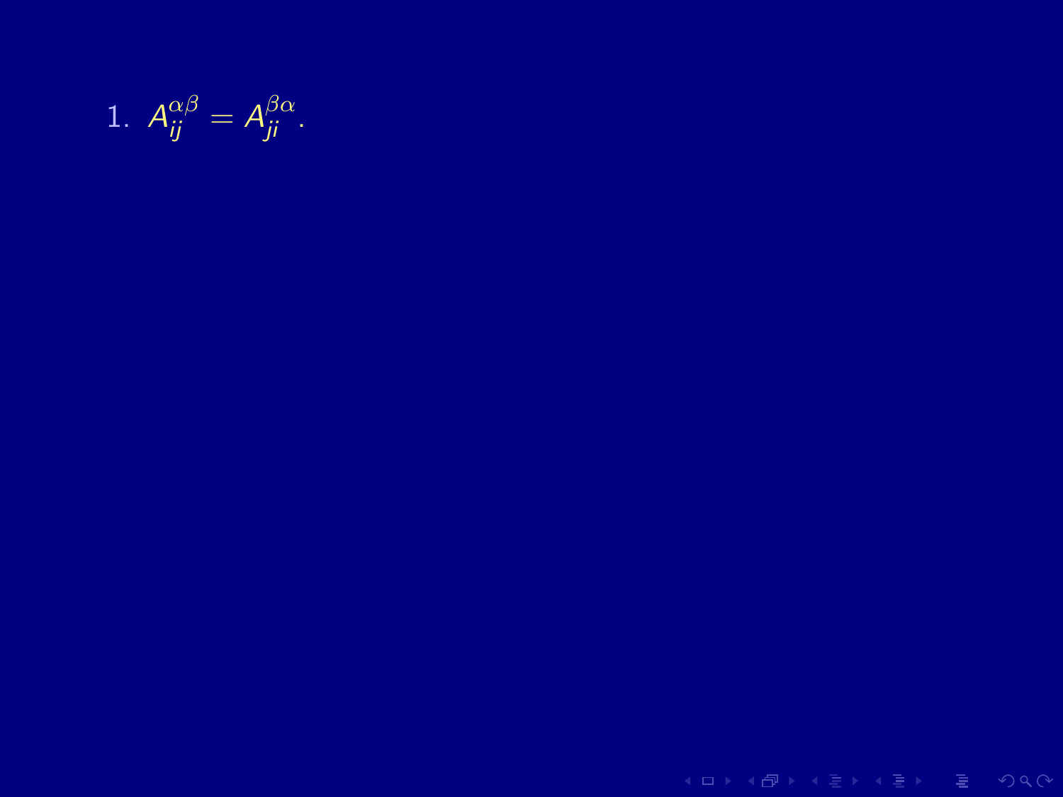1. $A_{ij}^{\alpha\beta} = A_{ji}^{\beta\alpha}$.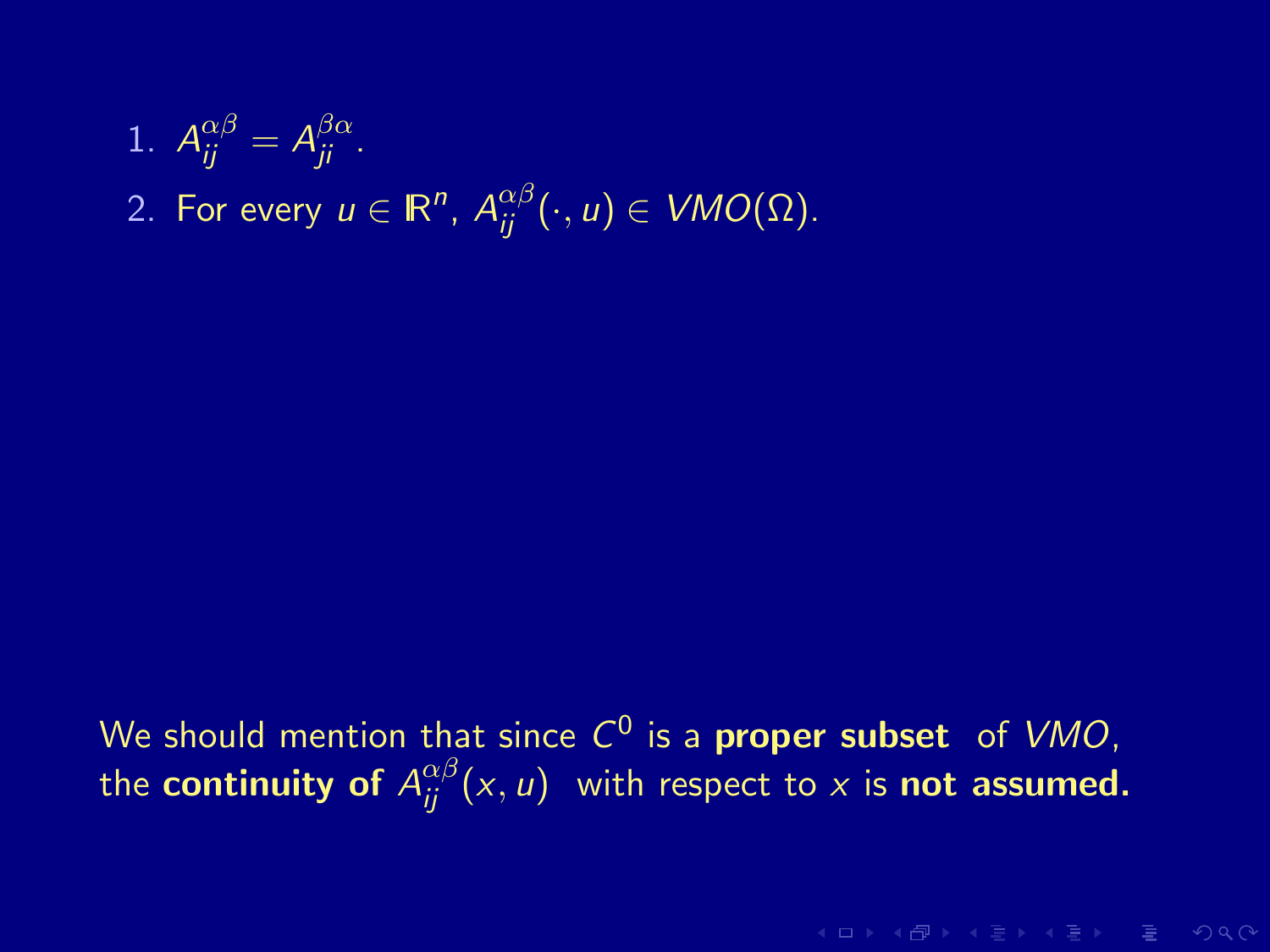1. $A_{ij}^{\alpha\beta} = A_{ji}^{\beta\alpha}$.
2. For every $u \in \mathbb{R}^n$, $A_{ij}^{\alpha\beta}(\cdot, u) \in VMO(\Omega)$.

We should mention that since $C^0$ is a **proper subset** of $VMO$, the **continuity of $A_{ij}^{\alpha\beta}(x, u)$** with respect to $x$ is **not assumed.**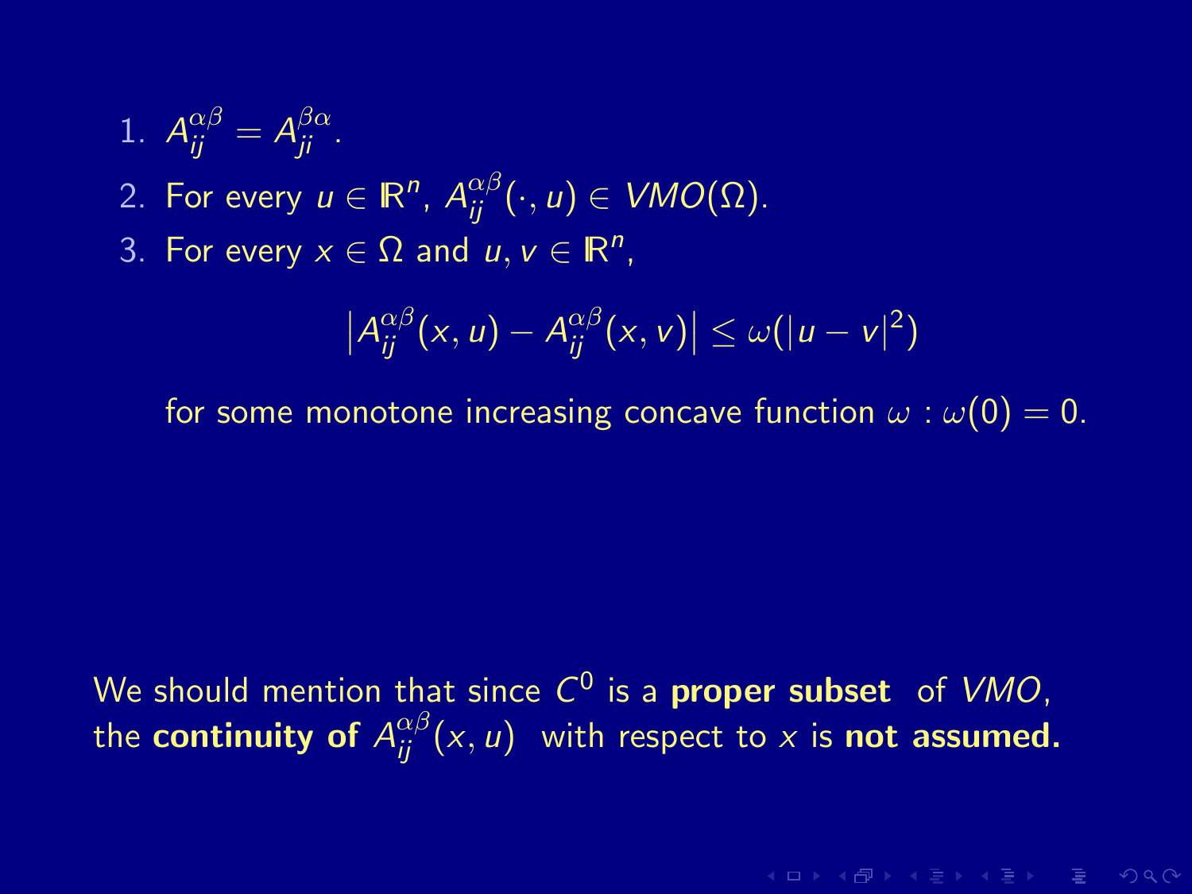1. $A_{ij}^{\alpha\beta} = A_{ji}^{\beta\alpha}$.
2. For every $u \in \mathbb{R}^n$, $A_{ij}^{\alpha\beta}(\cdot, u) \in VMO(\Omega)$.
3. For every $x \in \Omega$ and $u, v \in \mathbb{R}^n$,

$$\left| A_{ij}^{\alpha\beta}(x, u) - A_{ij}^{\alpha\beta}(x, v) \right| \leq \omega(|u - v|^2)$$

for some monotone increasing concave function $\omega : \omega(0) = 0$.

We should mention that since $C^0$ is a **proper subset** of $VMO$, the **continuity of** $A_{ij}^{\alpha\beta}(x, u)$ with respect to $x$ is **not assumed.**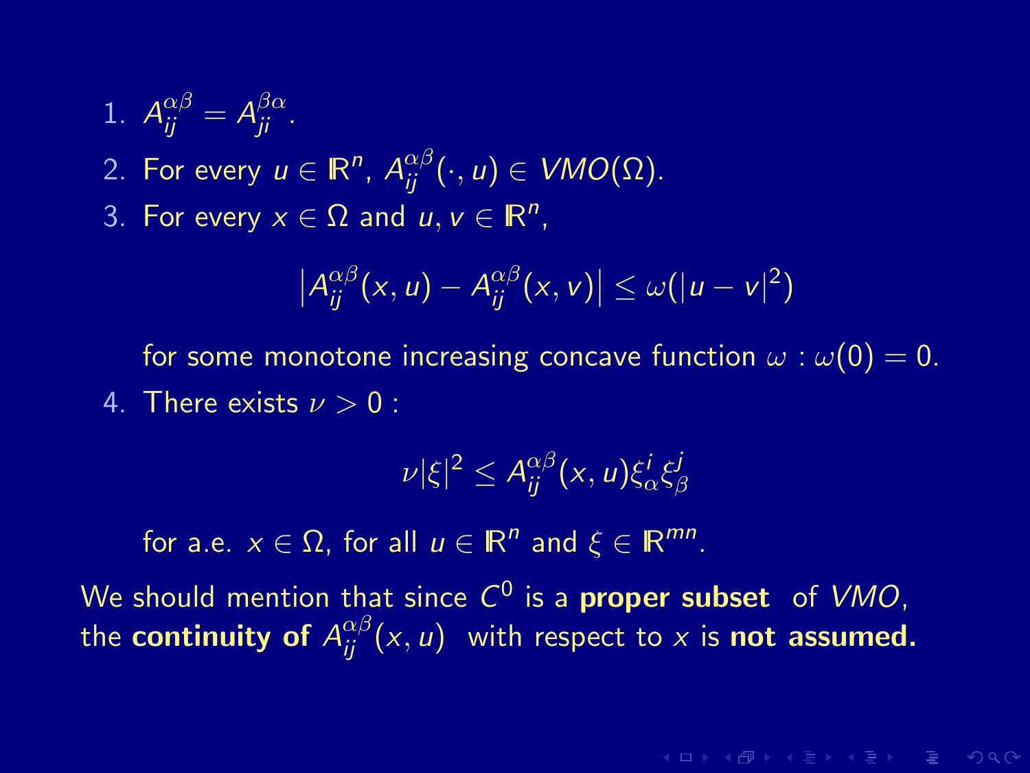1. $A_{ij}^{\alpha\beta} = A_{ji}^{\beta\alpha}$.
2. For every $u \in \mathbb{R}^n$, $A_{ij}^{\alpha\beta}(\cdot, u) \in VMO(\Omega)$.
3. For every $x \in \Omega$ and $u, v \in \mathbb{R}^n$,

$$\left|A_{ij}^{\alpha\beta}(x,u) - A_{ij}^{\alpha\beta}(x,v)\right| \leq \omega(|u-v|^2)$$

   for some monotone increasing concave function $\omega : \omega(0) = 0$.
4. There exists $\nu > 0$ :

$$\nu|\xi|^2 \leq A_{ij}^{\alpha\beta}(x,u)\xi_\alpha^i \xi_\beta^j$$

   for a.e. $x \in \Omega$, for all $u \in \mathbb{R}^n$ and $\xi \in \mathbb{R}^{mn}$.

We should mention that since $C^0$ is a **proper subset** of $VMO$, the **continuity of** $A_{ij}^{\alpha\beta}(x,u)$ with respect to $x$ is **not assumed.**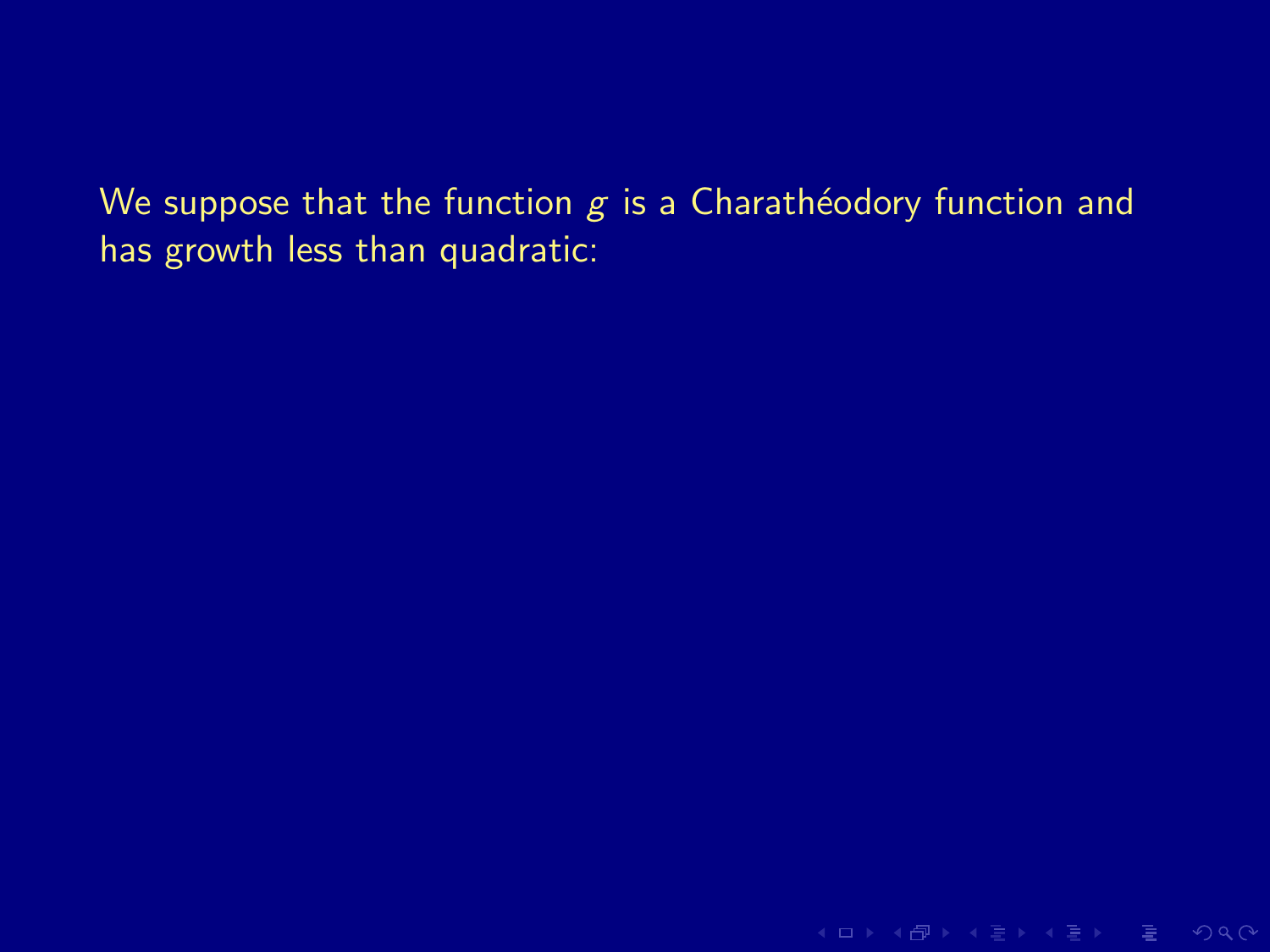We suppose that the function $g$ is a Charathéodory function and has growth less than quadratic: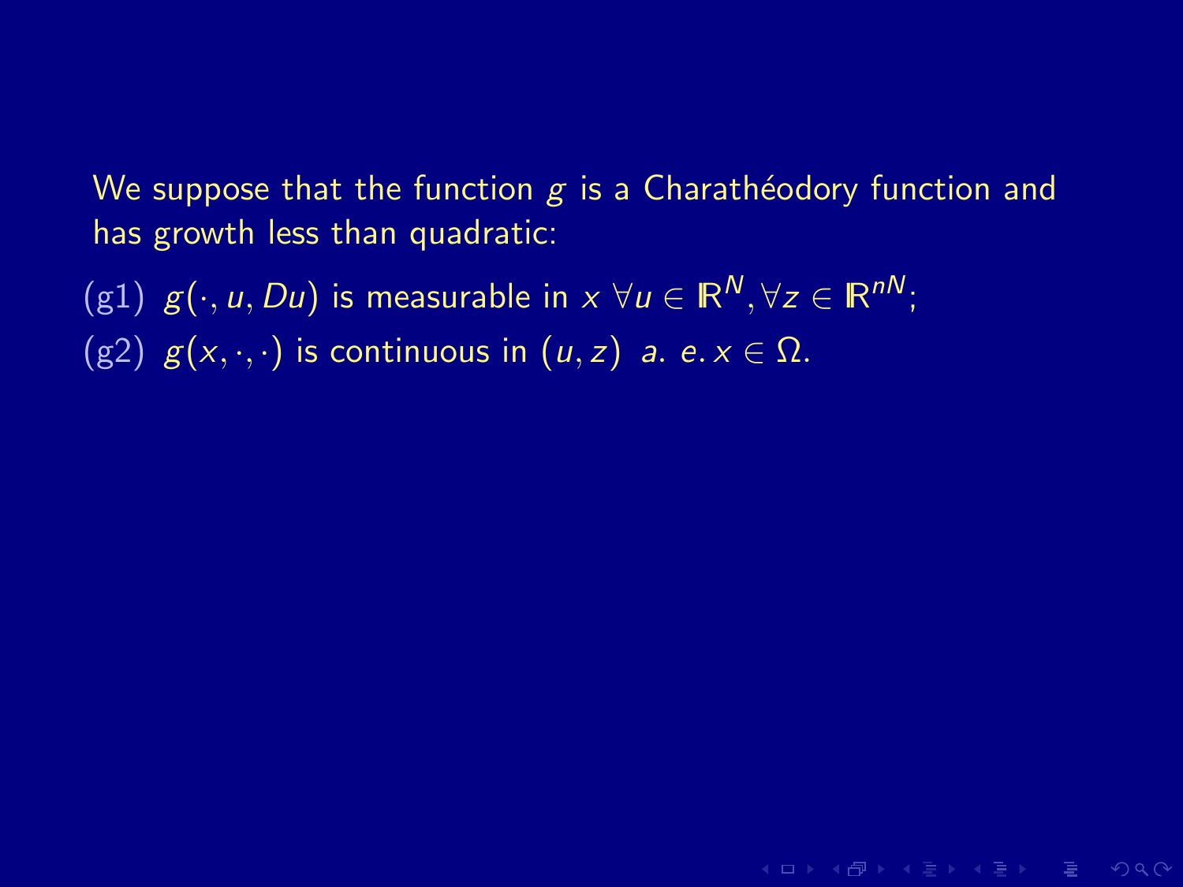We suppose that the function $g$ is a Charathéodory function and has growth less than quadratic:

(g1) $g(\cdot, u, Du)$ is measurable in $x$ $\forall u \in \mathbb{R}^N, \forall z \in \mathbb{R}^{nN}$;

(g2) $g(x, \cdot, \cdot)$ is continuous in $(u, z)$ $a.\ e. x \in \Omega$.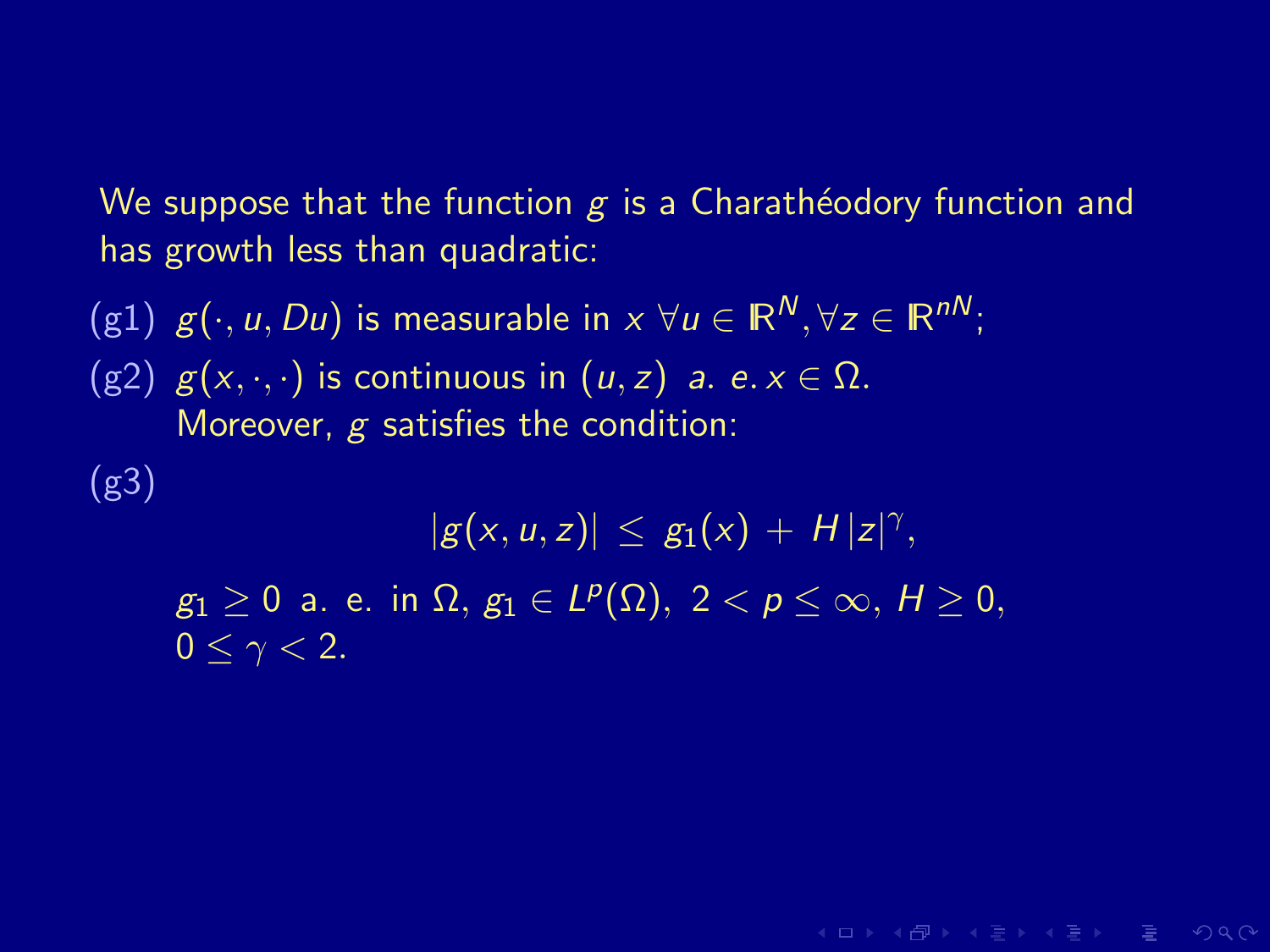We suppose that the function $g$ is a Charathéodory function and has growth less than quadratic:

(g1) $g(\cdot, u, Du)$ is measurable in $x$ $\forall u \in \mathbb{R}^N, \forall z \in \mathbb{R}^{nN}$;

(g2) $g(x, \cdot, \cdot)$ is continuous in $(u, z)$ *a. e.* $x \in \Omega$.
Moreover, $g$ satisfies the condition:

(g3)

$$|g(x, u, z)| \leq g_1(x) + H\,|z|^\gamma,$$

$g_1 \geq 0$ a. e. in $\Omega$, $g_1 \in L^p(\Omega)$, $2 < p \leq \infty$, $H \geq 0$, $0 \leq \gamma < 2$.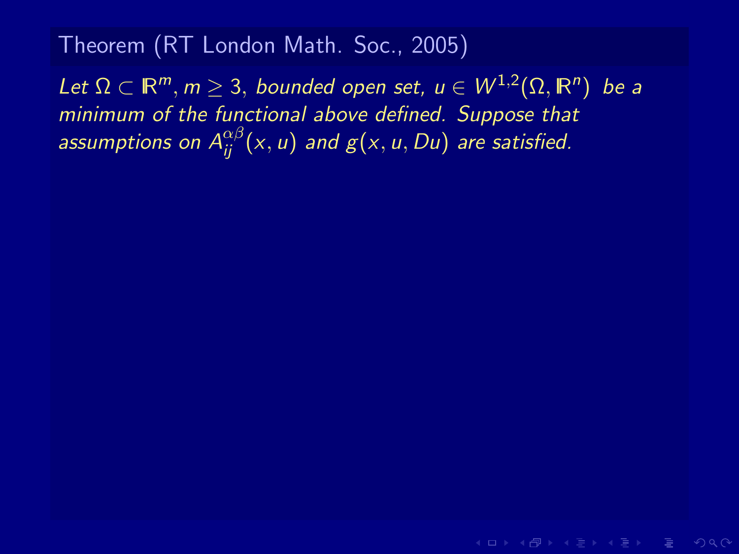**Theorem (RT London Math. Soc., 2005)**

*Let $\Omega \subset \mathbb{R}^m, m \geq 3$, bounded open set, $u \in W^{1,2}(\Omega, \mathbb{R}^n)$ be a minimum of the functional above defined. Suppose that assumptions on $A_{ij}^{\alpha\beta}(x, u)$ and $g(x, u, Du)$ are satisfied.*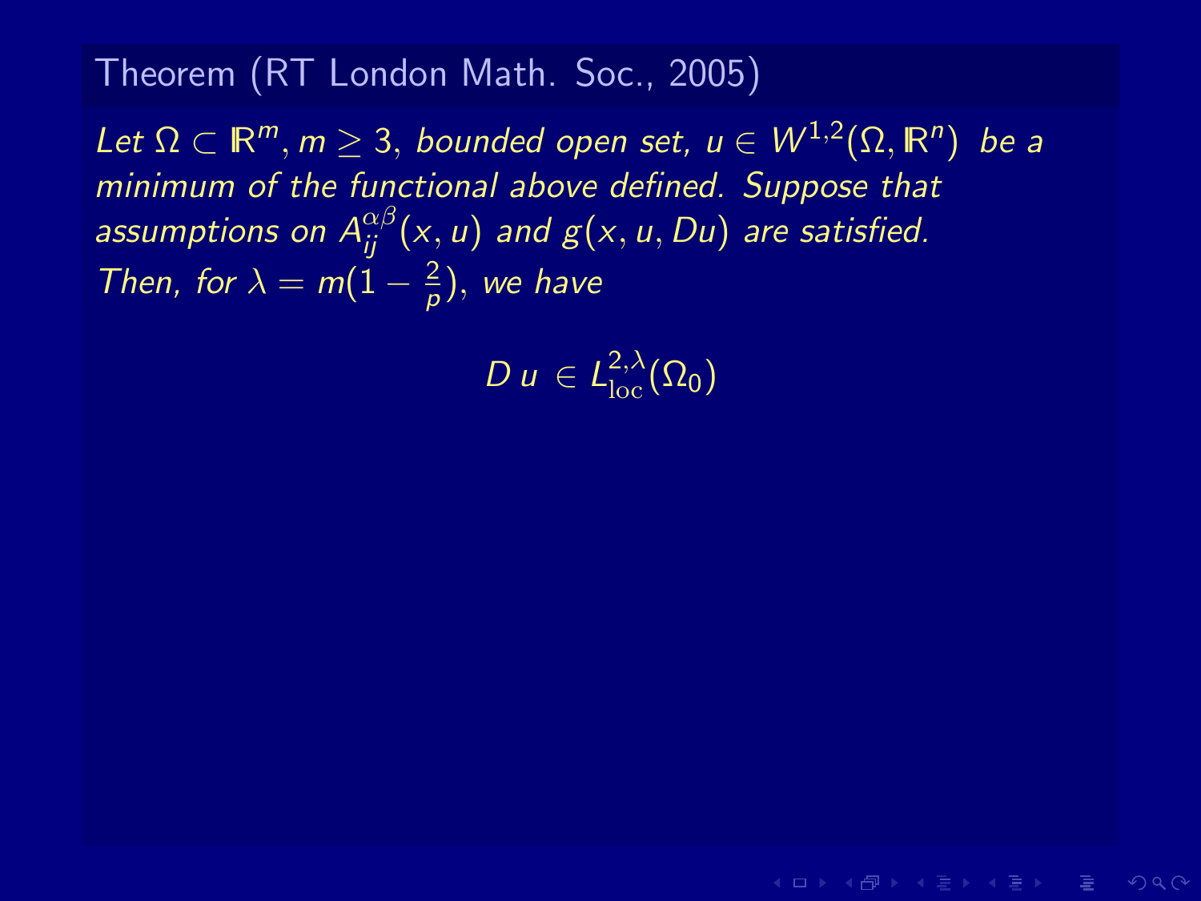## Theorem (RT London Math. Soc., 2005)

*Let $\Omega \subset \mathbb{R}^m, m \geq 3$, bounded open set, $u \in W^{1,2}(\Omega, \mathbb{R}^n)$ be a minimum of the functional above defined. Suppose that assumptions on $A_{ij}^{\alpha\beta}(x,u)$ and $g(x,u,Du)$ are satisfied. Then, for $\lambda = m(1 - \frac{2}{p})$, we have*

$$D\,u \in L^{2,\lambda}_{\mathrm{loc}}(\Omega_0)$$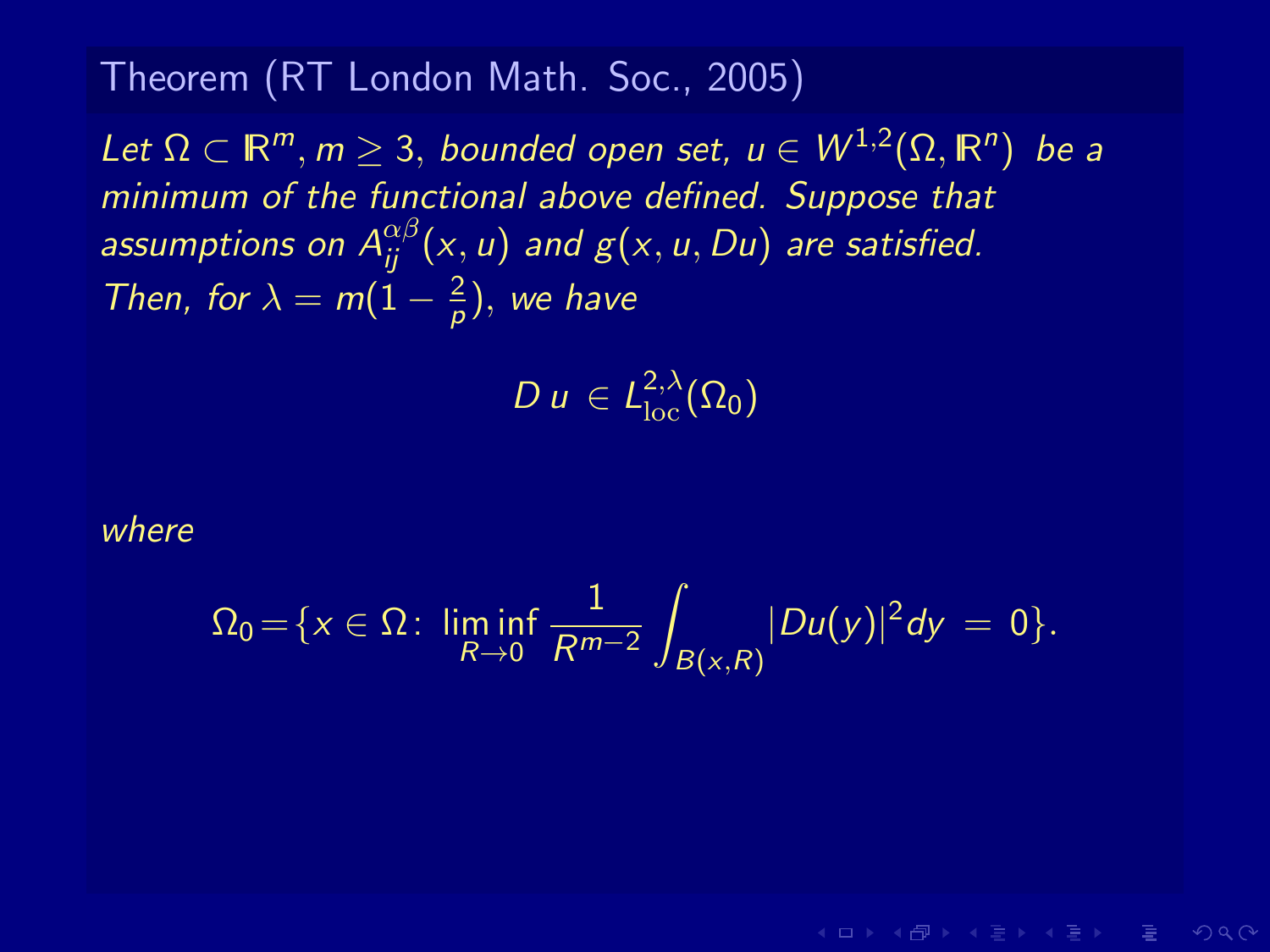### Theorem (RT London Math. Soc., 2005)

*Let $\Omega \subset \mathbb{R}^m, m \geq 3,$ bounded open set, $u \in W^{1,2}(\Omega, \mathbb{R}^n)$ be a minimum of the functional above defined. Suppose that assumptions on $A_{ij}^{\alpha\beta}(x, u)$ and $g(x, u, Du)$ are satisfied. Then, for $\lambda = m(1 - \frac{2}{p})$, we have*

$$D\, u \,\in L^{2,\lambda}_{\rm loc}(\Omega_0)$$

*where*

$$\Omega_0 = \{x \in \Omega : \liminf_{R \to 0} \frac{1}{R^{m-2}} \int_{B(x,R)} |Du(y)|^2 dy \,=\, 0\}.$$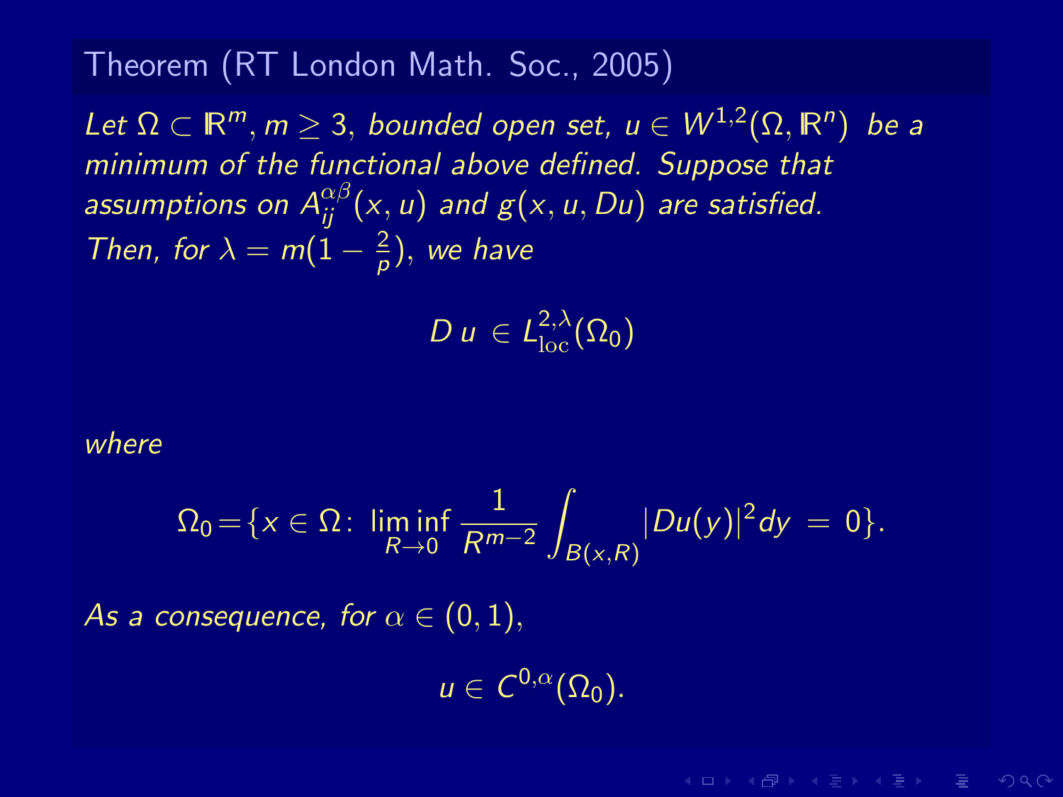**Theorem (RT London Math. Soc., 2005)**

*Let $\Omega \subset \mathbb{R}^m$, $m \geq 3$, bounded open set, $u \in W^{1,2}(\Omega, \mathbb{R}^n)$ be a minimum of the functional above defined. Suppose that assumptions on $A_{ij}^{\alpha\beta}(x,u)$ and $g(x,u,Du)$ are satisfied. Then, for $\lambda = m(1 - \frac{2}{p})$, we have*

$$D\,u \,\in\, L^{2,\lambda}_{\mathrm{loc}}(\Omega_0)$$

*where*

$$\Omega_0 = \{x \in \Omega : \liminf_{R \to 0} \frac{1}{R^{m-2}} \int_{B(x,R)} |Du(y)|^2 dy \,=\, 0\}.$$

*As a consequence, for $\alpha \in (0,1)$,*

$$u \in C^{0,\alpha}(\Omega_0).$$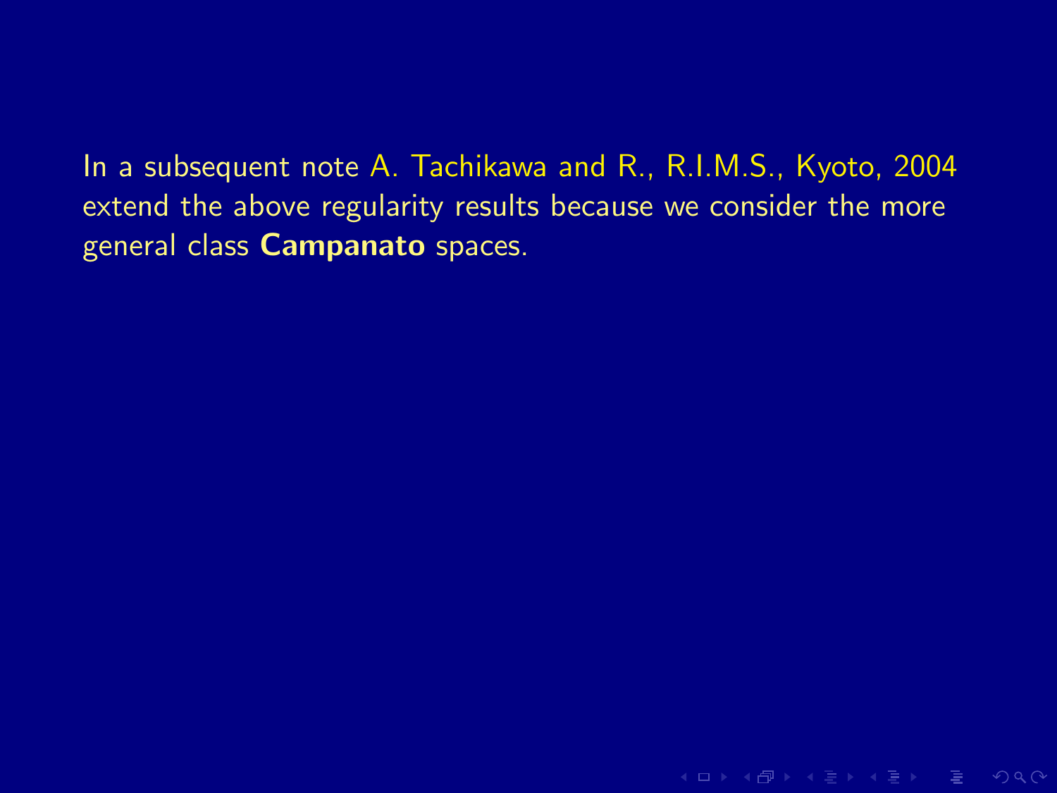In a subsequent note A. Tachikawa and R., R.I.M.S., Kyoto, 2004 extend the above regularity results because we consider the more general class **Campanato** spaces.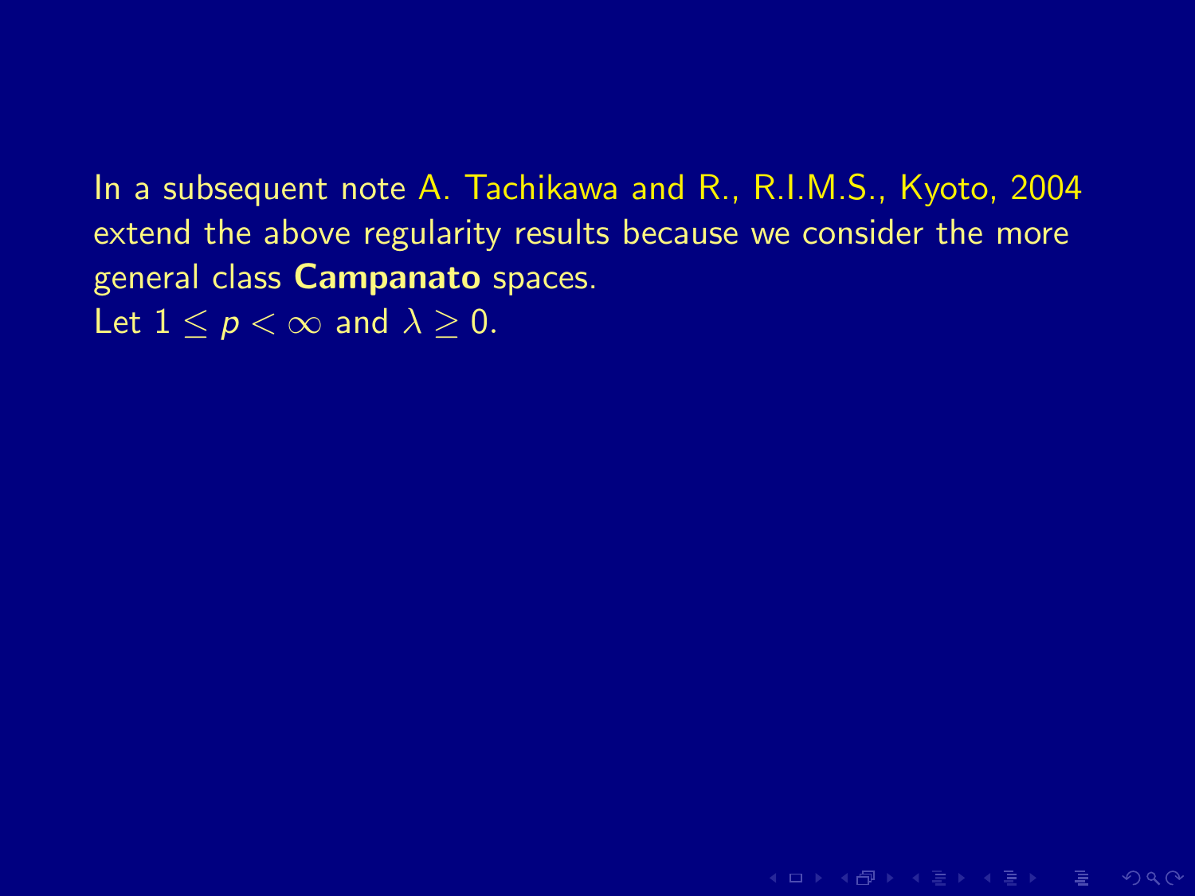In a subsequent note A. Tachikawa and R., R.I.M.S., Kyoto, 2004 extend the above regularity results because we consider the more general class **Campanato** spaces.
Let $1 \leq p < \infty$ and $\lambda \geq 0$.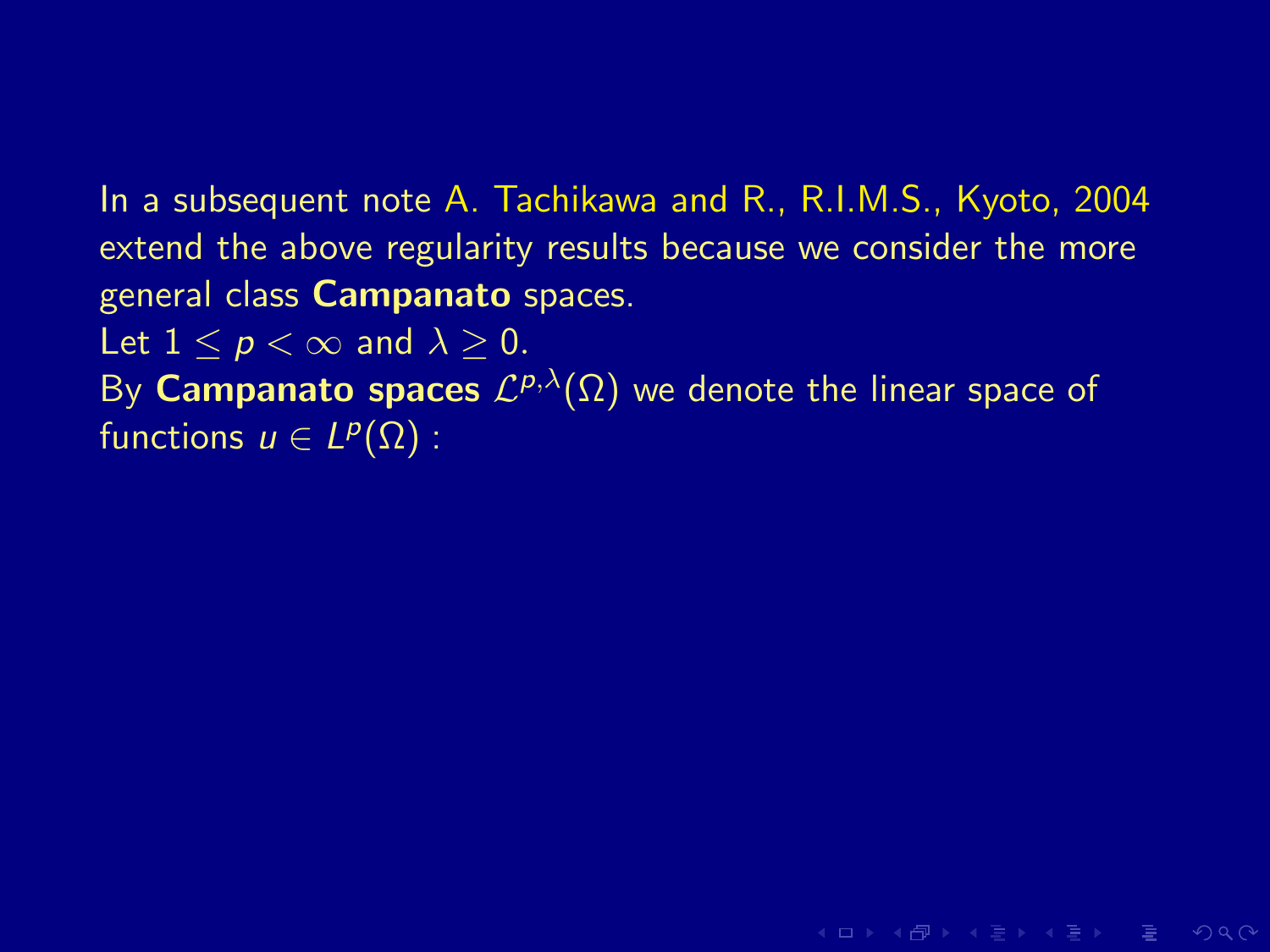In a subsequent note A. Tachikawa and R., R.I.M.S., Kyoto, 2004 extend the above regularity results because we consider the more general class **Campanato** spaces.

Let $1 \leq p < \infty$ and $\lambda \geq 0$.

By **Campanato spaces** $\mathcal{L}^{p,\lambda}(\Omega)$ we denote the linear space of functions $u \in L^p(\Omega)$ :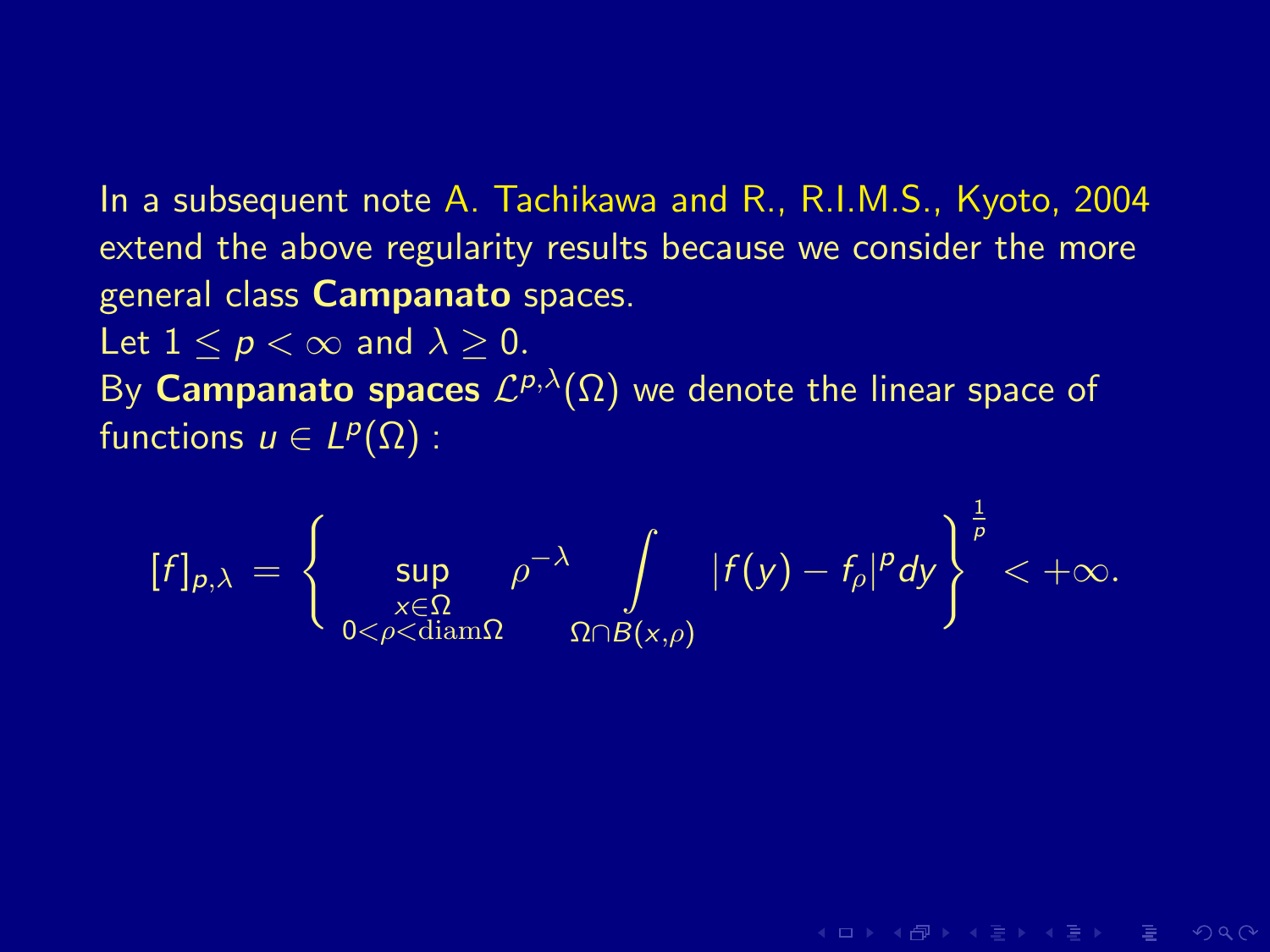In a subsequent note A. Tachikawa and R., R.I.M.S., Kyoto, 2004 extend the above regularity results because we consider the more general class **Campanato** spaces.

Let $1 \le p < \infty$ and $\lambda \ge 0$.

By **Campanato spaces** $\mathcal{L}^{p,\lambda}(\Omega)$ we denote the linear space of functions $u \in L^p(\Omega)$ :

$$[f]_{p,\lambda} = \left\{ \sup_{\substack{x\in\Omega \\ 0<\rho<\operatorname{diam}\Omega}} \rho^{-\lambda} \int_{\Omega\cap B(x,\rho)} |f(y) - f_\rho|^p dy \right\}^{\frac{1}{p}} < +\infty.$$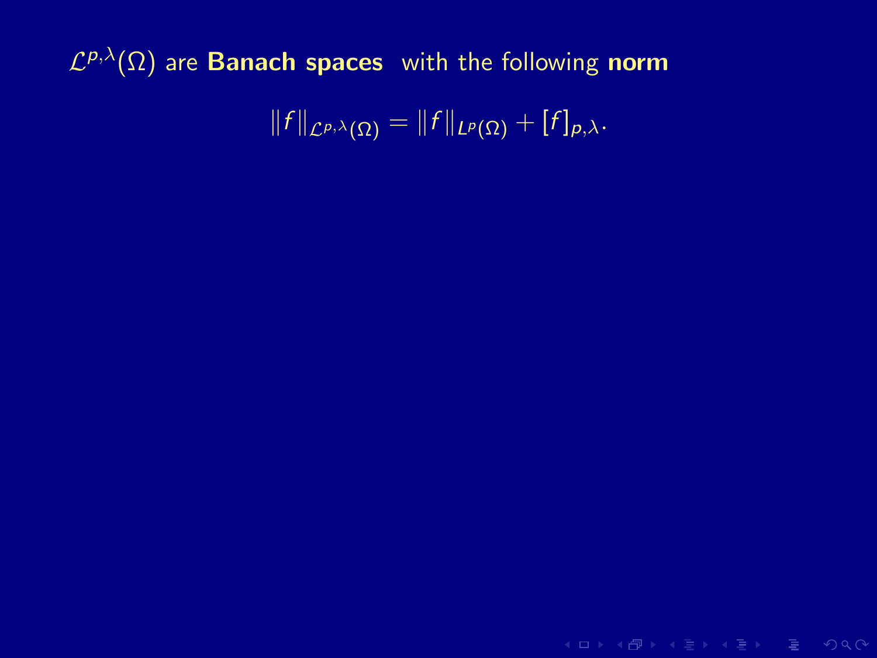$\mathcal{L}^{p,\lambda}(\Omega)$ are **Banach spaces** with the following **norm**

$$\|f\|_{\mathcal{L}^{p,\lambda}(\Omega)} = \|f\|_{L^p(\Omega)} + [f]_{p,\lambda}.$$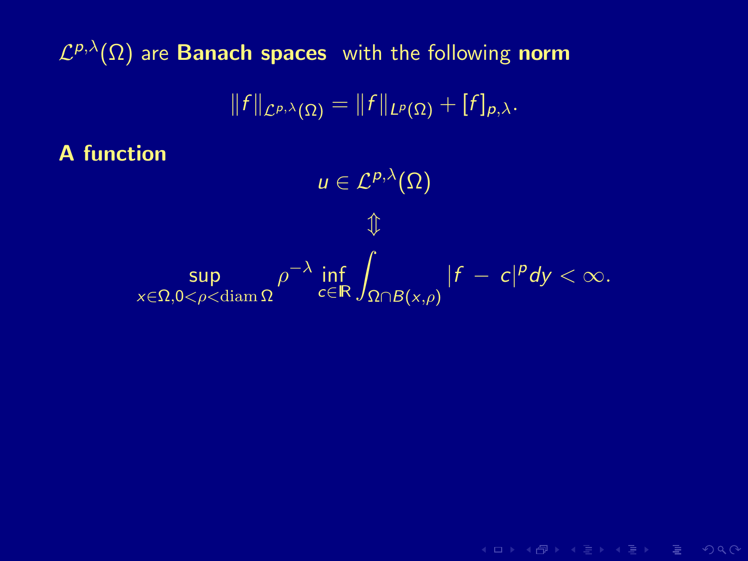$\mathcal{L}^{p,\lambda}(\Omega)$ are **Banach spaces** with the following **norm**

$$\|f\|_{\mathcal{L}^{p,\lambda}(\Omega)} = \|f\|_{L^p(\Omega)} + [f]_{p,\lambda}.$$

**A function**

$$u \in \mathcal{L}^{p,\lambda}(\Omega)$$

$$\Updownarrow$$

$$\sup_{x\in\Omega, 0<\rho<\operatorname{diam}\Omega} \rho^{-\lambda} \inf_{c\in\mathbb{R}} \int_{\Omega\cap B(x,\rho)} |f - c|^p dy < \infty.$$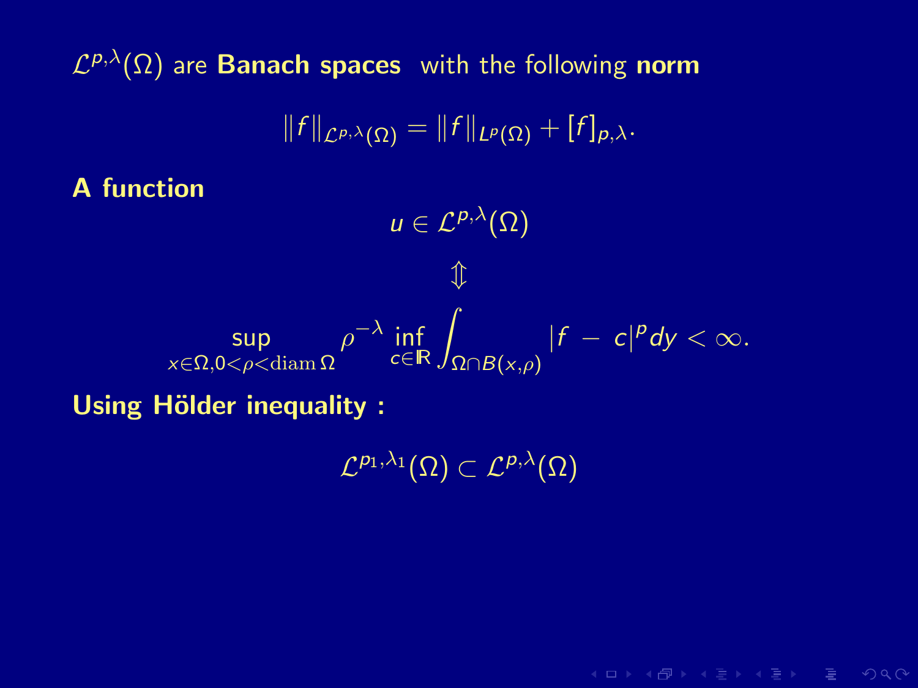$\mathcal{L}^{p,\lambda}(\Omega)$ are **Banach spaces** with the following **norm**

$$\|f\|_{\mathcal{L}^{p,\lambda}(\Omega)} = \|f\|_{L^p(\Omega)} + [f]_{p,\lambda}.$$

**A function**

$$u \in \mathcal{L}^{p,\lambda}(\Omega)$$

$$\Updownarrow$$

$$\sup_{x\in\Omega, 0<\rho<\operatorname{diam}\Omega} \rho^{-\lambda} \inf_{c\in\mathbb{R}} \int_{\Omega\cap B(x,\rho)} |f - c|^p dy < \infty.$$

**Using Hölder inequality :**

$$\mathcal{L}^{p_1,\lambda_1}(\Omega) \subset \mathcal{L}^{p,\lambda}(\Omega)$$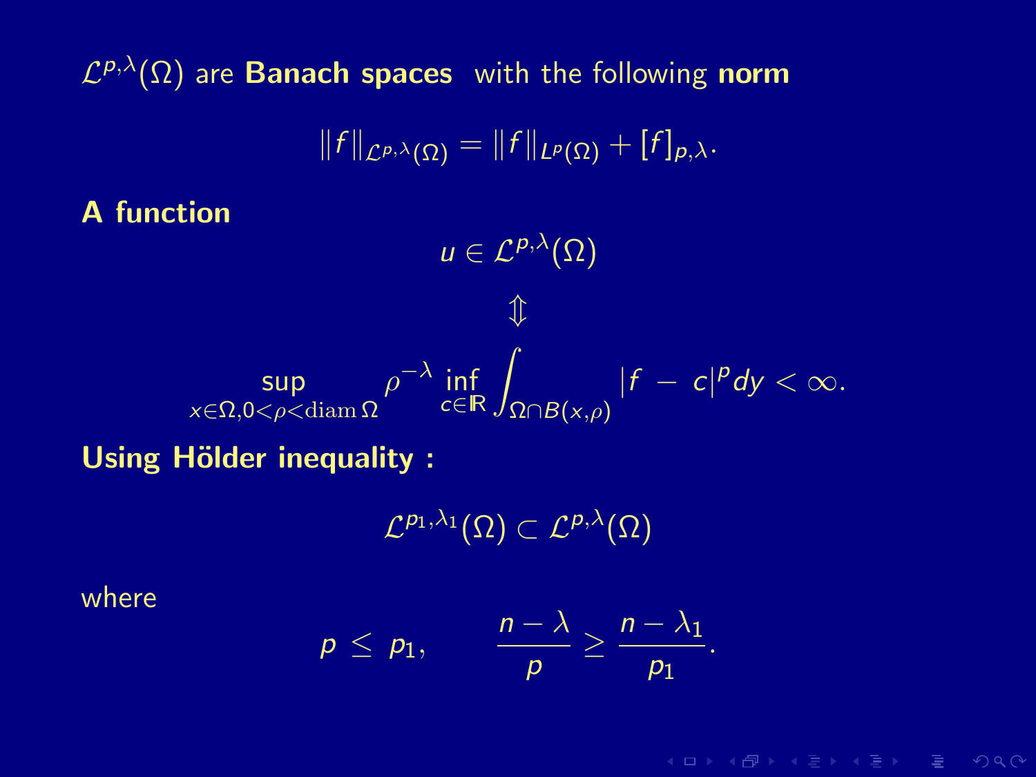$\mathcal{L}^{p,\lambda}(\Omega)$ are **Banach spaces** with the following **norm**

$$\|f\|_{\mathcal{L}^{p,\lambda}(\Omega)} = \|f\|_{L^p(\Omega)} + [f]_{p,\lambda}.$$

**A function**

$$u \in \mathcal{L}^{p,\lambda}(\Omega)$$

$$\Updownarrow$$

$$\sup_{x\in\Omega, 0<\rho<\operatorname{diam}\Omega} \rho^{-\lambda} \inf_{c\in\mathbb{R}} \int_{\Omega\cap B(x,\rho)} |f - c|^p dy < \infty.$$

**Using Hölder inequality :**

$$\mathcal{L}^{p_1,\lambda_1}(\Omega) \subset \mathcal{L}^{p,\lambda}(\Omega)$$

where

$$p \leq p_1, \qquad \frac{n-\lambda}{p} \geq \frac{n-\lambda_1}{p_1}.$$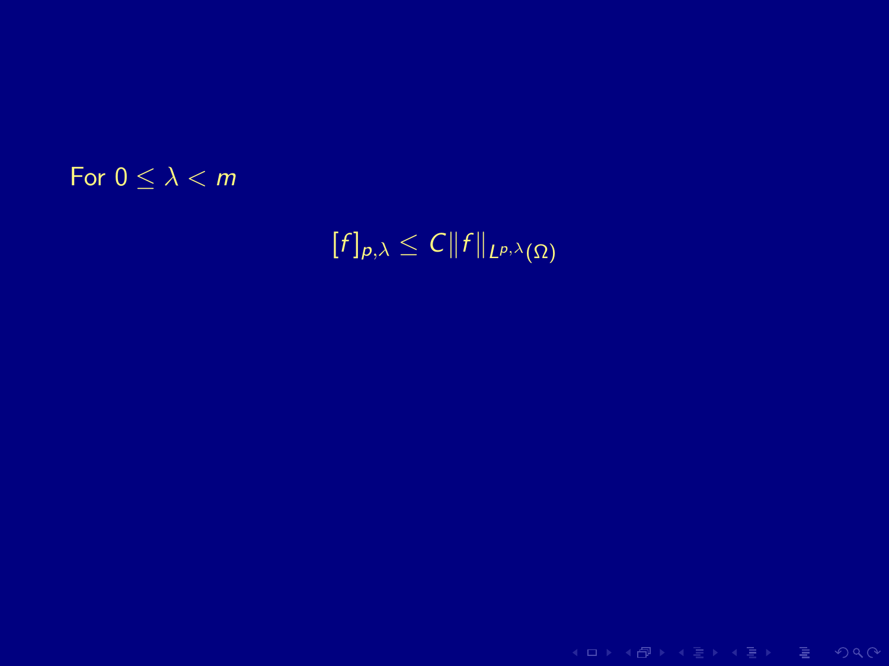For $0 \leq \lambda < m$

$$[f]_{p,\lambda} \leq C\|f\|_{L^{p,\lambda}(\Omega)}$$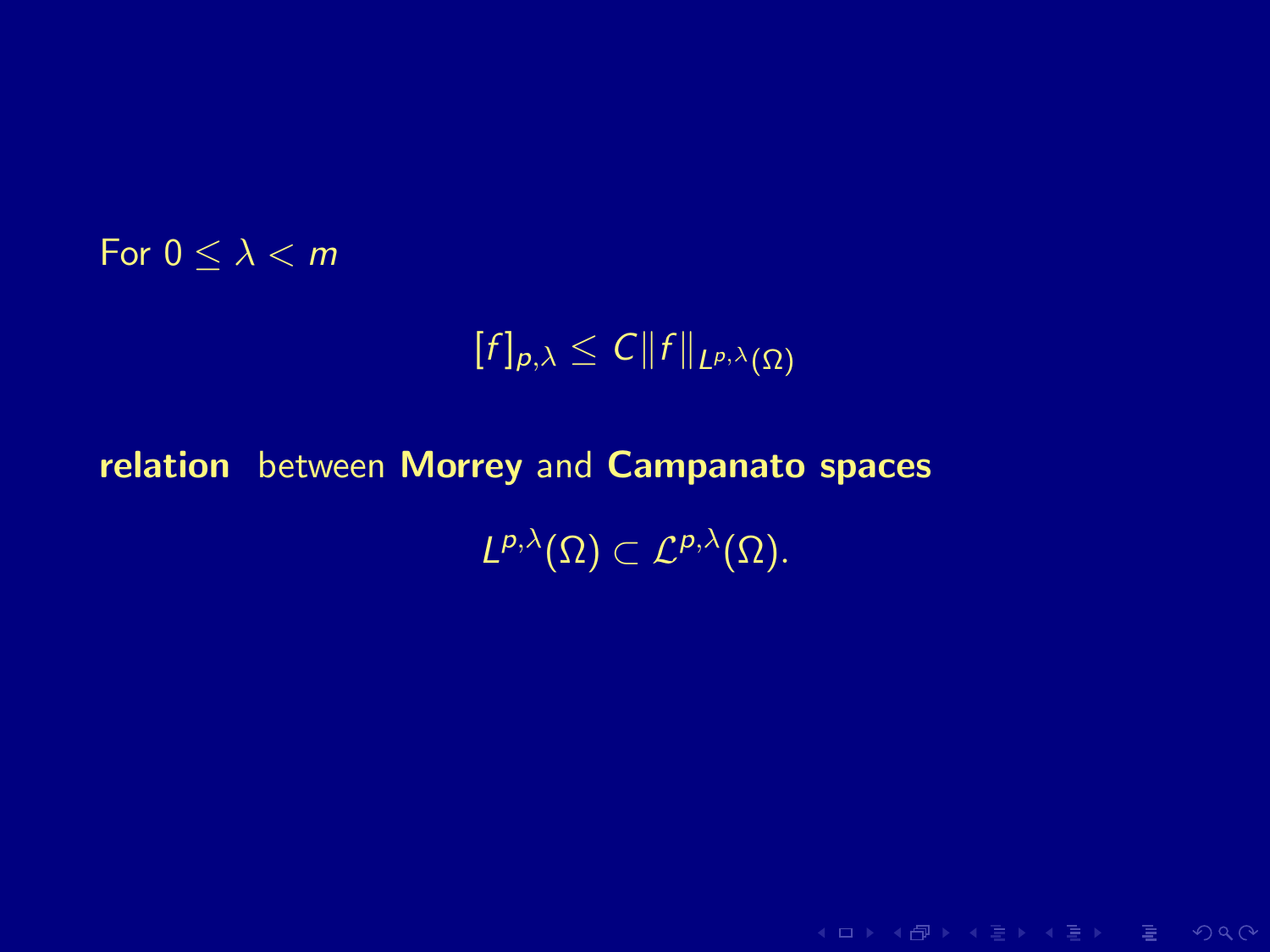For $0 \leq \lambda < m$

$$[f]_{p,\lambda} \leq C\|f\|_{L^{p,\lambda}(\Omega)}$$

**relation** between **Morrey** and **Campanato spaces**

$$L^{p,\lambda}(\Omega) \subset \mathcal{L}^{p,\lambda}(\Omega).$$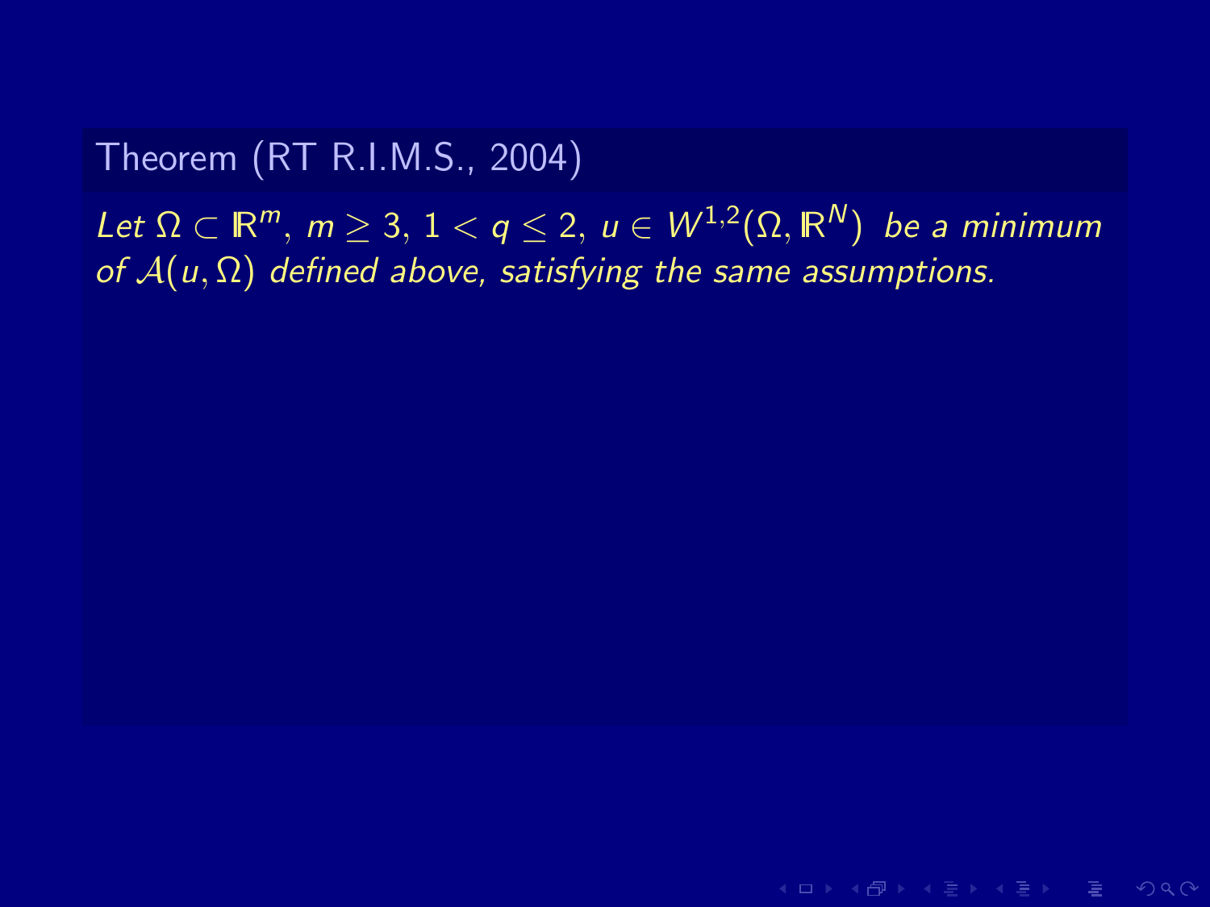**Theorem (RT R.I.M.S., 2004)**

*Let $\Omega \subset \mathbb{R}^m$, $m \geq 3$, $1 < q \leq 2$, $u \in W^{1,2}(\Omega, \mathbb{R}^N)$ be a minimum of $\mathcal{A}(u, \Omega)$ defined above, satisfying the same assumptions.*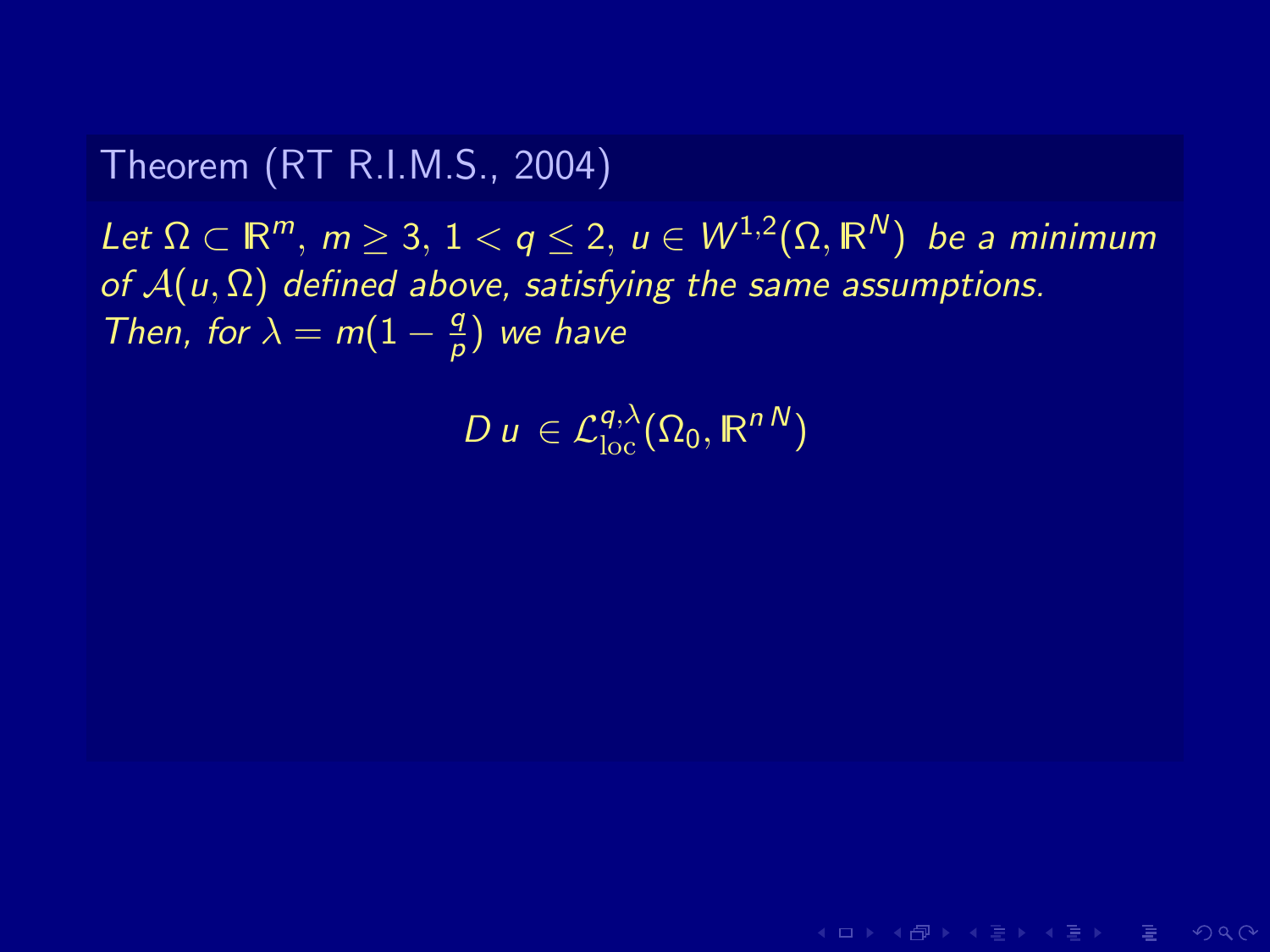**Theorem (RT R.I.M.S., 2004)**

*Let $\Omega \subset \mathbb{R}^m$, $m \geq 3$, $1 < q \leq 2$, $u \in W^{1,2}(\Omega, \mathbb{R}^N)$ be a minimum of $\mathcal{A}(u, \Omega)$ defined above, satisfying the same assumptions. Then, for $\lambda = m(1 - \frac{q}{p})$ we have*

$$D\,u \in \mathcal{L}^{q,\lambda}_{\mathrm{loc}}(\Omega_0, \mathbb{R}^{n\,N})$$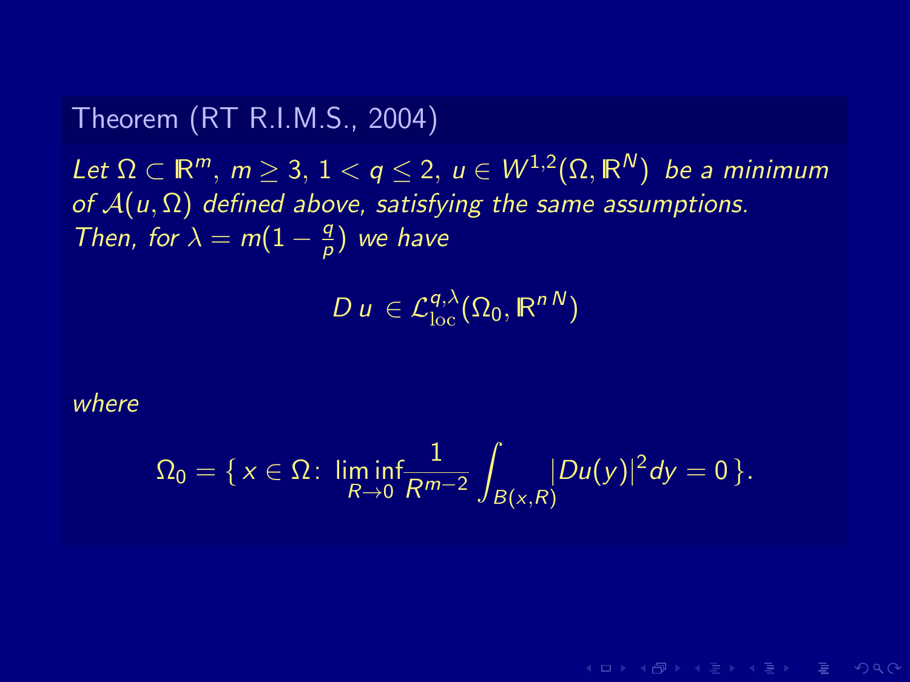**Theorem (RT R.I.M.S., 2004)**

*Let $\Omega \subset \mathbb{R}^m$, $m \geq 3$, $1 < q \leq 2$, $u \in W^{1,2}(\Omega, \mathbb{R}^N)$ be a minimum of $\mathcal{A}(u, \Omega)$ defined above, satisfying the same assumptions. Then, for $\lambda = m(1 - \frac{q}{p})$ we have*

$$D\, u \in \mathcal{L}^{q,\lambda}_{\mathrm{loc}}(\Omega_0, \mathbb{R}^{n\,N})$$

*where*

$$\Omega_0 = \{\, x \in \Omega \colon \liminf_{R \to 0} \frac{1}{R^{m-2}} \int_{B(x,R)} |Du(y)|^2 dy = 0 \,\}.$$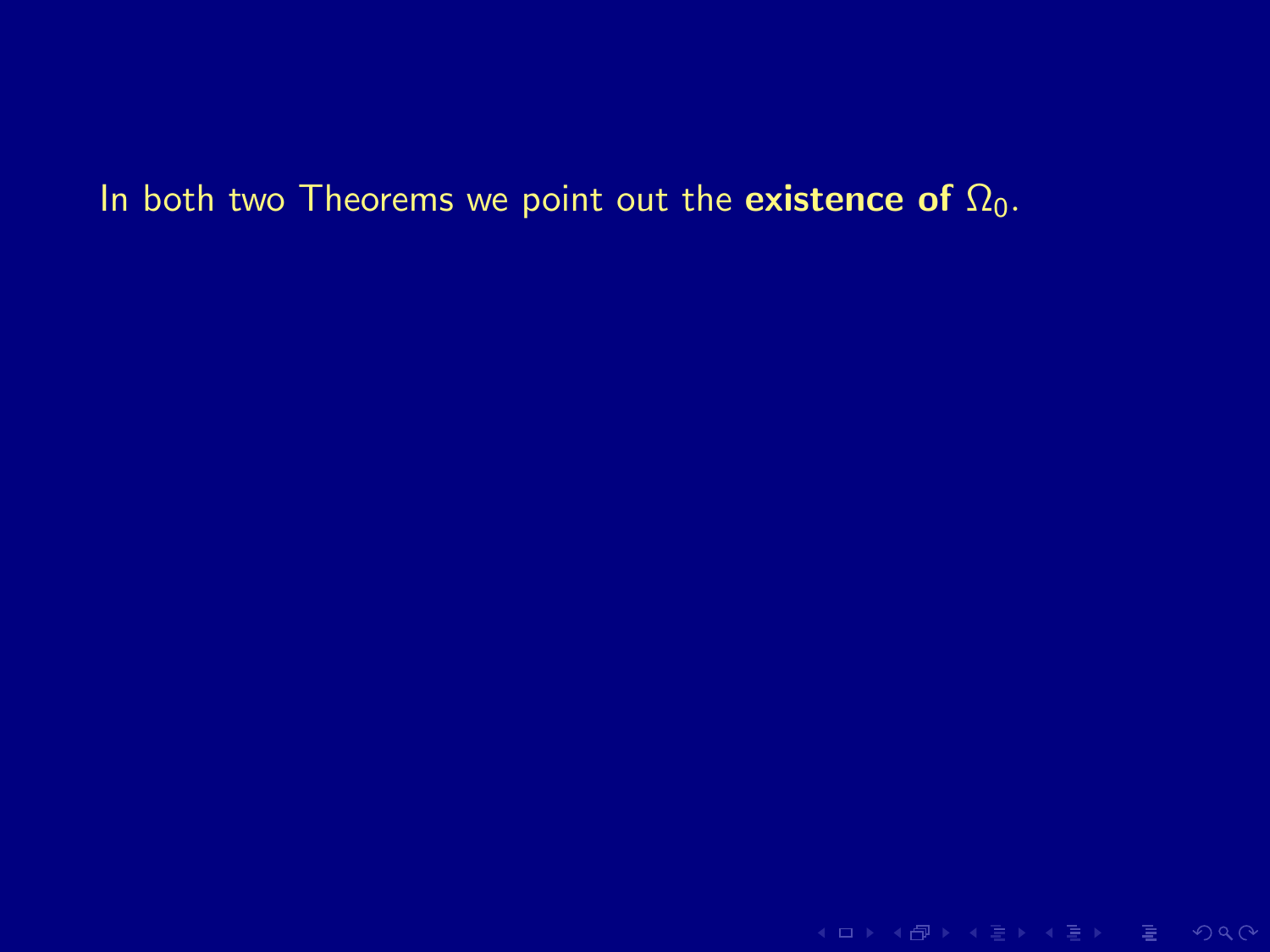In both two Theorems we point out the **existence of** $\Omega_0$.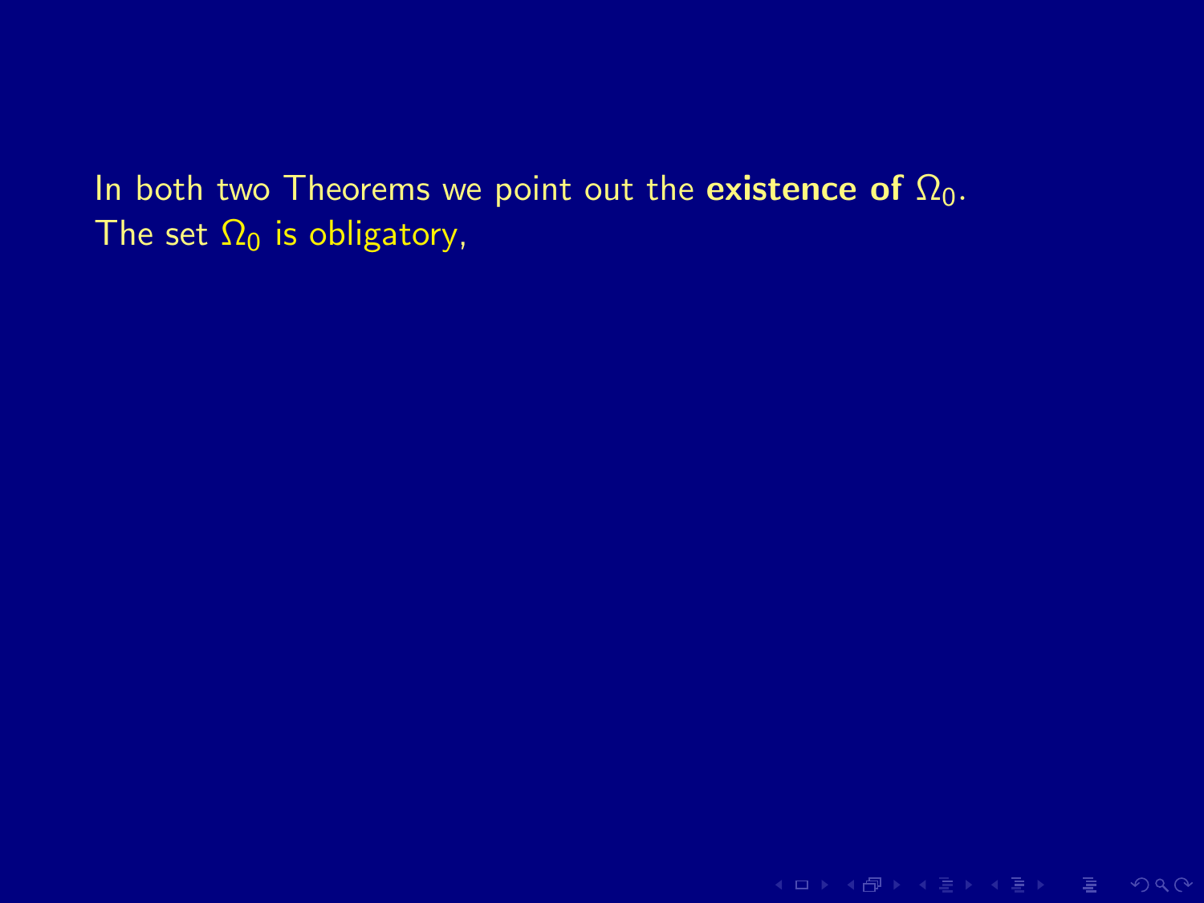In both two Theorems we point out the **existence of** $\Omega_0$.
The set $\Omega_0$ is obligatory,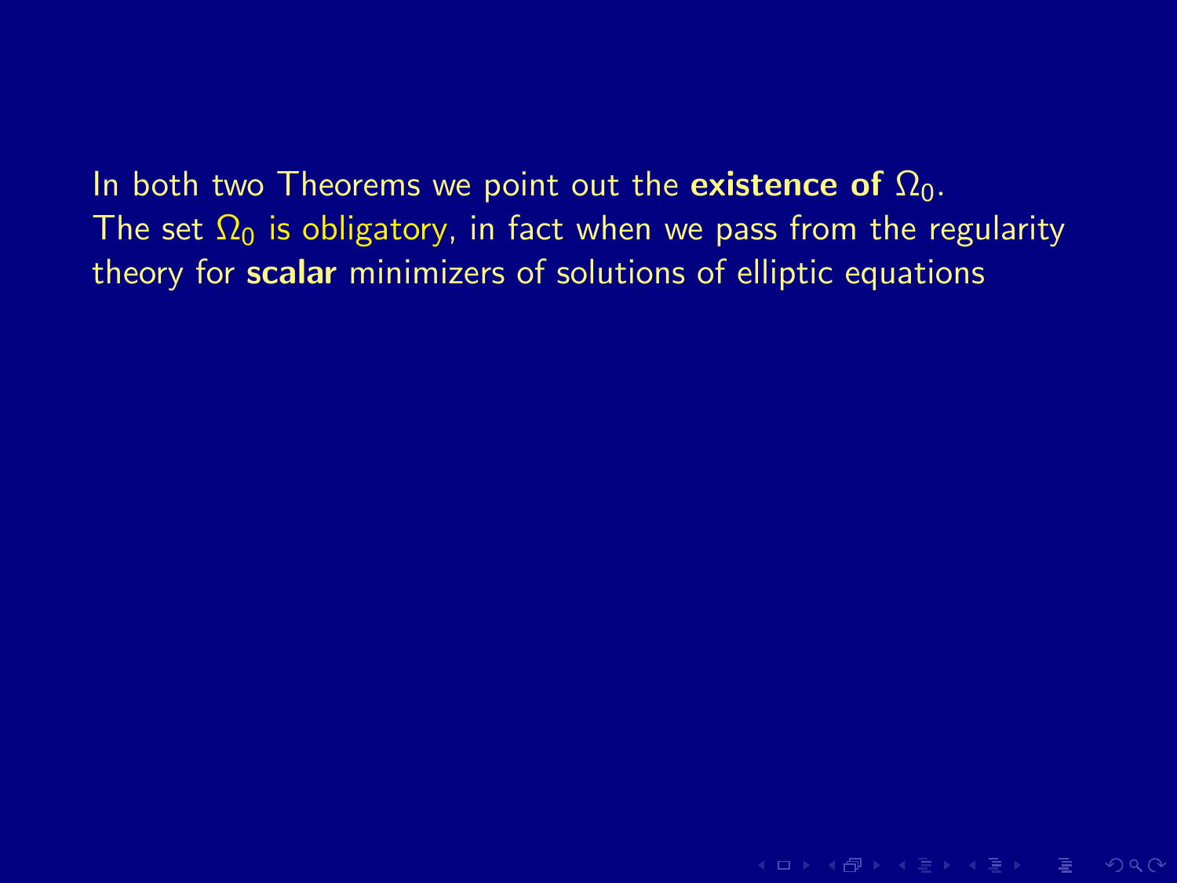In both two Theorems we point out the **existence of** $\Omega_0$.
The set $\Omega_0$ is obligatory, in fact when we pass from the regularity theory for **scalar** minimizers of solutions of elliptic equations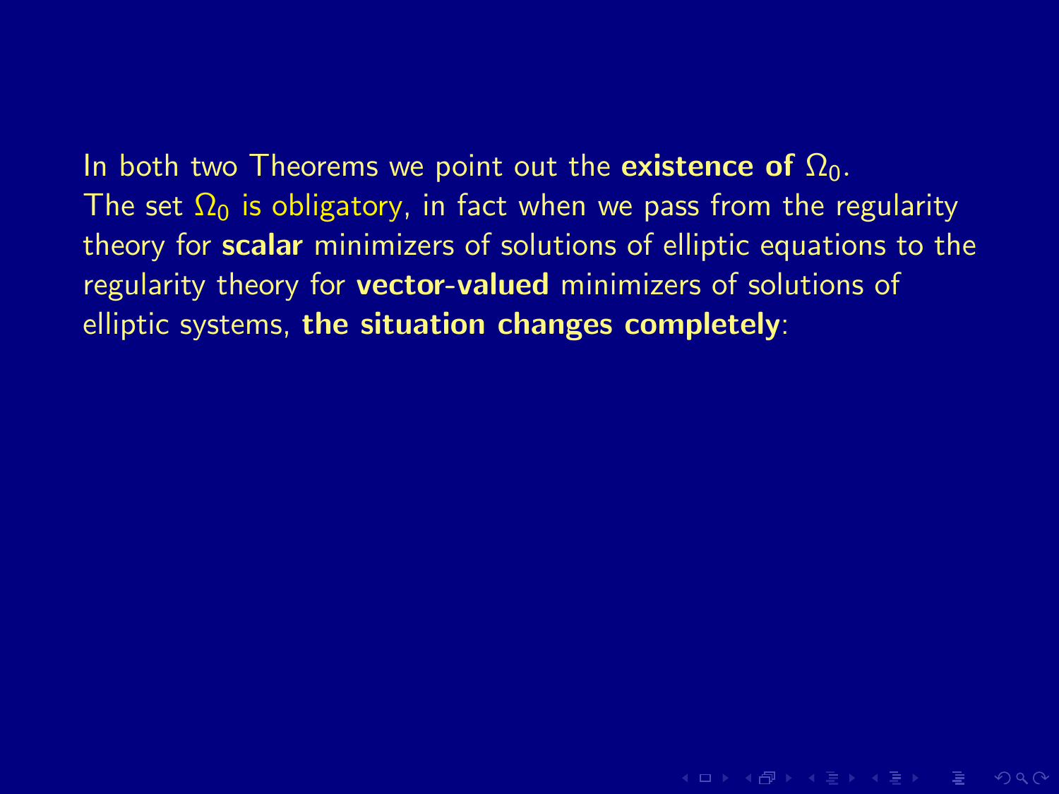In both two Theorems we point out the **existence of** $\Omega_0$.
The set $\Omega_0$ is obligatory, in fact when we pass from the regularity theory for **scalar** minimizers of solutions of elliptic equations to the regularity theory for **vector-valued** minimizers of solutions of elliptic systems, **the situation changes completely**: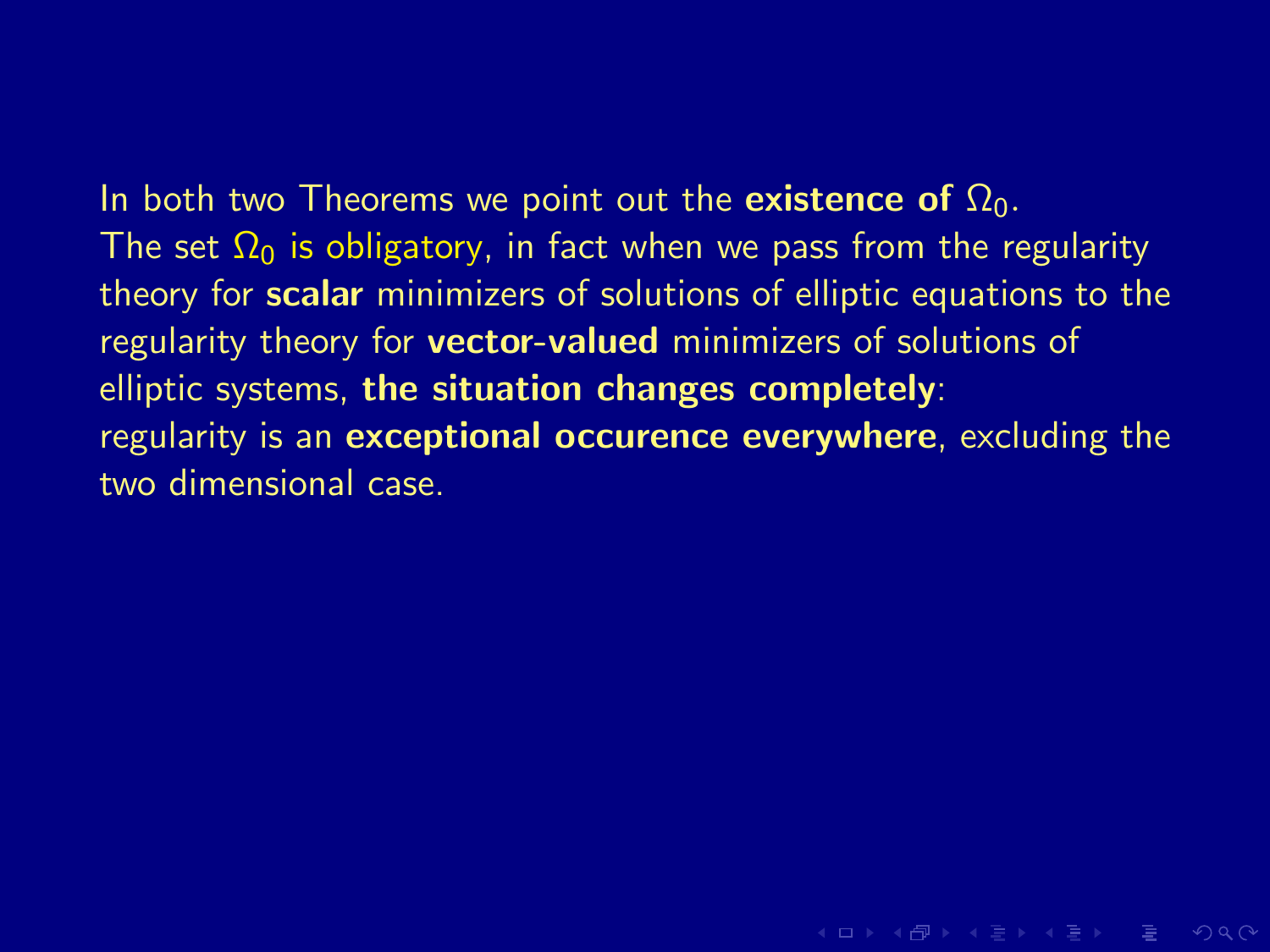In both two Theorems we point out the **existence of** $\Omega_0$.
The set $\Omega_0$ is obligatory, in fact when we pass from the regularity theory for **scalar** minimizers of solutions of elliptic equations to the regularity theory for **vector-valued** minimizers of solutions of elliptic systems, **the situation changes completely**:
regularity is an **exceptional occurence everywhere**, excluding the two dimensional case.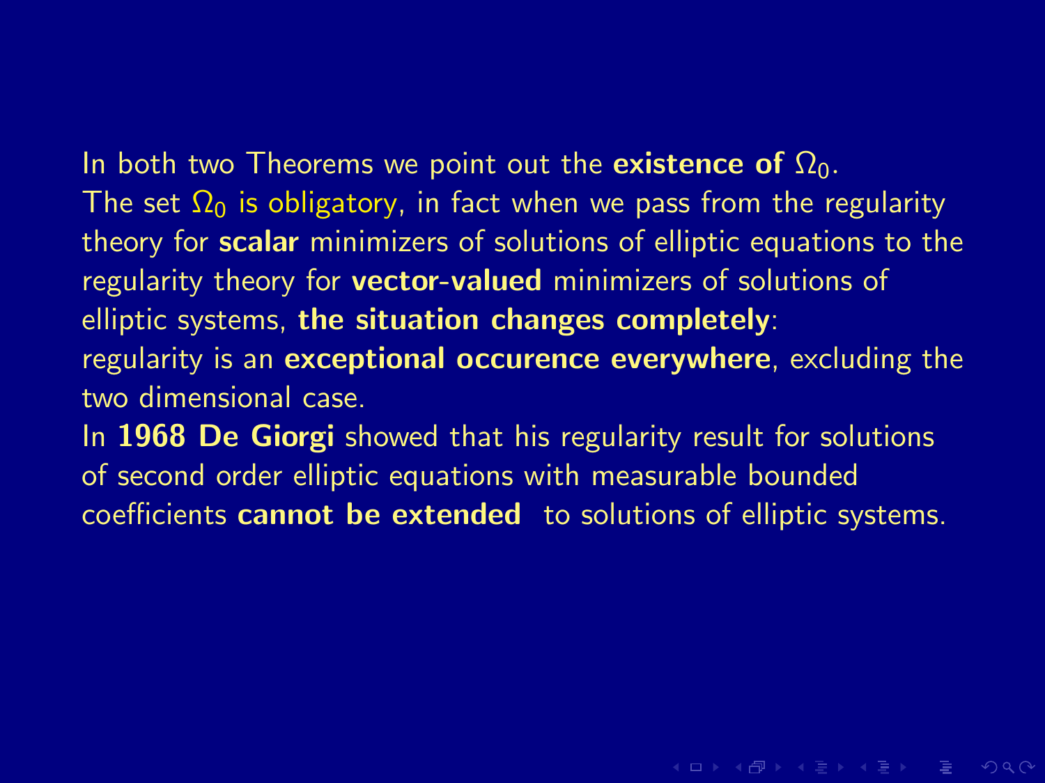In both two Theorems we point out the **existence of** $\Omega_0$.
The set $\Omega_0$ is obligatory, in fact when we pass from the regularity theory for **scalar** minimizers of solutions of elliptic equations to the regularity theory for **vector-valued** minimizers of solutions of elliptic systems, **the situation changes completely**:
regularity is an **exceptional occurence everywhere**, excluding the two dimensional case.
In **1968 De Giorgi** showed that his regularity result for solutions of second order elliptic equations with measurable bounded coefficients **cannot be extended** to solutions of elliptic systems.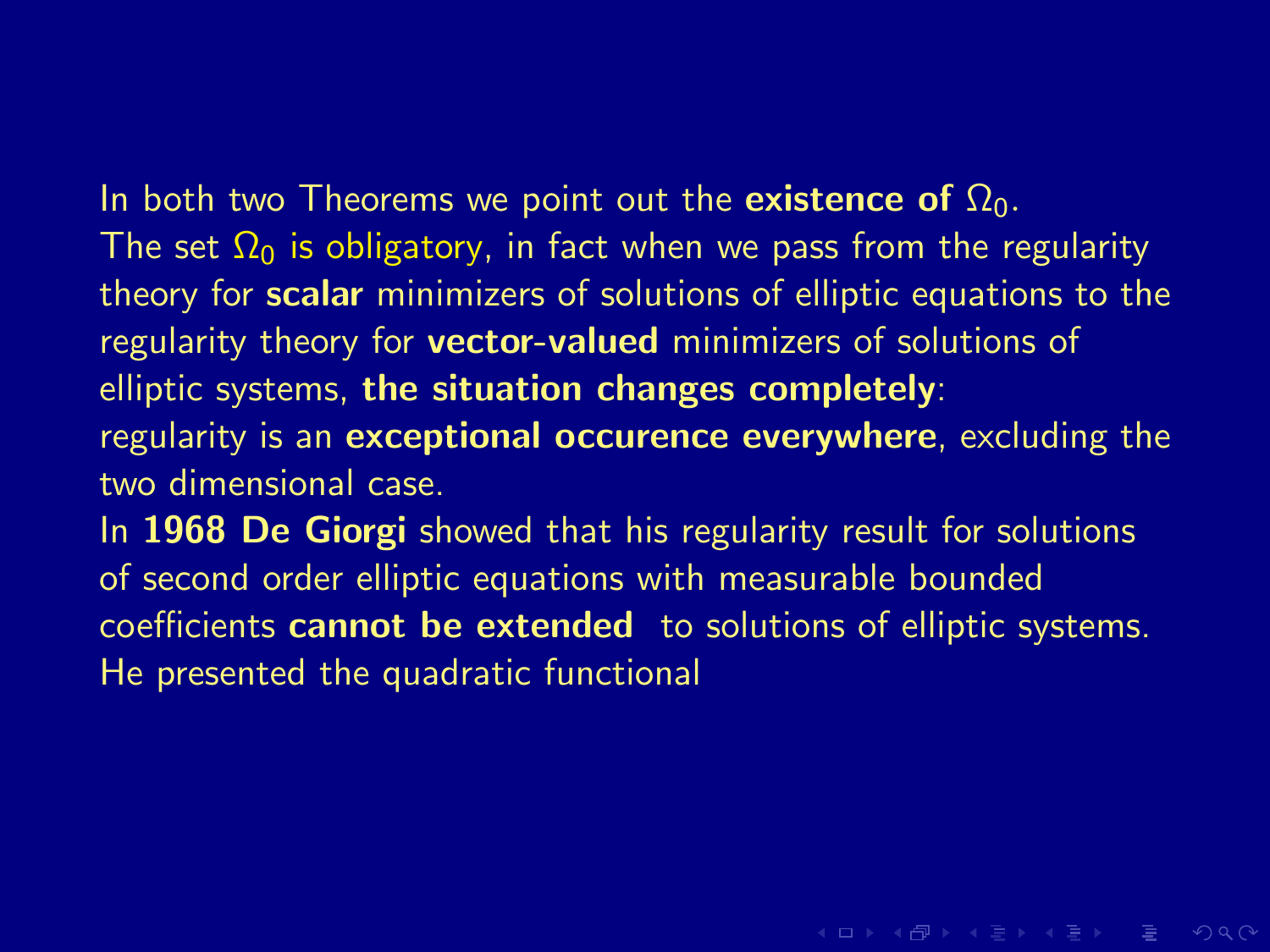In both two Theorems we point out the **existence of** $\Omega_0$.
The set $\Omega_0$ is obligatory, in fact when we pass from the regularity theory for **scalar** minimizers of solutions of elliptic equations to the regularity theory for **vector-valued** minimizers of solutions of elliptic systems, **the situation changes completely**:
regularity is an **exceptional occurence everywhere**, excluding the two dimensional case.
In **1968 De Giorgi** showed that his regularity result for solutions of second order elliptic equations with measurable bounded coefficients **cannot be extended** to solutions of elliptic systems.
He presented the quadratic functional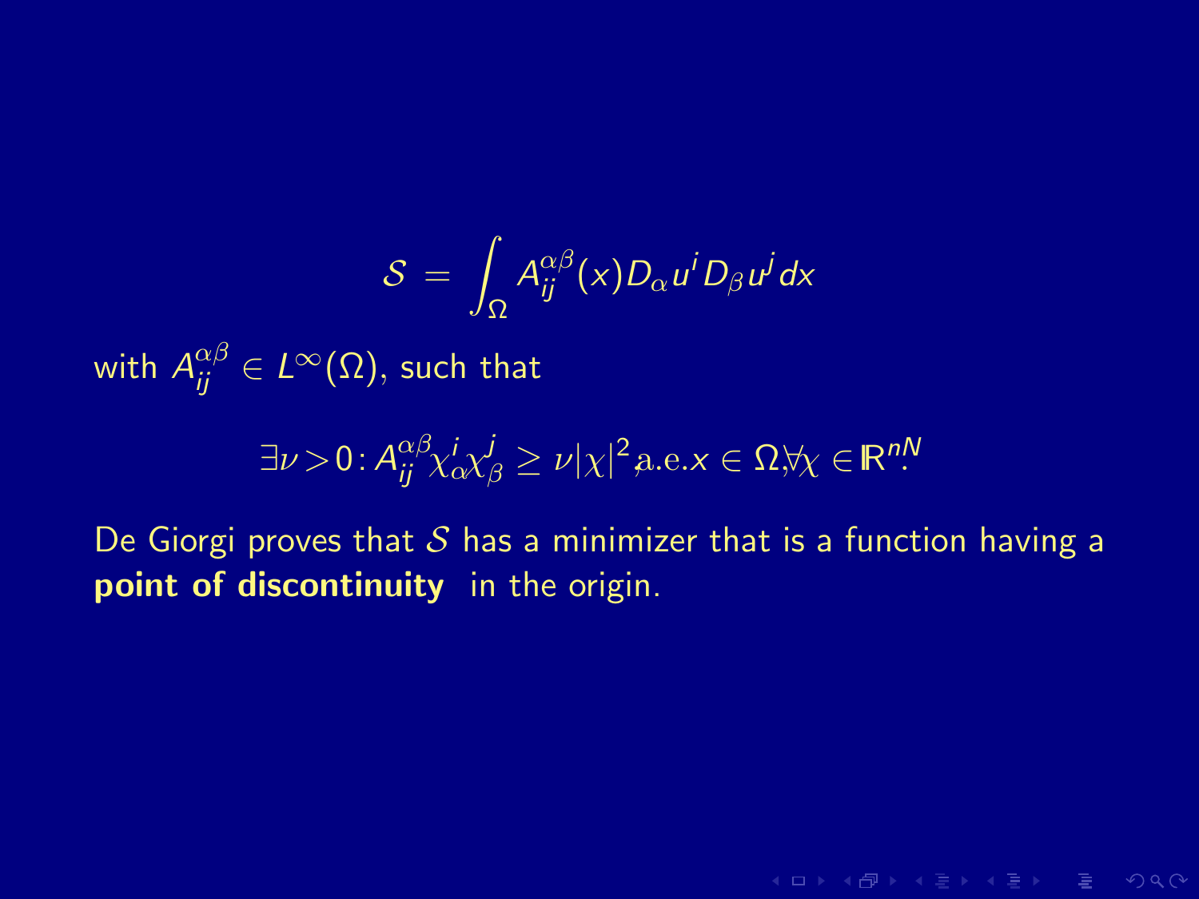$$\mathcal{S} = \int_\Omega A_{ij}^{\alpha\beta}(x) D_\alpha u^i D_\beta u^j \, dx$$

with $A_{ij}^{\alpha\beta} \in L^\infty(\Omega)$, such that

$$\exists \nu > 0 : A_{ij}^{\alpha\beta} \chi_\alpha^i \chi_\beta^j \geq \nu |\chi|^2, \text{a.e.} x \in \Omega, \forall \chi \in \mathbb{R}^{nN}.$$

De Giorgi proves that $\mathcal{S}$ has a minimizer that is a function having a **point of discontinuity** in the origin.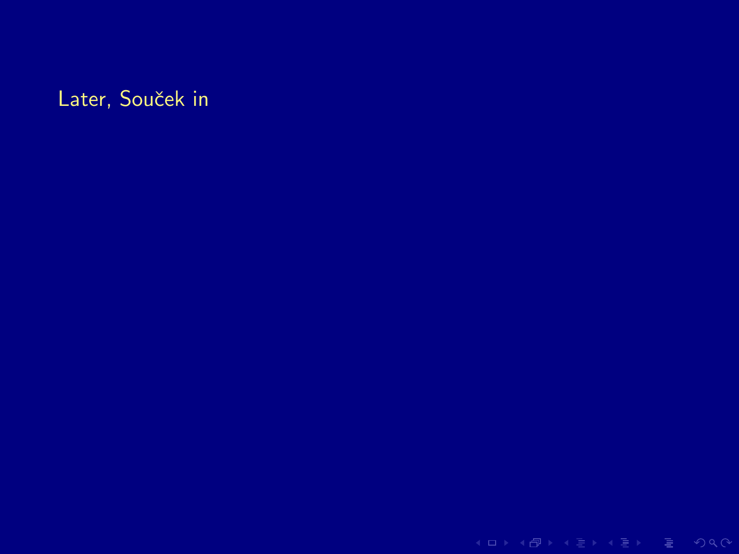Later, Souček in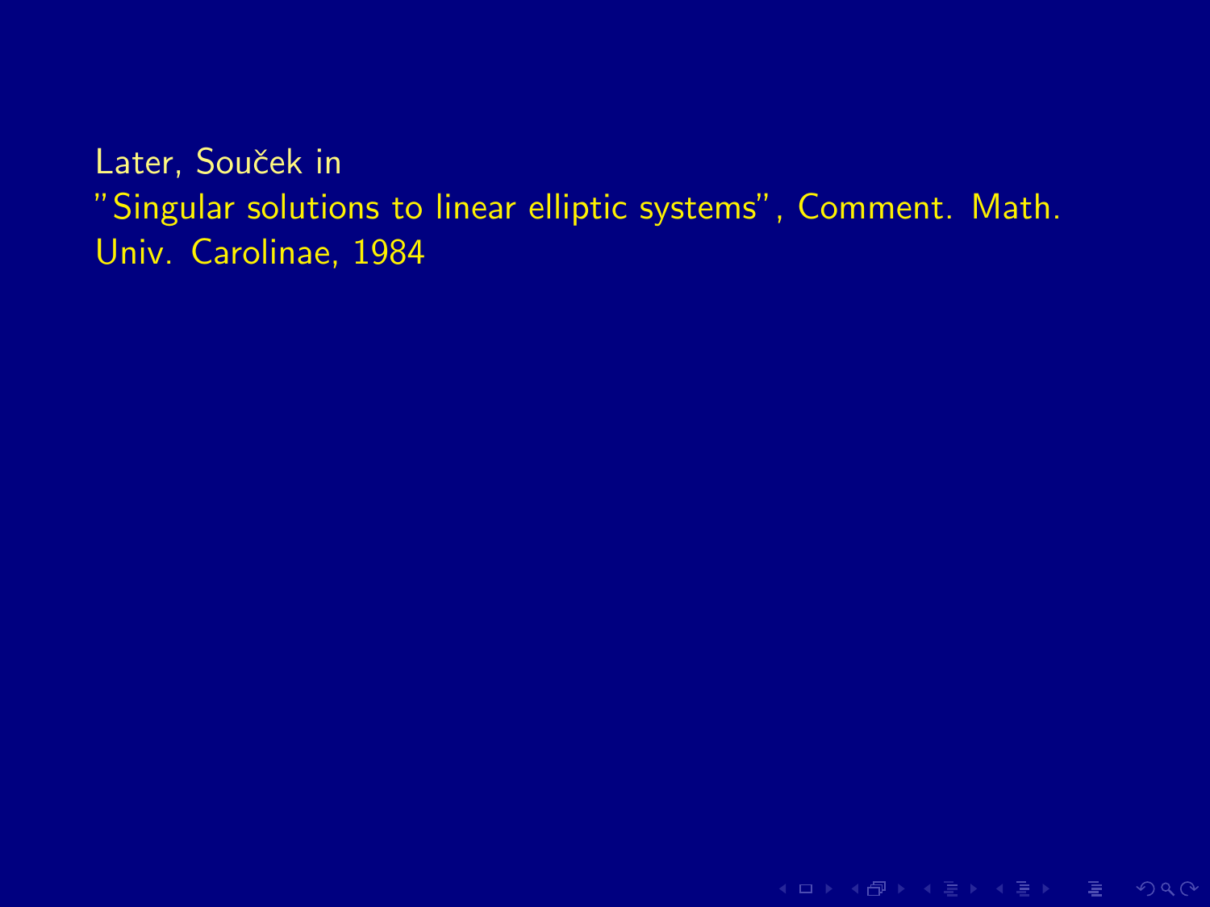Later, Souček in
"Singular solutions to linear elliptic systems", Comment. Math. Univ. Carolinae, 1984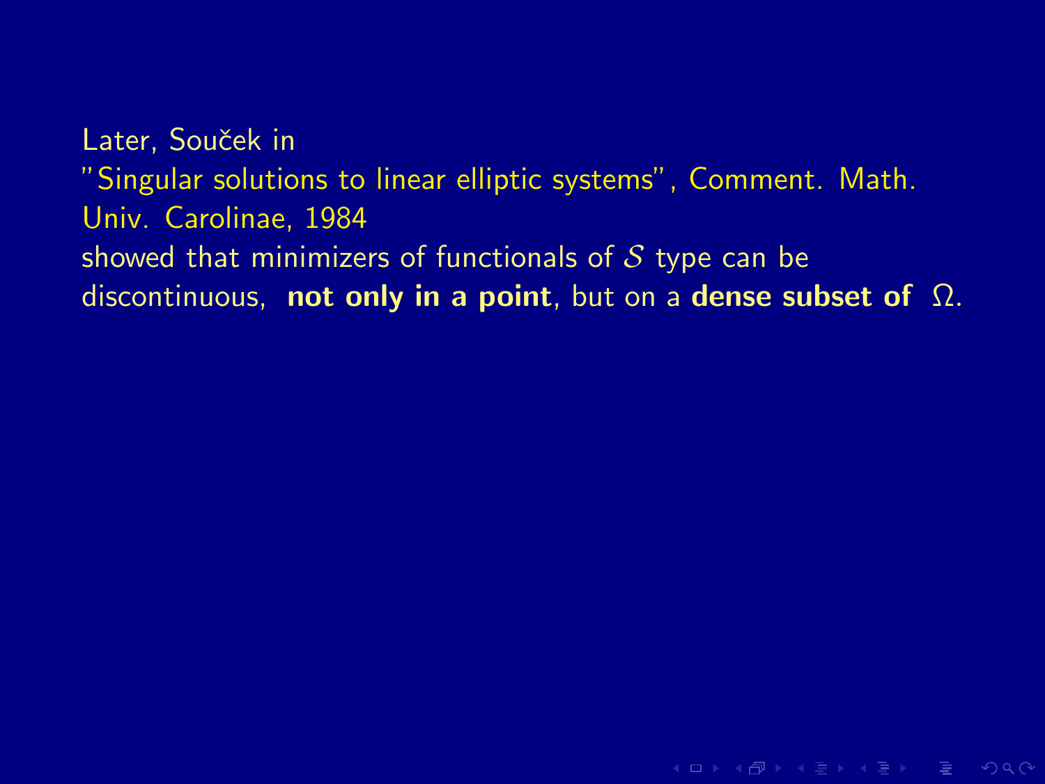Later, Souček in
"Singular solutions to linear elliptic systems", Comment. Math. Univ. Carolinae, 1984
showed that minimizers of functionals of $\mathcal{S}$ type can be discontinuous, **not only in a point**, but on a **dense subset of** $\Omega$.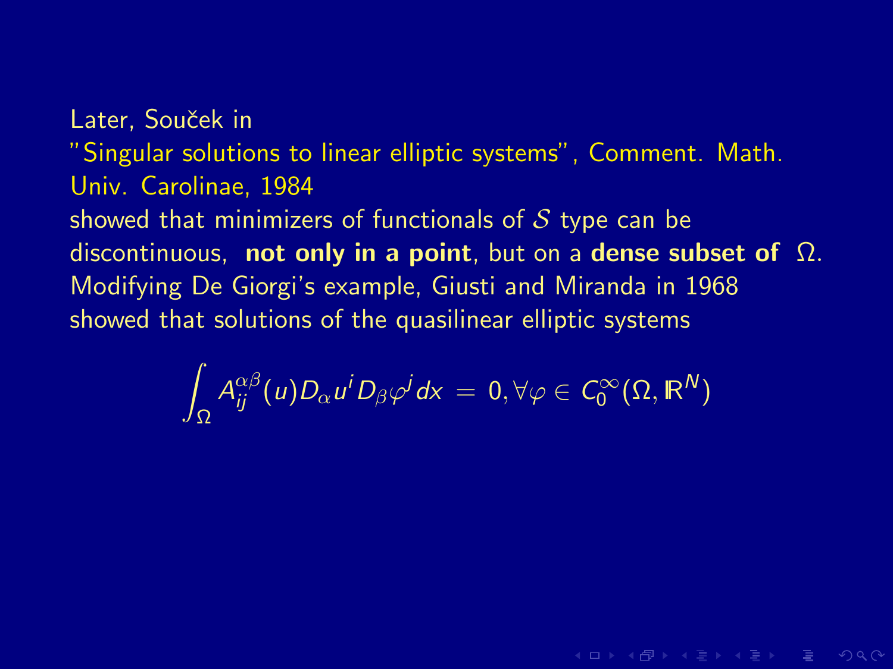Later, Souček in
"Singular solutions to linear elliptic systems", Comment. Math. Univ. Carolinae, 1984
showed that minimizers of functionals of $\mathcal{S}$ type can be discontinuous, **not only in a point**, but on a **dense subset of** $\Omega$.
Modifying De Giorgi's example, Giusti and Miranda in 1968 showed that solutions of the quasilinear elliptic systems

$$\int_\Omega A_{ij}^{\alpha\beta}(u) D_\alpha u^i D_\beta \varphi^j \, dx = 0, \forall \varphi \in C_0^\infty(\Omega, \mathbb{R}^N)$$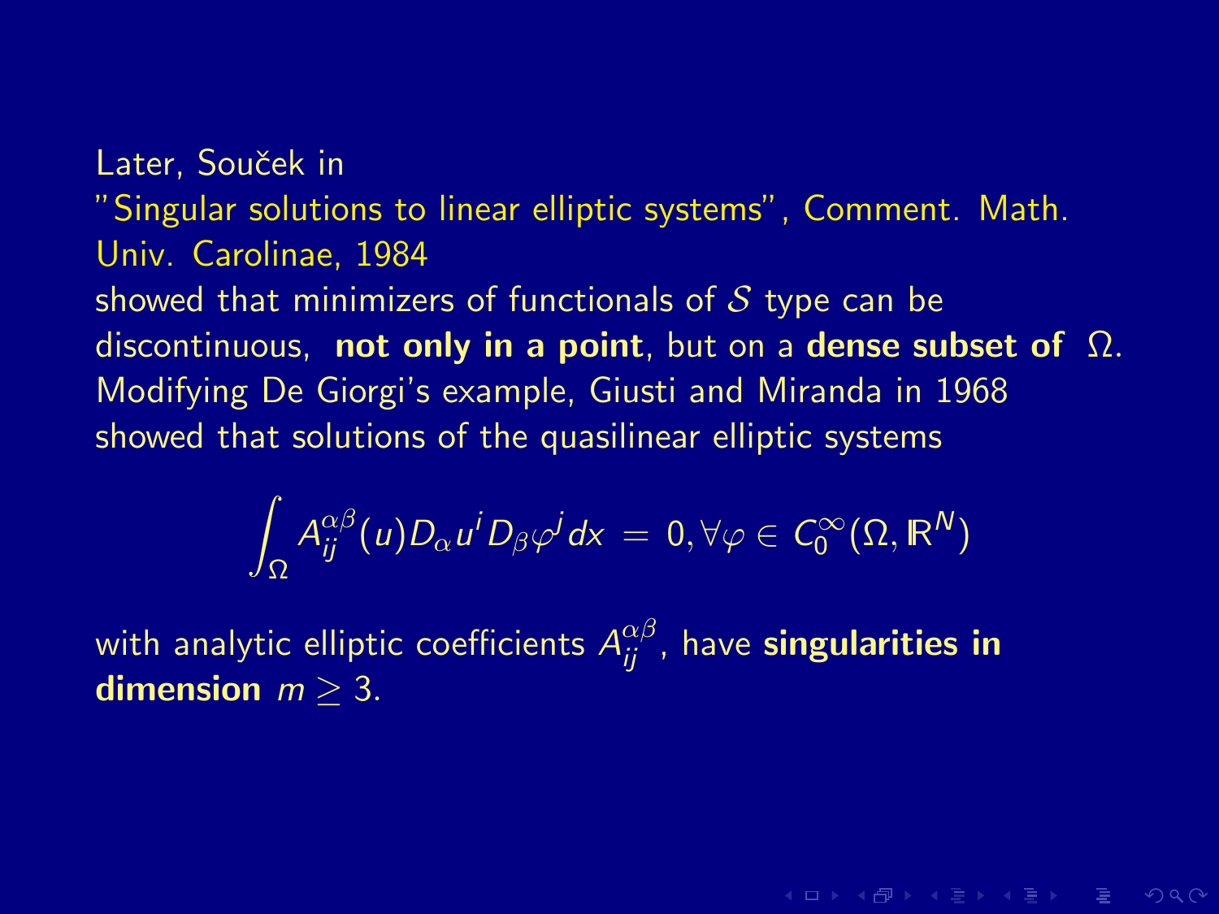Later, Souček in
"Singular solutions to linear elliptic systems", Comment. Math. Univ. Carolinae, 1984
showed that minimizers of functionals of $\mathcal{S}$ type can be discontinuous, **not only in a point**, but on a **dense subset of** $\Omega$.
Modifying De Giorgi's example, Giusti and Miranda in 1968 showed that solutions of the quasilinear elliptic systems

$$\int_\Omega A_{ij}^{\alpha\beta}(u) D_\alpha u^i D_\beta \varphi^j \, dx \; = \; 0, \forall \varphi \in C_0^\infty(\Omega, \mathbb{R}^N)$$

with analytic elliptic coefficients $A_{ij}^{\alpha\beta}$, have **singularities in dimension** $m \geq 3$.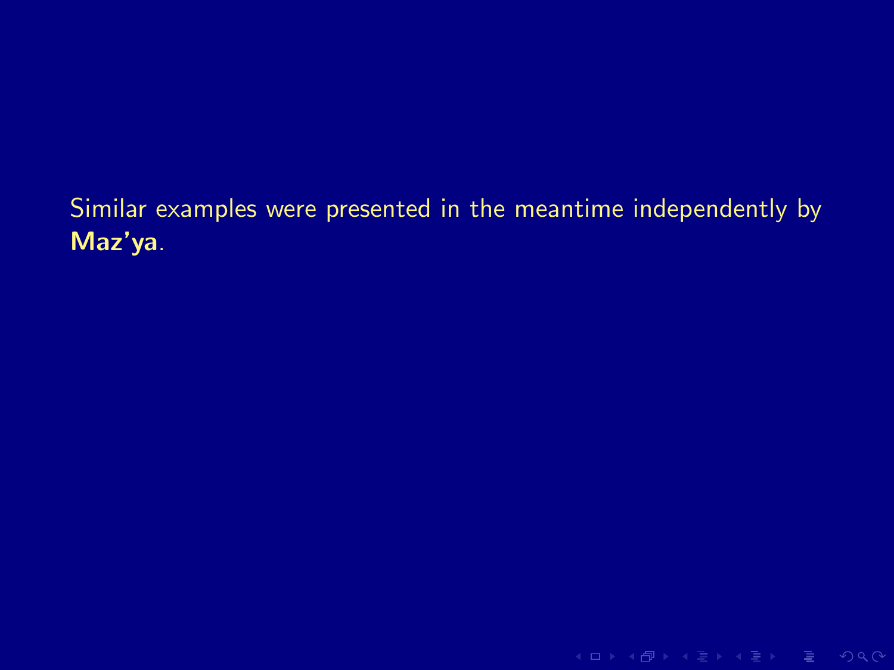Similar examples were presented in the meantime independently by **Maz'ya**.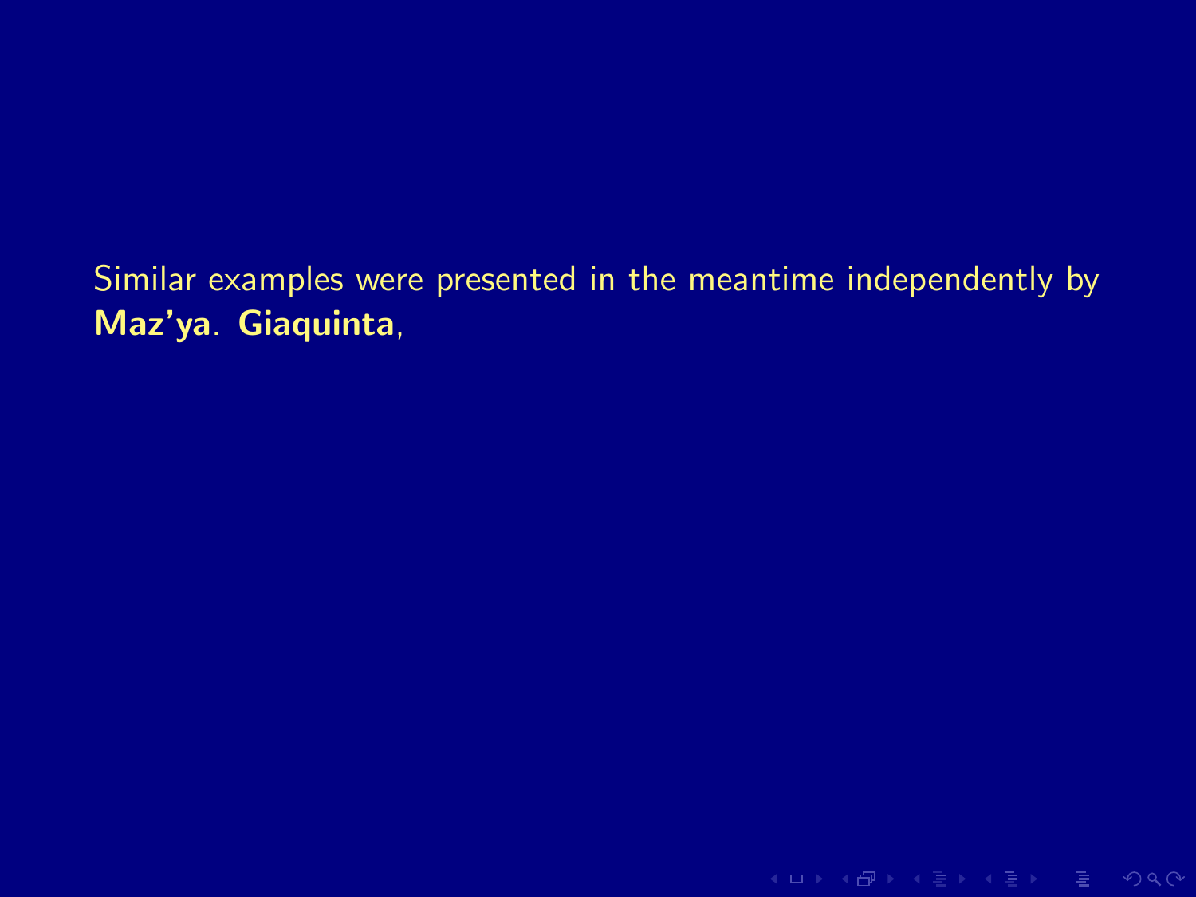Similar examples were presented in the meantime independently by **Maz'ya**. **Giaquinta**,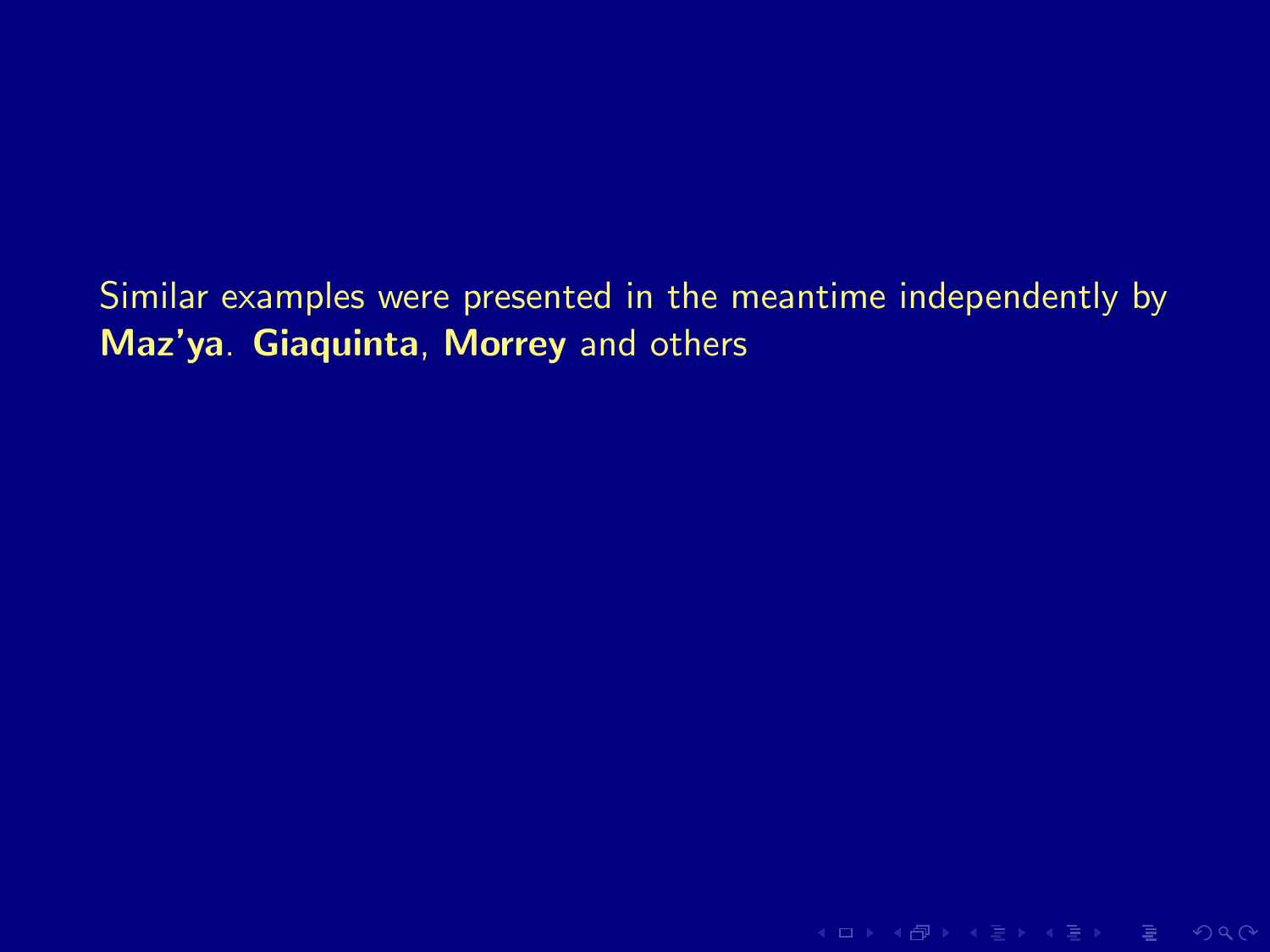Similar examples were presented in the meantime independently by **Maz'ya**. **Giaquinta**, **Morrey** and others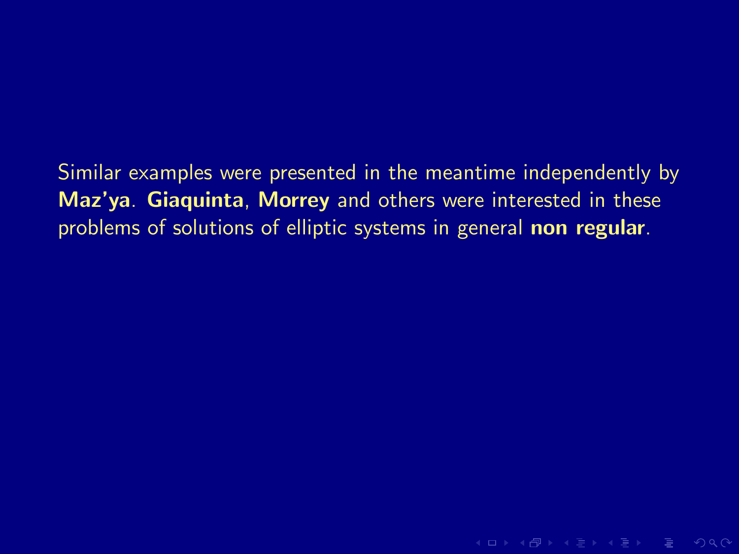Similar examples were presented in the meantime independently by **Maz'ya**. **Giaquinta**, **Morrey** and others were interested in these problems of solutions of elliptic systems in general **non regular**.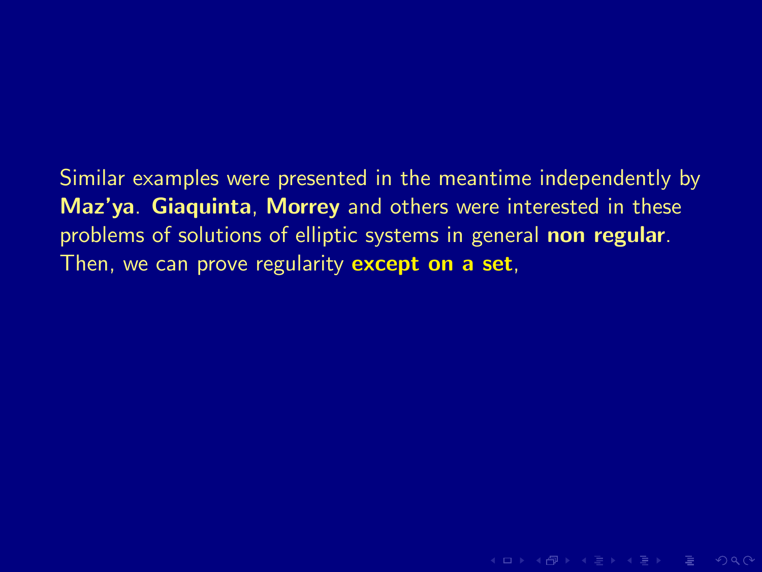Similar examples were presented in the meantime independently by **Maz'ya**. **Giaquinta**, **Morrey** and others were interested in these problems of solutions of elliptic systems in general **non regular**. Then, we can prove regularity **except on a set**,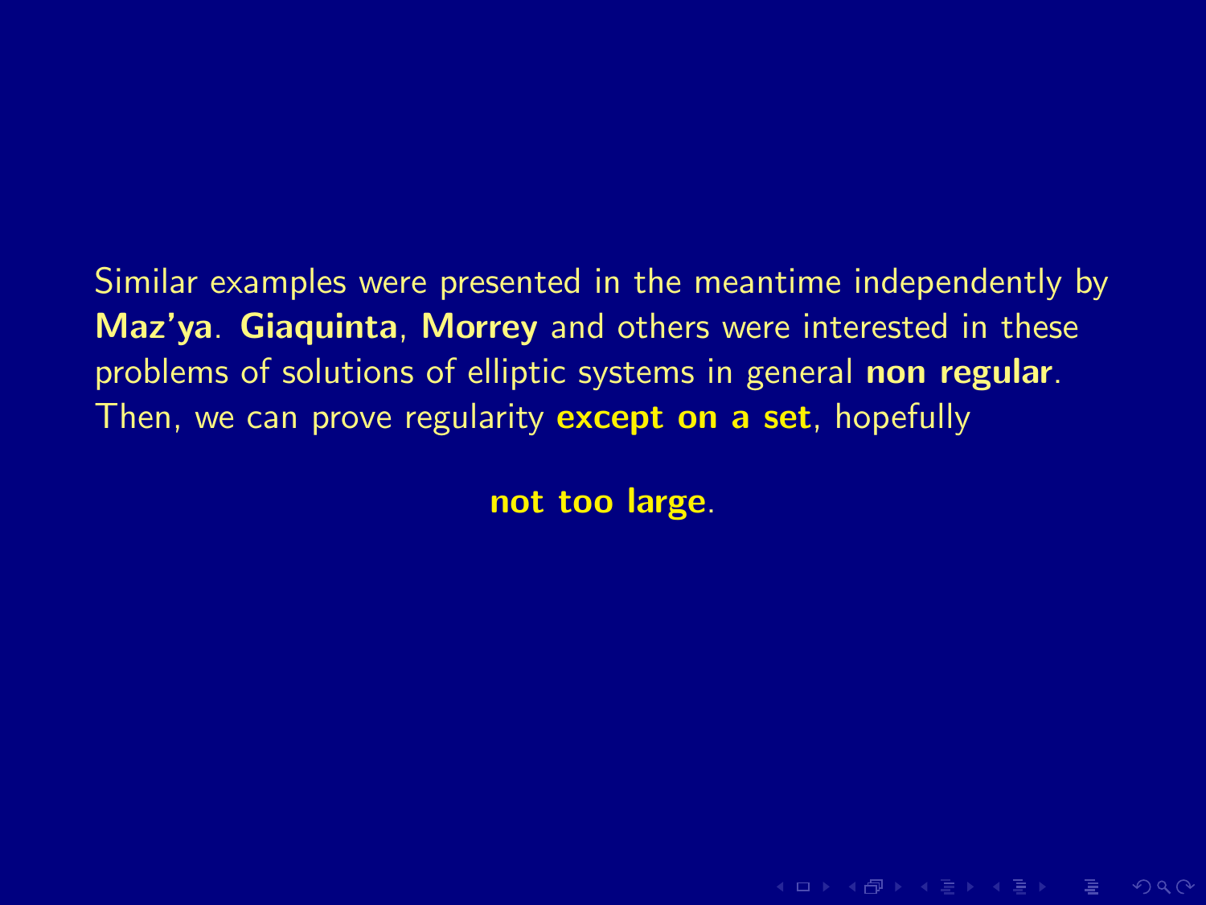Similar examples were presented in the meantime independently by **Maz'ya**. **Giaquinta**, **Morrey** and others were interested in these problems of solutions of elliptic systems in general **non regular**. Then, we can prove regularity **except on a set**, hopefully

**not too large**.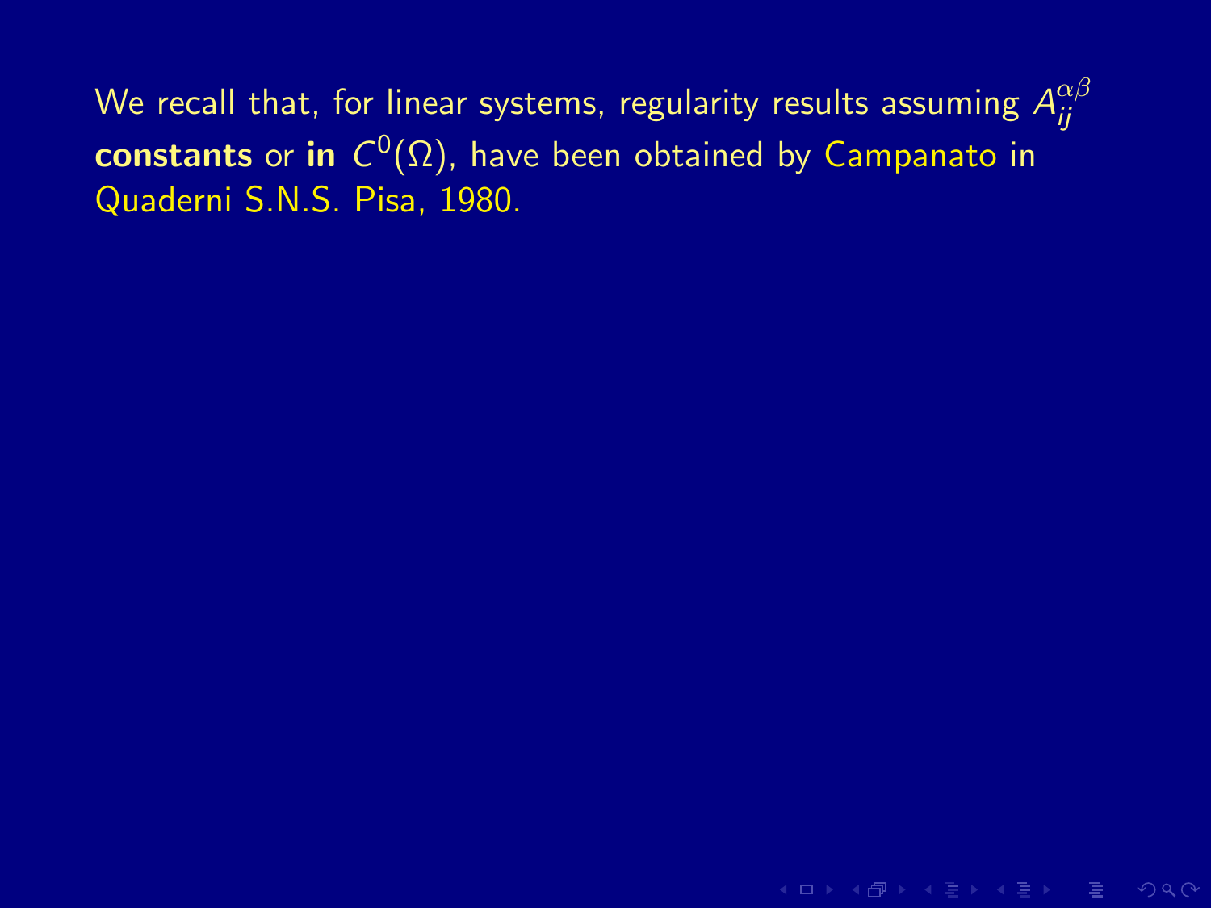We recall that, for linear systems, regularity results assuming $A_{ij}^{\alpha\beta}$ **constants** or **in** $C^0(\overline{\Omega})$, have been obtained by Campanato in Quaderni S.N.S. Pisa, 1980.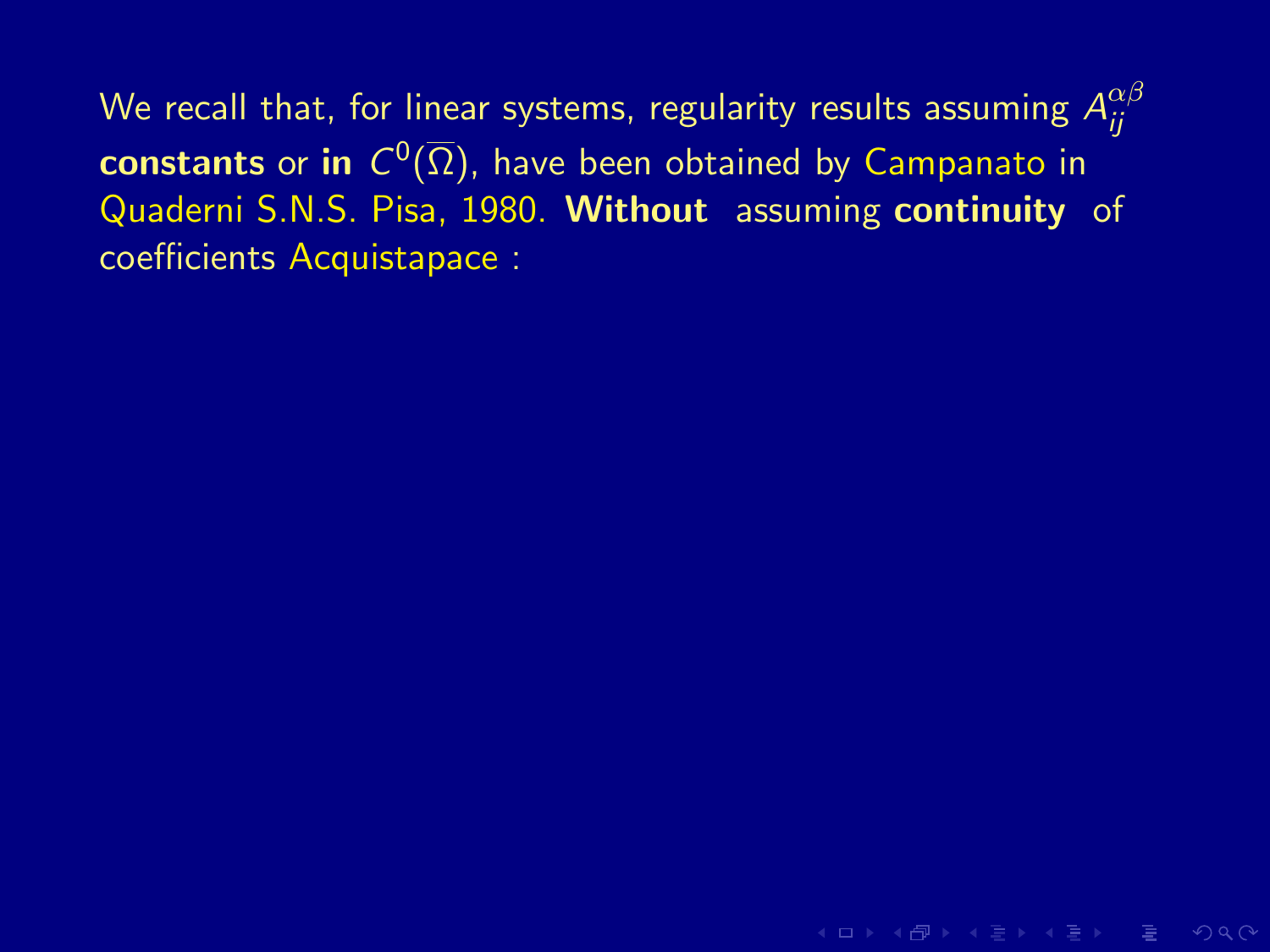We recall that, for linear systems, regularity results assuming $A_{ij}^{\alpha\beta}$ **constants** or **in** $C^0(\overline{\Omega})$, have been obtained by Campanato in Quaderni S.N.S. Pisa, 1980. **Without** assuming **continuity** of coefficients Acquistapace :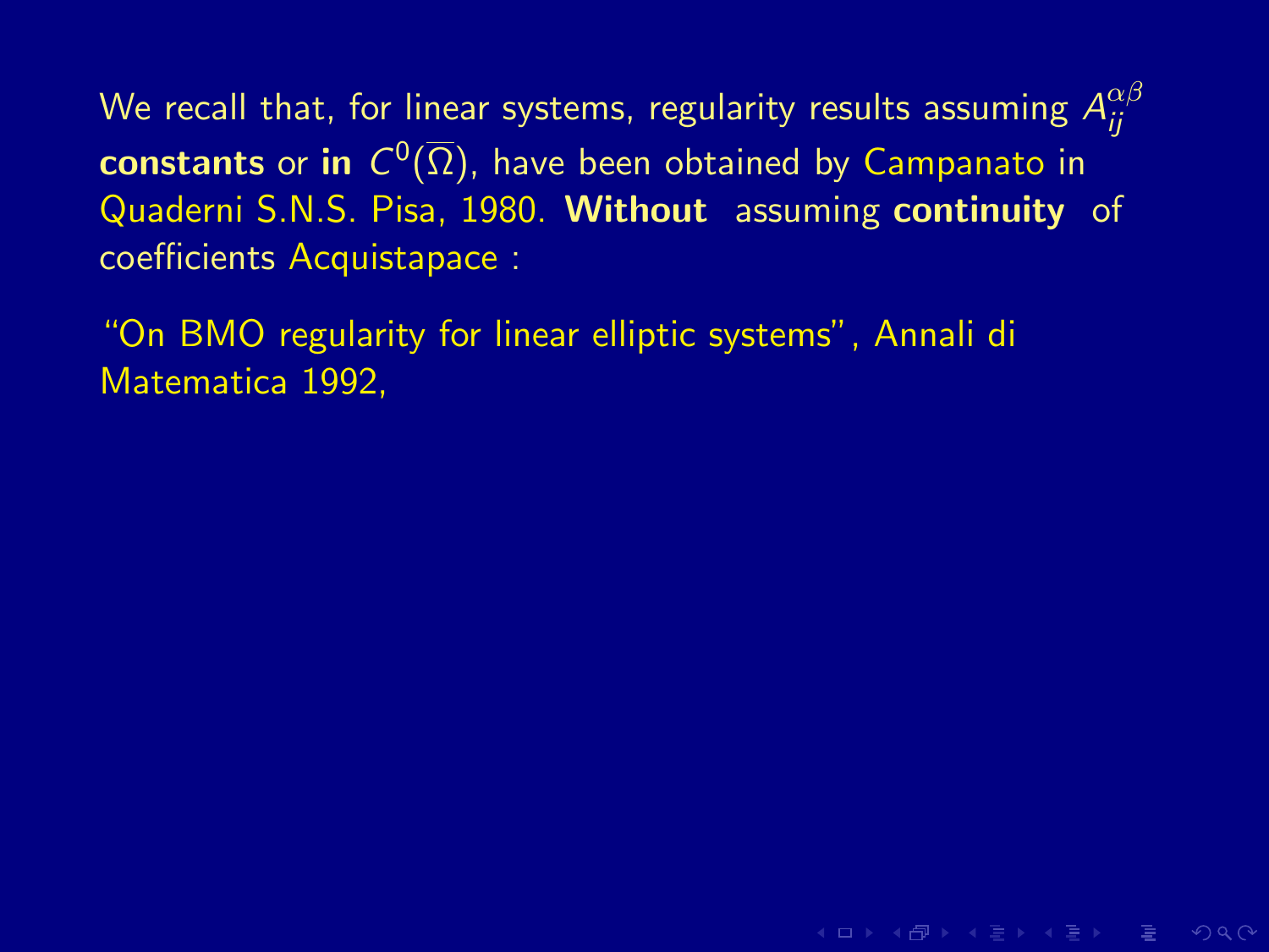We recall that, for linear systems, regularity results assuming $A_{ij}^{\alpha\beta}$ **constants** or **in** $C^0(\overline{\Omega})$, have been obtained by Campanato in Quaderni S.N.S. Pisa, 1980. **Without** assuming **continuity** of coefficients Acquistapace :

"On BMO regularity for linear elliptic systems", Annali di Matematica 1992,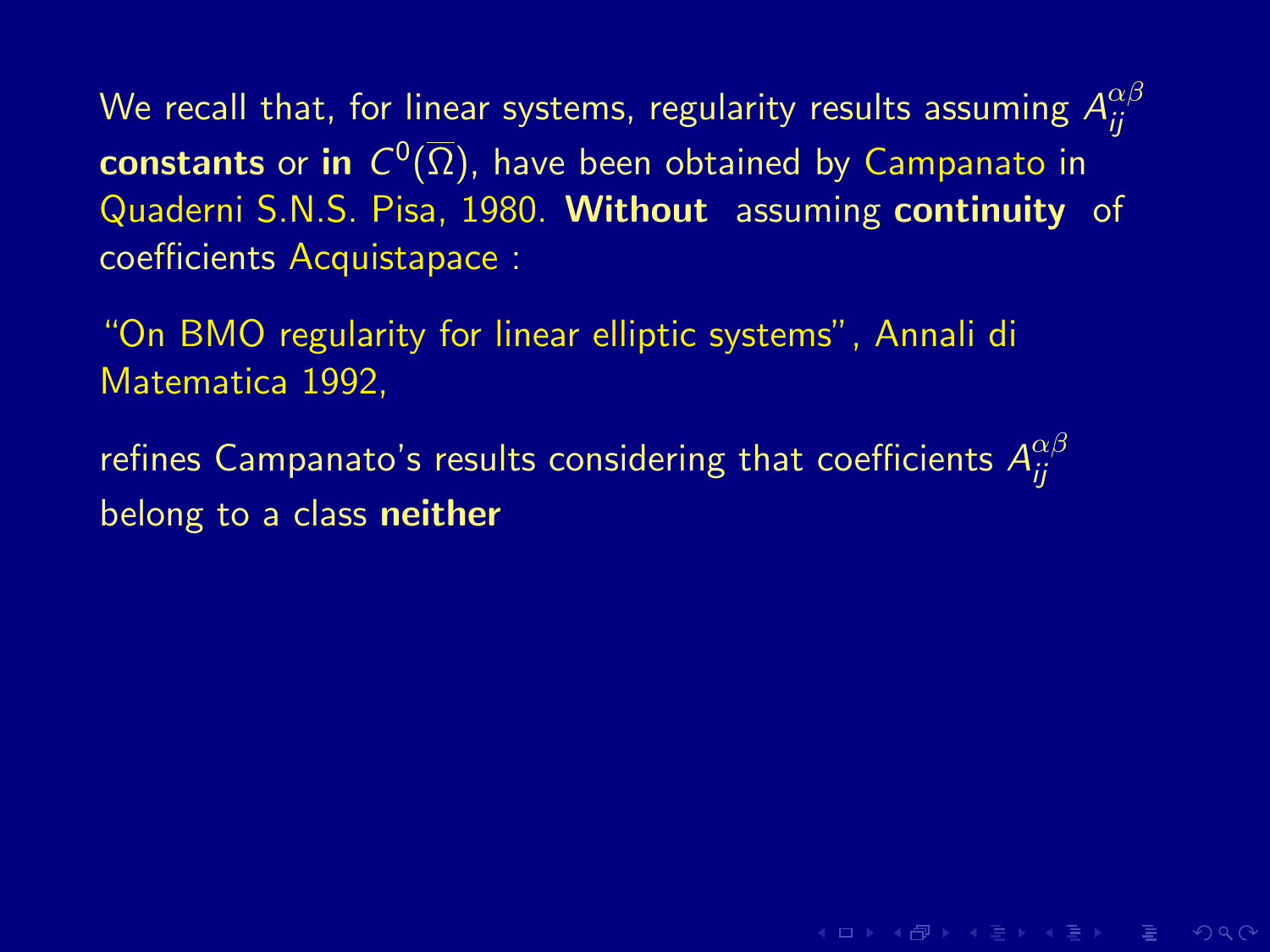We recall that, for linear systems, regularity results assuming $A_{ij}^{\alpha\beta}$ **constants** or **in** $C^0(\overline{\Omega})$, have been obtained by Campanato in Quaderni S.N.S. Pisa, 1980. **Without** assuming **continuity** of coefficients Acquistapace :

"On BMO regularity for linear elliptic systems", Annali di Matematica 1992,

refines Campanato's results considering that coefficients $A_{ij}^{\alpha\beta}$ belong to a class **neither**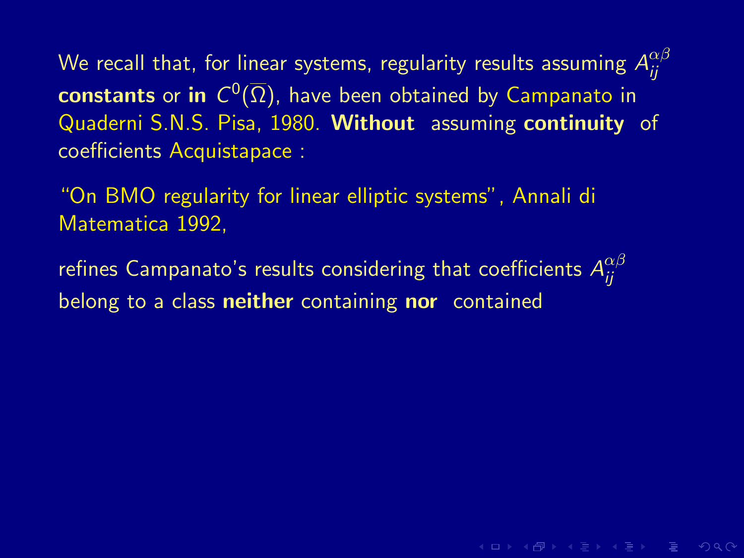We recall that, for linear systems, regularity results assuming $A_{ij}^{\alpha\beta}$ **constants** or **in** $C^0(\overline{\Omega})$, have been obtained by Campanato in Quaderni S.N.S. Pisa, 1980. **Without** assuming **continuity** of coefficients Acquistapace :

"On BMO regularity for linear elliptic systems", Annali di Matematica 1992,

refines Campanato's results considering that coefficients $A_{ij}^{\alpha\beta}$ belong to a class **neither** containing **nor** contained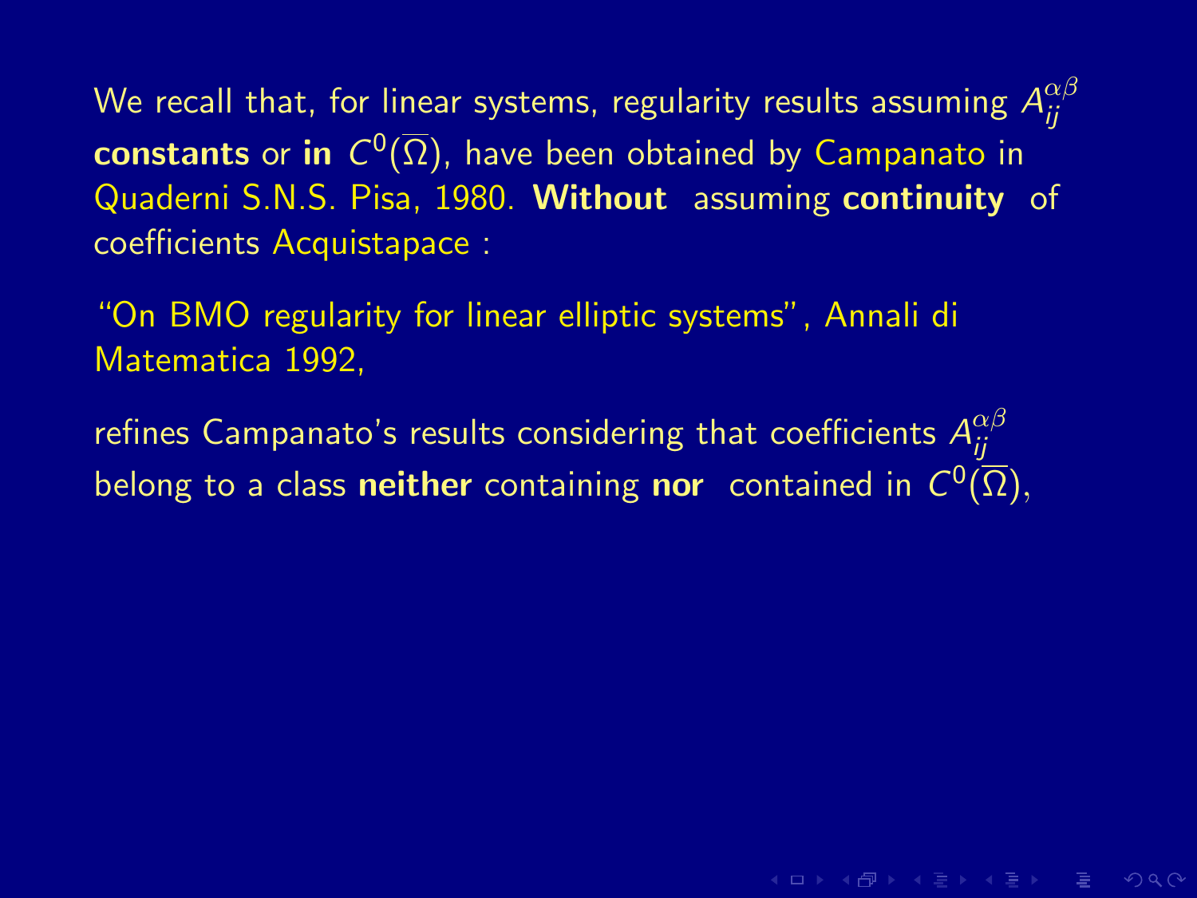We recall that, for linear systems, regularity results assuming $A_{ij}^{\alpha\beta}$ **constants** or **in** $C^0(\overline{\Omega})$, have been obtained by Campanato in Quaderni S.N.S. Pisa, 1980. **Without** assuming **continuity** of coefficients Acquistapace :

"On BMO regularity for linear elliptic systems", Annali di Matematica 1992,

refines Campanato's results considering that coefficients $A_{ij}^{\alpha\beta}$ belong to a class **neither** containing **nor** contained in $C^0(\overline{\Omega})$,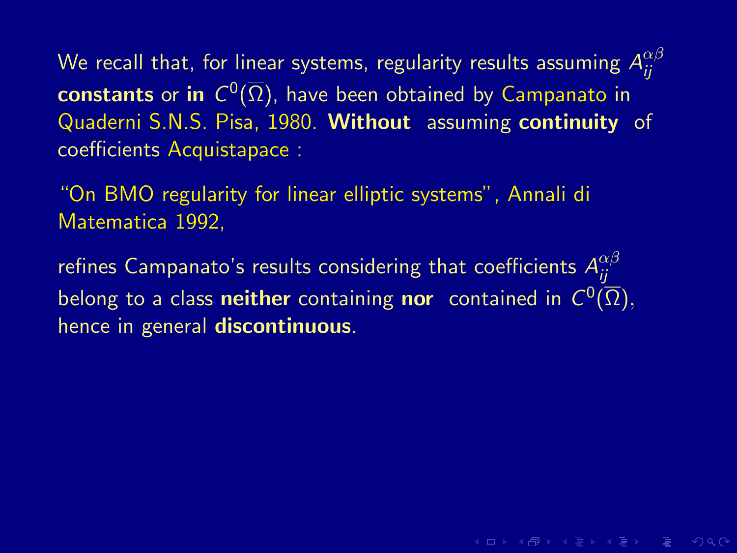We recall that, for linear systems, regularity results assuming $A_{ij}^{\alpha\beta}$ **constants** or **in** $C^0(\overline{\Omega})$, have been obtained by Campanato in Quaderni S.N.S. Pisa, 1980. **Without** assuming **continuity** of coefficients Acquistapace :

"On BMO regularity for linear elliptic systems", Annali di Matematica 1992,

refines Campanato's results considering that coefficients $A_{ij}^{\alpha\beta}$ belong to a class **neither** containing **nor** contained in $C^0(\overline{\Omega})$, hence in general **discontinuous**.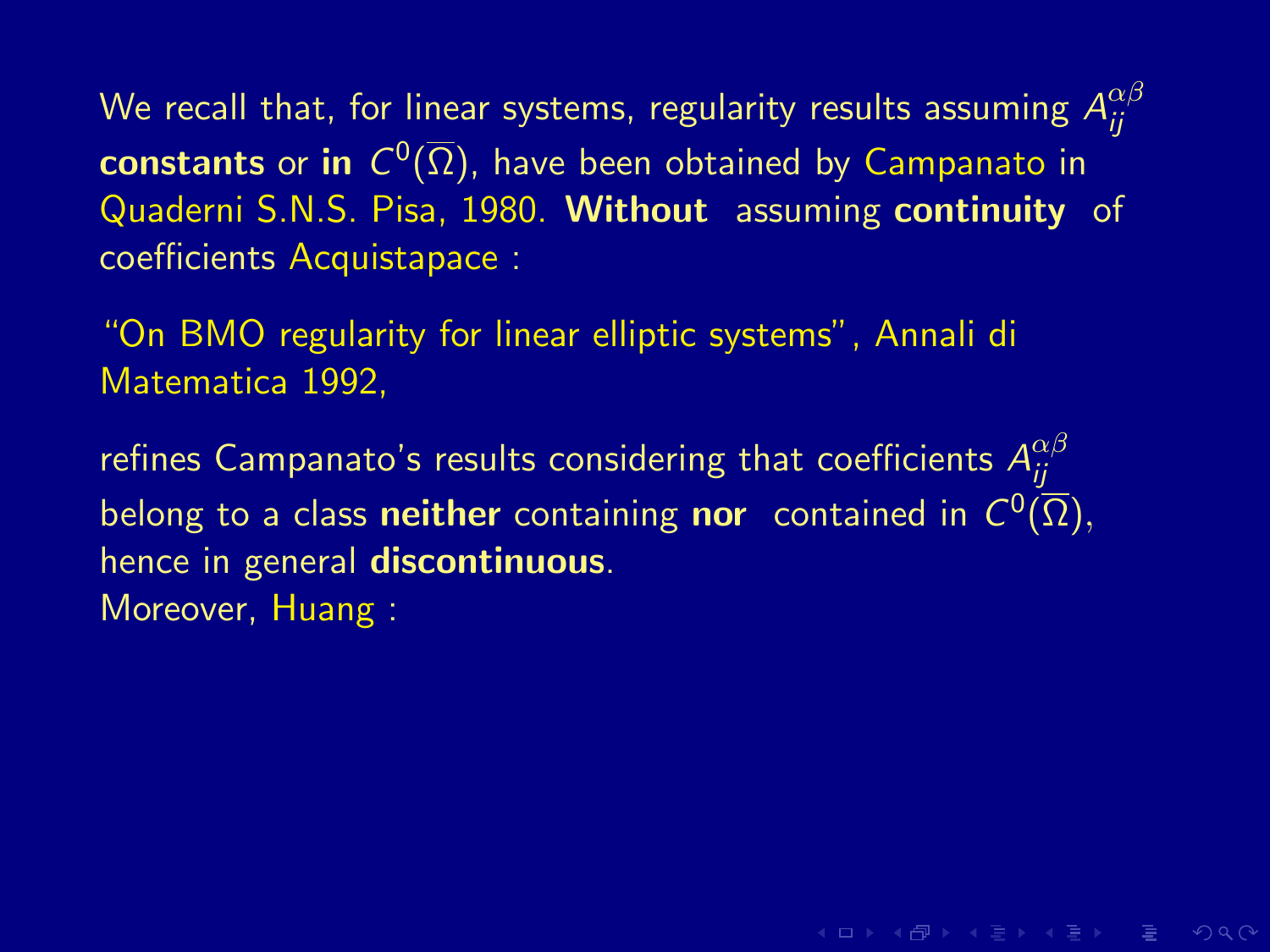We recall that, for linear systems, regularity results assuming $A_{ij}^{\alpha\beta}$ **constants** or **in** $C^0(\overline{\Omega})$, have been obtained by Campanato in Quaderni S.N.S. Pisa, 1980. **Without** assuming **continuity** of coefficients Acquistapace :

"On BMO regularity for linear elliptic systems", Annali di Matematica 1992,

refines Campanato's results considering that coefficients $A_{ij}^{\alpha\beta}$ belong to a class **neither** containing **nor** contained in $C^0(\overline{\Omega})$, hence in general **discontinuous**.
Moreover, Huang :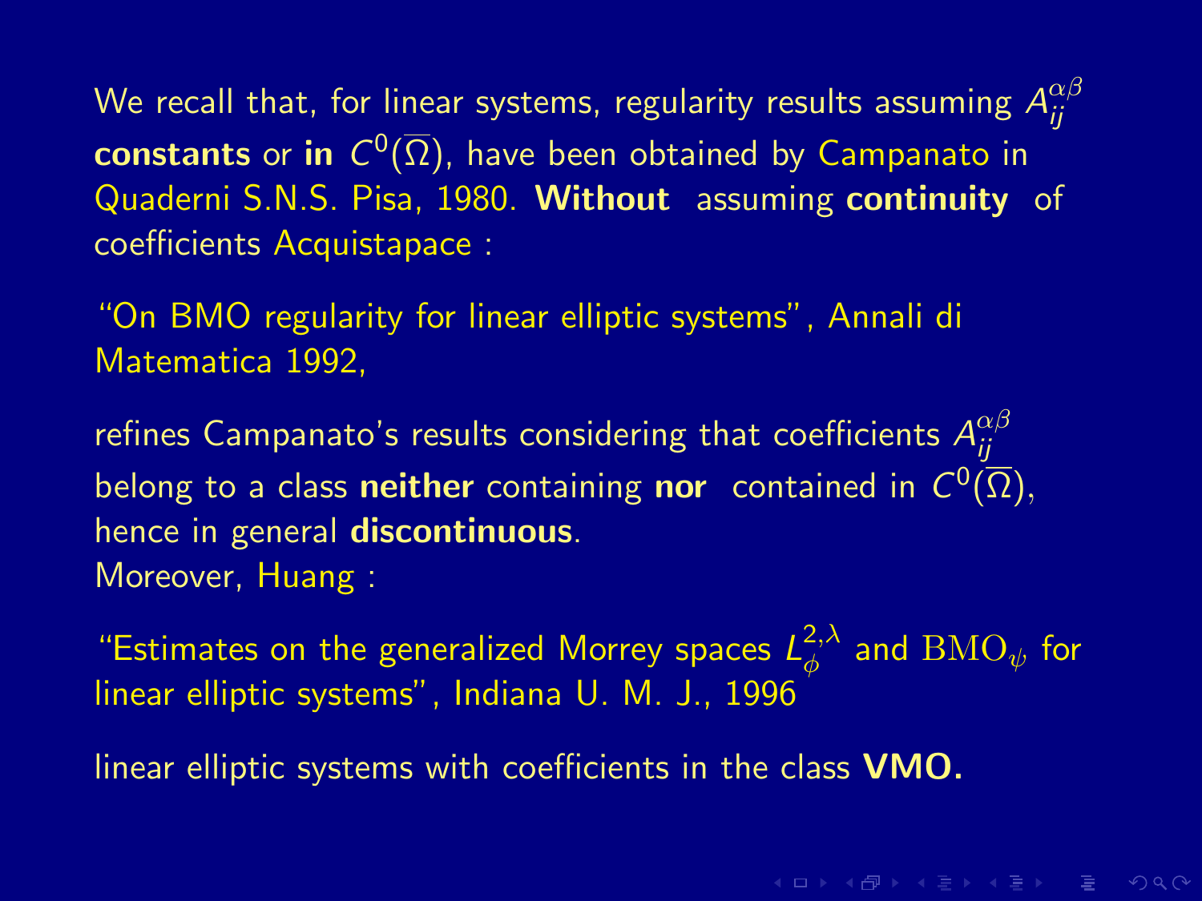We recall that, for linear systems, regularity results assuming $A_{ij}^{\alpha\beta}$ **constants** or **in** $C^0(\overline{\Omega})$, have been obtained by Campanato in Quaderni S.N.S. Pisa, 1980. **Without** assuming **continuity** of coefficients Acquistapace :

"On BMO regularity for linear elliptic systems", Annali di Matematica 1992,

refines Campanato's results considering that coefficients $A_{ij}^{\alpha\beta}$ belong to a class **neither** containing **nor** contained in $C^0(\overline{\Omega})$, hence in general **discontinuous**.
Moreover, Huang :

"Estimates on the generalized Morrey spaces $L_{\phi}^{2,\lambda}$ and $\mathrm{BMO}_{\psi}$ for linear elliptic systems", Indiana U. M. J., 1996

linear elliptic systems with coefficients in the class **VMO.**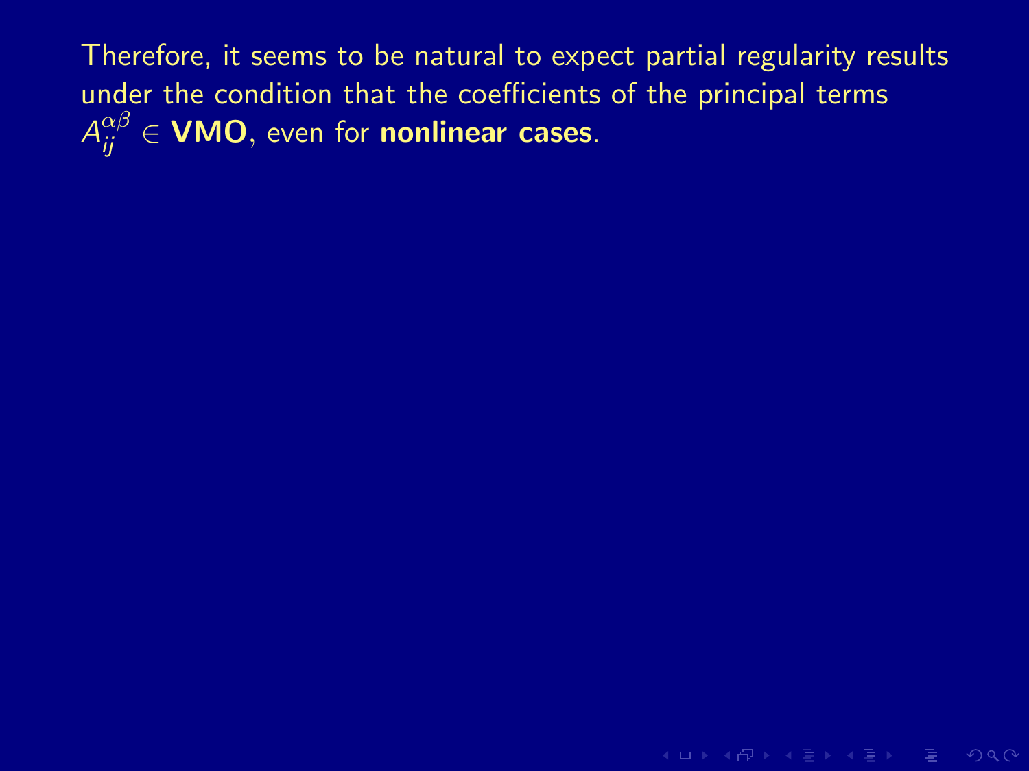Therefore, it seems to be natural to expect partial regularity results under the condition that the coefficients of the principal terms $A_{ij}^{\alpha\beta} \in$ **VMO**, even for **nonlinear cases**.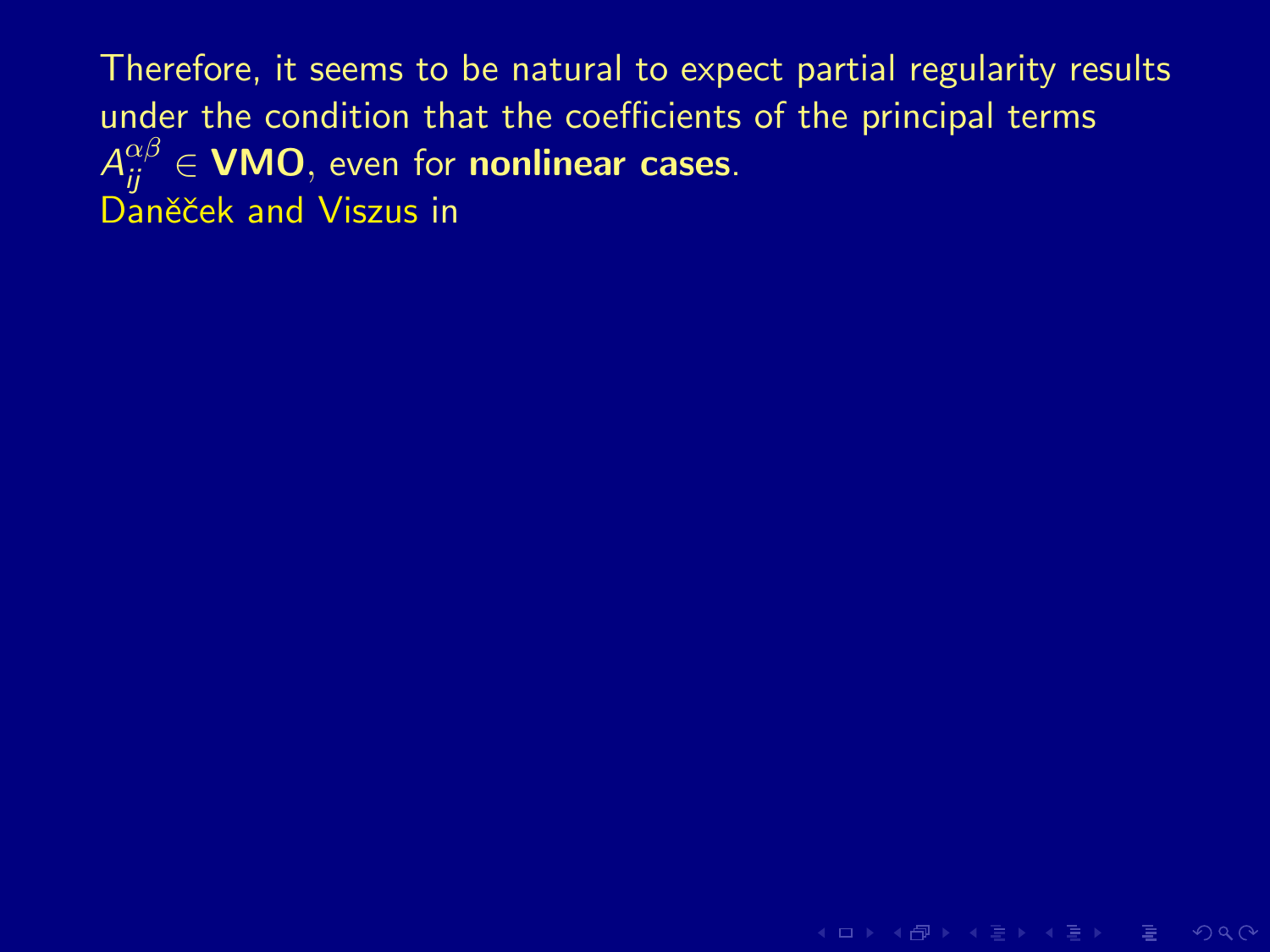Therefore, it seems to be natural to expect partial regularity results under the condition that the coefficients of the principal terms $A_{ij}^{\alpha\beta} \in$ **VMO**, even for **nonlinear cases**.
Daněček and Viszus in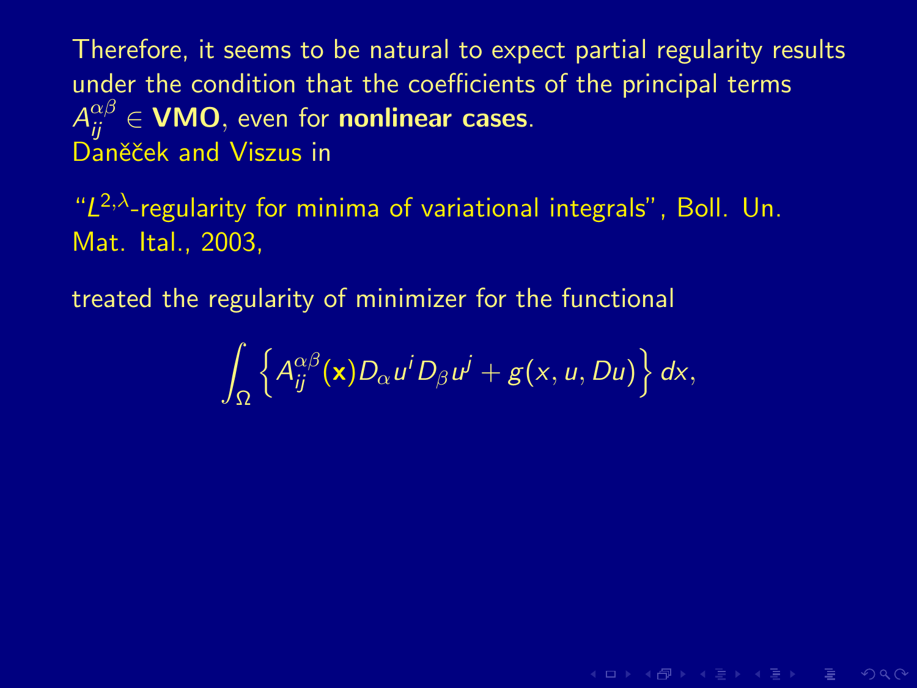Therefore, it seems to be natural to expect partial regularity results under the condition that the coefficients of the principal terms $A_{ij}^{\alpha\beta} \in$ **VMO**, even for **nonlinear cases**.
Daněček and Viszus in

"$L^{2,\lambda}$-regularity for minima of variational integrals", Boll. Un. Mat. Ital., 2003,

treated the regularity of minimizer for the functional

$$\int_\Omega \left\{ A_{ij}^{\alpha\beta}(\mathbf{x}) D_\alpha u^i D_\beta u^j + g(x, u, Du) \right\} dx,$$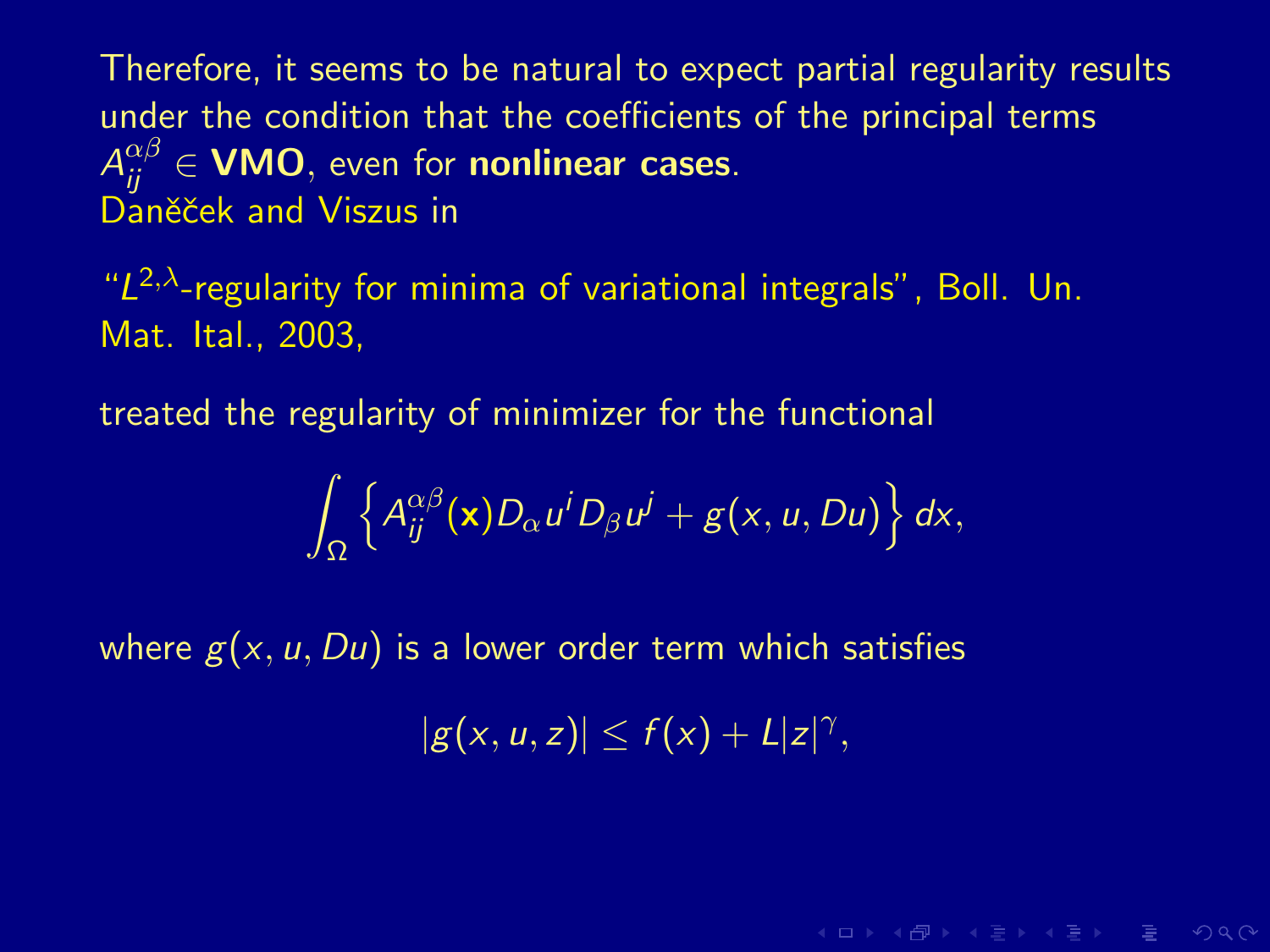Therefore, it seems to be natural to expect partial regularity results under the condition that the coefficients of the principal terms $A_{ij}^{\alpha\beta} \in$ **VMO**, even for **nonlinear cases**.
Daněček and Viszus in

"$L^{2,\lambda}$-regularity for minima of variational integrals", Boll. Un. Mat. Ital., 2003,

treated the regularity of minimizer for the functional

$$\int_\Omega \left\{ A_{ij}^{\alpha\beta}(\mathbf{x}) D_\alpha u^i D_\beta u^j + g(x, u, Du) \right\} dx,$$

where $g(x, u, Du)$ is a lower order term which satisfies

$$|g(x, u, z)| \leq f(x) + L|z|^\gamma,$$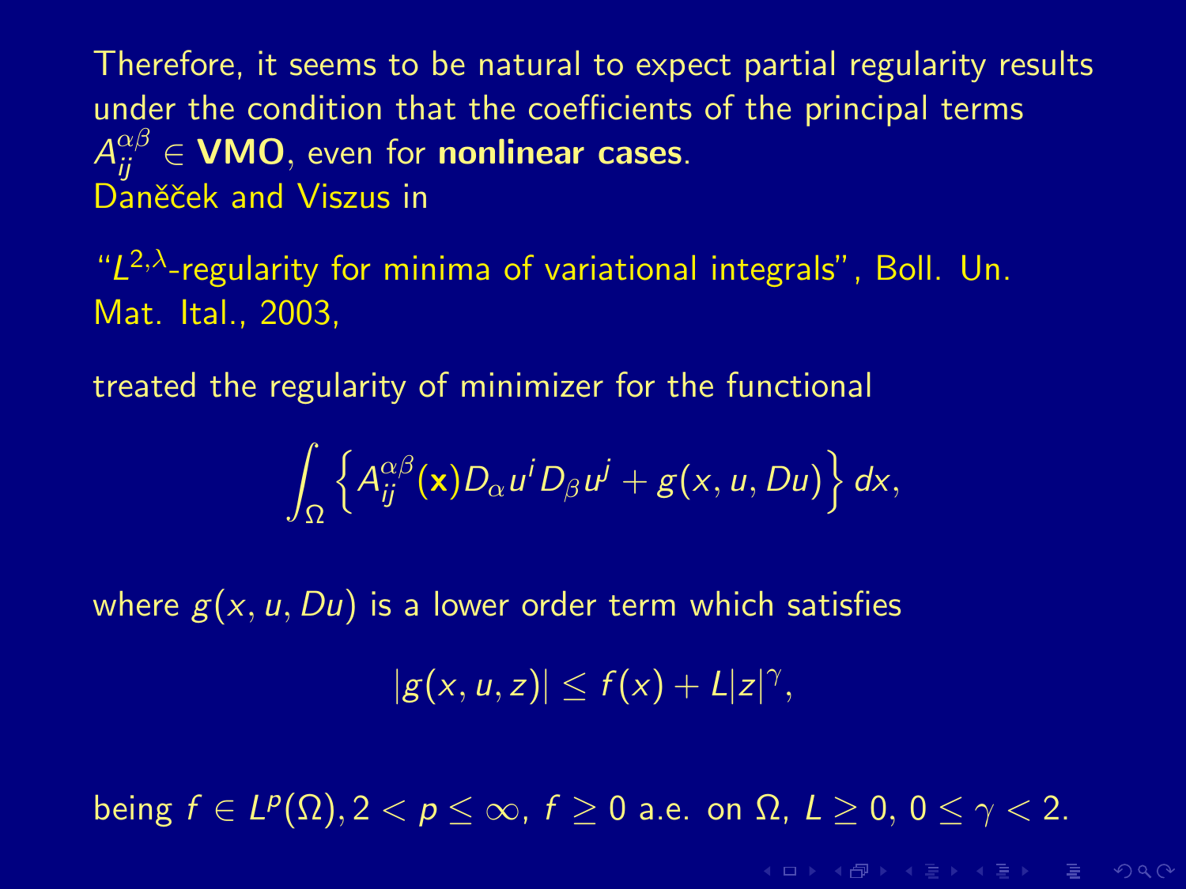Therefore, it seems to be natural to expect partial regularity results under the condition that the coefficients of the principal terms $A_{ij}^{\alpha\beta} \in$ **VMO**, even for **nonlinear cases**.
Daněček and Viszus in

"$L^{2,\lambda}$-regularity for minima of variational integrals", Boll. Un. Mat. Ital., 2003,

treated the regularity of minimizer for the functional

$$\int_{\Omega} \left\{ A_{ij}^{\alpha\beta}(\mathbf{x}) D_{\alpha} u^i D_{\beta} u^j + g(x, u, Du) \right\} dx,$$

where $g(x, u, Du)$ is a lower order term which satisfies

$$|g(x, u, z)| \leq f(x) + L|z|^{\gamma},$$

being $f \in L^p(\Omega), 2 < p \leq \infty$, $f \geq 0$ a.e. on $\Omega$, $L \geq 0$, $0 \leq \gamma < 2$.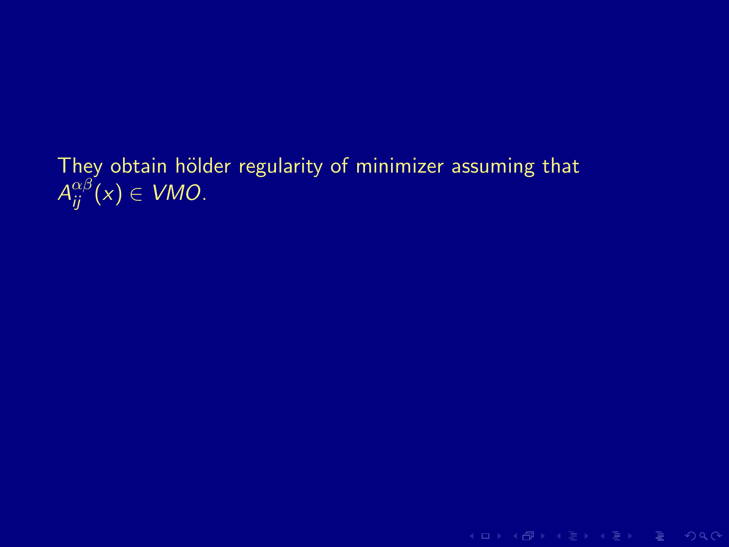They obtain hölder regularity of minimizer assuming that $A_{ij}^{\alpha\beta}(x) \in VMO$.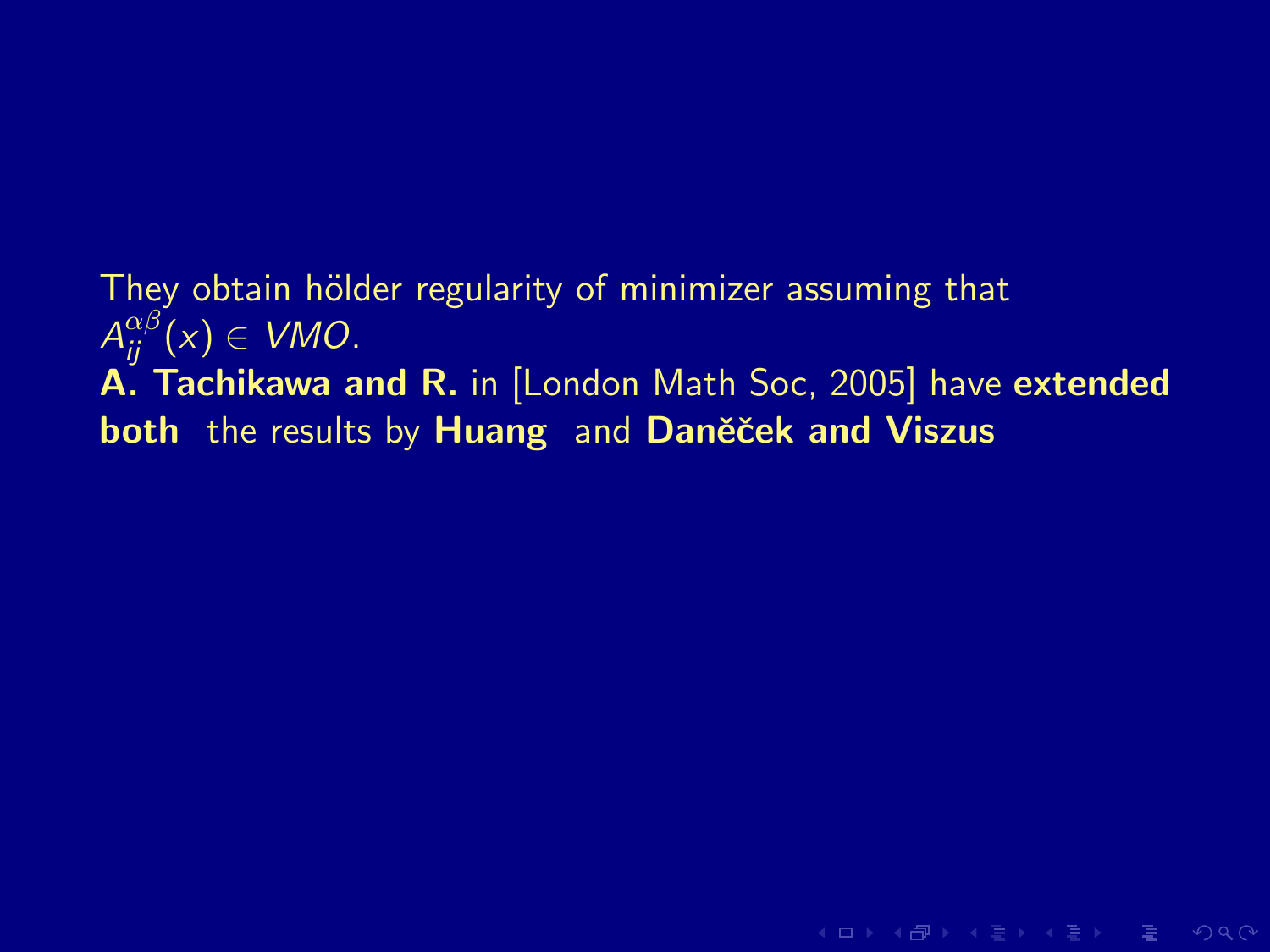They obtain hölder regularity of minimizer assuming that $A_{ij}^{\alpha\beta}(x) \in VMO$.

**A. Tachikawa and R.** in [London Math Soc, 2005] have **extended both** the results by **Huang** and **Daněček and Viszus**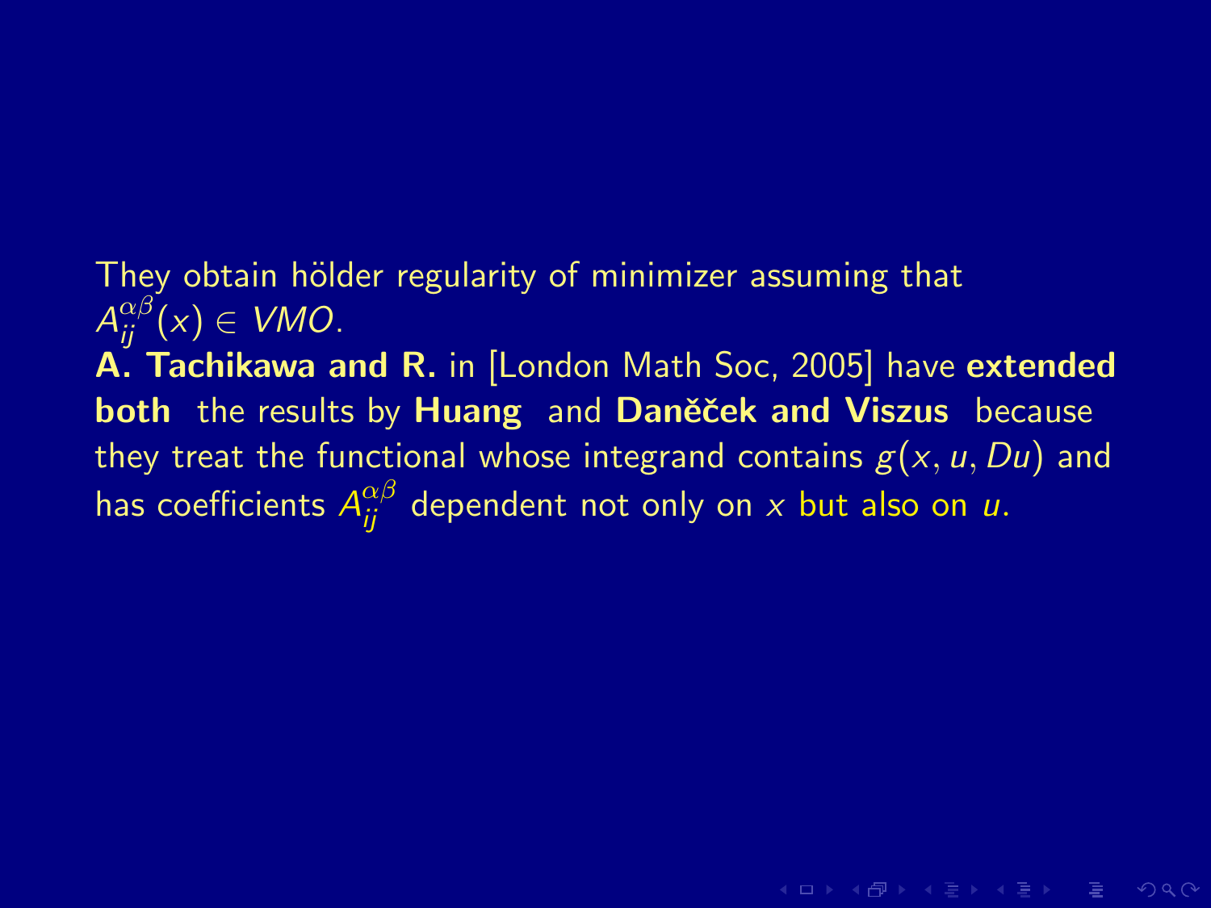They obtain hölder regularity of minimizer assuming that $A_{ij}^{\alpha\beta}(x) \in VMO$.

**A. Tachikawa and R.** in [London Math Soc, 2005] have **extended both** the results by **Huang** and **Daněček and Viszus** because they treat the functional whose integrand contains $g(x, u, Du)$ and has coefficients $A_{ij}^{\alpha\beta}$ dependent not only on $x$ but also on $u$.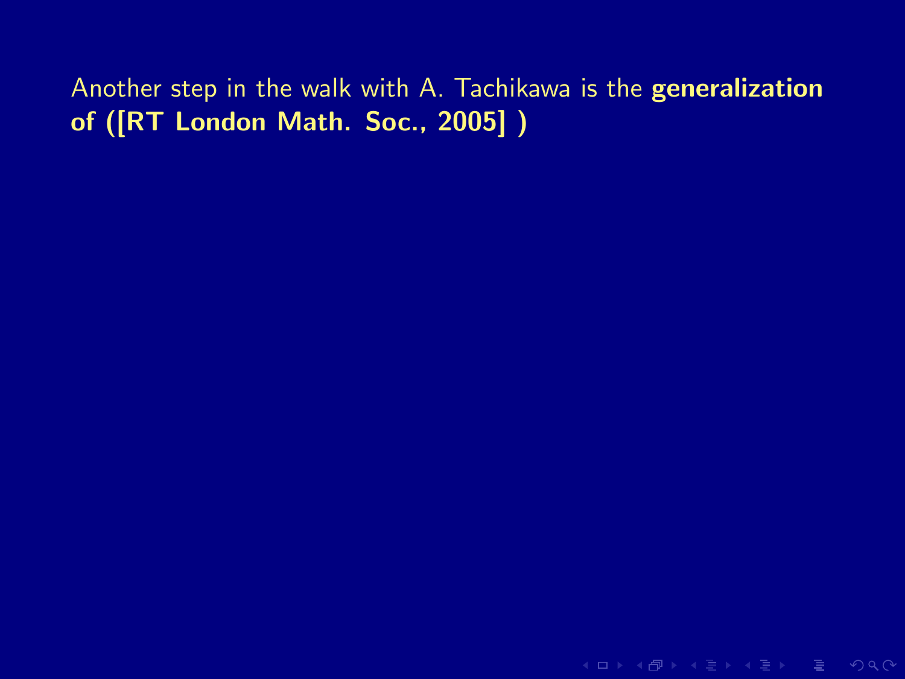Another step in the walk with A. Tachikawa is the **generalization of ([RT London Math. Soc., 2005] )**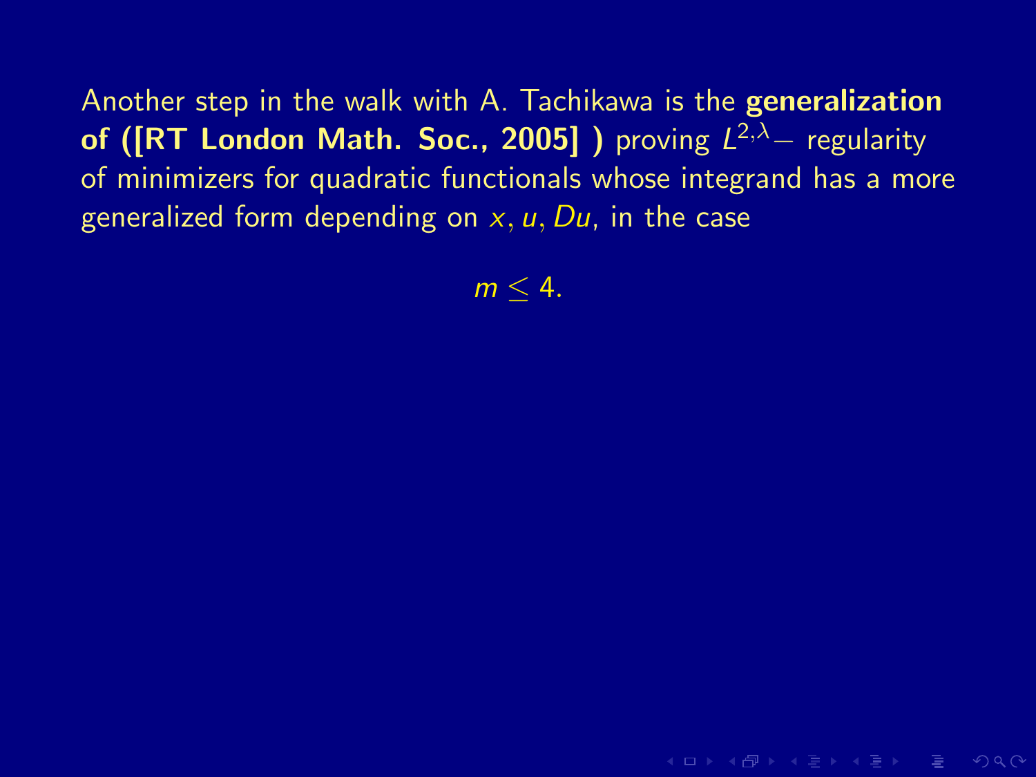Another step in the walk with A. Tachikawa is the **generalization of ([RT London Math. Soc., 2005] )** proving $L^{2,\lambda}-$ regularity of minimizers for quadratic functionals whose integrand has a more generalized form depending on $x, u, Du$, in the case

$$m \leq 4.$$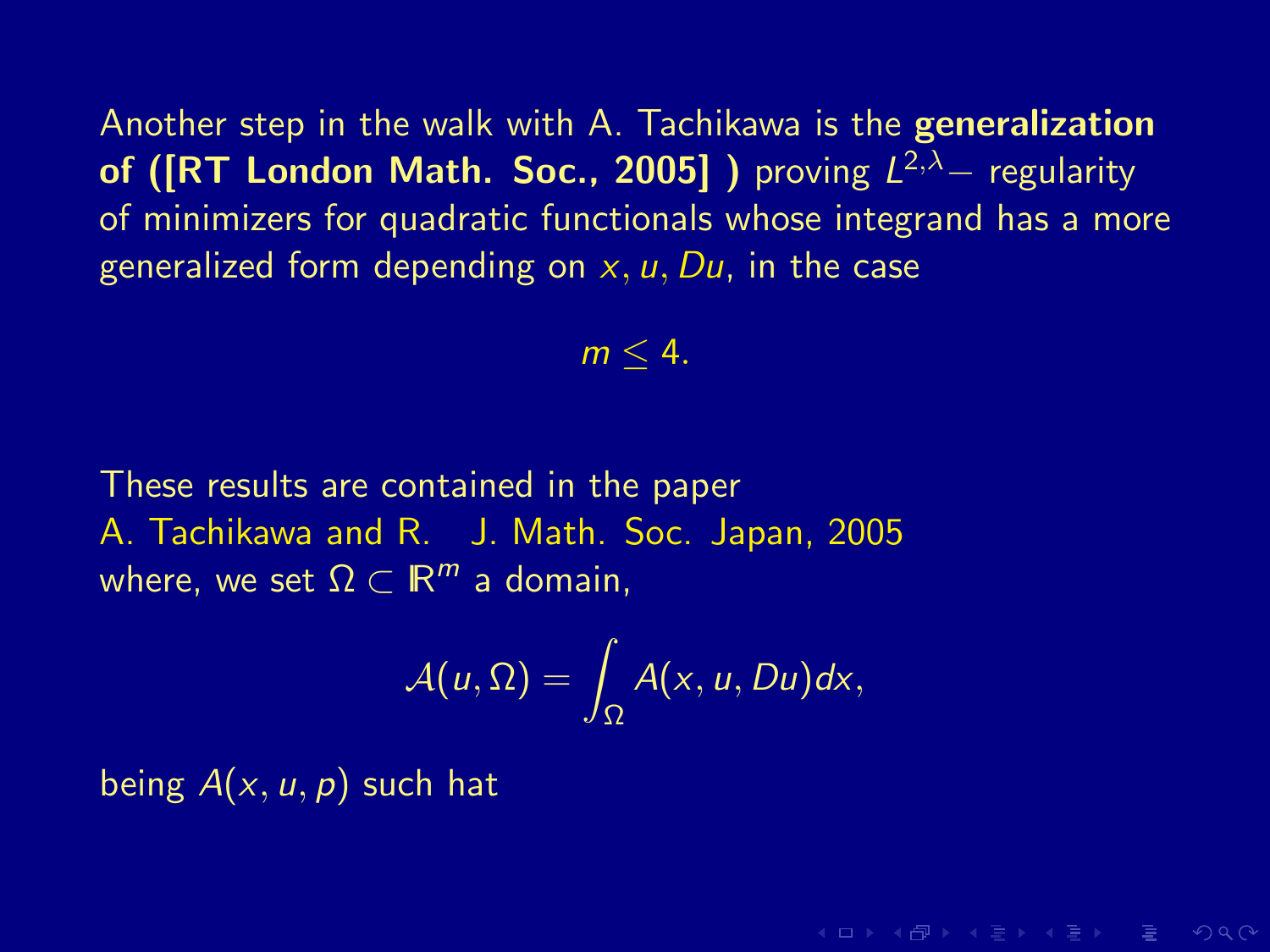Another step in the walk with A. Tachikawa is the **generalization of ([RT London Math. Soc., 2005] )** proving $L^{2,\lambda}-$ regularity of minimizers for quadratic functionals whose integrand has a more generalized form depending on $x, u, Du$, in the case

$$m \leq 4.$$

These results are contained in the paper
A. Tachikawa and R.   J. Math. Soc. Japan, 2005
where, we set $\Omega \subset \mathbb{R}^m$ a domain,

$$\mathcal{A}(u, \Omega) = \int_\Omega A(x, u, Du) dx,$$

being $A(x, u, p)$ such hat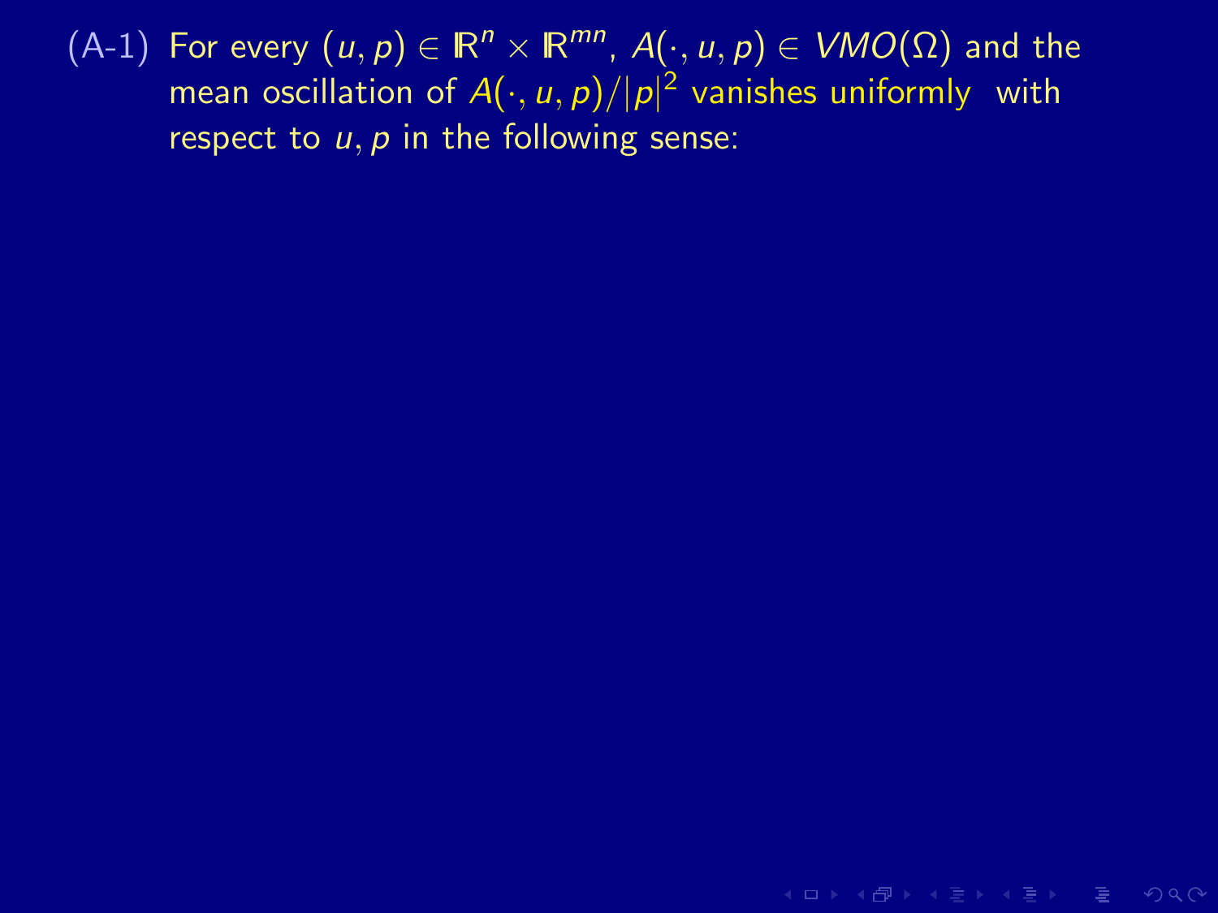(A-1) For every $(u, p) \in \mathbb{R}^n \times \mathbb{R}^{mn}$, $A(\cdot, u, p) \in VMO(\Omega)$ and the mean oscillation of $A(\cdot, u, p)/|p|^2$ vanishes uniformly with respect to $u, p$ in the following sense: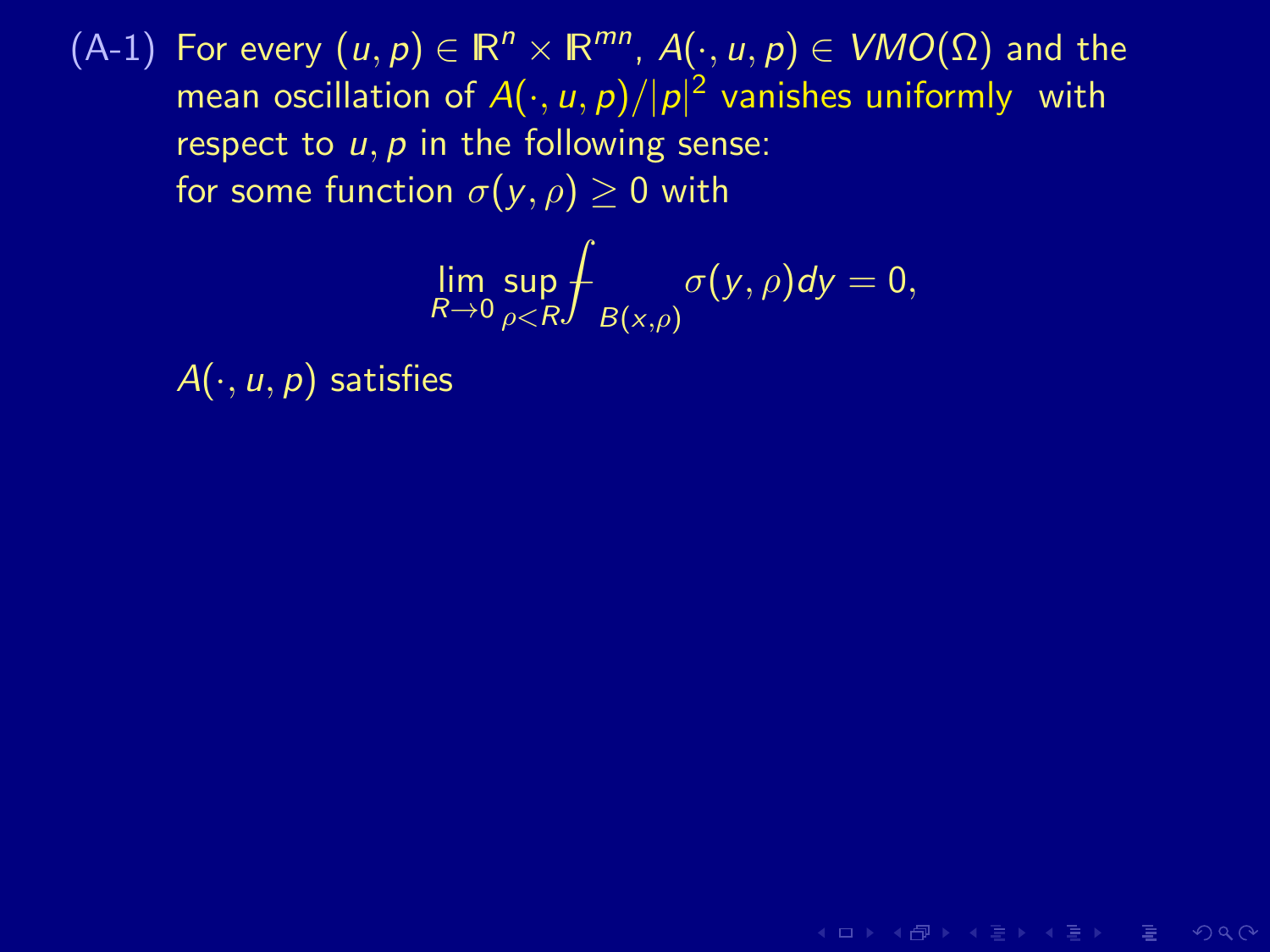(A-1) For every $(u, p) \in \mathbb{R}^n \times \mathbb{R}^{mn}$, $A(\cdot, u, p) \in VMO(\Omega)$ and the mean oscillation of $A(\cdot, u, p)/|p|^2$ vanishes uniformly with respect to $u, p$ in the following sense:
for some function $\sigma(y, \rho) \geq 0$ with

$$\lim_{R \to 0} \sup_{\rho < R} \fint_{B(x,\rho)} \sigma(y, \rho) dy = 0,$$

$A(\cdot, u, p)$ satisfies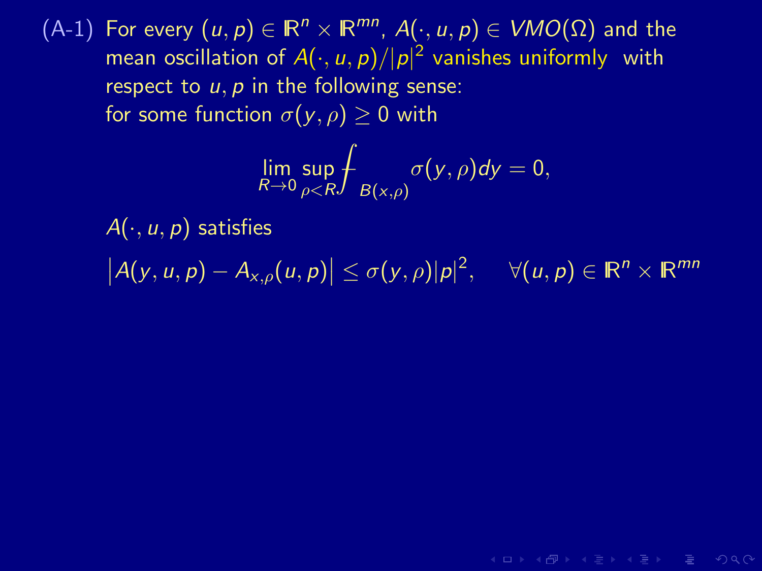(A-1) For every $(u,p) \in \mathbb{R}^n \times \mathbb{R}^{mn}$, $A(\cdot,u,p) \in VMO(\Omega)$ and the mean oscillation of $A(\cdot,u,p)/|p|^2$ vanishes uniformly with respect to $u,p$ in the following sense:

for some function $\sigma(y,\rho) \geq 0$ with

$$\lim_{R \to 0} \sup_{\rho < R} \fint_{B(x,\rho)} \sigma(y,\rho) dy = 0,$$

$A(\cdot,u,p)$ satisfies

$$\big|A(y,u,p) - A_{x,\rho}(u,p)\big| \leq \sigma(y,\rho)|p|^2, \quad \forall (u,p) \in \mathbb{R}^n \times \mathbb{R}^{mn}$$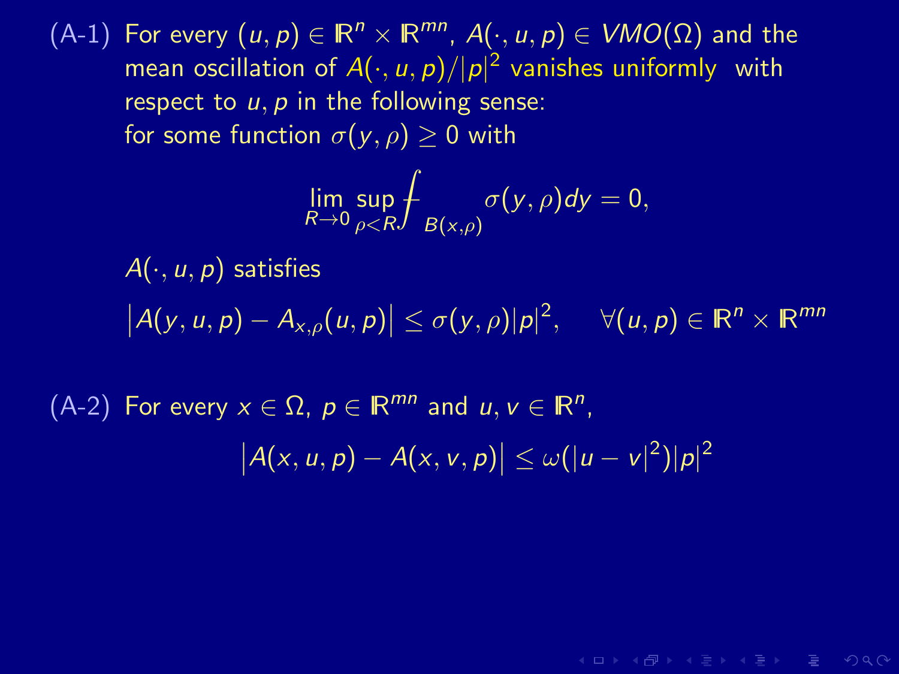(A-1) For every $(u,p) \in \mathbb{R}^n \times \mathbb{R}^{mn}$, $A(\cdot,u,p) \in VMO(\Omega)$ and the mean oscillation of $A(\cdot,u,p)/|p|^2$ vanishes uniformly with respect to $u, p$ in the following sense:
for some function $\sigma(y,\rho) \geq 0$ with

$$\lim_{R\to 0} \sup_{\rho<R} \fint_{B(x,\rho)} \sigma(y,\rho) dy = 0,$$

$A(\cdot,u,p)$ satisfies

$$\big|A(y,u,p) - A_{x,\rho}(u,p)\big| \leq \sigma(y,\rho)|p|^2, \quad \forall (u,p) \in \mathbb{R}^n \times \mathbb{R}^{mn}$$

(A-2) For every $x \in \Omega$, $p \in \mathbb{R}^{mn}$ and $u, v \in \mathbb{R}^n$,

$$\big|A(x,u,p) - A(x,v,p)\big| \leq \omega(|u-v|^2)|p|^2$$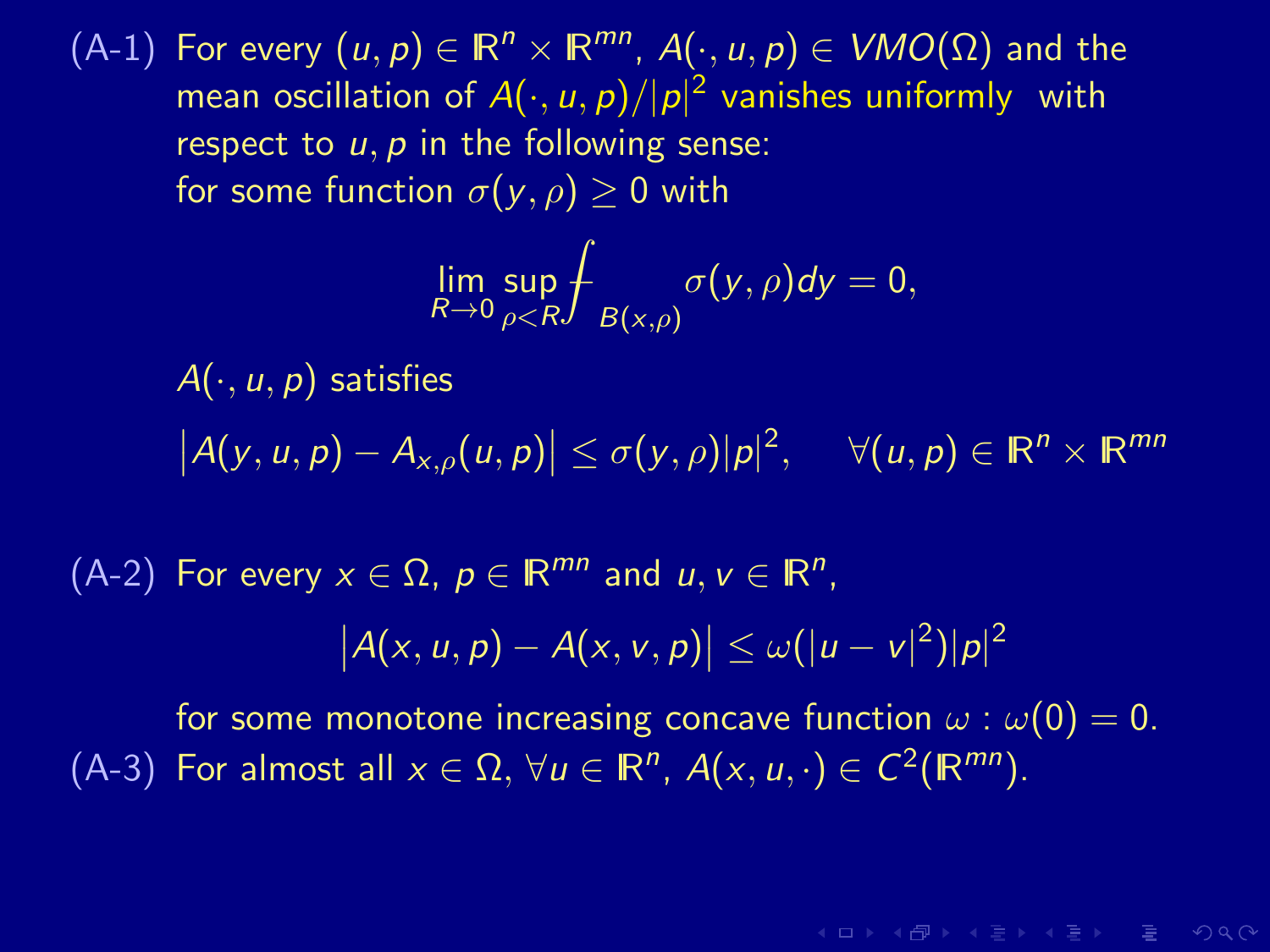(A-1) For every $(u, p) \in \mathbb{R}^n \times \mathbb{R}^{mn}$, $A(\cdot, u, p) \in VMO(\Omega)$ and the mean oscillation of $A(\cdot, u, p)/|p|^2$ vanishes uniformly with respect to $u, p$ in the following sense: for some function $\sigma(y, \rho) \geq 0$ with

$$\lim_{R \to 0} \sup_{\rho < R} \fint_{B(x,\rho)} \sigma(y, \rho) dy = 0,$$

$A(\cdot, u, p)$ satisfies

$$\left| A(y, u, p) - A_{x,\rho}(u, p) \right| \leq \sigma(y, \rho)|p|^2, \quad \forall (u, p) \in \mathbb{R}^n \times \mathbb{R}^{mn}$$

(A-2) For every $x \in \Omega$, $p \in \mathbb{R}^{mn}$ and $u, v \in \mathbb{R}^n$,

$$\left| A(x, u, p) - A(x, v, p) \right| \leq \omega(|u - v|^2)|p|^2$$

for some monotone increasing concave function $\omega : \omega(0) = 0$.

(A-3) For almost all $x \in \Omega$, $\forall u \in \mathbb{R}^n$, $A(x, u, \cdot) \in C^2(\mathbb{R}^{mn})$.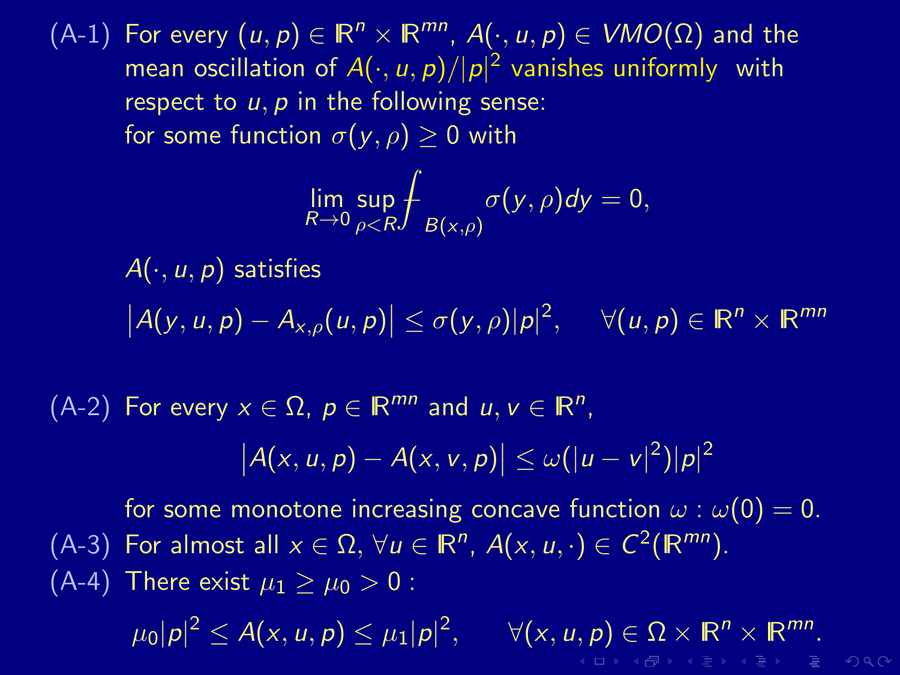(A-1) For every $(u,p) \in \mathbb{R}^n \times \mathbb{R}^{mn}$, $A(\cdot,u,p) \in VMO(\Omega)$ and the mean oscillation of $A(\cdot,u,p)/|p|^2$ vanishes uniformly with respect to $u, p$ in the following sense:
for some function $\sigma(y,\rho) \geq 0$ with

$$\lim_{R \to 0} \sup_{\rho < R} \fint_{B(x,\rho)} \sigma(y,\rho) dy = 0,$$

$A(\cdot,u,p)$ satisfies

$$\left| A(y,u,p) - A_{x,\rho}(u,p) \right| \leq \sigma(y,\rho)|p|^2, \qquad \forall (u,p) \in \mathbb{R}^n \times \mathbb{R}^{mn}$$

(A-2) For every $x \in \Omega$, $p \in \mathbb{R}^{mn}$ and $u, v \in \mathbb{R}^n$,

$$\left| A(x,u,p) - A(x,v,p) \right| \leq \omega(|u-v|^2)|p|^2$$

for some monotone increasing concave function $\omega : \omega(0) = 0$.

(A-3) For almost all $x \in \Omega$, $\forall u \in \mathbb{R}^n$, $A(x,u,\cdot) \in C^2(\mathbb{R}^{mn})$.

(A-4) There exist $\mu_1 \geq \mu_0 > 0$ :

$$\mu_0 |p|^2 \leq A(x,u,p) \leq \mu_1 |p|^2, \qquad \forall (x,u,p) \in \Omega \times \mathbb{R}^n \times \mathbb{R}^{mn}.$$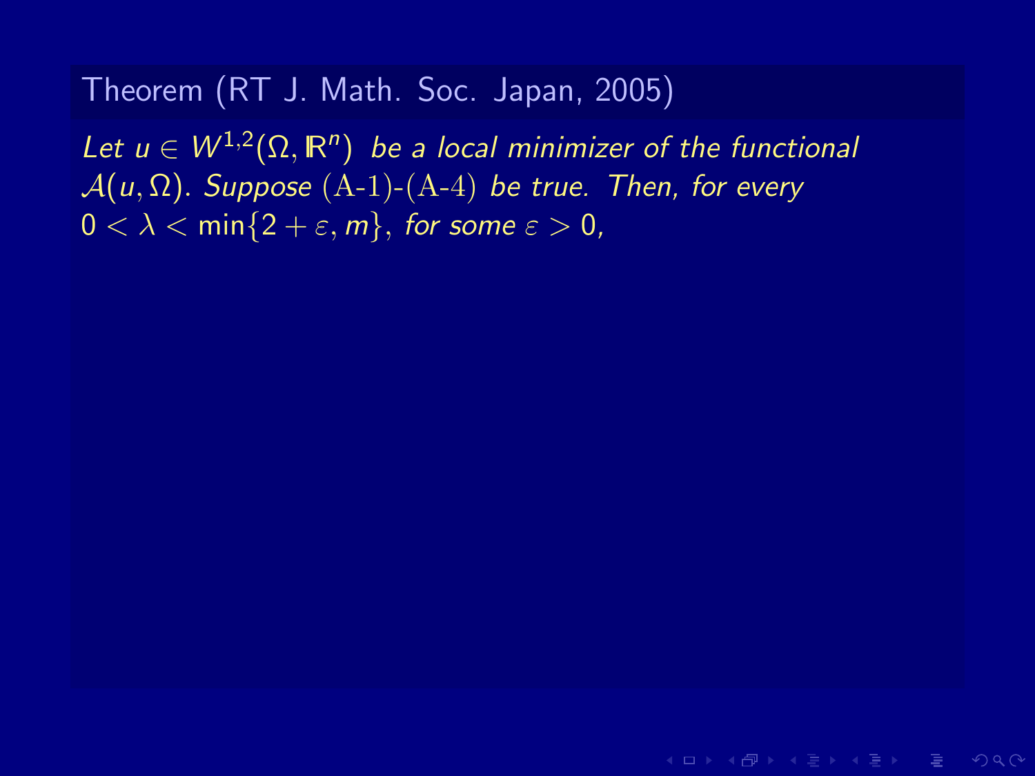**Theorem (RT J. Math. Soc. Japan, 2005)**

*Let $u \in W^{1,2}(\Omega, \mathbb{R}^n)$ be a local minimizer of the functional $\mathcal{A}(u, \Omega)$. Suppose (A-1)-(A-4) be true. Then, for every $0 < \lambda < \min\{2 + \varepsilon, m\}$, for some $\varepsilon > 0$,*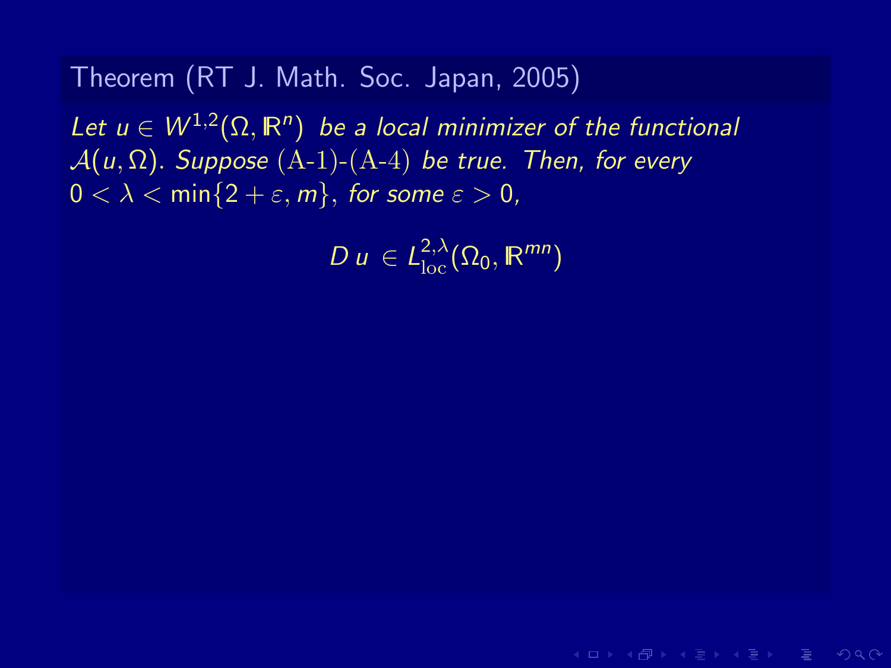**Theorem (RT J. Math. Soc. Japan, 2005)**

*Let $u \in W^{1,2}(\Omega, \mathbb{R}^n)$ be a local minimizer of the functional $\mathcal{A}(u, \Omega)$. Suppose (A-1)-(A-4) be true. Then, for every $0 < \lambda < \min\{2 + \varepsilon, m\}$, for some $\varepsilon > 0$,*

$$D\,u \in L^{2,\lambda}_{\mathrm{loc}}(\Omega_0, \mathbb{R}^{mn})$$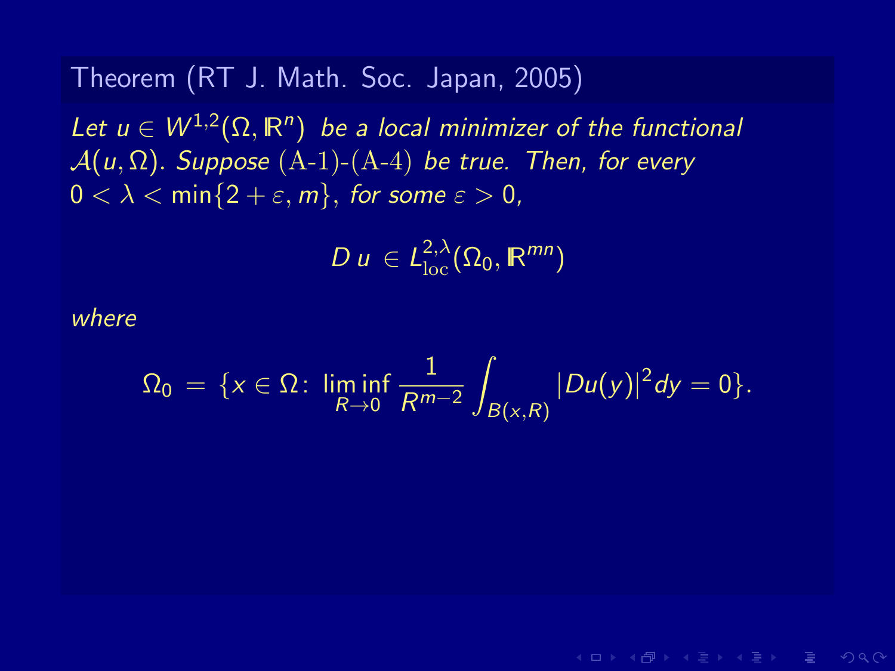**Theorem (RT J. Math. Soc. Japan, 2005)**

*Let $u \in W^{1,2}(\Omega, \mathbb{R}^n)$ be a local minimizer of the functional $\mathcal{A}(u, \Omega)$. Suppose (A-1)-(A-4) be true. Then, for every $0 < \lambda < \min\{2 + \varepsilon, m\}$, for some $\varepsilon > 0$,*

$$D\, u \in L^{2,\lambda}_{\mathrm{loc}}(\Omega_0, \mathbb{R}^{mn})$$

*where*

$$\Omega_0 = \{x \in \Omega \colon \liminf_{R \to 0} \frac{1}{R^{m-2}} \int_{B(x,R)} |Du(y)|^2 dy = 0\}.$$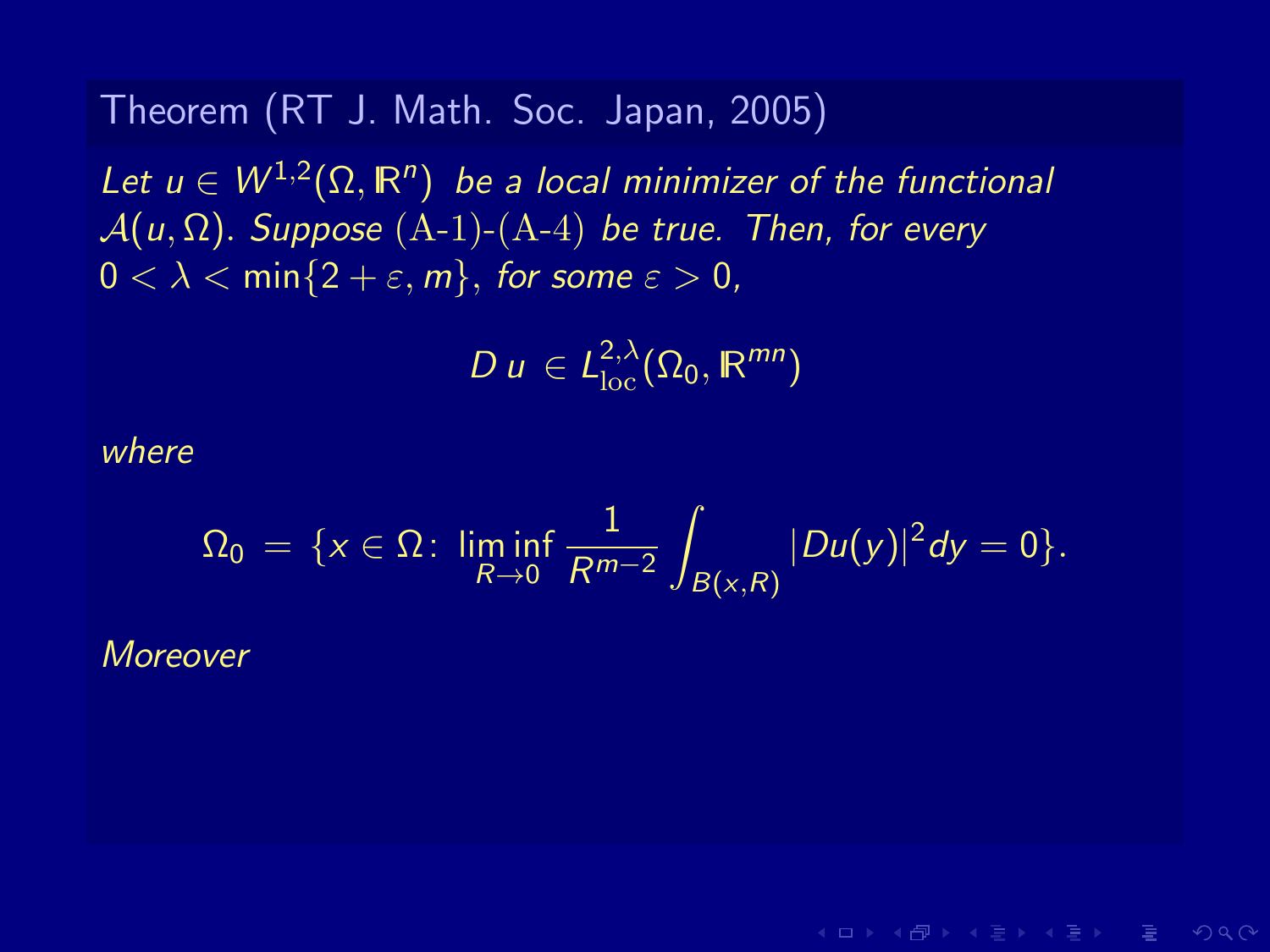**Theorem (RT J. Math. Soc. Japan, 2005)**

*Let $u \in W^{1,2}(\Omega, \mathbb{R}^n)$ be a local minimizer of the functional $\mathcal{A}(u, \Omega)$. Suppose (A-1)-(A-4) be true. Then, for every $0 < \lambda < \min\{2+\varepsilon, m\}$, for some $\varepsilon > 0$,*

$$D\,u \in L^{2,\lambda}_{\mathrm{loc}}(\Omega_0, \mathbb{R}^{mn})$$

*where*

$$\Omega_0 = \{x \in \Omega \colon \liminf_{R \to 0} \frac{1}{R^{m-2}} \int_{B(x,R)} |Du(y)|^2 dy = 0\}.$$

*Moreover*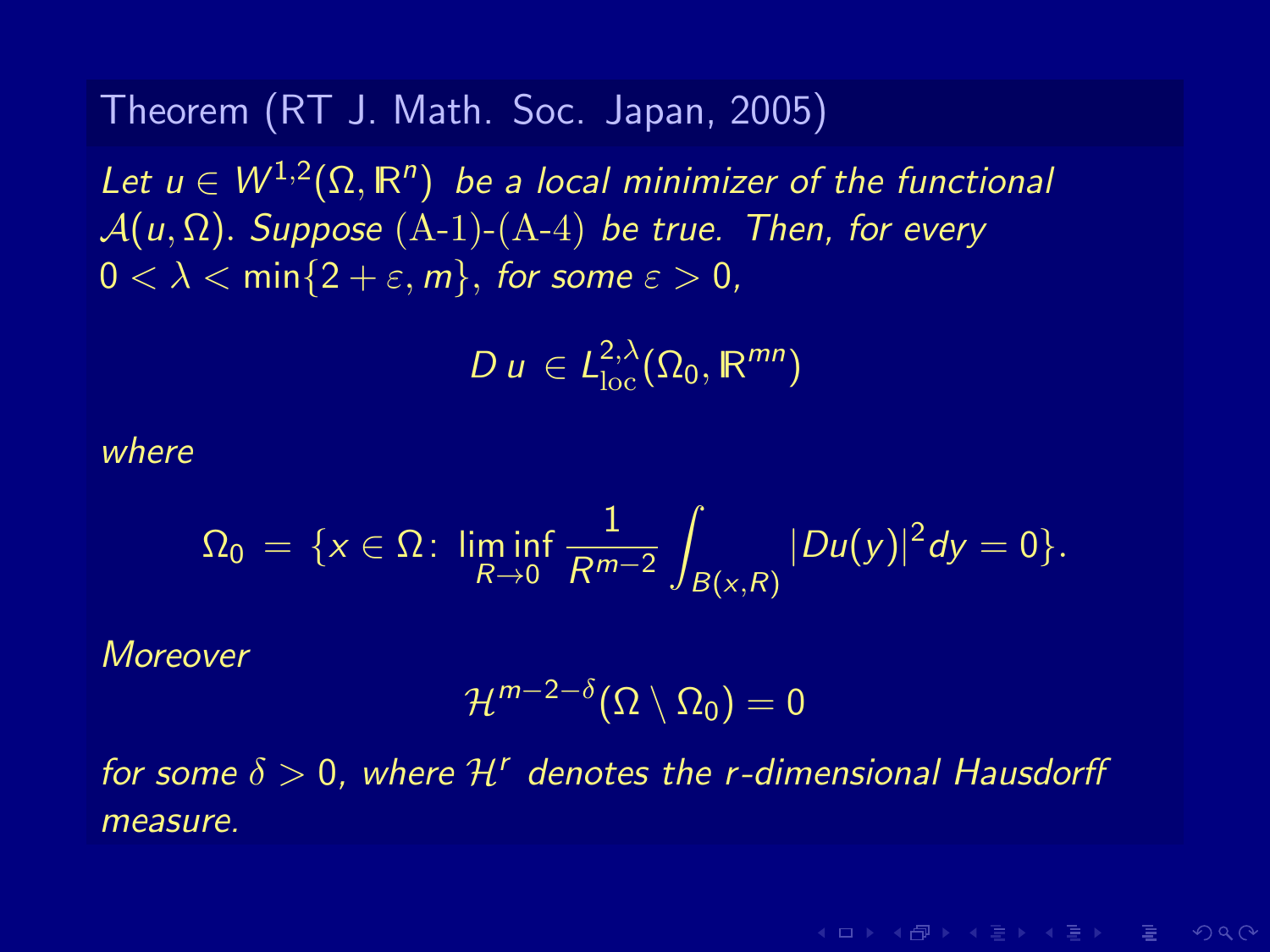**Theorem (RT J. Math. Soc. Japan, 2005)**

*Let $u \in W^{1,2}(\Omega, \mathbb{R}^n)$ be a local minimizer of the functional $\mathcal{A}(u, \Omega)$. Suppose (A-1)-(A-4) be true. Then, for every $0 < \lambda < \min\{2 + \varepsilon, m\}$, for some $\varepsilon > 0$,*

$$D\, u \,\in L^{2,\lambda}_{\mathrm{loc}}(\Omega_0, \mathbb{R}^{mn})$$

*where*

$$\Omega_0 \,=\, \{x \in \Omega \colon \liminf_{R \to 0} \frac{1}{R^{m-2}} \int_{B(x,R)} |Du(y)|^2 dy = 0\}.$$

*Moreover*

$$\mathcal{H}^{m-2-\delta}(\Omega \setminus \Omega_0) = 0$$

*for some $\delta > 0$, where $\mathcal{H}^r$ denotes the $r$-dimensional Hausdorff measure.*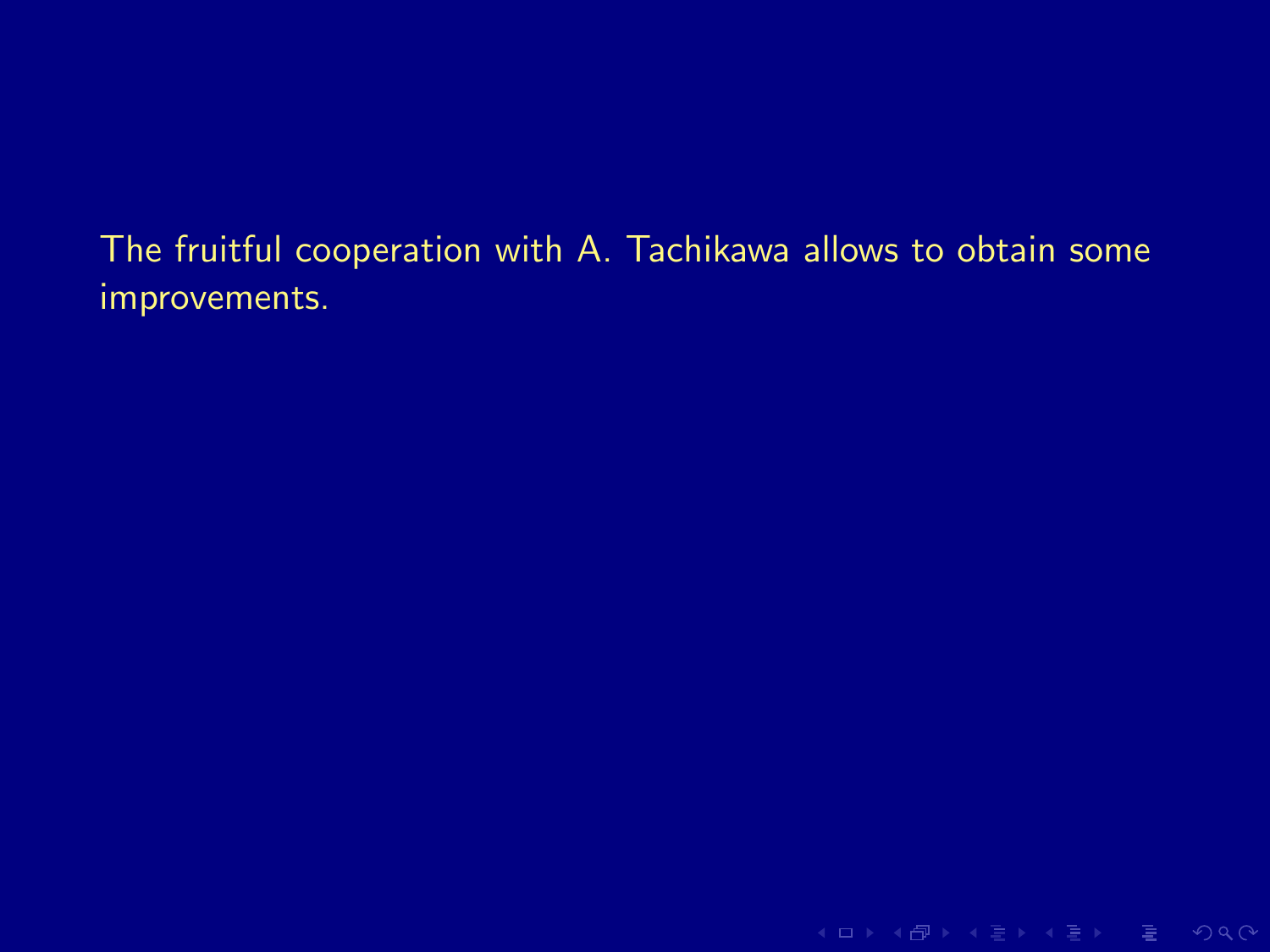The fruitful cooperation with A. Tachikawa allows to obtain some improvements.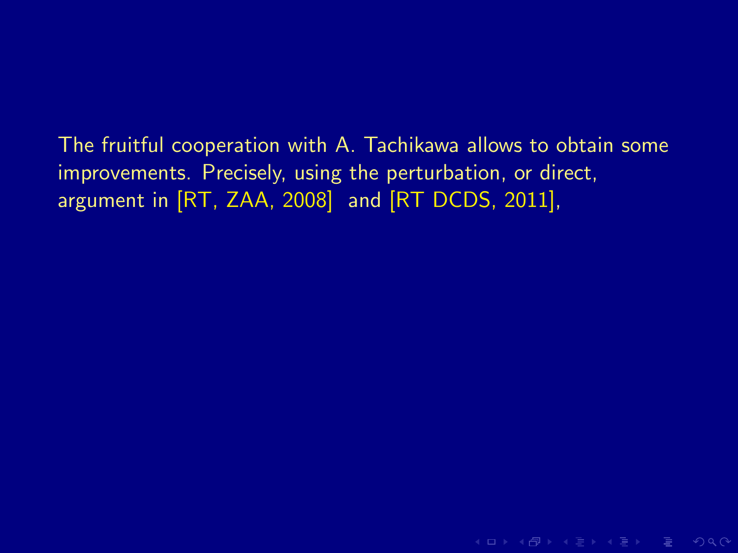The fruitful cooperation with A. Tachikawa allows to obtain some improvements. Precisely, using the perturbation, or direct, argument in [RT, ZAA, 2008] and [RT DCDS, 2011],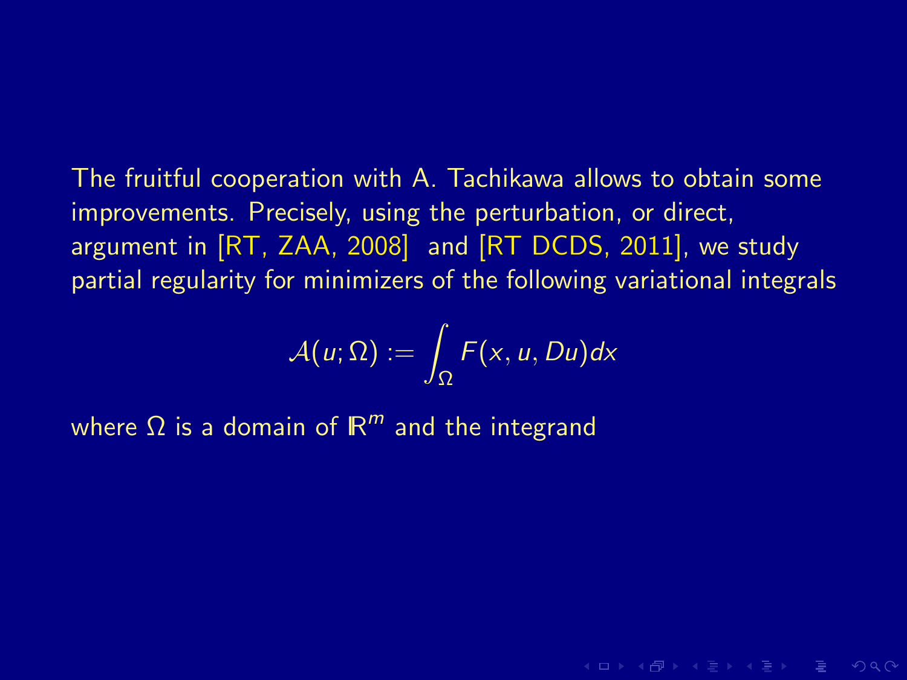The fruitful cooperation with A. Tachikawa allows to obtain some improvements. Precisely, using the perturbation, or direct, argument in [RT, ZAA, 2008] and [RT DCDS, 2011], we study partial regularity for minimizers of the following variational integrals

$$\mathcal{A}(u;\Omega) := \int_\Omega F(x, u, Du)dx$$

where $\Omega$ is a domain of $\mathbb{R}^m$ and the integrand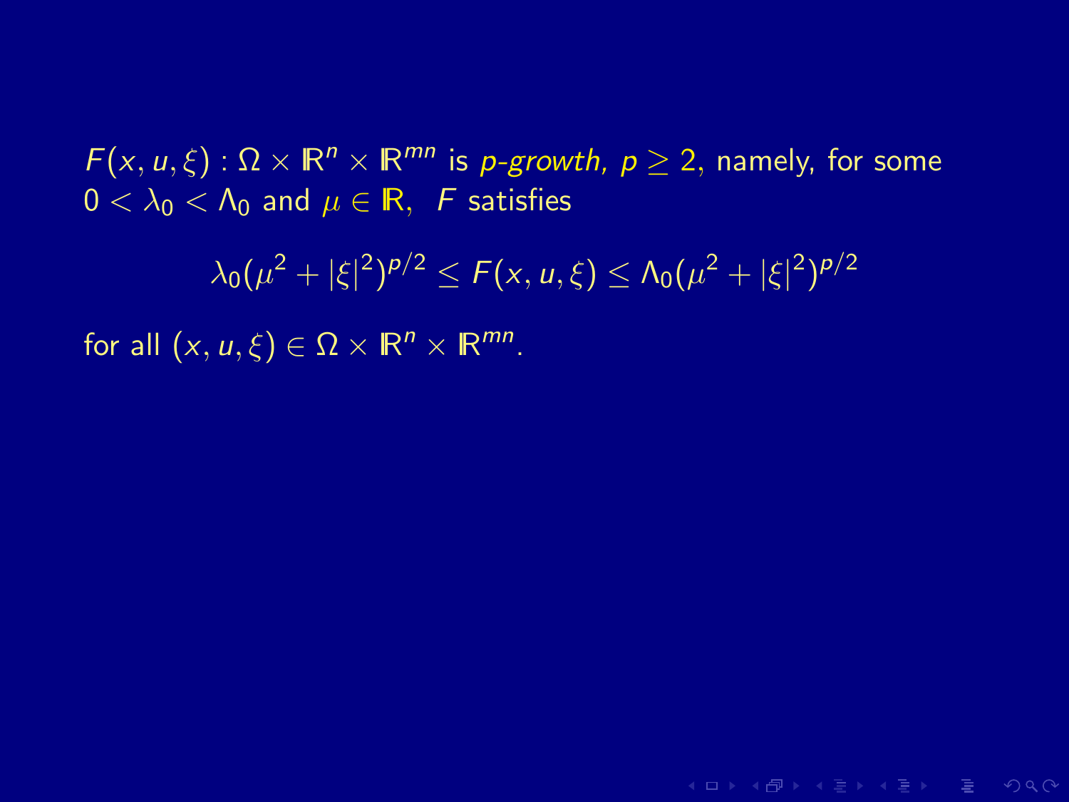$F(x, u, \xi) : \Omega \times \mathbb{R}^n \times \mathbb{R}^{mn}$ is *p-growth, $p \geq 2$,* namely, for some $0 < \lambda_0 < \Lambda_0$ and $\mu \in \mathbb{R}$, $F$ satisfies

$$\lambda_0(\mu^2 + |\xi|^2)^{p/2} \leq F(x, u, \xi) \leq \Lambda_0(\mu^2 + |\xi|^2)^{p/2}$$

for all $(x, u, \xi) \in \Omega \times \mathbb{R}^n \times \mathbb{R}^{mn}$.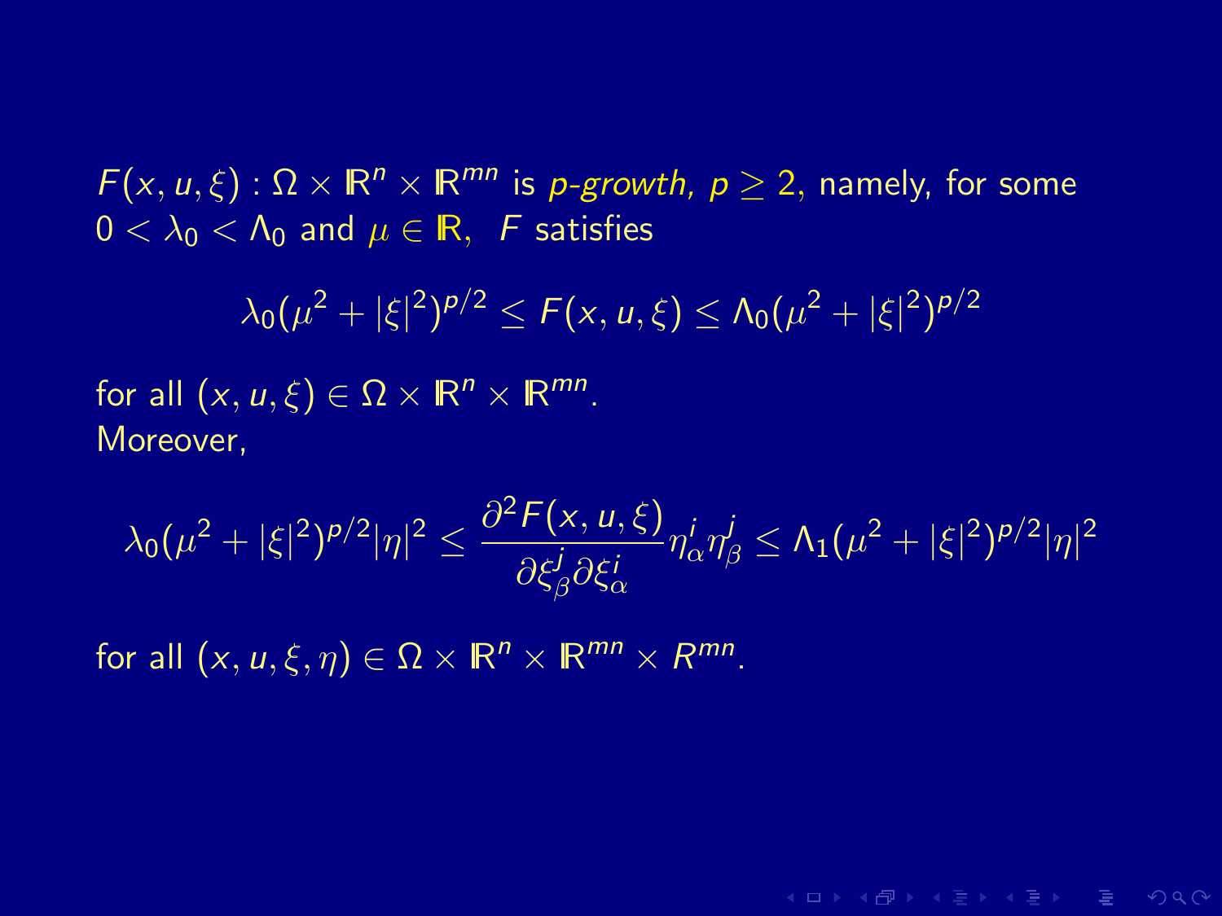$F(x, u, \xi) : \Omega \times \mathbb{R}^n \times \mathbb{R}^{mn}$ is *p-growth*, $p \geq 2$, namely, for some $0 < \lambda_0 < \Lambda_0$ and $\mu \in \mathbb{R}$, $F$ satisfies

$$\lambda_0(\mu^2 + |\xi|^2)^{p/2} \leq F(x, u, \xi) \leq \Lambda_0(\mu^2 + |\xi|^2)^{p/2}$$

for all $(x, u, \xi) \in \Omega \times \mathbb{R}^n \times \mathbb{R}^{mn}$.
Moreover,

$$\lambda_0(\mu^2 + |\xi|^2)^{p/2}|\eta|^2 \leq \frac{\partial^2 F(x, u, \xi)}{\partial \xi^j_\beta \partial \xi^i_\alpha} \eta^i_\alpha \eta^j_\beta \leq \Lambda_1(\mu^2 + |\xi|^2)^{p/2}|\eta|^2$$

for all $(x, u, \xi, \eta) \in \Omega \times \mathbb{R}^n \times \mathbb{R}^{mn} \times R^{mn}$.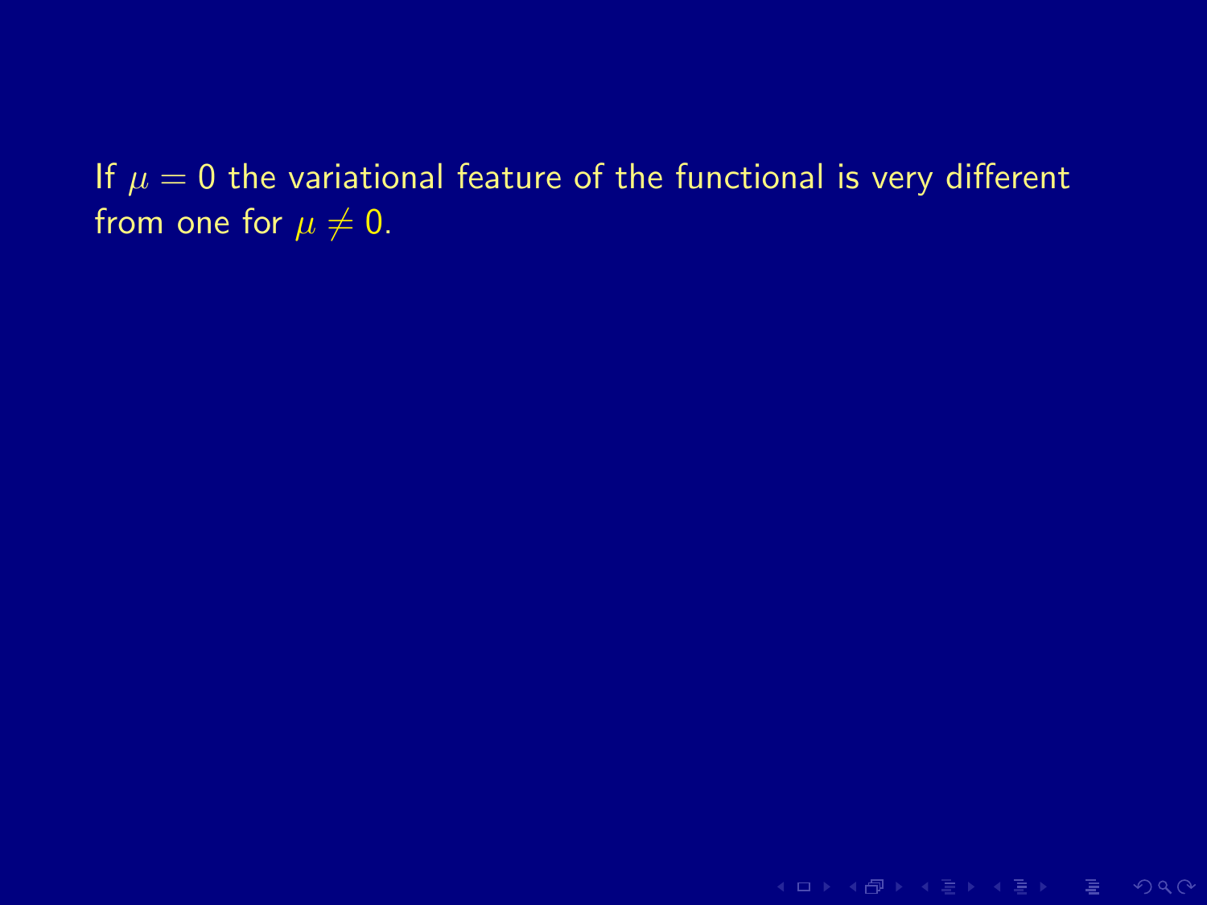If $\mu = 0$ the variational feature of the functional is very different from one for $\mu \neq 0$.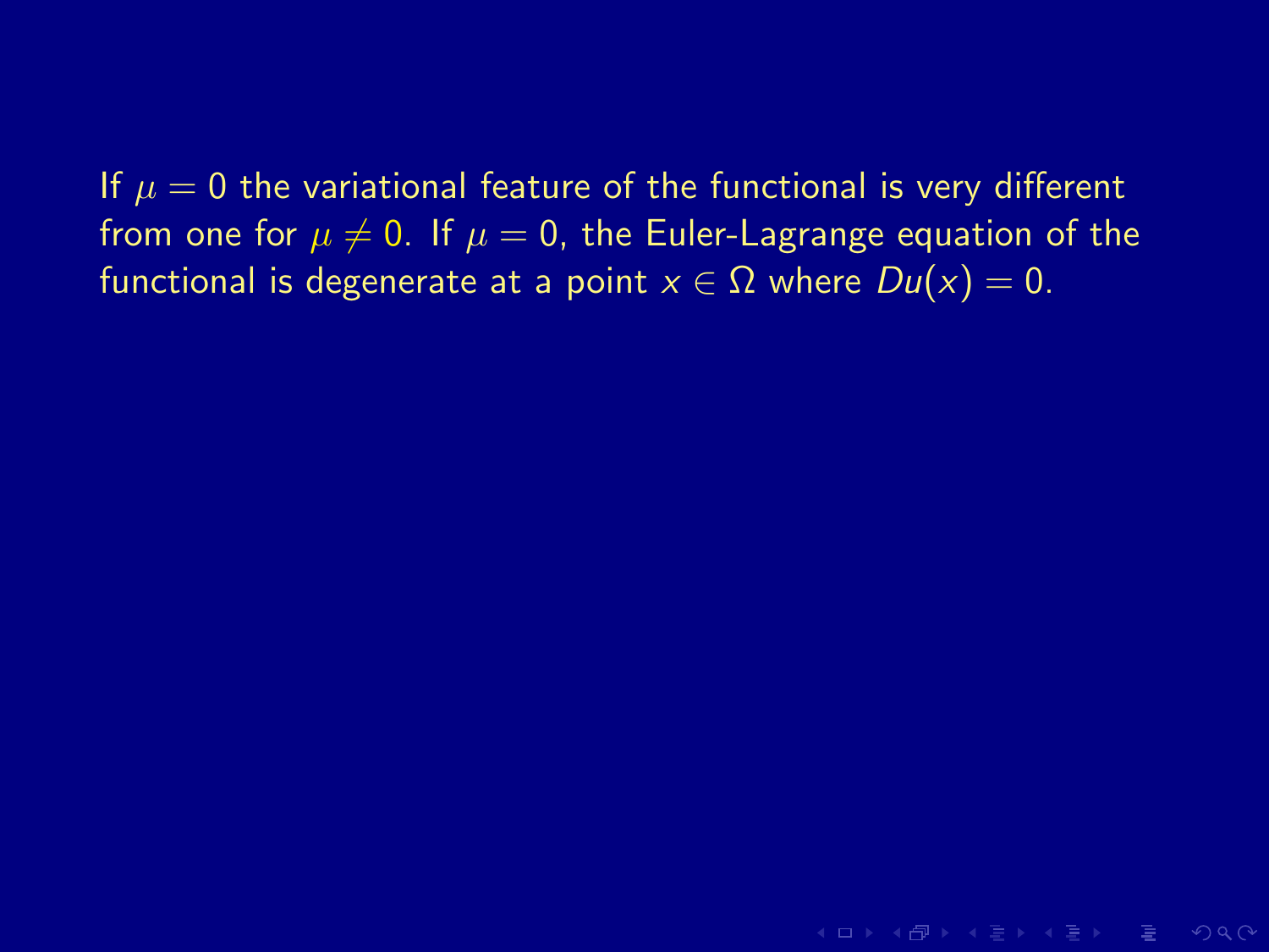If $\mu = 0$ the variational feature of the functional is very different from one for $\mu \neq 0$. If $\mu = 0$, the Euler-Lagrange equation of the functional is degenerate at a point $x \in \Omega$ where $Du(x) = 0$.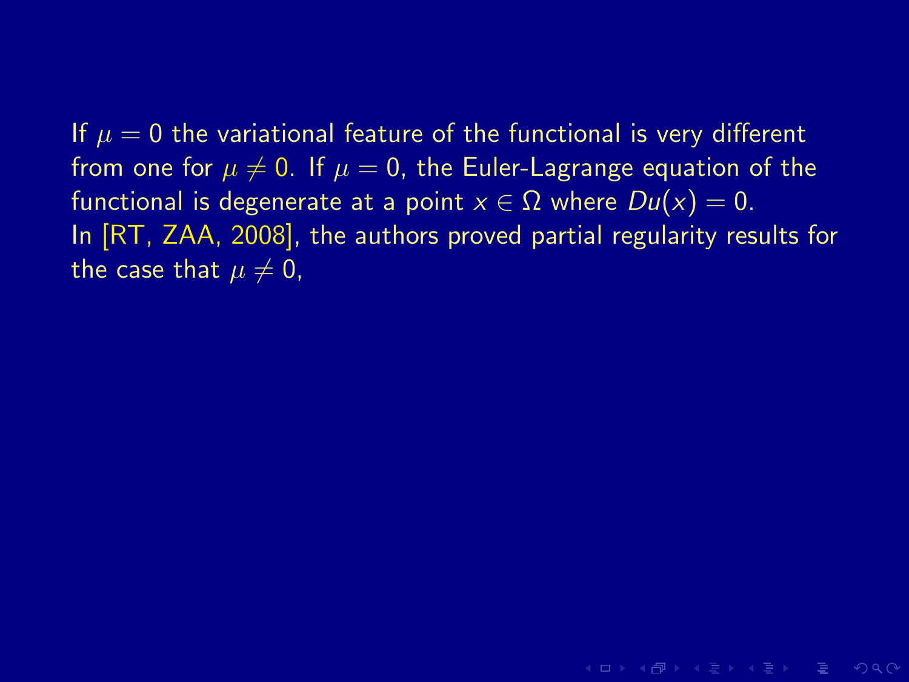If $\mu = 0$ the variational feature of the functional is very different from one for $\mu \neq 0$. If $\mu = 0$, the Euler-Lagrange equation of the functional is degenerate at a point $x \in \Omega$ where $Du(x) = 0$.
In [RT, ZAA, 2008], the authors proved partial regularity results for the case that $\mu \neq 0$,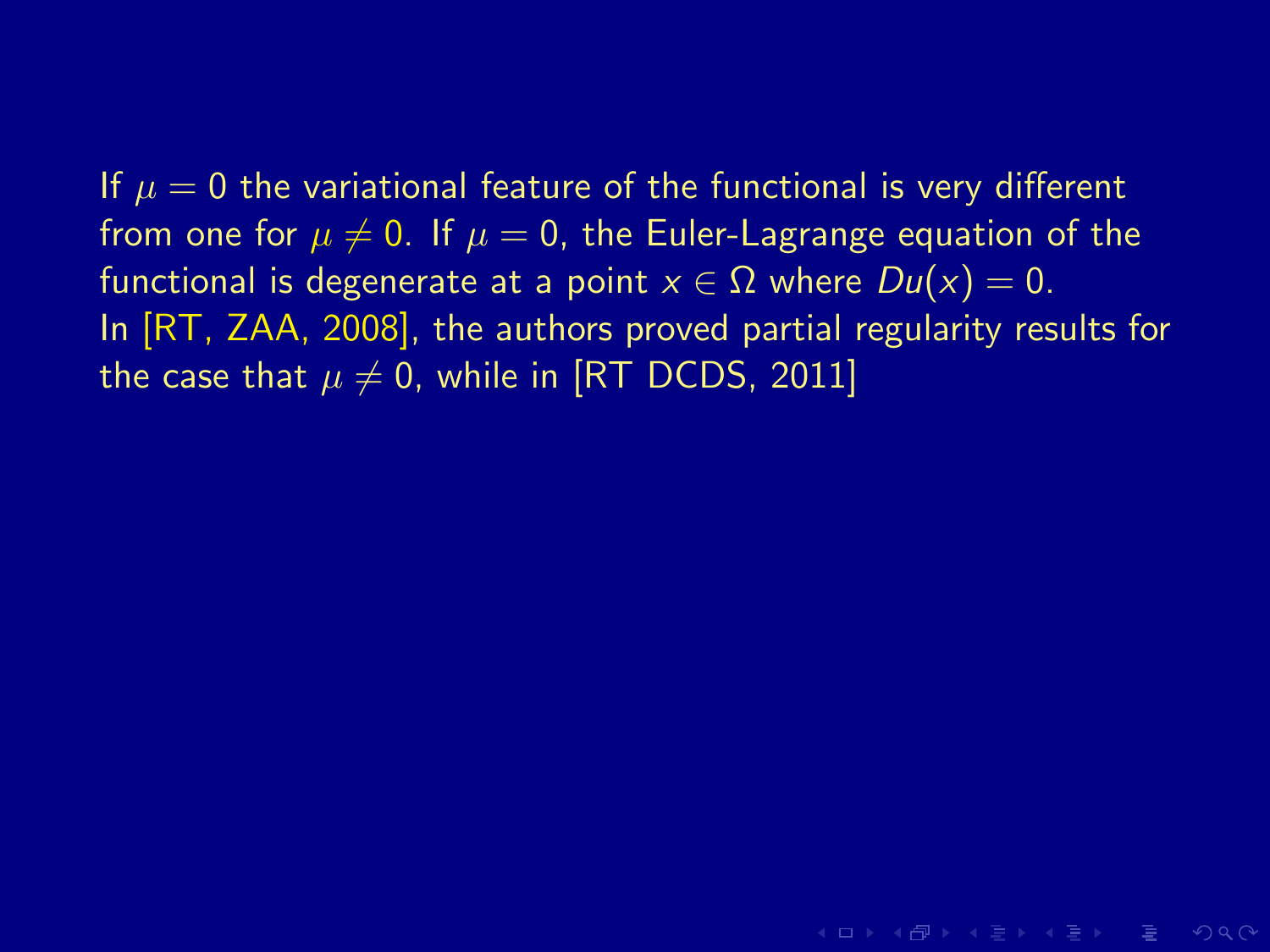If $\mu = 0$ the variational feature of the functional is very different from one for $\mu \neq 0$. If $\mu = 0$, the Euler-Lagrange equation of the functional is degenerate at a point $x \in \Omega$ where $Du(x) = 0$.
In [RT, ZAA, 2008], the authors proved partial regularity results for the case that $\mu \neq 0$, while in [RT DCDS, 2011]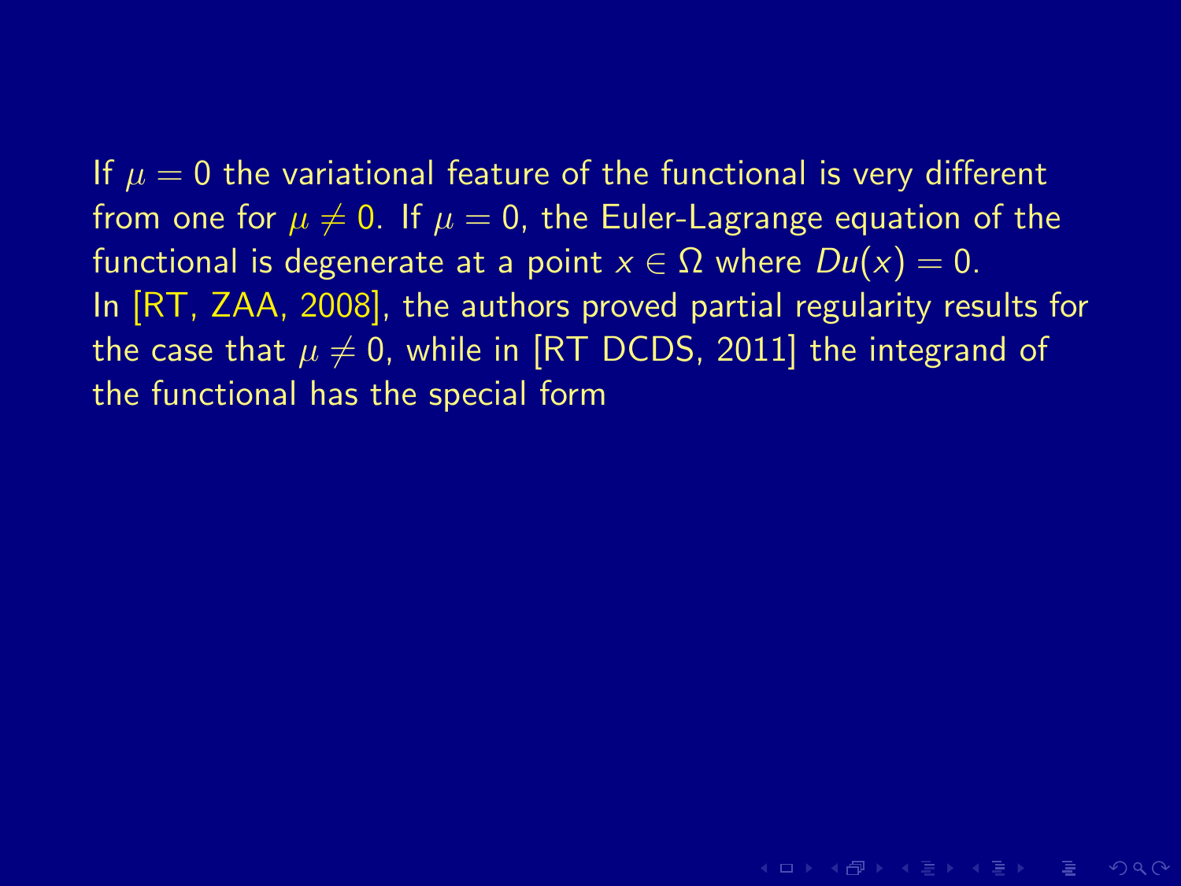If $\mu = 0$ the variational feature of the functional is very different from one for $\mu \neq 0$. If $\mu = 0$, the Euler-Lagrange equation of the functional is degenerate at a point $x \in \Omega$ where $Du(x) = 0$.
In [RT, ZAA, 2008], the authors proved partial regularity results for the case that $\mu \neq 0$, while in [RT DCDS, 2011] the integrand of the functional has the special form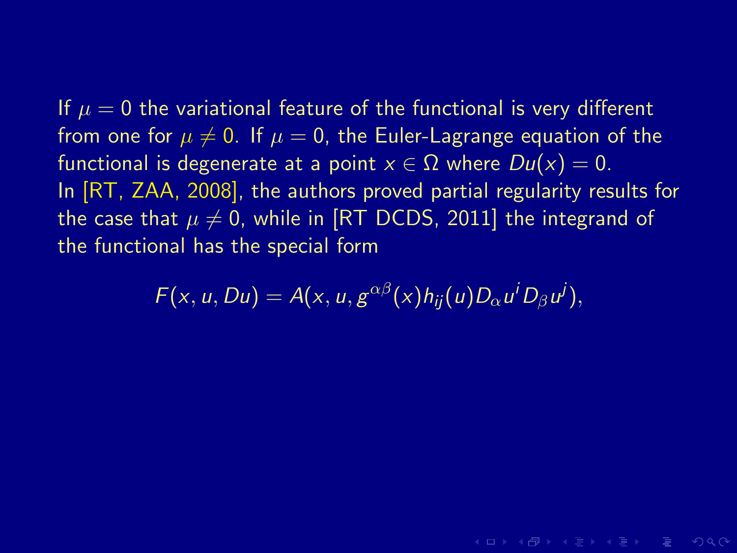If $\mu = 0$ the variational feature of the functional is very different from one for $\mu \neq 0$. If $\mu = 0$, the Euler-Lagrange equation of the functional is degenerate at a point $x \in \Omega$ where $Du(x) = 0$. In [RT, ZAA, 2008], the authors proved partial regularity results for the case that $\mu \neq 0$, while in [RT DCDS, 2011] the integrand of the functional has the special form

$$F(x, u, Du) = A(x, u, g^{\alpha\beta}(x) h_{ij}(u) D_\alpha u^i D_\beta u^j),$$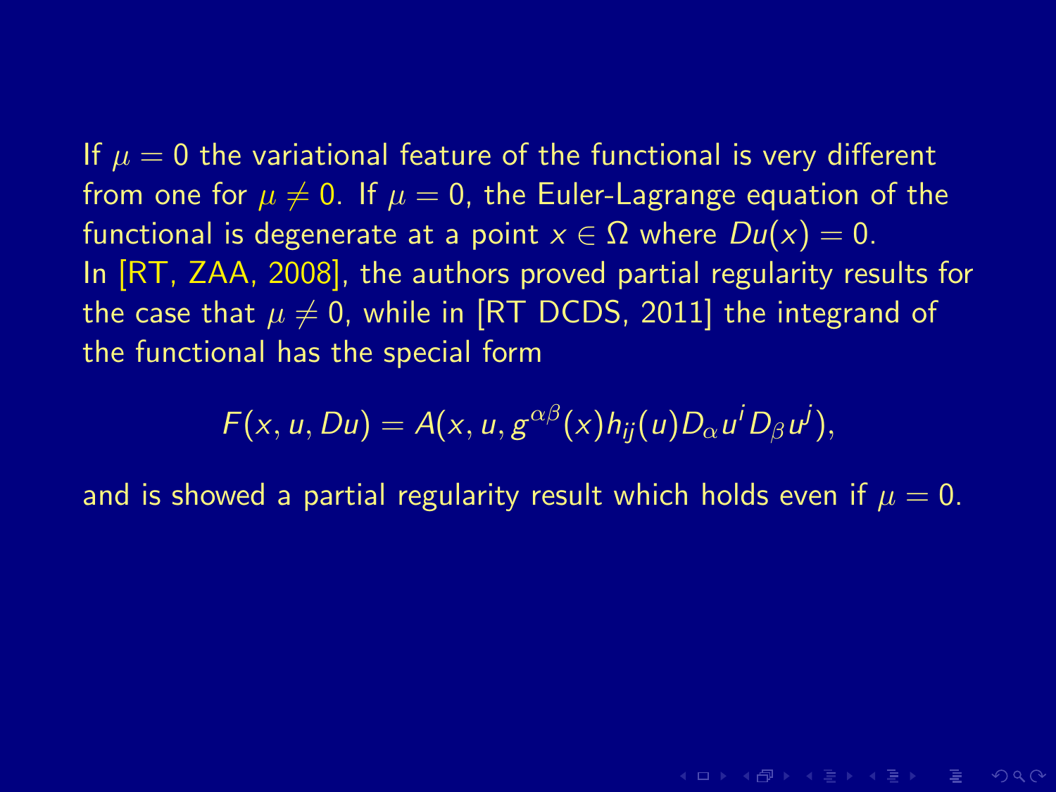If $\mu = 0$ the variational feature of the functional is very different from one for $\mu \neq 0$. If $\mu = 0$, the Euler-Lagrange equation of the functional is degenerate at a point $x \in \Omega$ where $Du(x) = 0$. In [RT, ZAA, 2008], the authors proved partial regularity results for the case that $\mu \neq 0$, while in [RT DCDS, 2011] the integrand of the functional has the special form

$$F(x, u, Du) = A(x, u, g^{\alpha\beta}(x)h_{ij}(u)D_\alpha u^i D_\beta u^j),$$

and is showed a partial regularity result which holds even if $\mu = 0$.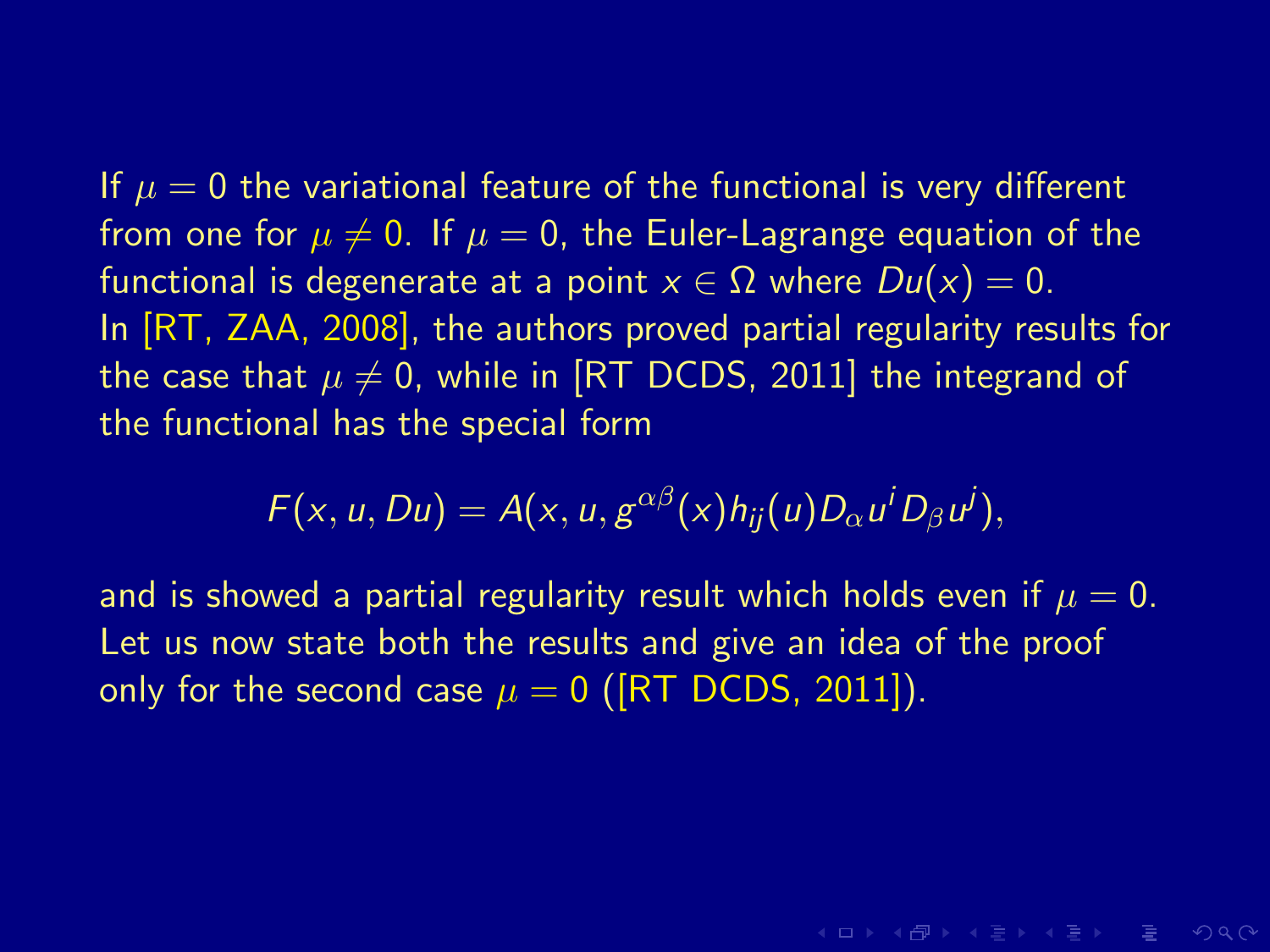If $\mu = 0$ the variational feature of the functional is very different from one for $\mu \neq 0$. If $\mu = 0$, the Euler-Lagrange equation of the functional is degenerate at a point $x \in \Omega$ where $Du(x) = 0$.
In [RT, ZAA, 2008], the authors proved partial regularity results for the case that $\mu \neq 0$, while in [RT DCDS, 2011] the integrand of the functional has the special form

$$F(x, u, Du) = A(x, u, g^{\alpha\beta}(x) h_{ij}(u) D_\alpha u^i D_\beta u^j),$$

and is showed a partial regularity result which holds even if $\mu = 0$.
Let us now state both the results and give an idea of the proof only for the second case $\mu = 0$ ([RT DCDS, 2011]).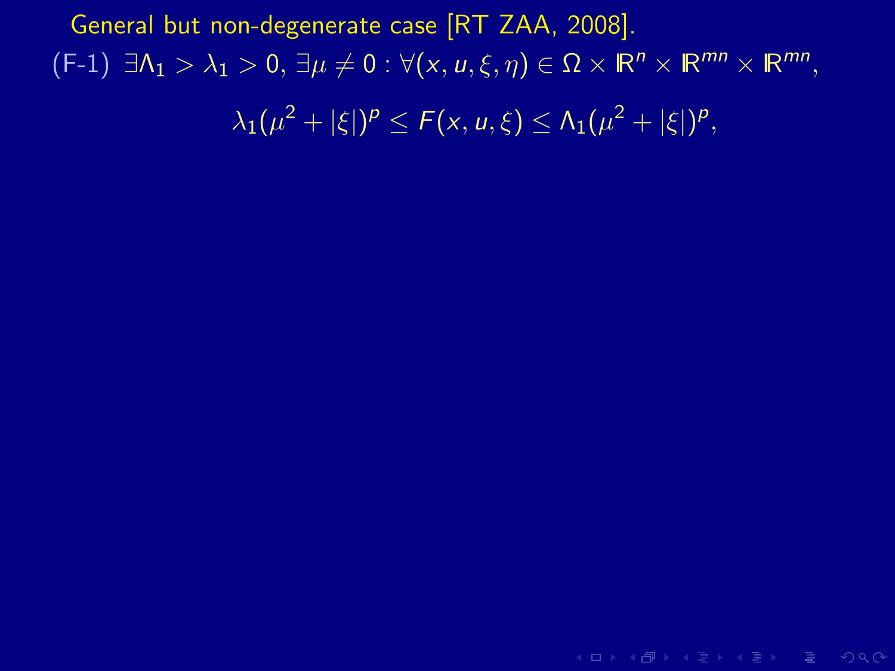General but non-degenerate case [RT ZAA, 2008].

(F-1) $\exists \Lambda_1 > \lambda_1 > 0$, $\exists \mu \neq 0 : \forall (x, u, \xi, \eta) \in \Omega \times \mathbb{R}^n \times \mathbb{R}^{mn} \times \mathbb{R}^{mn}$,

$$\lambda_1(\mu^2 + |\xi|)^p \leq F(x, u, \xi) \leq \Lambda_1(\mu^2 + |\xi|)^p,$$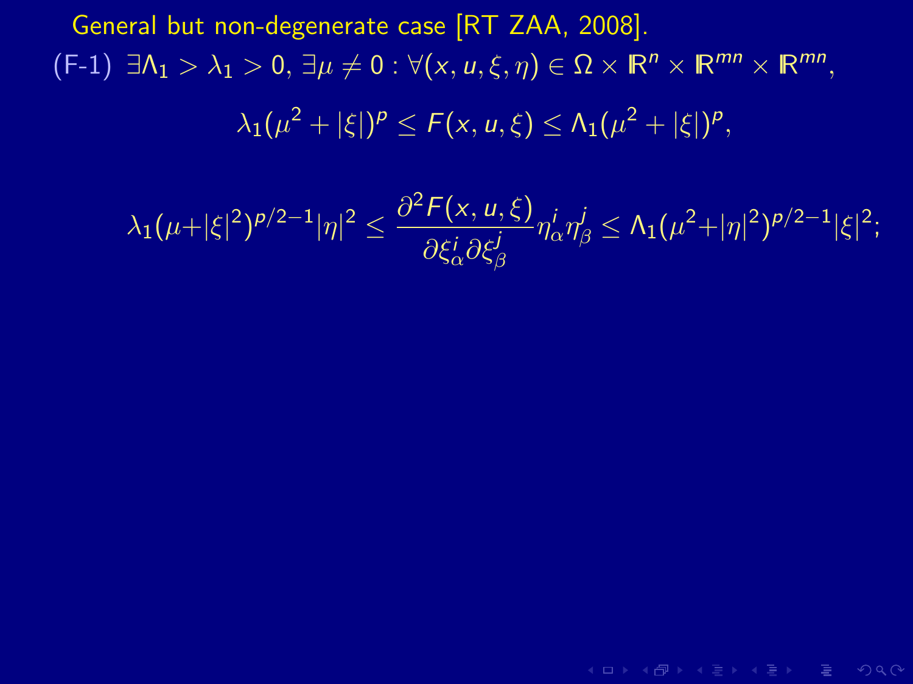General but non-degenerate case [RT ZAA, 2008].

(F-1) $\exists \Lambda_1 > \lambda_1 > 0$, $\exists \mu \neq 0 : \forall (x, u, \xi, \eta) \in \Omega \times \mathbb{R}^n \times \mathbb{R}^{mn} \times \mathbb{R}^{mn}$,

$$\lambda_1(\mu^2 + |\xi|)^p \leq F(x, u, \xi) \leq \Lambda_1(\mu^2 + |\xi|)^p,$$

$$\lambda_1(\mu + |\xi|^2)^{p/2-1}|\eta|^2 \leq \frac{\partial^2 F(x, u, \xi)}{\partial \xi_\alpha^i \partial \xi_\beta^j} \eta_\alpha^i \eta_\beta^j \leq \Lambda_1(\mu^2 + |\eta|^2)^{p/2-1}|\xi|^2;$$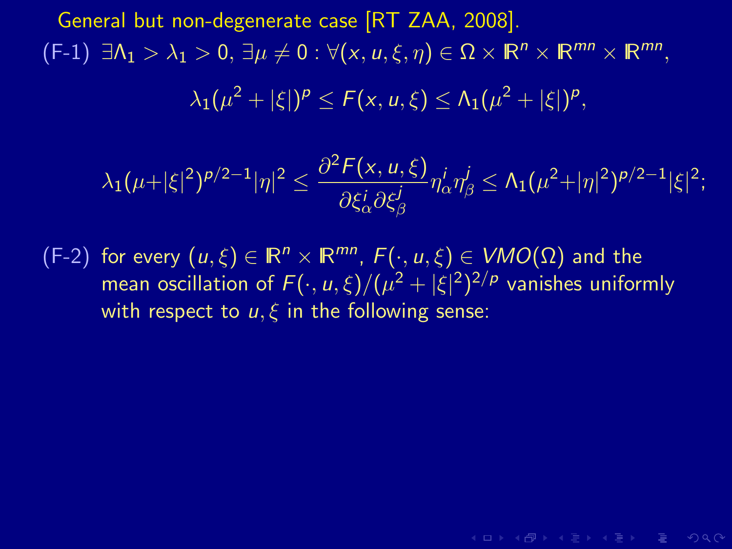General but non-degenerate case [RT ZAA, 2008].

(F-1) $\exists \Lambda_1 > \lambda_1 > 0$, $\exists \mu \neq 0 : \forall (x, u, \xi, \eta) \in \Omega \times \mathbb{R}^n \times \mathbb{R}^{mn} \times \mathbb{R}^{mn}$,

$$\lambda_1(\mu^2 + |\xi|)^p \leq F(x, u, \xi) \leq \Lambda_1(\mu^2 + |\xi|)^p,$$

$$\lambda_1(\mu + |\xi|^2)^{p/2-1}|\eta|^2 \leq \frac{\partial^2 F(x, u, \xi)}{\partial \xi^i_\alpha \partial \xi^j_\beta} \eta^i_\alpha \eta^j_\beta \leq \Lambda_1(\mu^2 + |\eta|^2)^{p/2-1}|\xi|^2;$$

(F-2) for every $(u, \xi) \in \mathbb{R}^n \times \mathbb{R}^{mn}$, $F(\cdot, u, \xi) \in VMO(\Omega)$ and the mean oscillation of $F(\cdot, u, \xi)/(\mu^2 + |\xi|^2)^{2/p}$ vanishes uniformly with respect to $u, \xi$ in the following sense: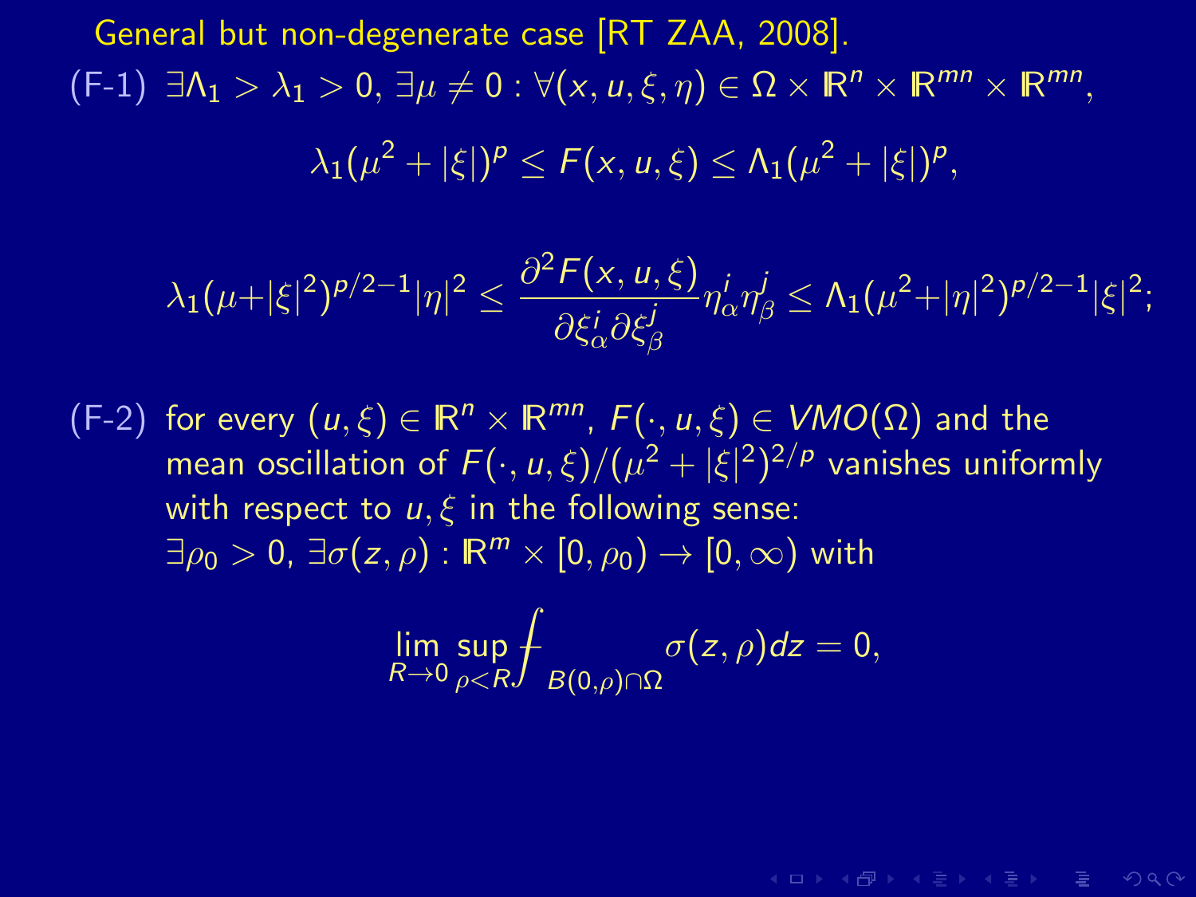General but non-degenerate case [RT ZAA, 2008].

(F-1) $\exists \Lambda_1 > \lambda_1 > 0$, $\exists \mu \neq 0$ : $\forall (x, u, \xi, \eta) \in \Omega \times \mathbb{R}^n \times \mathbb{R}^{mn} \times \mathbb{R}^{mn}$,

$$\lambda_1(\mu^2 + |\xi|)^p \leq F(x, u, \xi) \leq \Lambda_1(\mu^2 + |\xi|)^p,$$

$$\lambda_1(\mu + |\xi|^2)^{p/2-1}|\eta|^2 \leq \frac{\partial^2 F(x, u, \xi)}{\partial \xi^i_\alpha \partial \xi^j_\beta} \eta^i_\alpha \eta^j_\beta \leq \Lambda_1(\mu^2 + |\eta|^2)^{p/2-1}|\xi|^2;$$

(F-2) for every $(u, \xi) \in \mathbb{R}^n \times \mathbb{R}^{mn}$, $F(\cdot, u, \xi) \in VMO(\Omega)$ and the mean oscillation of $F(\cdot, u, \xi)/(\mu^2 + |\xi|^2)^{2/p}$ vanishes uniformly with respect to $u, \xi$ in the following sense: $\exists \rho_0 > 0$, $\exists \sigma(z, \rho) : \mathbb{R}^m \times [0, \rho_0) \to [0, \infty)$ with

$$\lim_{R \to 0} \sup_{\rho < R} \fint_{B(0,\rho) \cap \Omega} \sigma(z, \rho) dz = 0,$$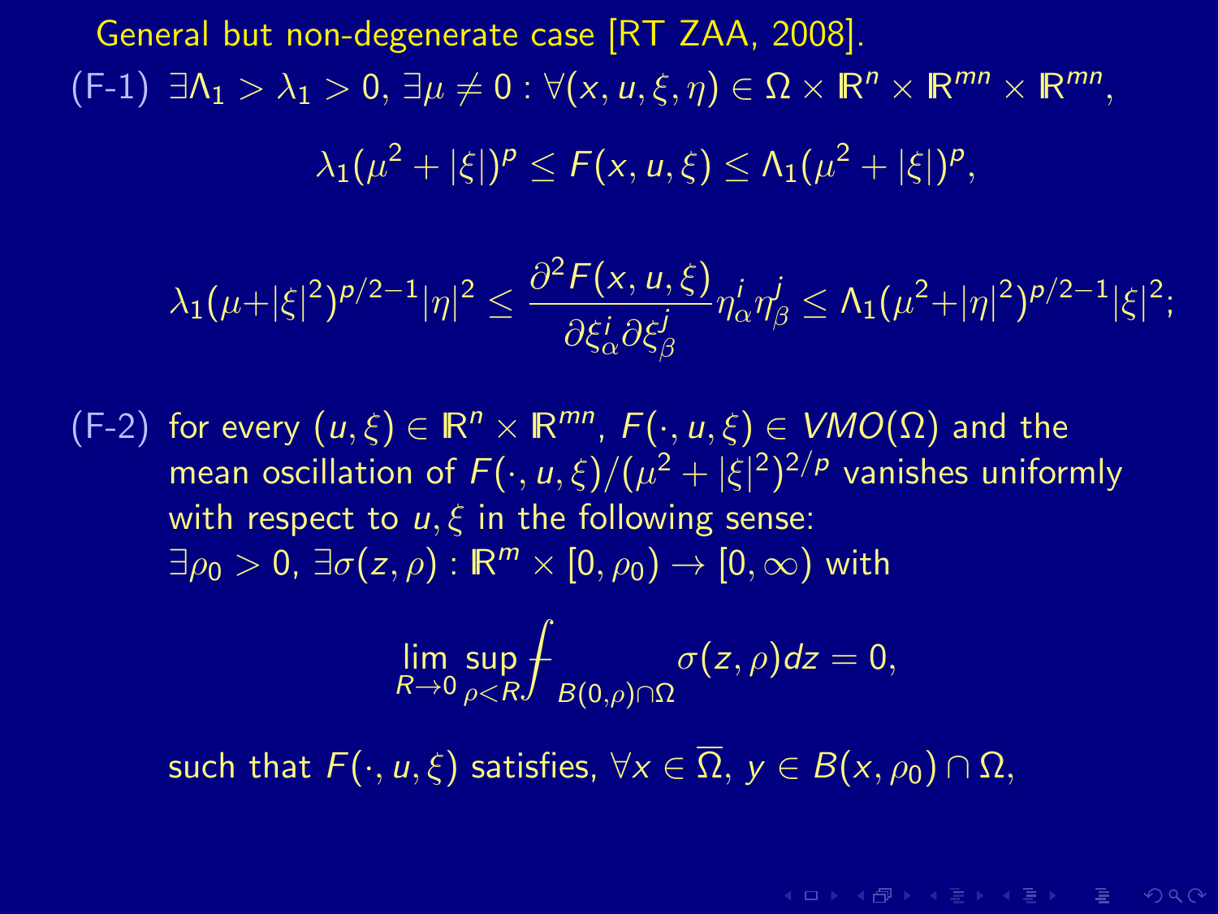General but non-degenerate case [RT ZAA, 2008].

(F-1) $\exists \Lambda_1 > \lambda_1 > 0$, $\exists \mu \neq 0$ : $\forall (x, u, \xi, \eta) \in \Omega \times \mathbb{R}^n \times \mathbb{R}^{mn} \times \mathbb{R}^{mn}$,

$$\lambda_1(\mu^2 + |\xi|)^p \leq F(x, u, \xi) \leq \Lambda_1(\mu^2 + |\xi|)^p,$$

$$\lambda_1(\mu + |\xi|^2)^{p/2-1}|\eta|^2 \leq \frac{\partial^2 F(x, u, \xi)}{\partial \xi_\alpha^i \partial \xi_\beta^j} \eta_\alpha^i \eta_\beta^j \leq \Lambda_1(\mu^2 + |\eta|^2)^{p/2-1}|\xi|^2;$$

(F-2) for every $(u, \xi) \in \mathbb{R}^n \times \mathbb{R}^{mn}$, $F(\cdot, u, \xi) \in VMO(\Omega)$ and the mean oscillation of $F(\cdot, u, \xi)/(\mu^2 + |\xi|^2)^{2/p}$ vanishes uniformly with respect to $u, \xi$ in the following sense:
$\exists \rho_0 > 0$, $\exists \sigma(z, \rho) : \mathbb{R}^m \times [0, \rho_0) \to [0, \infty)$ with

$$\lim_{R \to 0} \sup_{\rho < R} \fint_{B(0,\rho) \cap \Omega} \sigma(z, \rho) dz = 0,$$

such that $F(\cdot, u, \xi)$ satisfies, $\forall x \in \overline{\Omega}$, $y \in B(x, \rho_0) \cap \Omega$,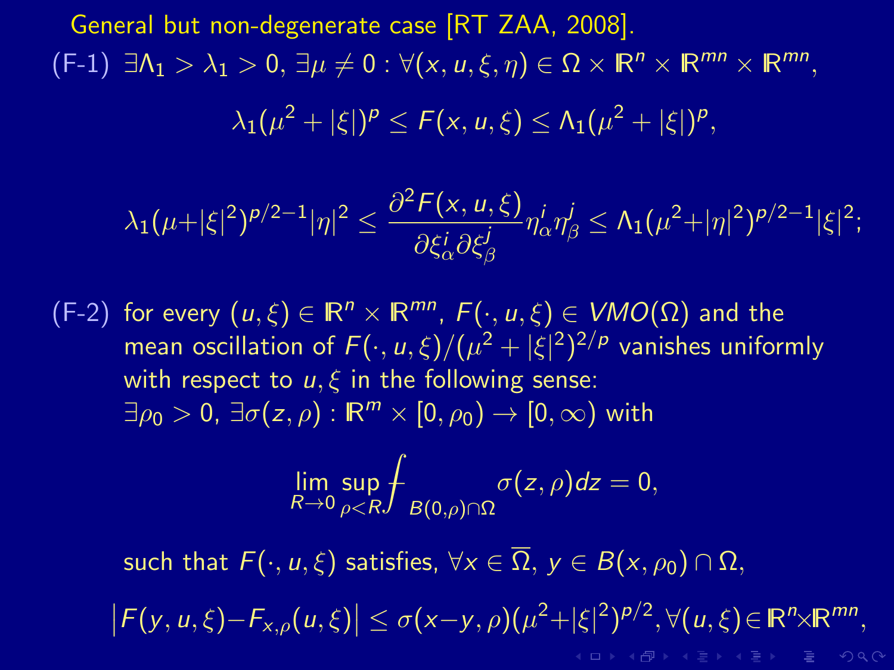General but non-degenerate case [RT ZAA, 2008].

(F-1) $\exists \Lambda_1 > \lambda_1 > 0$, $\exists \mu \neq 0$ : $\forall (x, u, \xi, \eta) \in \Omega \times \mathbb{R}^n \times \mathbb{R}^{mn} \times \mathbb{R}^{mn}$,

$$\lambda_1 (\mu^2 + |\xi|)^p \leq F(x, u, \xi) \leq \Lambda_1 (\mu^2 + |\xi|)^p,$$

$$\lambda_1 (\mu + |\xi|^2)^{p/2-1} |\eta|^2 \leq \frac{\partial^2 F(x, u, \xi)}{\partial \xi_\alpha^i \partial \xi_\beta^j} \eta_\alpha^i \eta_\beta^j \leq \Lambda_1 (\mu^2 + |\eta|^2)^{p/2-1} |\xi|^2;$$

(F-2) for every $(u, \xi) \in \mathbb{R}^n \times \mathbb{R}^{mn}$, $F(\cdot, u, \xi) \in VMO(\Omega)$ and the mean oscillation of $F(\cdot, u, \xi)/(\mu^2 + |\xi|^2)^{2/p}$ vanishes uniformly with respect to $u, \xi$ in the following sense:
$\exists \rho_0 > 0$, $\exists \sigma(z, \rho) : \mathbb{R}^m \times [0, \rho_0) \to [0, \infty)$ with

$$\lim_{R \to 0} \sup_{\rho < R} \fint_{B(0,\rho) \cap \Omega} \sigma(z, \rho) dz = 0,$$

such that $F(\cdot, u, \xi)$ satisfies, $\forall x \in \overline{\Omega}$, $y \in B(x, \rho_0) \cap \Omega$,

$$\left| F(y, u, \xi) - F_{x,\rho}(u, \xi) \right| \leq \sigma(x - y, \rho)(\mu^2 + |\xi|^2)^{p/2}, \forall (u, \xi) \in \mathbb{R}^n \times \mathbb{R}^{mn},$$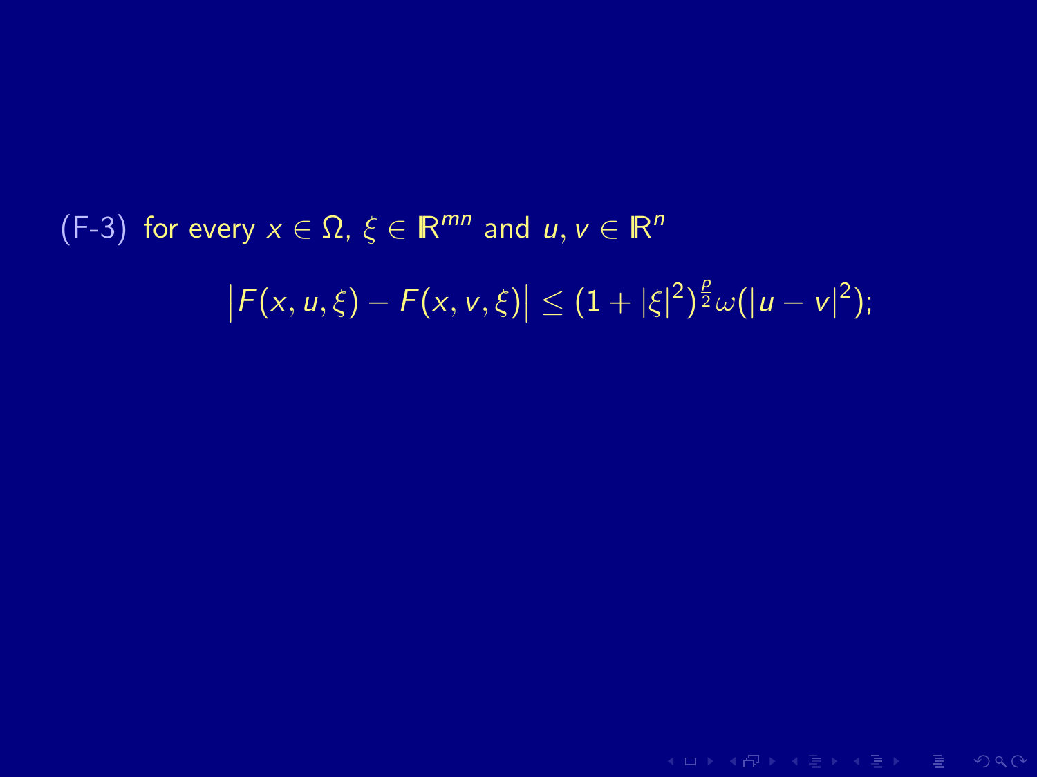(F-3) for every $x \in \Omega$, $\xi \in \mathbb{R}^{mn}$ and $u, v \in \mathbb{R}^n$

$$\big|F(x,u,\xi) - F(x,v,\xi)\big| \leq (1+|\xi|^2)^{\frac{p}{2}}\omega(|u-v|^2);$$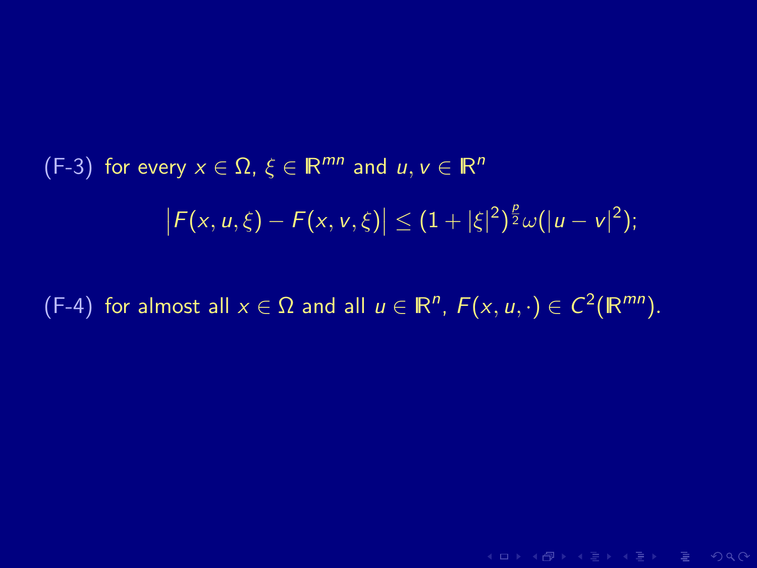(F-3) for every $x \in \Omega$, $\xi \in \mathbb{R}^{mn}$ and $u, v \in \mathbb{R}^n$

$$\left|F(x,u,\xi) - F(x,v,\xi)\right| \leq (1 + |\xi|^2)^{\frac{p}{2}} \omega(|u-v|^2);$$

(F-4) for almost all $x \in \Omega$ and all $u \in \mathbb{R}^n$, $F(x,u,\cdot) \in C^2(\mathbb{R}^{mn})$.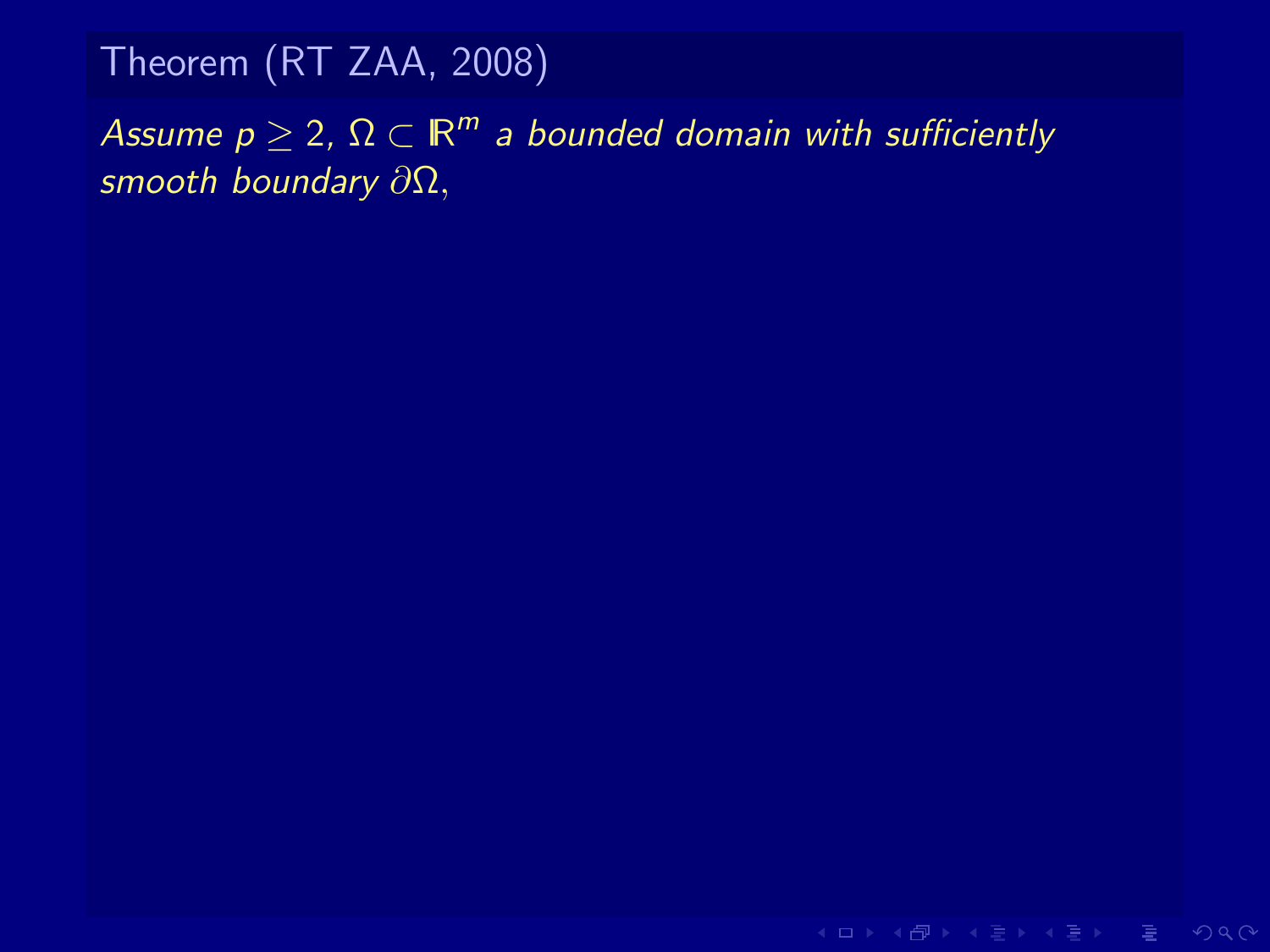**Theorem (RT ZAA, 2008)**

*Assume $p \geq 2$, $\Omega \subset \mathbb{R}^m$ a bounded domain with sufficiently smooth boundary $\partial\Omega$,*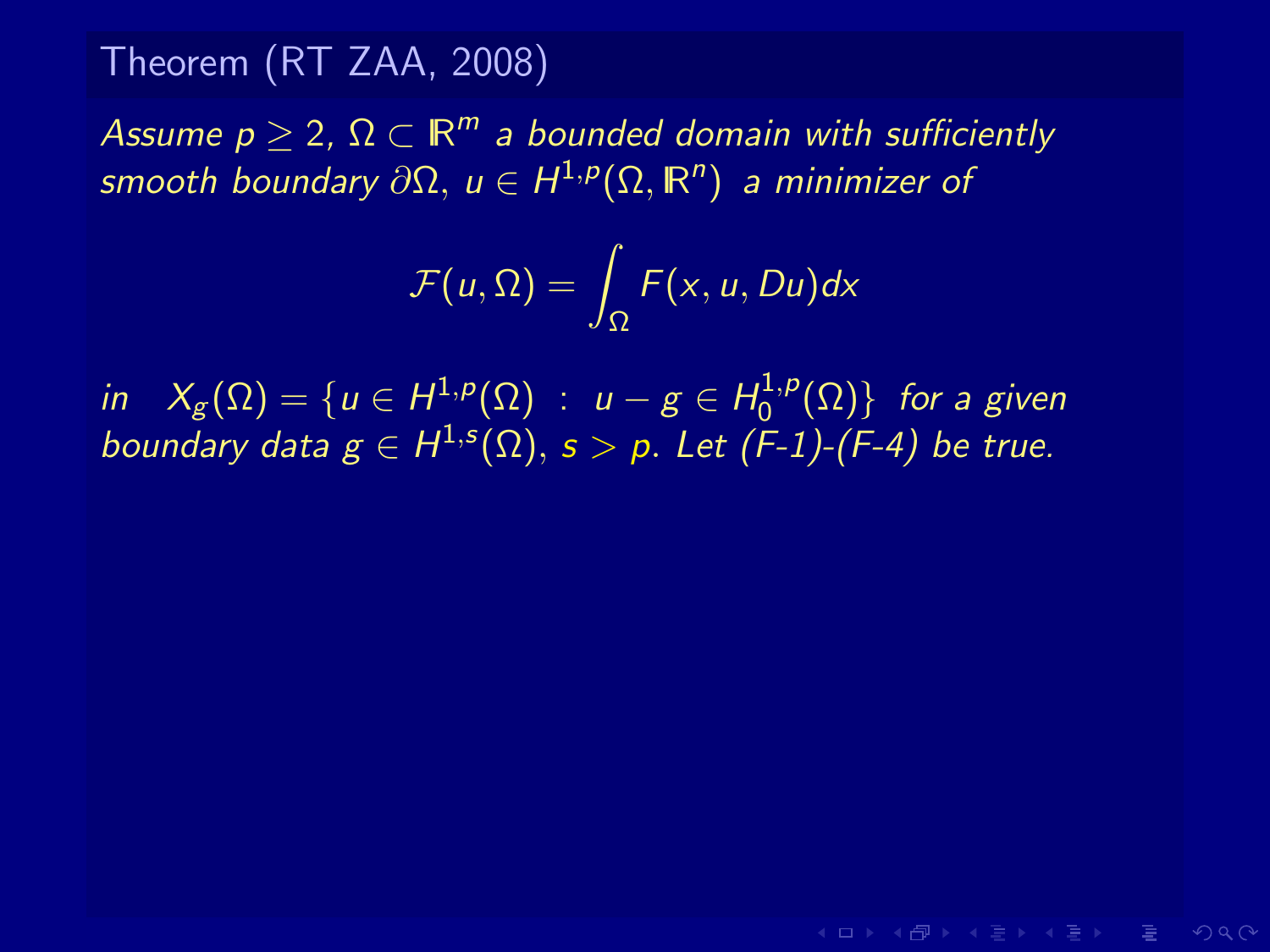## Theorem (RT ZAA, 2008)

*Assume $p \geq 2$, $\Omega \subset \mathbb{R}^m$ a bounded domain with sufficiently smooth boundary $\partial\Omega$, $u \in H^{1,p}(\Omega, \mathbb{R}^n)$ a minimizer of*

$$\mathcal{F}(u, \Omega) = \int_\Omega F(x, u, Du)dx$$

*in* $X_g(\Omega) = \{u \in H^{1,p}(\Omega) \; : \; u - g \in H_0^{1,p}(\Omega)\}$ *for a given boundary data* $g \in H^{1,s}(\Omega)$, $s > p$. *Let (F-1)-(F-4) be true.*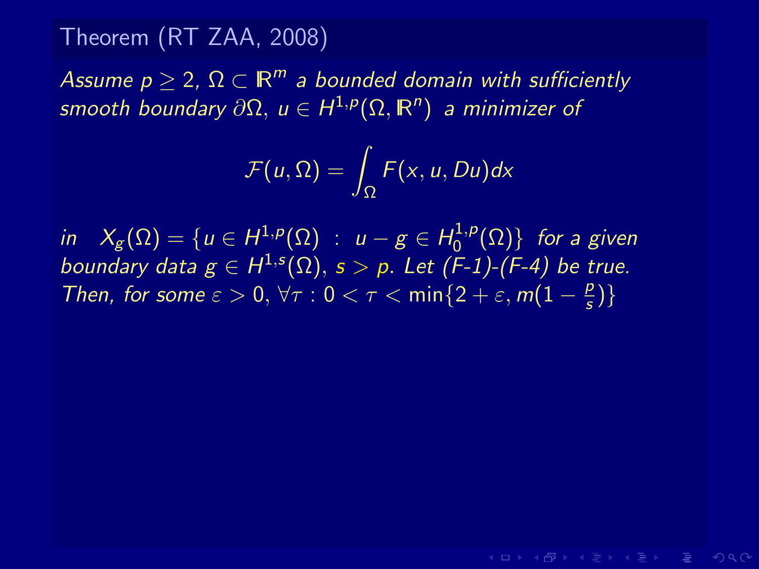### Theorem (RT ZAA, 2008)

*Assume $p \geq 2$, $\Omega \subset \mathbb{R}^m$ a bounded domain with sufficiently smooth boundary $\partial\Omega$, $u \in H^{1,p}(\Omega, \mathbb{R}^n)$ a minimizer of*

$$\mathcal{F}(u, \Omega) = \int_\Omega F(x, u, Du)dx$$

*in* $X_g(\Omega) = \{u \in H^{1,p}(\Omega) \ : \ u - g \in H_0^{1,p}(\Omega)\}$ *for a given boundary data* $g \in H^{1,s}(\Omega)$, $s > p$. *Let (F-1)-(F-4) be true. Then, for some* $\varepsilon > 0$, $\forall \tau : 0 < \tau < \min\{2 + \varepsilon, m(1 - \frac{p}{s})\}$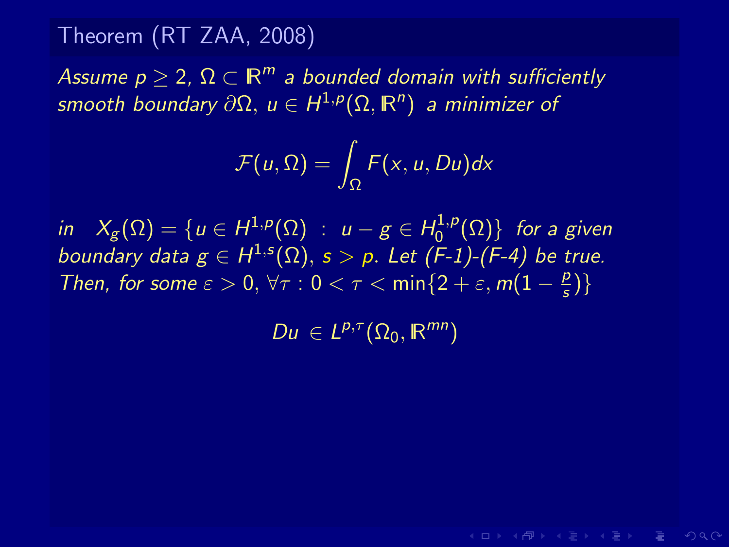## Theorem (RT ZAA, 2008)

*Assume $p \geq 2$, $\Omega \subset \mathbb{R}^m$ a bounded domain with sufficiently smooth boundary $\partial\Omega$, $u \in H^{1,p}(\Omega, \mathbb{R}^n)$ a minimizer of*

$$\mathcal{F}(u, \Omega) = \int_\Omega F(x, u, Du)dx$$

*in $X_g(\Omega) = \{u \in H^{1,p}(\Omega) \ : \ u - g \in H_0^{1,p}(\Omega)\}$ for a given boundary data $g \in H^{1,s}(\Omega)$, $s > p$. Let (F-1)-(F-4) be true. Then, for some $\varepsilon > 0$, $\forall \tau : 0 < \tau < \min\{2 + \varepsilon, m(1 - \frac{p}{s})\}$*

$$Du \in L^{p,\tau}(\Omega_0, \mathbb{R}^{mn})$$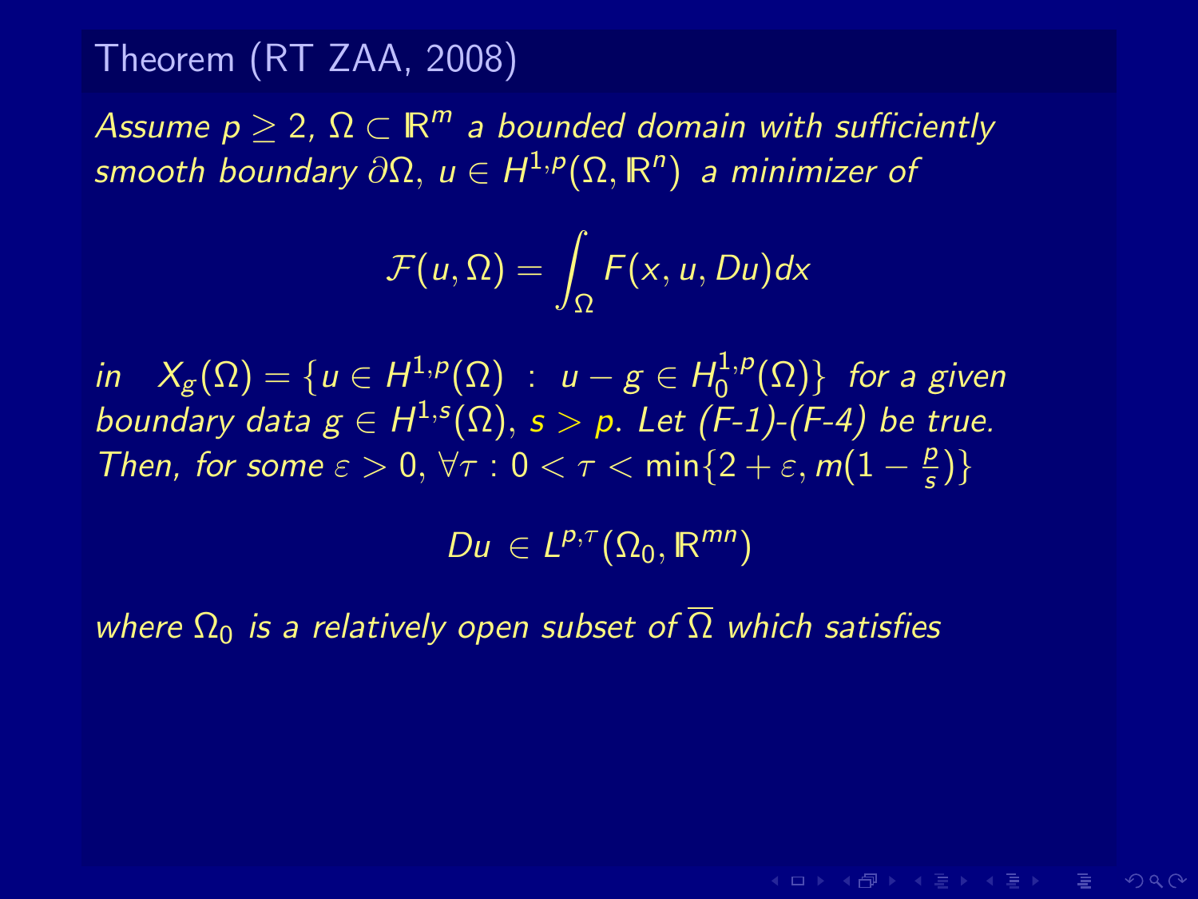## Theorem (RT ZAA, 2008)

*Assume $p \geq 2$, $\Omega \subset \mathbb{R}^m$ a bounded domain with sufficiently smooth boundary $\partial\Omega$, $u \in H^{1,p}(\Omega, \mathbb{R}^n)$ a minimizer of*

$$\mathcal{F}(u, \Omega) = \int_\Omega F(x, u, Du)dx$$

*in $X_g(\Omega) = \{u \in H^{1,p}(\Omega) \ : \ u - g \in H_0^{1,p}(\Omega)\}$ for a given boundary data $g \in H^{1,s}(\Omega)$, $s > p$. Let (F-1)-(F-4) be true. Then, for some $\varepsilon > 0$, $\forall \tau : 0 < \tau < \min\{2 + \varepsilon, m(1 - \frac{p}{s})\}$*

$$Du \in L^{p,\tau}(\Omega_0, \mathbb{R}^{mn})$$

*where $\Omega_0$ is a relatively open subset of $\overline{\Omega}$ which satisfies*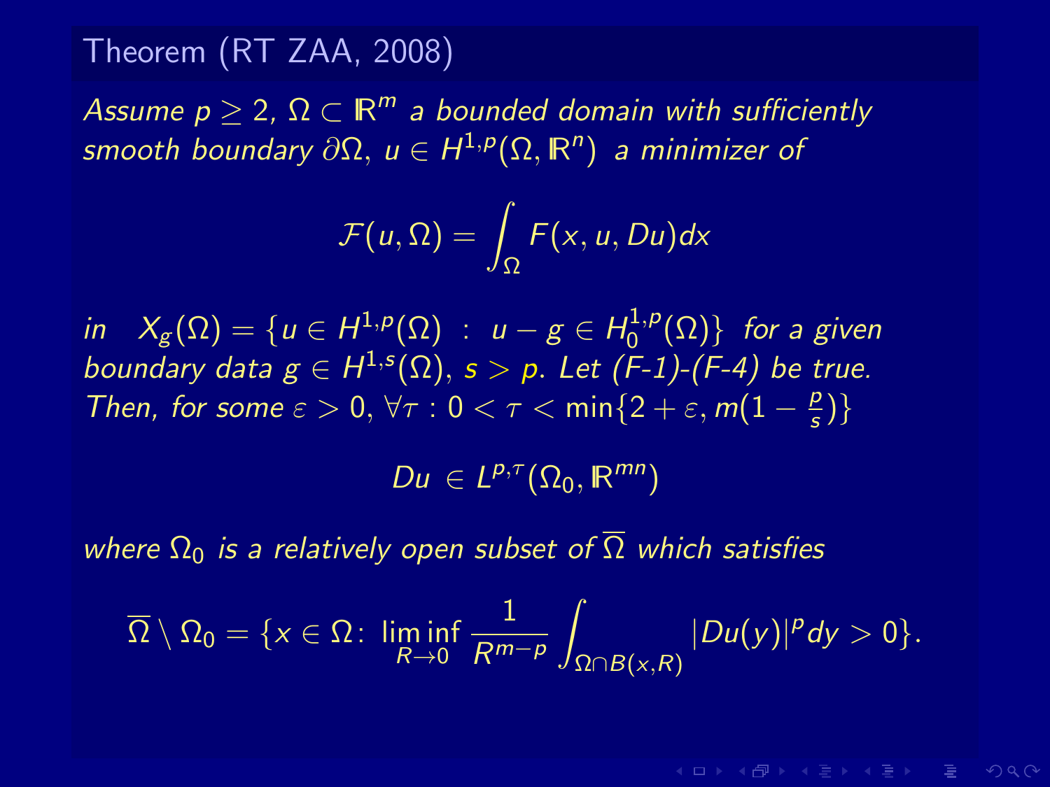**Theorem (RT ZAA, 2008)**

*Assume $p \geq 2$, $\Omega \subset \mathbb{R}^m$ a bounded domain with sufficiently smooth boundary $\partial\Omega$, $u \in H^{1,p}(\Omega, \mathbb{R}^n)$ a minimizer of*

$$\mathcal{F}(u, \Omega) = \int_\Omega F(x, u, Du)dx$$

*in* $X_g(\Omega) = \{u \in H^{1,p}(\Omega) \ : \ u - g \in H_0^{1,p}(\Omega)\}$ *for a given boundary data* $g \in H^{1,s}(\Omega)$, $s > p$. *Let (F-1)-(F-4) be true. Then, for some* $\varepsilon > 0$, $\forall \tau : 0 < \tau < \min\{2 + \varepsilon, m(1 - \frac{p}{s})\}$

$$Du \in L^{p,\tau}(\Omega_0, \mathbb{R}^{mn})$$

*where $\Omega_0$ is a relatively open subset of $\overline{\Omega}$ which satisfies*

$$\overline{\Omega} \setminus \Omega_0 = \{x \in \Omega \colon \liminf_{R \to 0} \frac{1}{R^{m-p}} \int_{\Omega \cap B(x,R)} |Du(y)|^p dy > 0\}.$$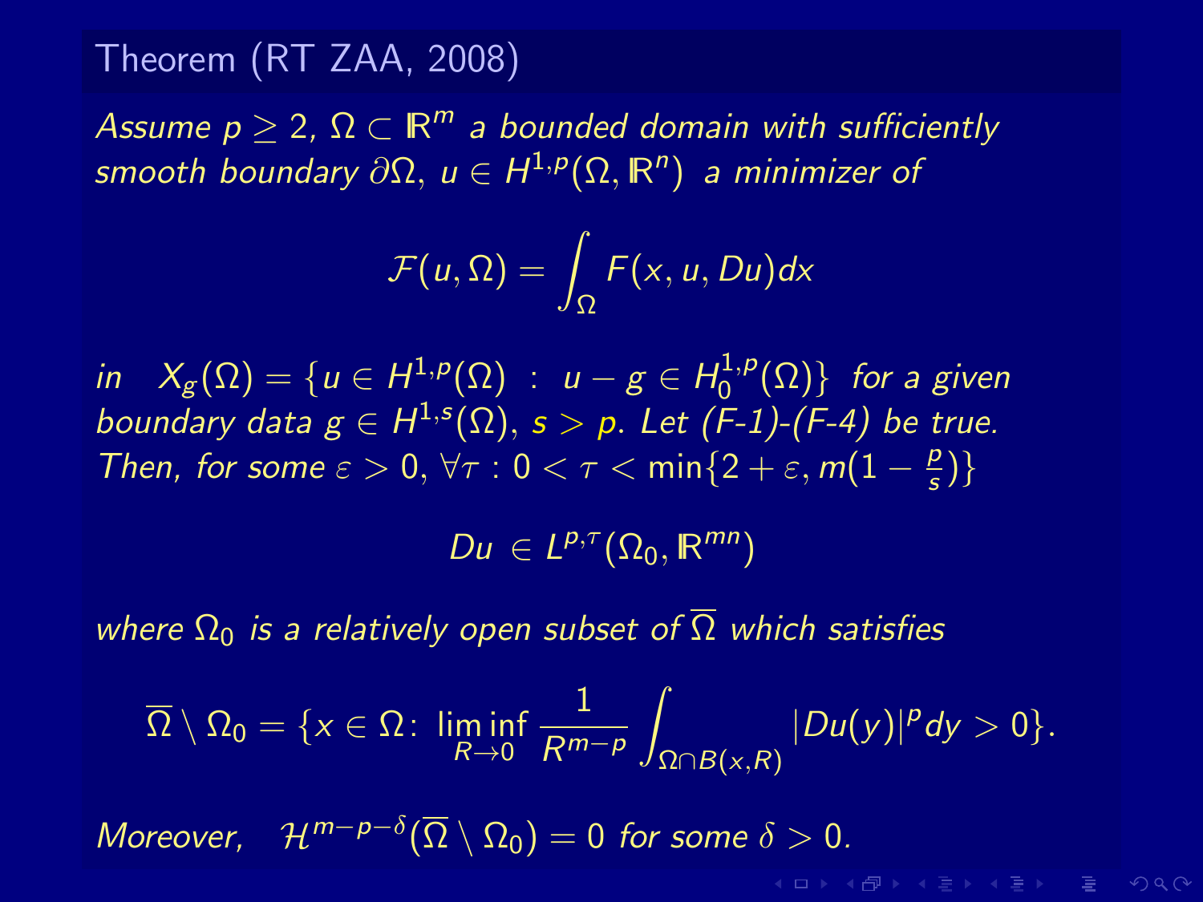### Theorem (RT ZAA, 2008)

*Assume $p \geq 2$, $\Omega \subset \mathbb{R}^m$ a bounded domain with sufficiently smooth boundary $\partial\Omega$, $u \in H^{1,p}(\Omega, \mathbb{R}^n)$ a minimizer of*

$$\mathcal{F}(u, \Omega) = \int_\Omega F(x, u, Du)dx$$

*in* $X_g(\Omega) = \{u \in H^{1,p}(\Omega) \; : \; u - g \in H_0^{1,p}(\Omega)\}$ *for a given boundary data* $g \in H^{1,s}(\Omega)$, $s > p$. *Let (F-1)-(F-4) be true. Then, for some* $\varepsilon > 0$, $\forall \tau : 0 < \tau < \min\{2 + \varepsilon, m(1 - \frac{p}{s})\}$

$$Du \in L^{p,\tau}(\Omega_0, \mathbb{R}^{mn})$$

*where $\Omega_0$ is a relatively open subset of $\overline{\Omega}$ which satisfies*

$$\overline{\Omega} \setminus \Omega_0 = \{x \in \Omega \colon \liminf_{R \to 0} \frac{1}{R^{m-p}} \int_{\Omega \cap B(x,R)} |Du(y)|^p dy > 0\}.$$

*Moreover,* $\mathcal{H}^{m-p-\delta}(\overline{\Omega} \setminus \Omega_0) = 0$ *for some* $\delta > 0$.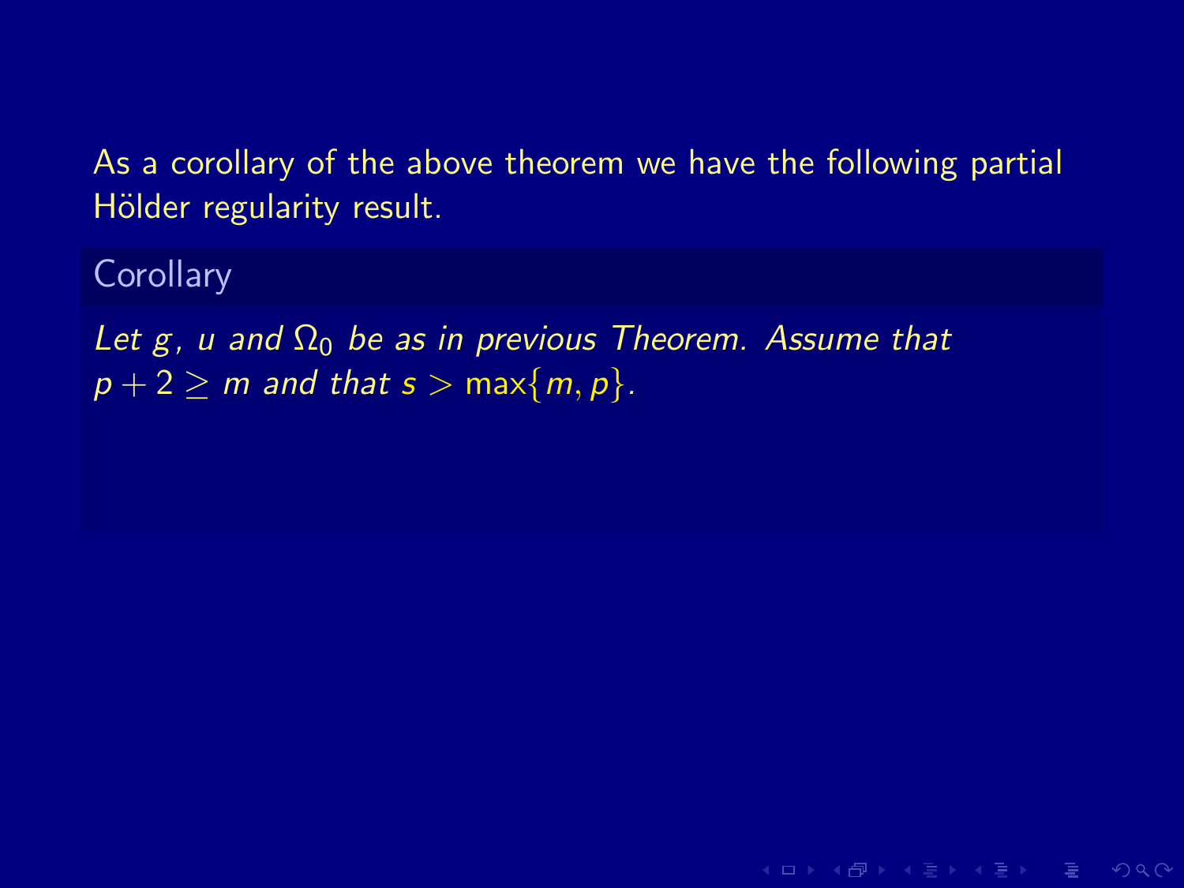As a corollary of the above theorem we have the following partial Hölder regularity result.

**Corollary**

*Let $g$, $u$ and $\Omega_0$ be as in previous Theorem. Assume that $p + 2 \geq m$ and that $s > \max\{m, p\}$.*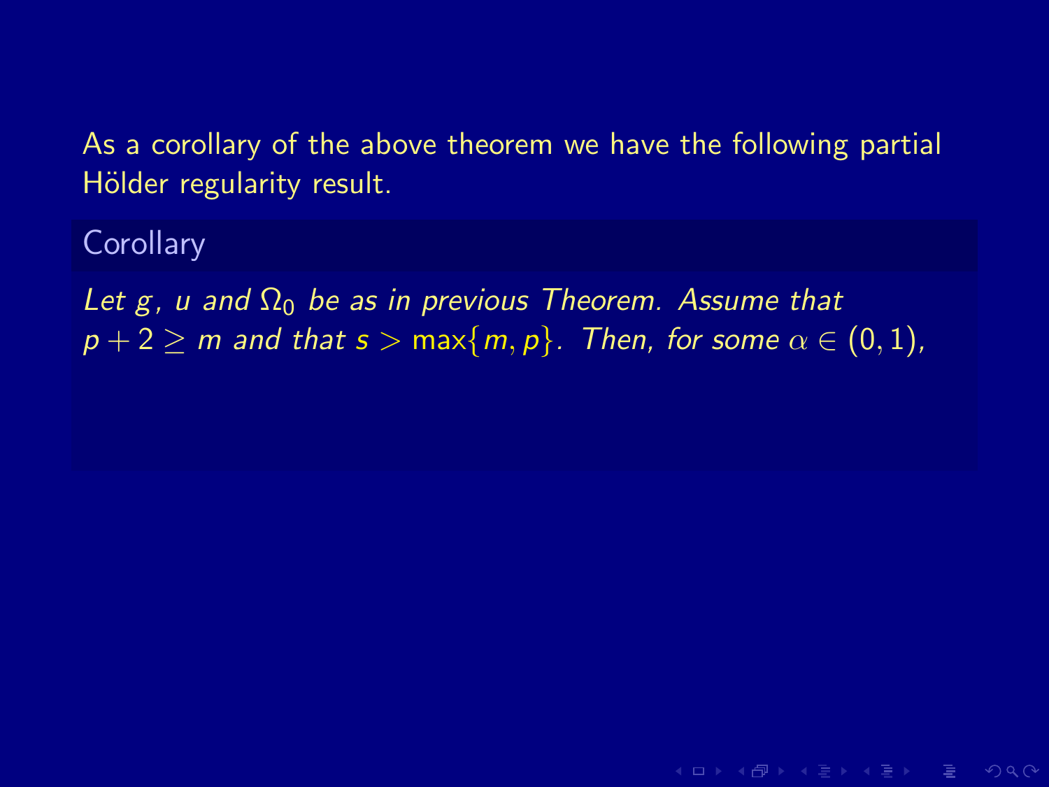As a corollary of the above theorem we have the following partial Hölder regularity result.

**Corollary**

*Let $g$, $u$ and $\Omega_0$ be as in previous Theorem. Assume that $p + 2 \geq m$ and that $s > \max\{m, p\}$. Then, for some $\alpha \in (0, 1)$,*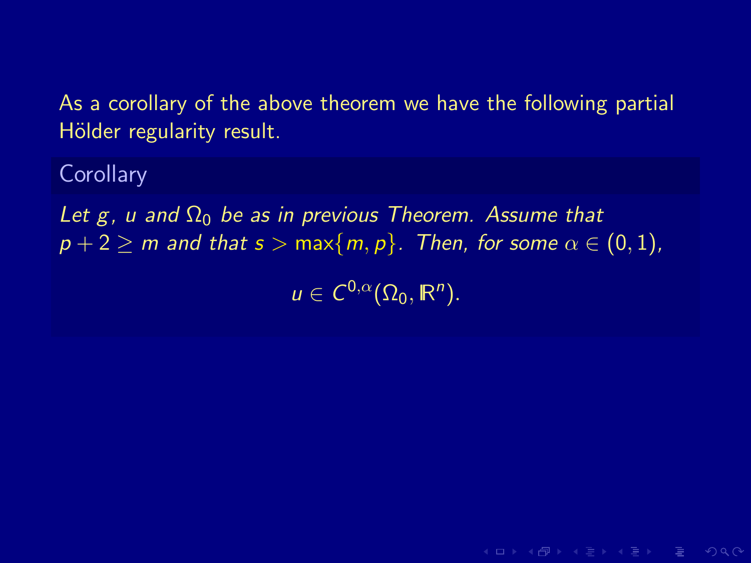As a corollary of the above theorem we have the following partial Hölder regularity result.

**Corollary**

*Let $g$, $u$ and $\Omega_0$ be as in previous Theorem. Assume that $p + 2 \geq m$ and that $s > \max\{m, p\}$. Then, for some $\alpha \in (0, 1)$,*

$$u \in C^{0,\alpha}(\Omega_0, \mathbb{R}^n).$$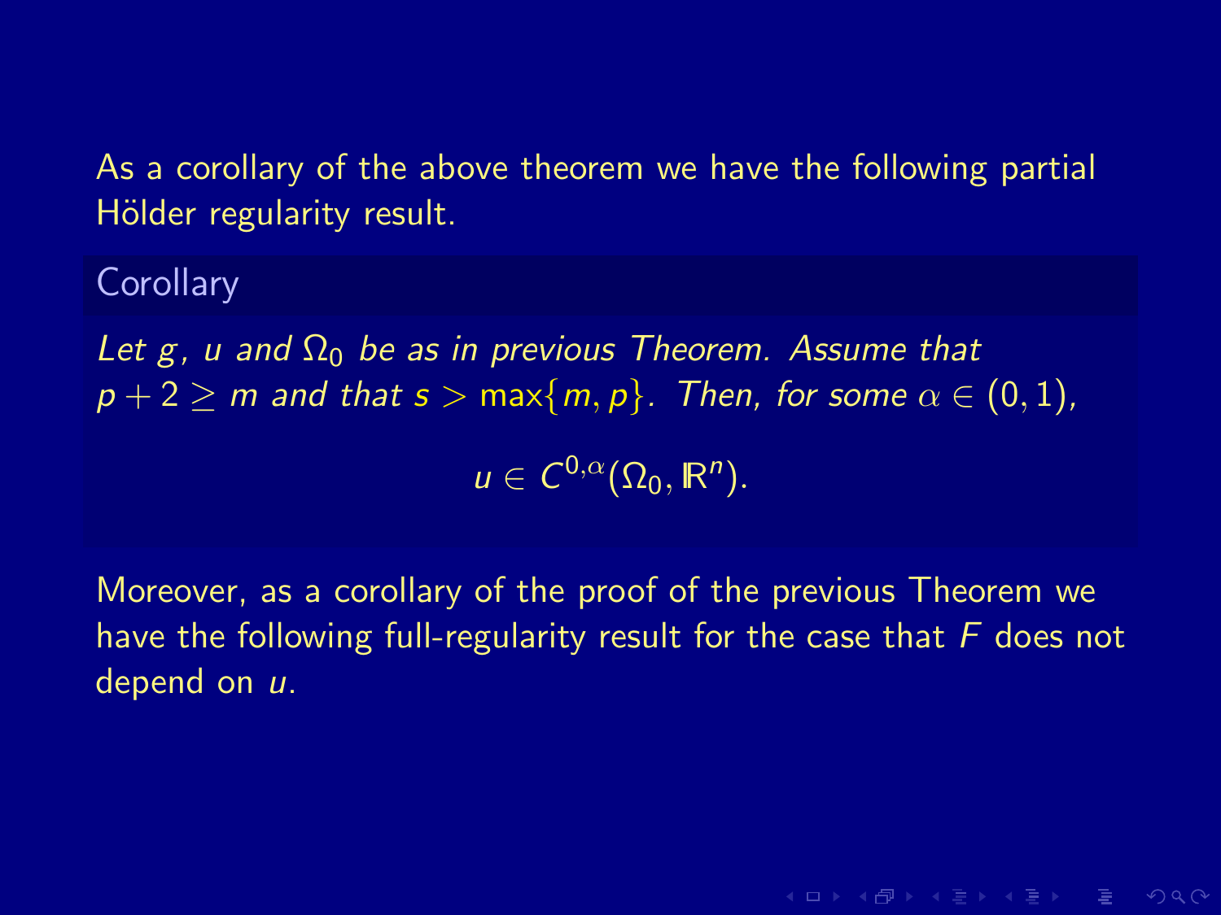As a corollary of the above theorem we have the following partial Hölder regularity result.

**Corollary**

*Let $g$, $u$ and $\Omega_0$ be as in previous Theorem. Assume that $p + 2 \geq m$ and that $s > \max\{m, p\}$. Then, for some $\alpha \in (0, 1)$,*

$$u \in C^{0,\alpha}(\Omega_0, \mathbb{R}^n).$$

Moreover, as a corollary of the proof of the previous Theorem we have the following full-regularity result for the case that $F$ does not depend on $u$.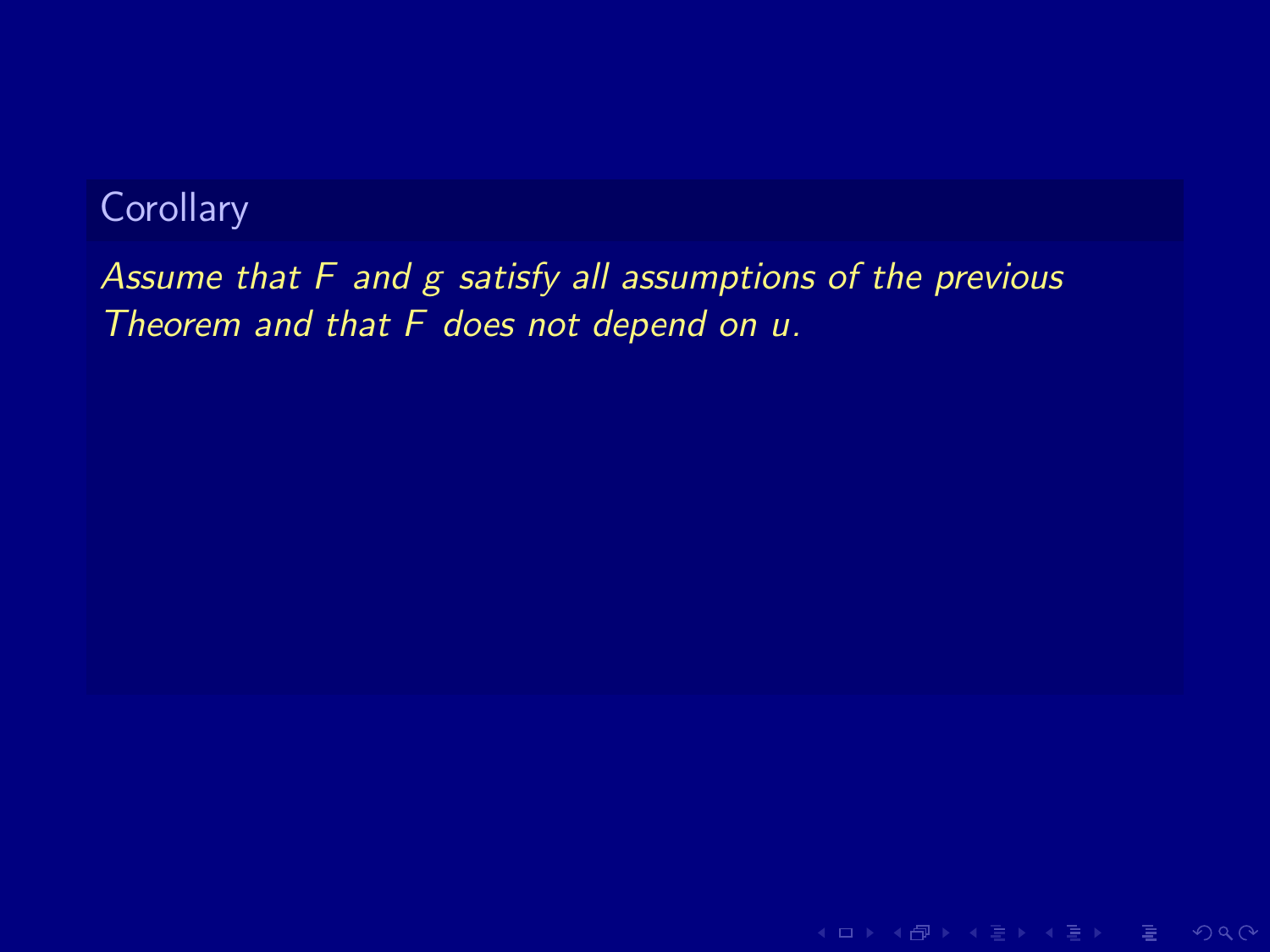**Corollary**

*Assume that $F$ and $g$ satisfy all assumptions of the previous Theorem and that $F$ does not depend on $u$.*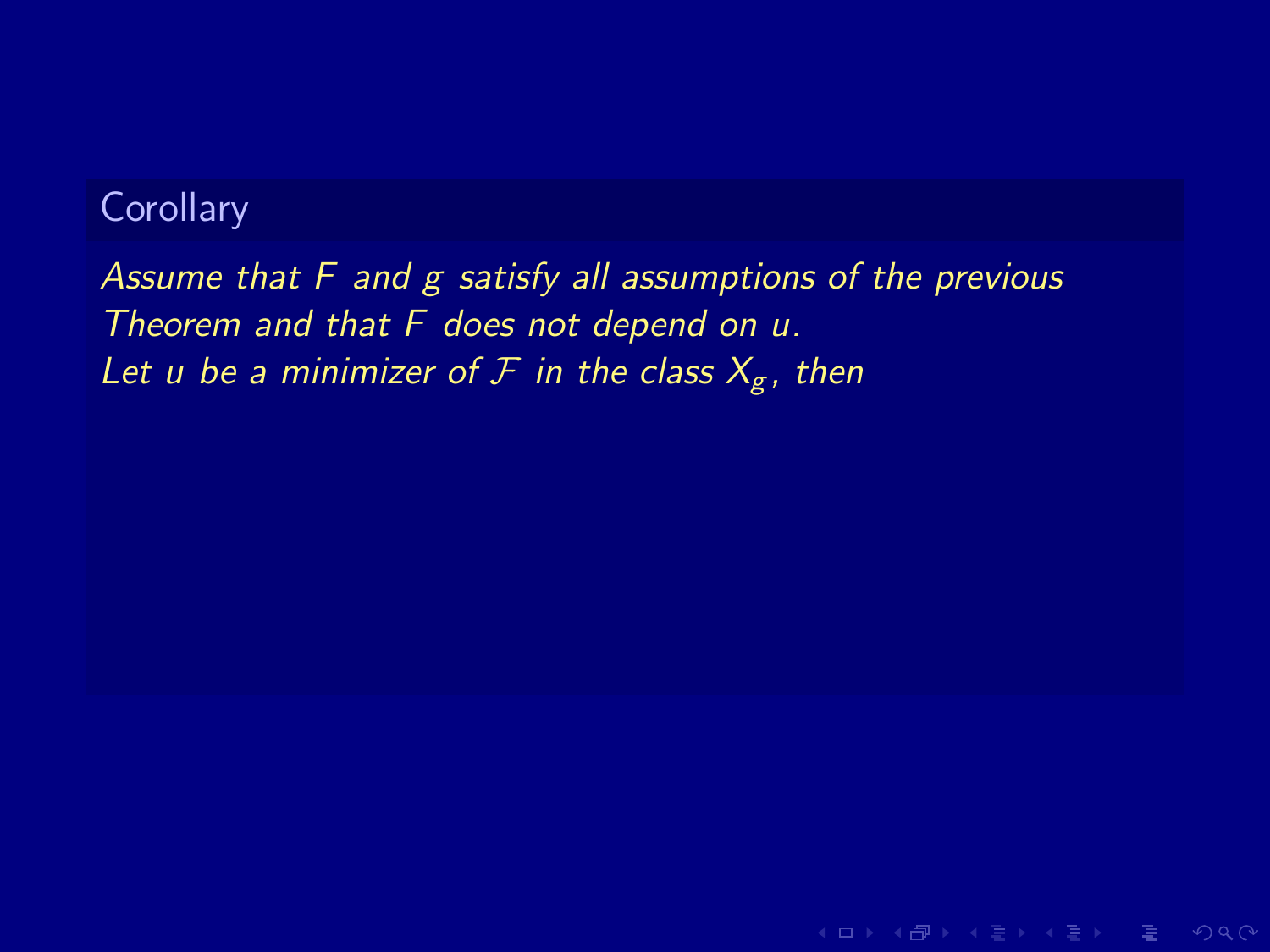**Corollary**

*Assume that $F$ and $g$ satisfy all assumptions of the previous Theorem and that $F$ does not depend on $u$.*
*Let $u$ be a minimizer of $\mathcal{F}$ in the class $X_g$, then*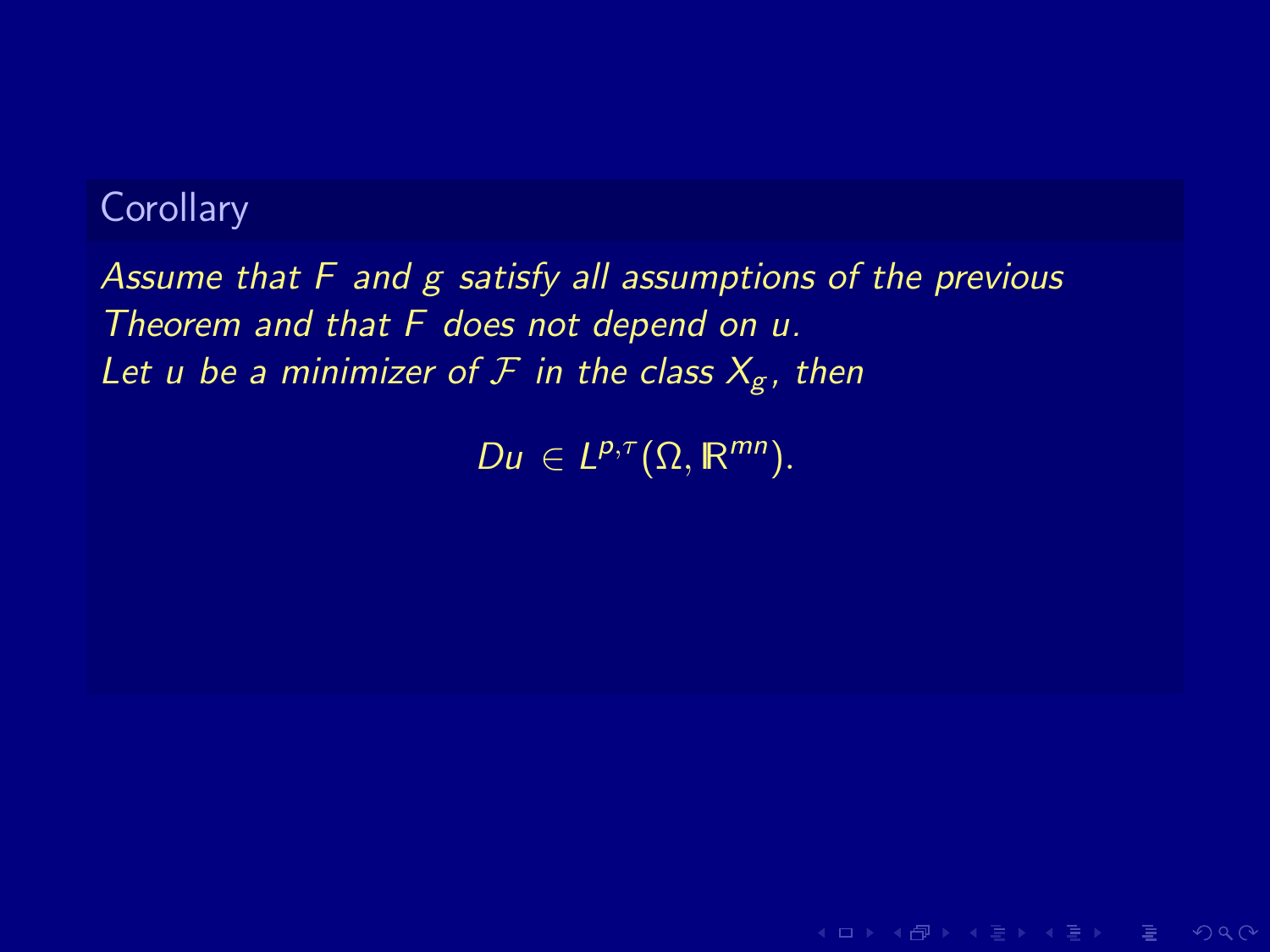**Corollary**

*Assume that $F$ and $g$ satisfy all assumptions of the previous Theorem and that $F$ does not depend on $u$.*
*Let $u$ be a minimizer of $\mathcal{F}$ in the class $X_g$, then*

$$Du \in L^{p,\tau}(\Omega, \mathbb{R}^{mn}).$$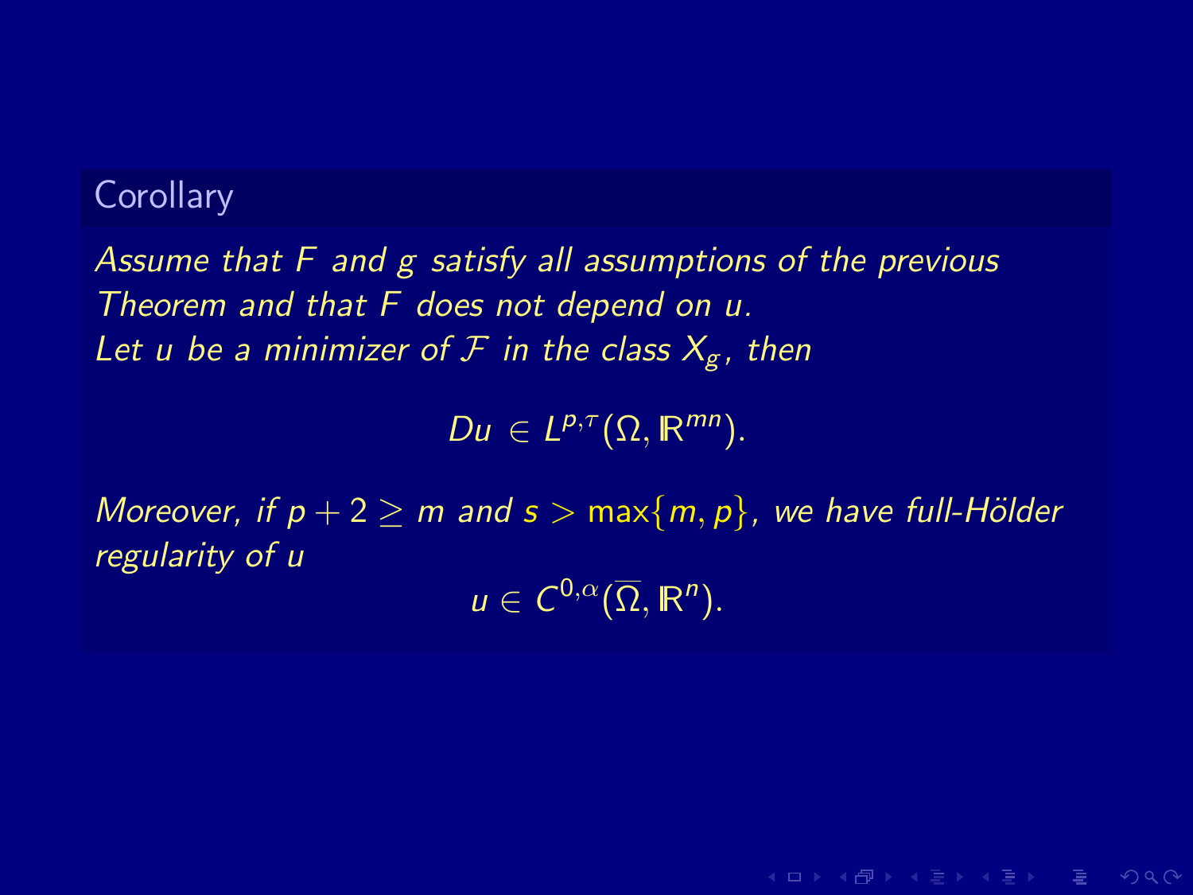### Corollary

*Assume that $F$ and $g$ satisfy all assumptions of the previous Theorem and that $F$ does not depend on $u$.*
*Let $u$ be a minimizer of $\mathcal{F}$ in the class $X_g$, then*

$$Du \in L^{p,\tau}(\Omega, \mathbb{R}^{mn}).$$

*Moreover, if $p + 2 \geq m$ and $s > \max\{m, p\}$, we have full-Hölder regularity of $u$*

$$u \in C^{0,\alpha}(\overline{\Omega}, \mathbb{R}^{n}).$$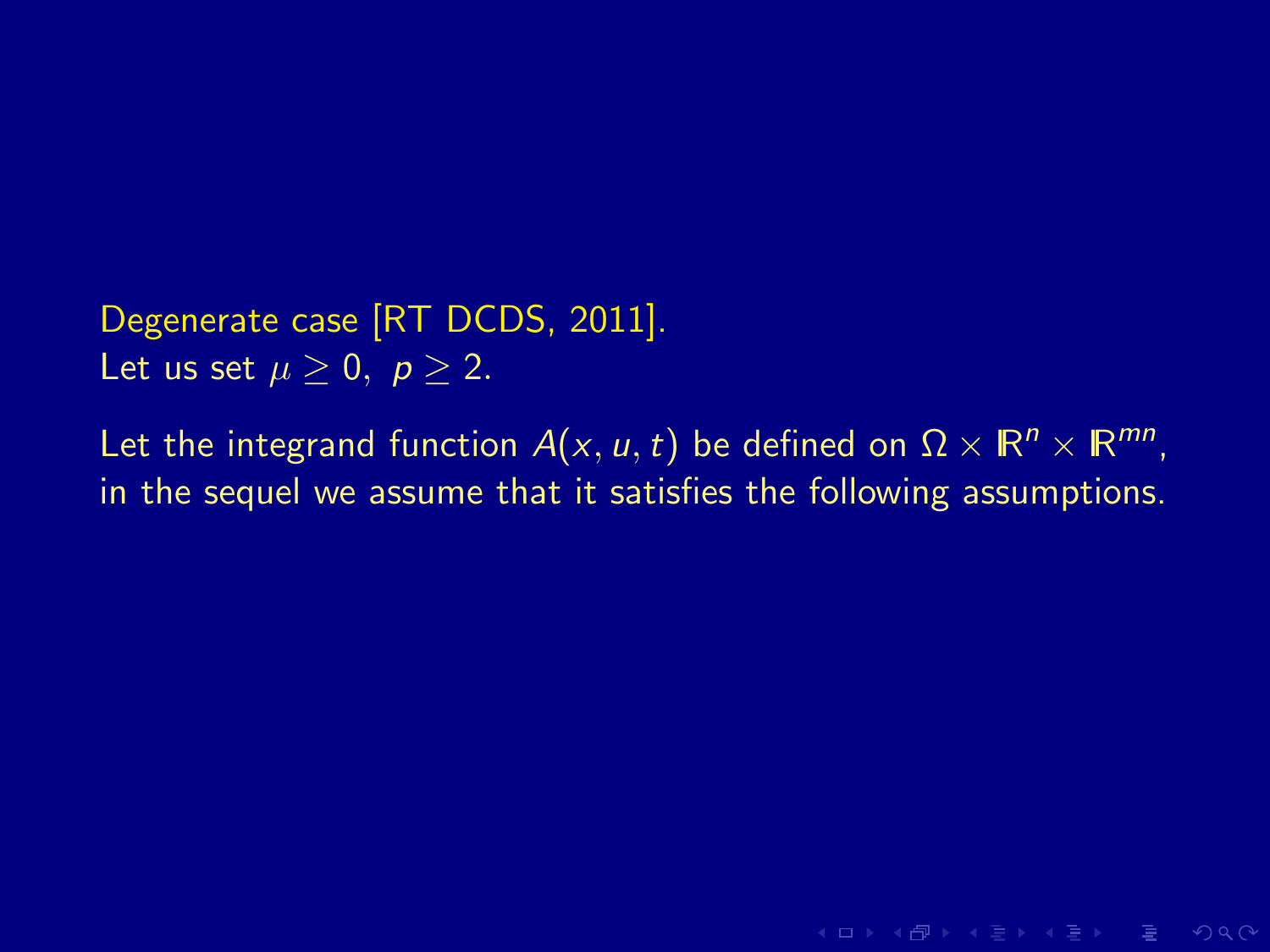Degenerate case [RT DCDS, 2011].
Let us set $\mu \geq 0, \ p \geq 2$.

Let the integrand function $A(x, u, t)$ be defined on $\Omega \times \mathbb{R}^n \times \mathbb{R}^{mn}$, in the sequel we assume that it satisfies the following assumptions.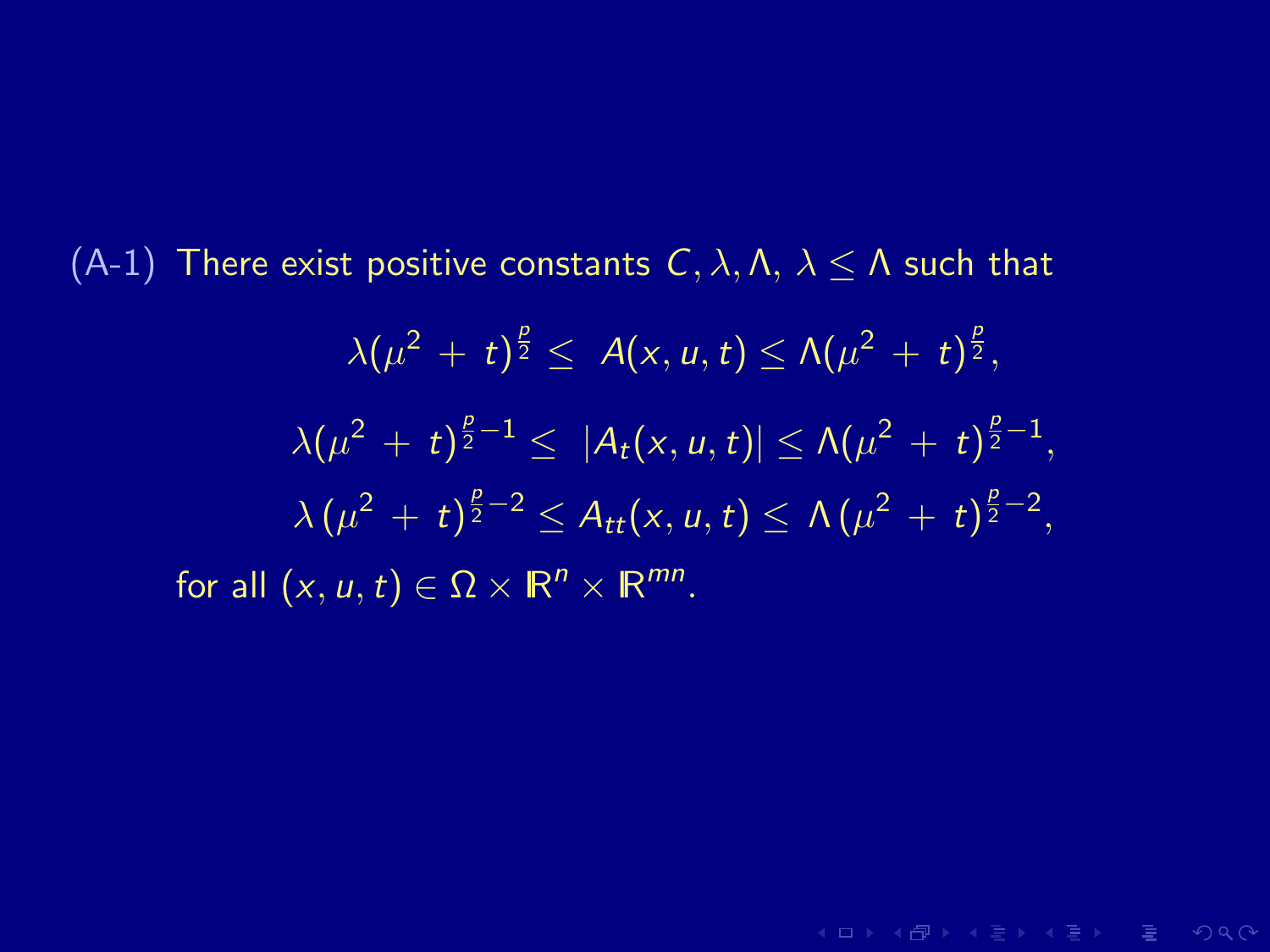(A-1) There exist positive constants $C, \lambda, \Lambda$, $\lambda \leq \Lambda$ such that

$$\lambda(\mu^2 + t)^{\frac{p}{2}} \leq A(x, u, t) \leq \Lambda(\mu^2 + t)^{\frac{p}{2}},$$

$$\lambda(\mu^2 + t)^{\frac{p}{2}-1} \leq |A_t(x, u, t)| \leq \Lambda(\mu^2 + t)^{\frac{p}{2}-1},$$

$$\lambda\,(\mu^2 + t)^{\frac{p}{2}-2} \leq A_{tt}(x, u, t) \leq \Lambda\,(\mu^2 + t)^{\frac{p}{2}-2},$$

for all $(x, u, t) \in \Omega \times \mathbb{R}^n \times \mathbb{R}^{mn}$.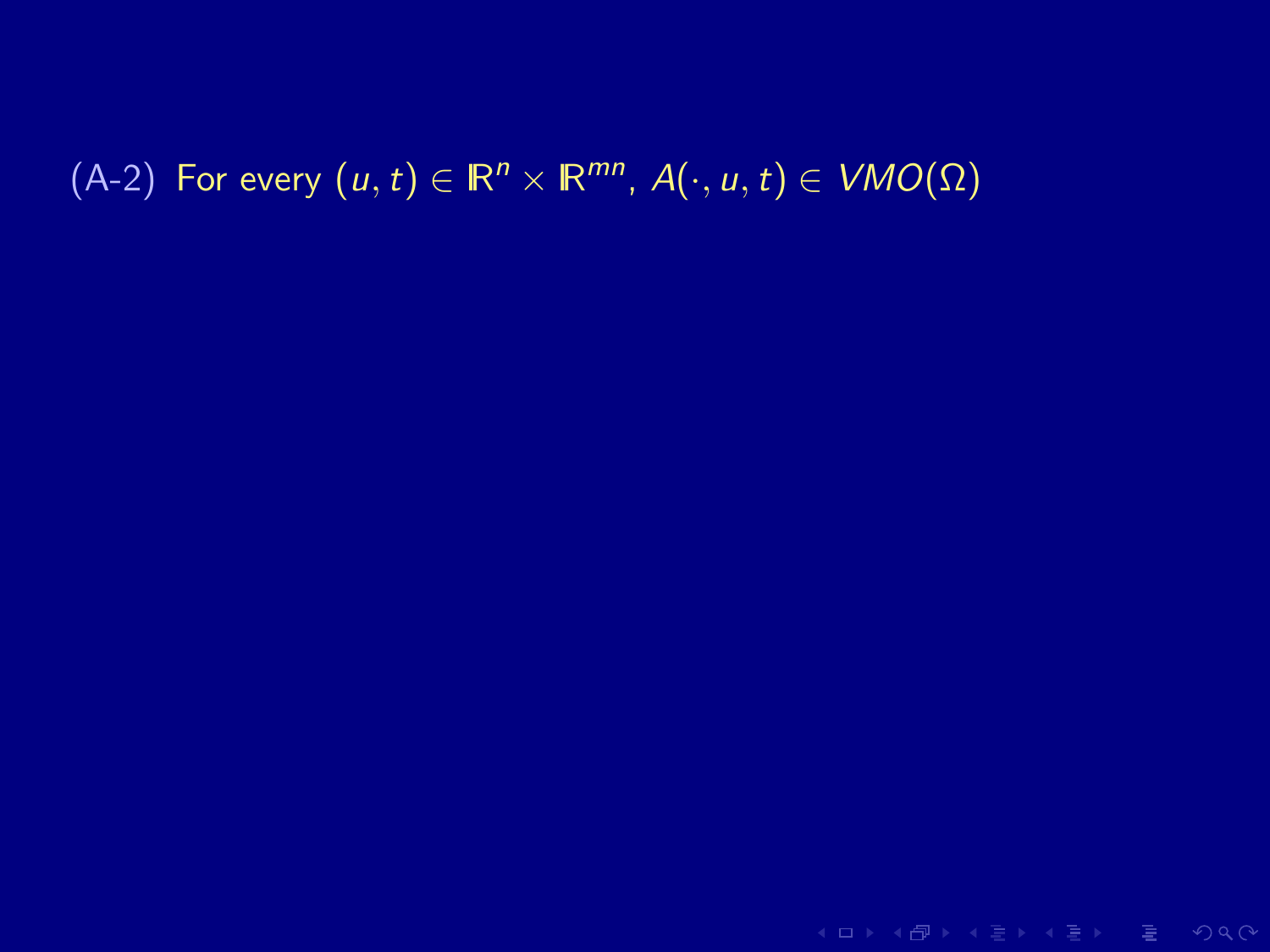(A-2) For every $(u, t) \in \mathbb{R}^n \times \mathbb{R}^{mn}$, $A(\cdot, u, t) \in VMO(\Omega)$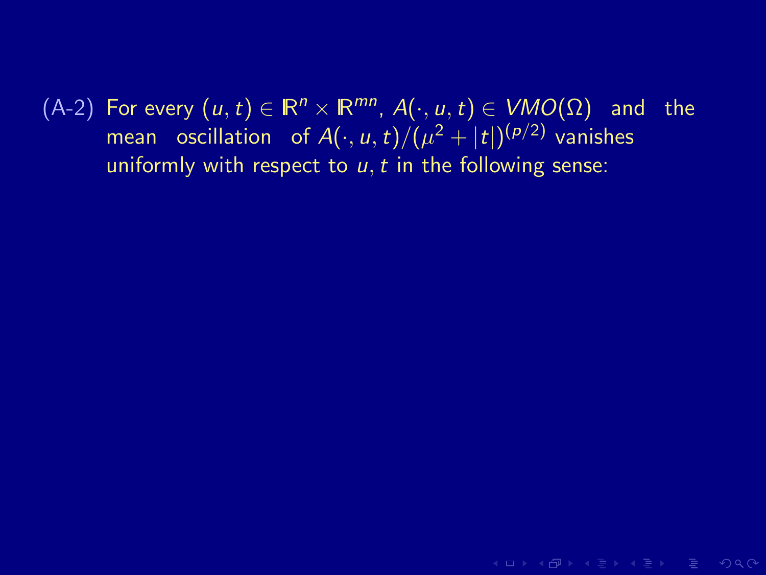(A-2) For every $(u, t) \in \mathbb{R}^n \times \mathbb{R}^{mn}$, $A(\cdot, u, t) \in VMO(\Omega)$ and the mean oscillation of $A(\cdot, u, t)/(\mu^2 + |t|)^{(p/2)}$ vanishes uniformly with respect to $u, t$ in the following sense: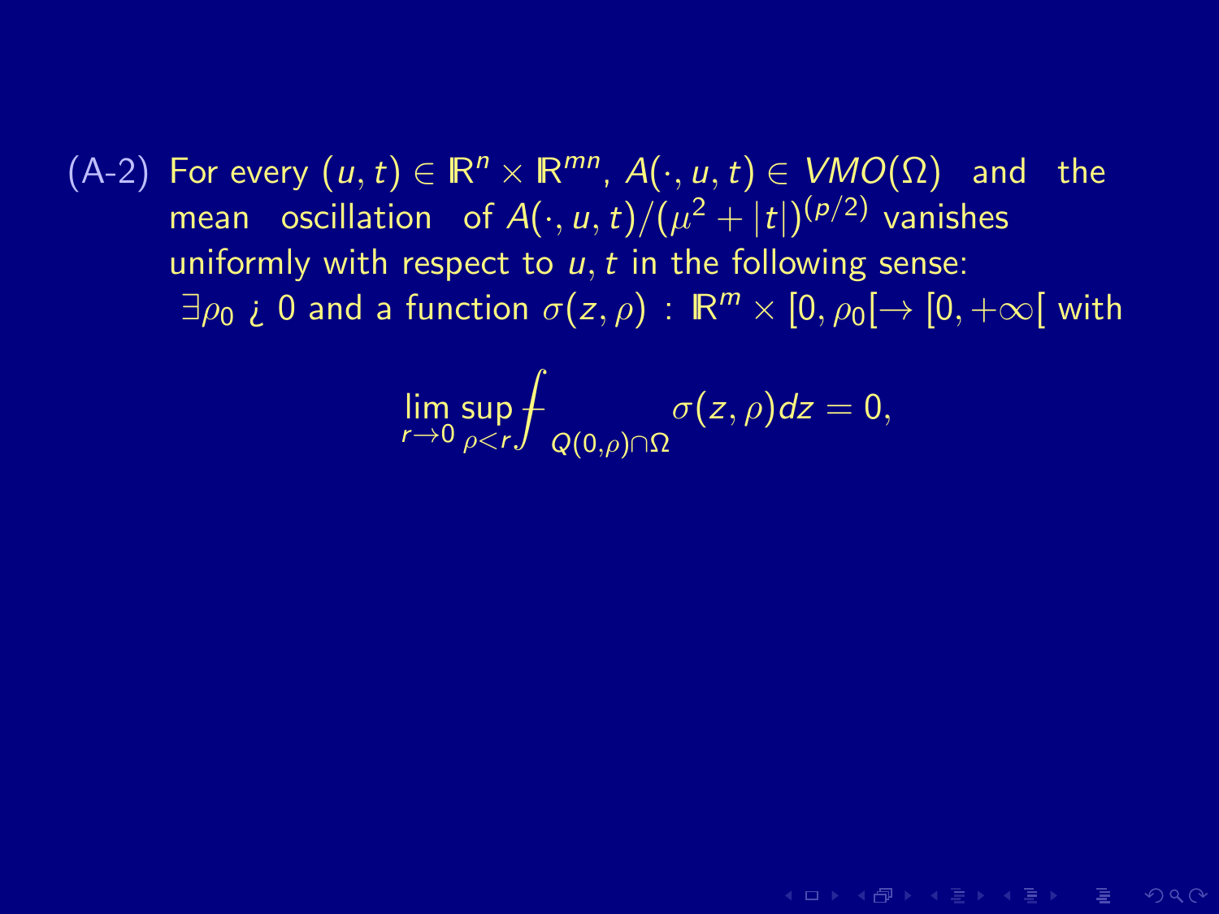(A-2) For every $(u, t) \in \mathbb{R}^n \times \mathbb{R}^{mn}$, $A(\cdot, u, t) \in VMO(\Omega)$ and the mean oscillation of $A(\cdot, u, t)/(\mu^2 + |t|)^{(p/2)}$ vanishes uniformly with respect to $u, t$ in the following sense: $\exists \rho_0$ ¿ 0 and a function $\sigma(z, \rho) : \mathbb{R}^m \times [0, \rho_0[ \to [0, +\infty[$ with

$$\lim_{r \to 0} \sup_{\rho < r} \fint_{Q(0,\rho) \cap \Omega} \sigma(z, \rho) dz = 0,$$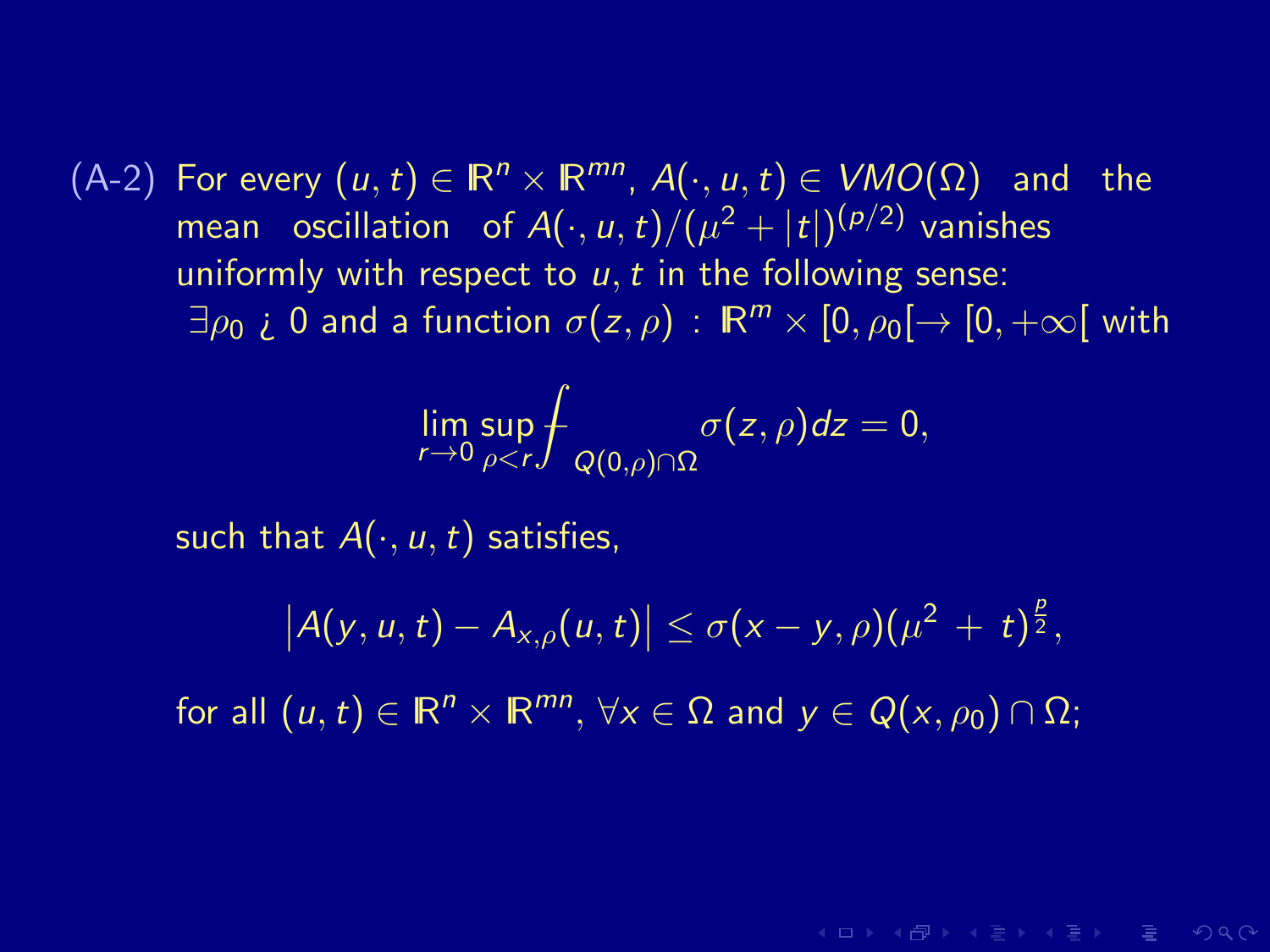(A-2) For every $(u, t) \in \mathbb{R}^n \times \mathbb{R}^{mn}$, $A(\cdot, u, t) \in VMO(\Omega)$ and the mean oscillation of $A(\cdot, u, t)/(\mu^2 + |t|)^{(p/2)}$ vanishes uniformly with respect to $u, t$ in the following sense: $\exists \rho_0$ ¿ 0 and a function $\sigma(z, \rho) : \mathbb{R}^m \times [0, \rho_0[ \to [0, +\infty[$ with

$$\lim_{r \to 0} \sup_{\rho < r} \fint_{Q(0,\rho) \cap \Omega} \sigma(z, \rho) dz = 0,$$

such that $A(\cdot, u, t)$ satisfies,

$$\left| A(y, u, t) - A_{x,\rho}(u, t) \right| \leq \sigma(x - y, \rho)(\mu^2 + t)^{\frac{p}{2}},$$

for all $(u, t) \in \mathbb{R}^n \times \mathbb{R}^{mn}$, $\forall x \in \Omega$ and $y \in Q(x, \rho_0) \cap \Omega$;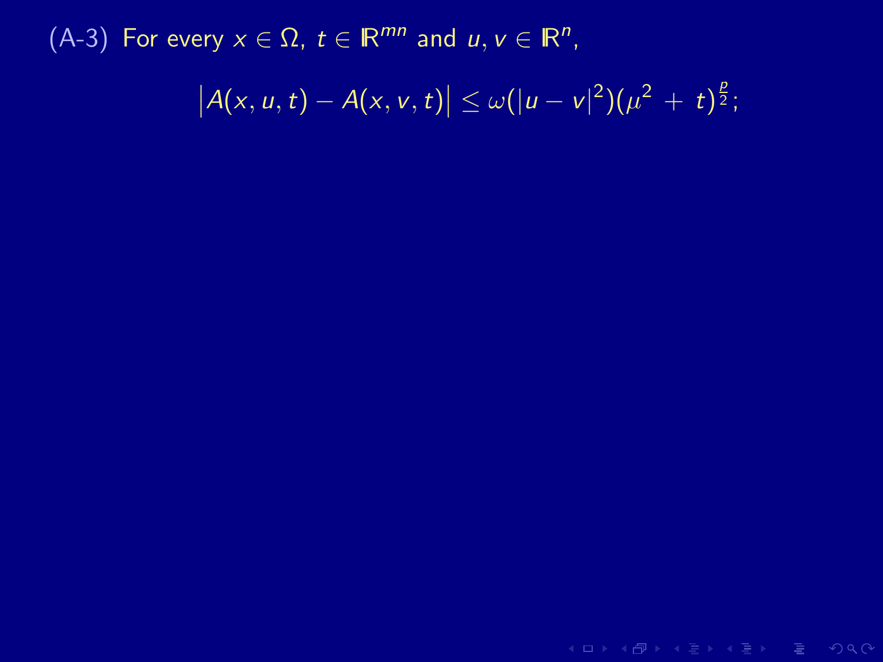(A-3) For every $x \in \Omega$, $t \in \mathbb{R}^{mn}$ and $u, v \in \mathbb{R}^n$,

$$\left|A(x,u,t) - A(x,v,t)\right| \leq \omega(|u-v|^2)(\mu^2 + t)^{\frac{p}{2}};$$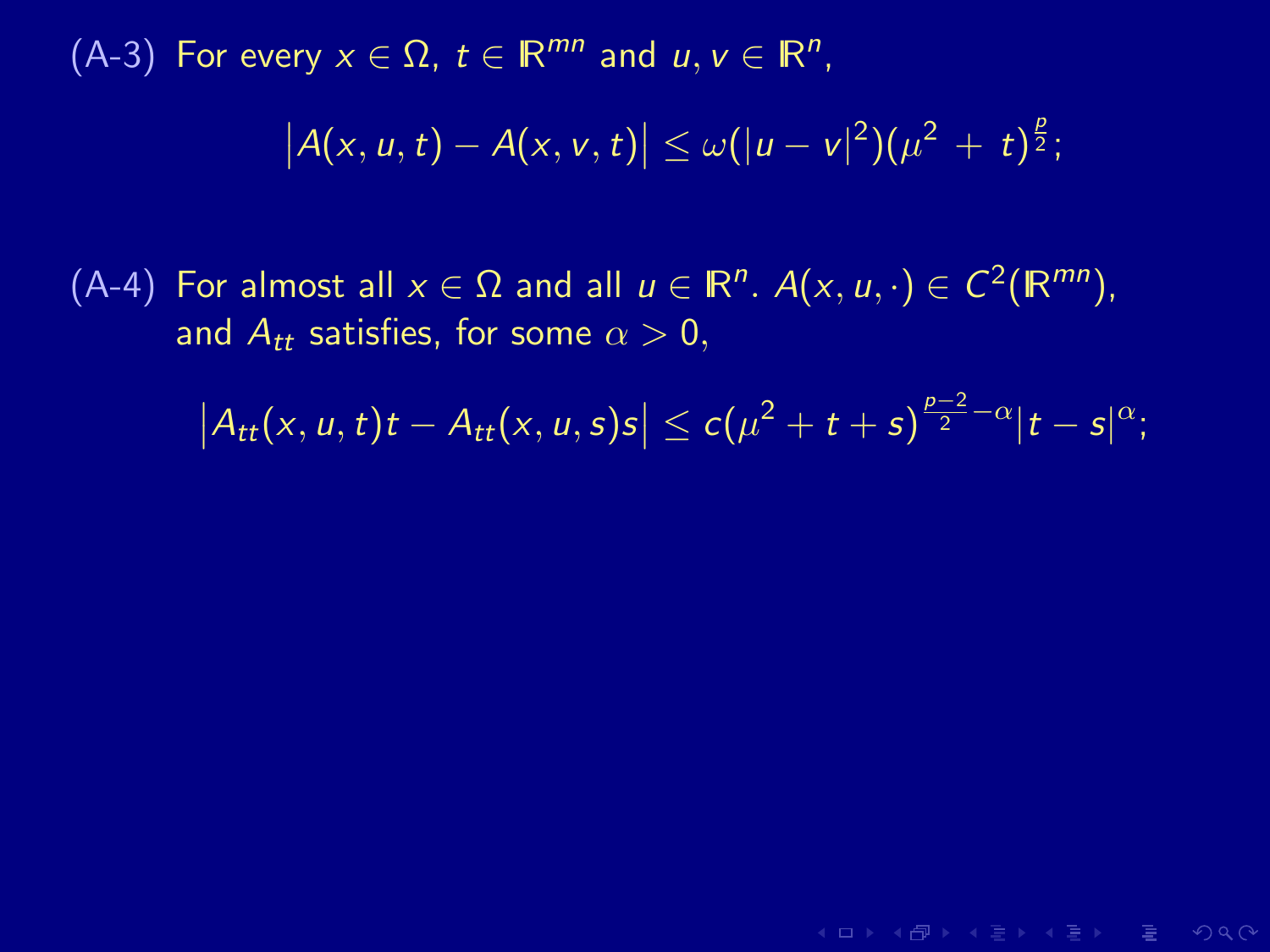(A-3) For every $x \in \Omega$, $t \in \mathbb{R}^{mn}$ and $u, v \in \mathbb{R}^n$,

$$\big|A(x,u,t) - A(x,v,t)\big| \leq \omega(|u-v|^2)(\mu^2 \, + \, t)^{\frac{p}{2}};$$

(A-4) For almost all $x \in \Omega$ and all $u \in \mathbb{R}^n$. $A(x,u,\cdot) \in C^2(\mathbb{R}^{mn})$, and $A_{tt}$ satisfies, for some $\alpha > 0$,

$$\big|A_{tt}(x,u,t)t - A_{tt}(x,u,s)s\big| \leq c(\mu^2 + t + s)^{\frac{p-2}{2}-\alpha}|t-s|^{\alpha};$$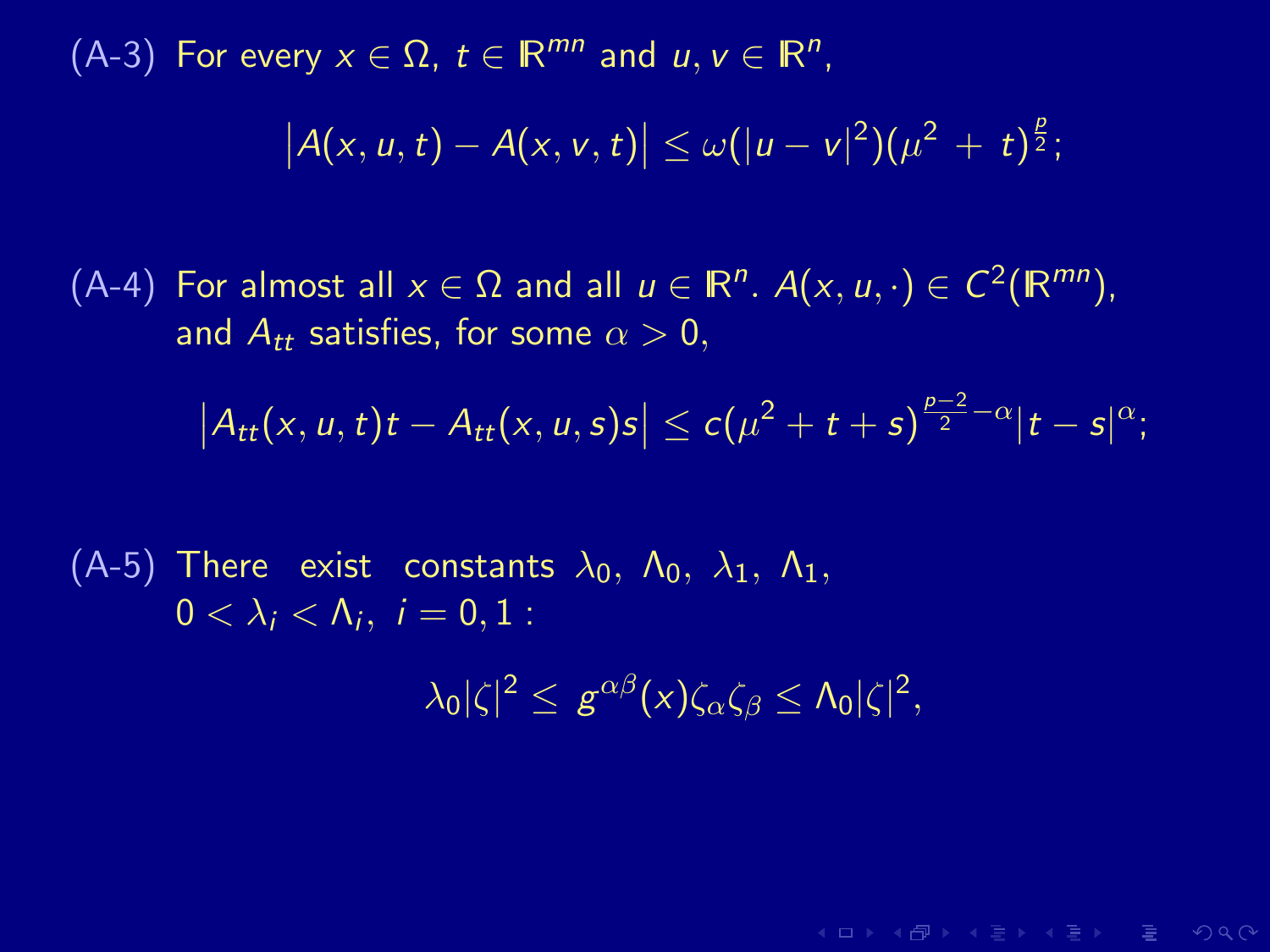(A-3) For every $x \in \Omega$, $t \in \mathbb{R}^{mn}$ and $u, v \in \mathbb{R}^n$,

$$\left|A(x,u,t) - A(x,v,t)\right| \leq \omega(|u-v|^2)(\mu^2 + t)^{\frac{p}{2}};$$

(A-4) For almost all $x \in \Omega$ and all $u \in \mathbb{R}^n$. $A(x,u,\cdot) \in C^2(\mathbb{R}^{mn})$, and $A_{tt}$ satisfies, for some $\alpha > 0$,

$$\left|A_{tt}(x,u,t)t - A_{tt}(x,u,s)s\right| \leq c(\mu^2 + t + s)^{\frac{p-2}{2}-\alpha}|t-s|^{\alpha};$$

(A-5) There exist constants $\lambda_0,\ \Lambda_0,\ \lambda_1,\ \Lambda_1,$ $0 < \lambda_i < \Lambda_i,\ i = 0,1$ :

$$\lambda_0|\zeta|^2 \leq g^{\alpha\beta}(x)\zeta_\alpha\zeta_\beta \leq \Lambda_0|\zeta|^2,$$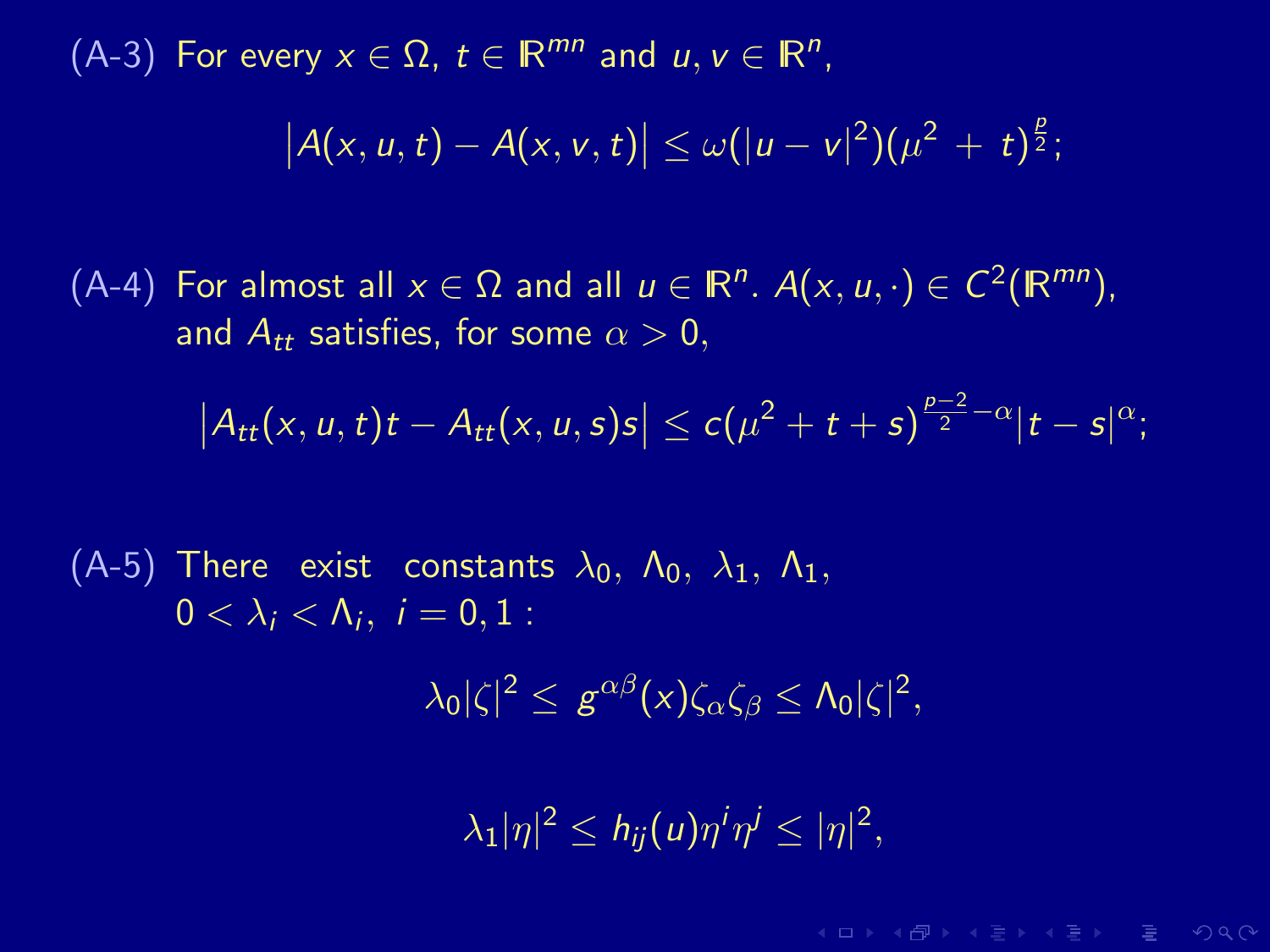(A-3) For every $x \in \Omega$, $t \in \mathbb{R}^{mn}$ and $u, v \in \mathbb{R}^n$,

$$\left|A(x,u,t) - A(x,v,t)\right| \leq \omega(|u-v|^2)(\mu^2 + t)^{\frac{p}{2}};$$

(A-4) For almost all $x \in \Omega$ and all $u \in \mathbb{R}^n$. $A(x,u,\cdot) \in C^2(\mathbb{R}^{mn})$, and $A_{tt}$ satisfies, for some $\alpha > 0$,

$$\left|A_{tt}(x,u,t)t - A_{tt}(x,u,s)s\right| \leq c(\mu^2 + t + s)^{\frac{p-2}{2} - \alpha}|t-s|^{\alpha};$$

(A-5) There exist constants $\lambda_0$, $\Lambda_0$, $\lambda_1$, $\Lambda_1$, $0 < \lambda_i < \Lambda_i$, $i = 0, 1$ :

$$\lambda_0|\zeta|^2 \leq g^{\alpha\beta}(x)\zeta_\alpha\zeta_\beta \leq \Lambda_0|\zeta|^2,$$

$$\lambda_1|\eta|^2 \leq h_{ij}(u)\eta^i\eta^j \leq |\eta|^2,$$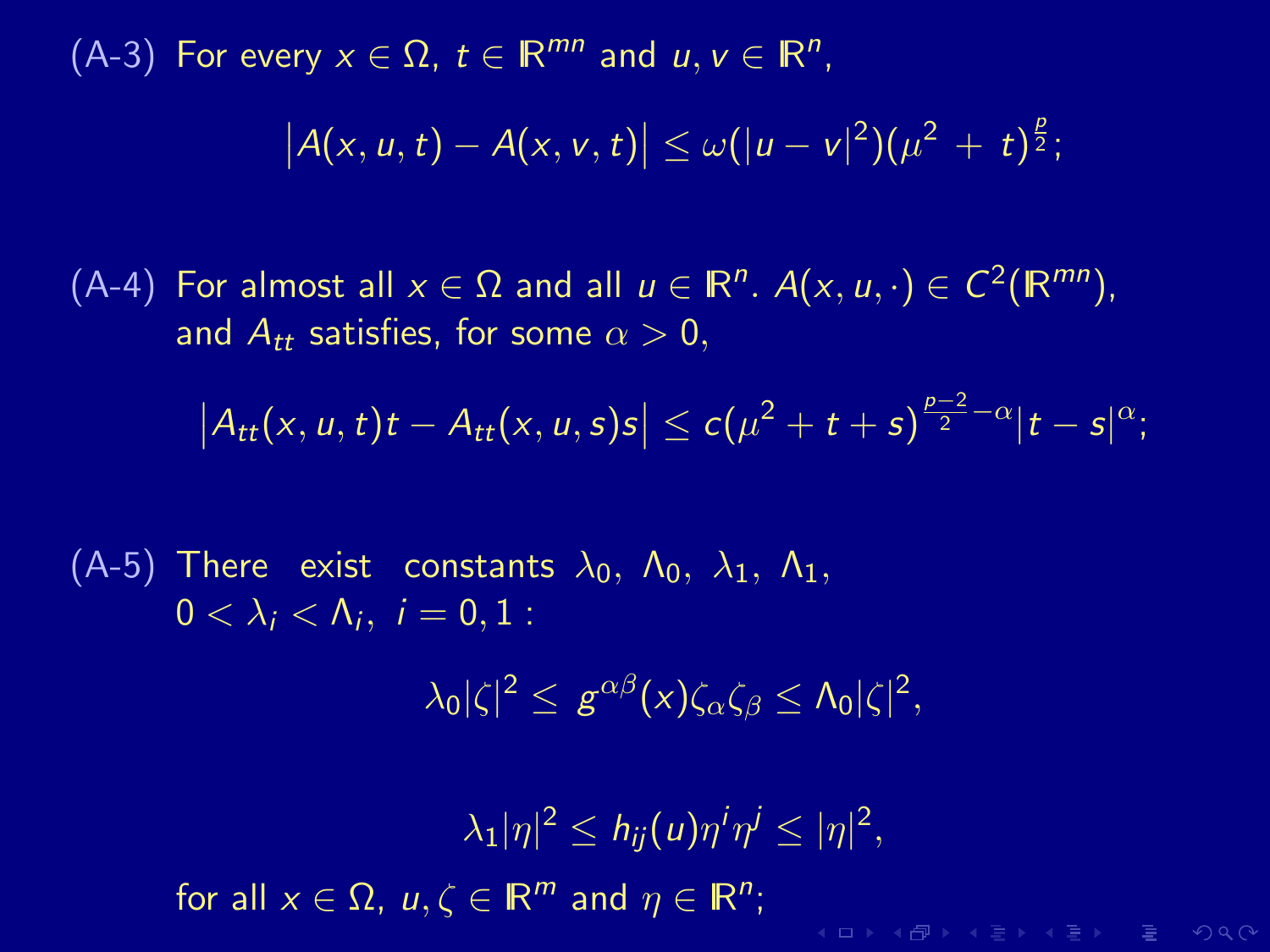(A-3) For every $x \in \Omega$, $t \in \mathbb{R}^{mn}$ and $u, v \in \mathbb{R}^n$,

$$\left|A(x,u,t) - A(x,v,t)\right| \leq \omega(|u-v|^2)(\mu^2 + t)^{\frac{p}{2}};$$

(A-4) For almost all $x \in \Omega$ and all $u \in \mathbb{R}^n$. $A(x,u,\cdot) \in C^2(\mathbb{R}^{mn})$, and $A_{tt}$ satisfies, for some $\alpha > 0$,

$$\left|A_{tt}(x,u,t)t - A_{tt}(x,u,s)s\right| \leq c(\mu^2 + t + s)^{\frac{p-2}{2} - \alpha}|t-s|^{\alpha};$$

(A-5) There exist constants $\lambda_0$, $\Lambda_0$, $\lambda_1$, $\Lambda_1$, $0 < \lambda_i < \Lambda_i$, $i = 0,1$ :

$$\lambda_0|\zeta|^2 \leq g^{\alpha\beta}(x)\zeta_\alpha\zeta_\beta \leq \Lambda_0|\zeta|^2,$$

$$\lambda_1|\eta|^2 \leq h_{ij}(u)\eta^i\eta^j \leq |\eta|^2,$$

for all $x \in \Omega$, $u, \zeta \in \mathbb{R}^m$ and $\eta \in \mathbb{R}^n$;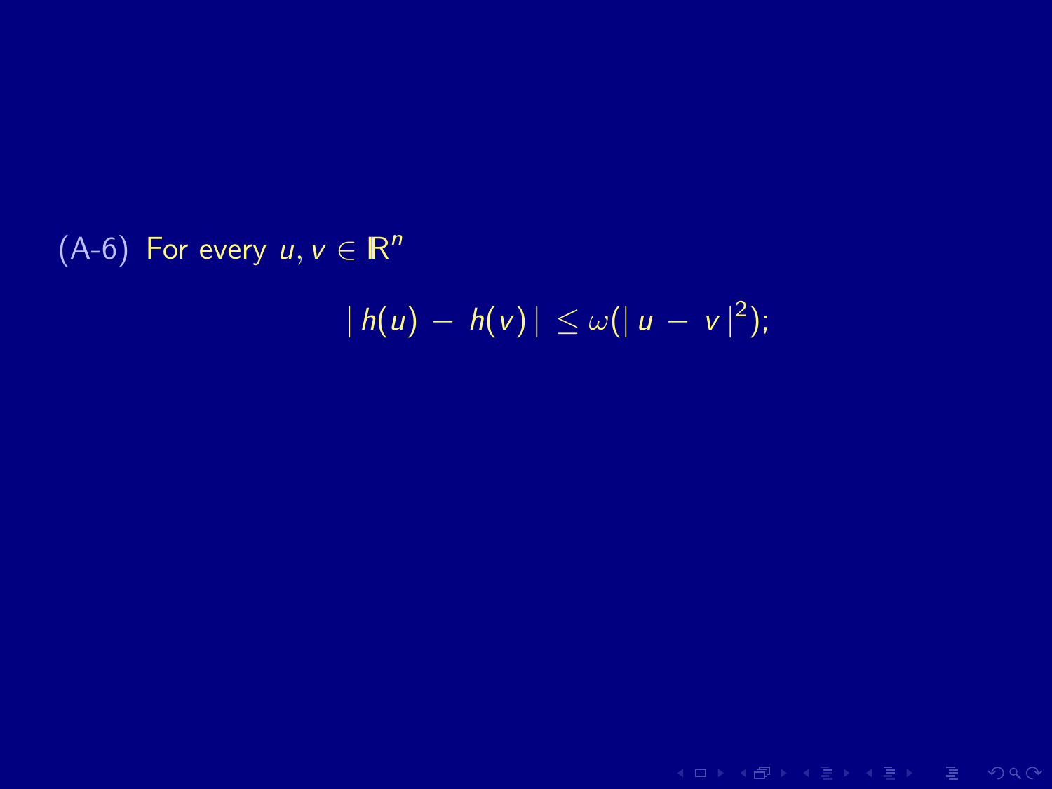(A-6) For every $u, v \in \mathbb{R}^n$

$$|\,h(u) \;-\; h(v)\,| \;\leq \omega(|\,u \;-\; v\,|^2);$$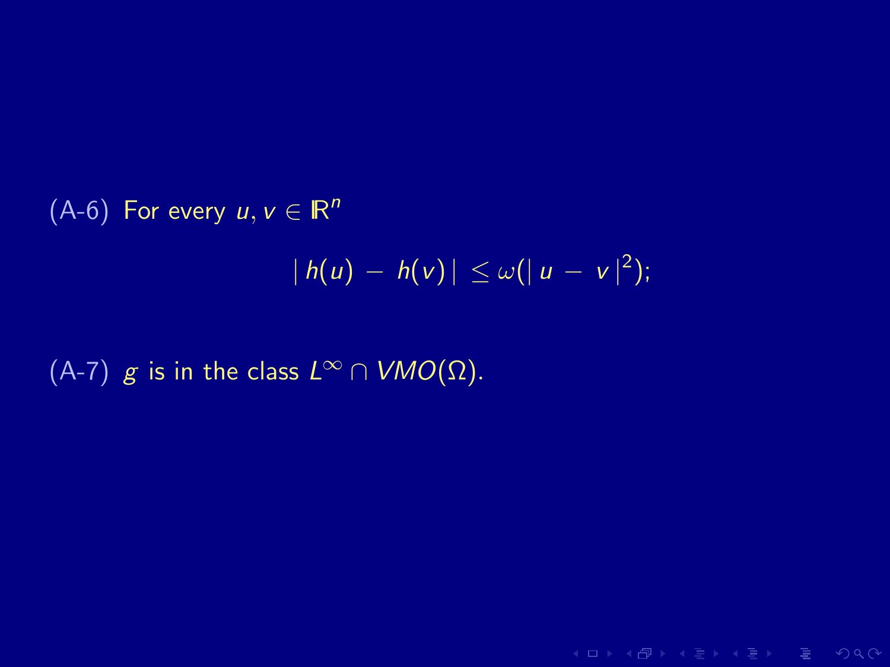(A-6) For every $u, v \in \mathbb{R}^n$

$$|\, h(u) - h(v) \,| \leq \omega(|\, u - v \,|^2);$$

(A-7) $g$ is in the class $L^\infty \cap VMO(\Omega)$.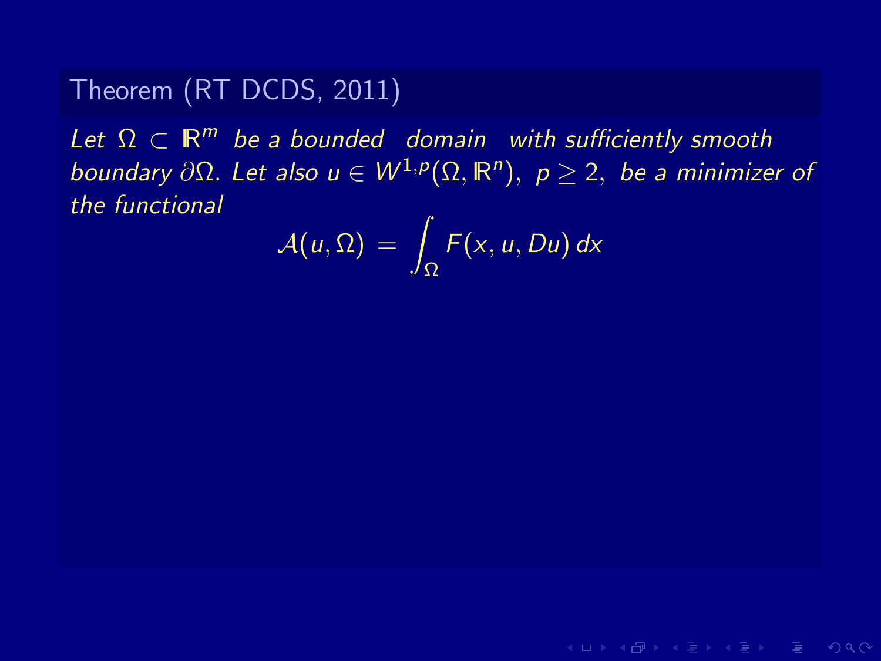**Theorem (RT DCDS, 2011)**

*Let $\Omega \subset \mathbb{R}^m$ be a bounded domain with sufficiently smooth boundary $\partial\Omega$. Let also $u \in W^{1,p}(\Omega, \mathbb{R}^n)$, $p \geq 2$, be a minimizer of the functional*

$$\mathcal{A}(u, \Omega) = \int_\Omega F(x, u, Du)\, dx$$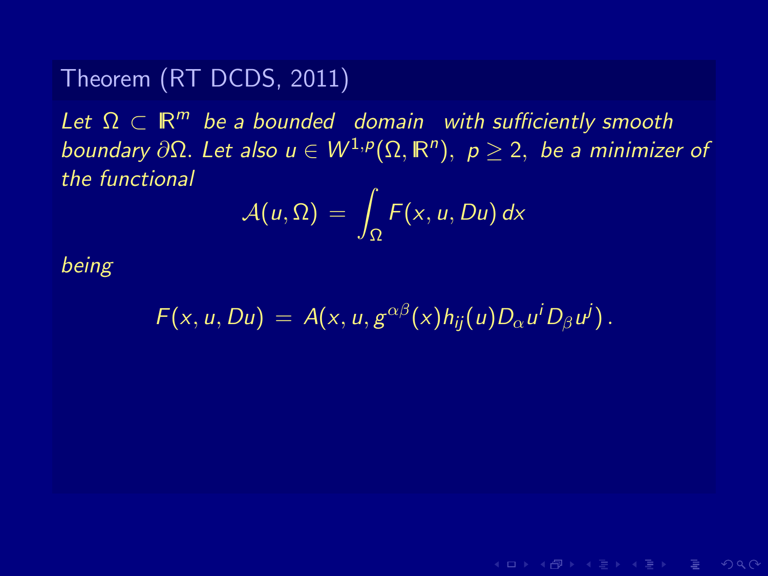**Theorem (RT DCDS, 2011)**

*Let $\Omega \subset \mathbb{R}^m$ be a bounded domain with sufficiently smooth boundary $\partial\Omega$. Let also $u \in W^{1,p}(\Omega, \mathbb{R}^n)$, $p \geq 2$, be a minimizer of the functional*

$$\mathcal{A}(u, \Omega) = \int_\Omega F(x, u, Du)\, dx$$

*being*

$$F(x, u, Du) = A(x, u, g^{\alpha\beta}(x) h_{ij}(u) D_\alpha u^i D_\beta u^j)\,.$$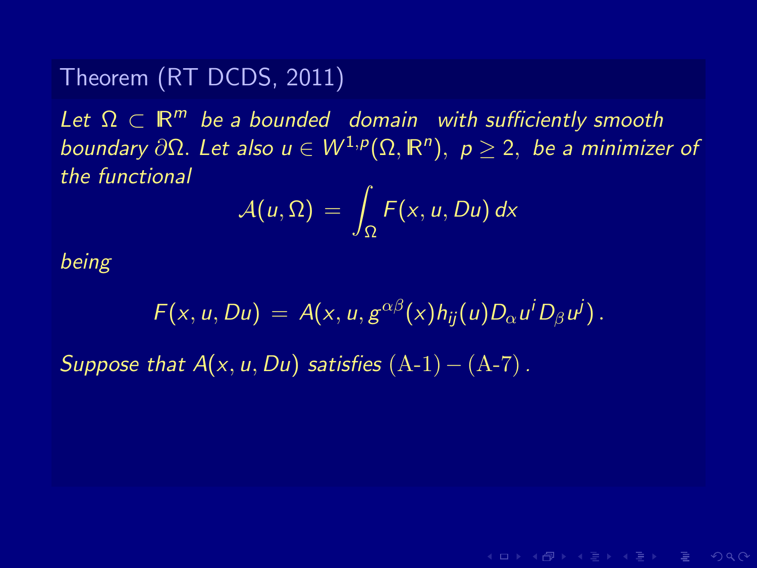**Theorem (RT DCDS, 2011)**

*Let $\Omega \subset \mathbb{R}^m$ be a bounded domain with sufficiently smooth boundary $\partial\Omega$. Let also $u \in W^{1,p}(\Omega, \mathbb{R}^n)$, $p \geq 2$, be a minimizer of the functional*

$$\mathcal{A}(u, \Omega) = \int_\Omega F(x, u, Du)\, dx$$

*being*

$$F(x, u, Du) = A(x, u, g^{\alpha\beta}(x) h_{ij}(u) D_\alpha u^i D_\beta u^j)\,.$$

*Suppose that $A(x, u, Du)$ satisfies* $(\mathrm{A}\text{-}1) - (\mathrm{A}\text{-}7)$.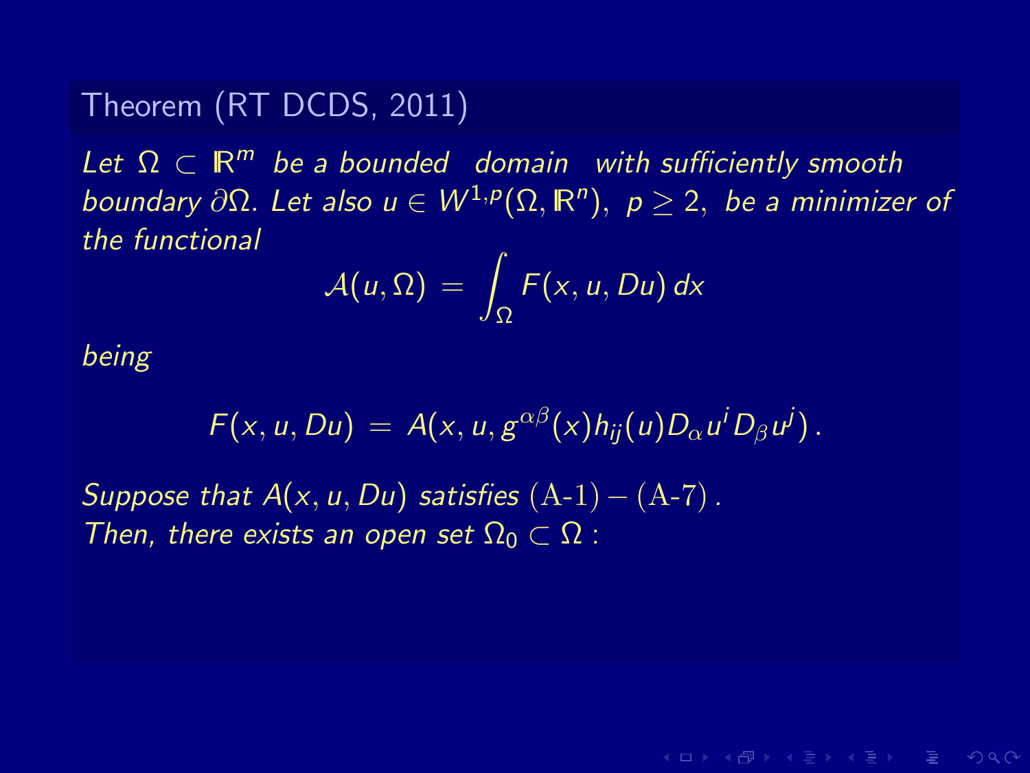**Theorem (RT DCDS, 2011)**

*Let $\Omega \subset \mathbb{R}^m$ be a bounded domain with sufficiently smooth boundary $\partial\Omega$. Let also $u \in W^{1,p}(\Omega, \mathbb{R}^n)$, $p \geq 2$, be a minimizer of the functional*

$$\mathcal{A}(u, \Omega) = \int_\Omega F(x, u, Du)\, dx$$

*being*

$$F(x, u, Du) = A(x, u, g^{\alpha\beta}(x) h_{ij}(u) D_\alpha u^i D_\beta u^j)\,.$$

*Suppose that $A(x, u, Du)$ satisfies* $(\text{A-1}) - (\text{A-7})$ *.*
*Then, there exists an open set $\Omega_0 \subset \Omega$ :*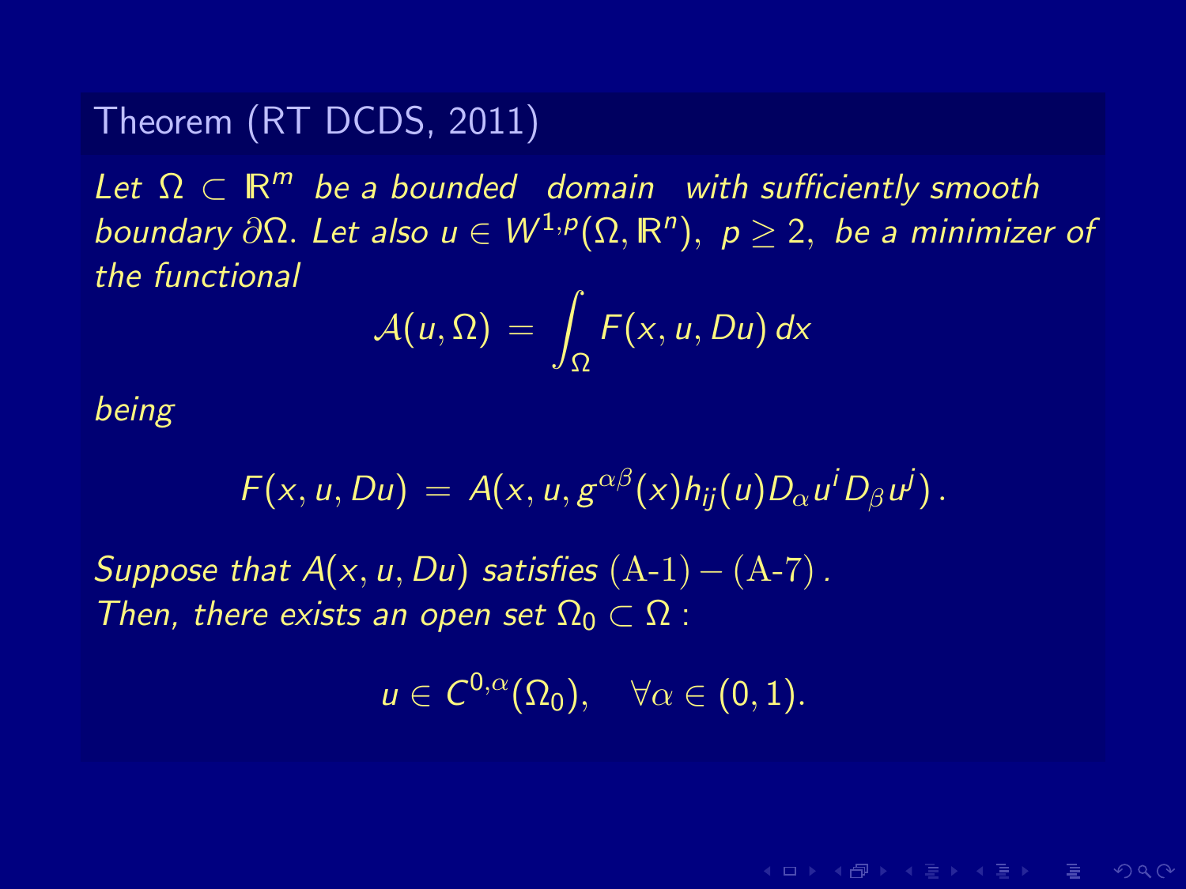**Theorem (RT DCDS, 2011)**

*Let* $\Omega \subset \mathbb{R}^m$ *be a bounded domain with sufficiently smooth boundary* $\partial\Omega$*. Let also* $u \in W^{1,p}(\Omega, \mathbb{R}^n)$*,* $p \geq 2$*, be a minimizer of the functional*

$$\mathcal{A}(u, \Omega) = \int_\Omega F(x, u, Du)\, dx$$

*being*

$$F(x, u, Du) = A(x, u, g^{\alpha\beta}(x) h_{ij}(u) D_\alpha u^i D_\beta u^j)\,.$$

*Suppose that* $A(x, u, Du)$ *satisfies* $(\text{A-1}) - (\text{A-7})$*.*
*Then, there exists an open set* $\Omega_0 \subset \Omega$ *:*

$$u \in C^{0,\alpha}(\Omega_0), \quad \forall \alpha \in (0, 1).$$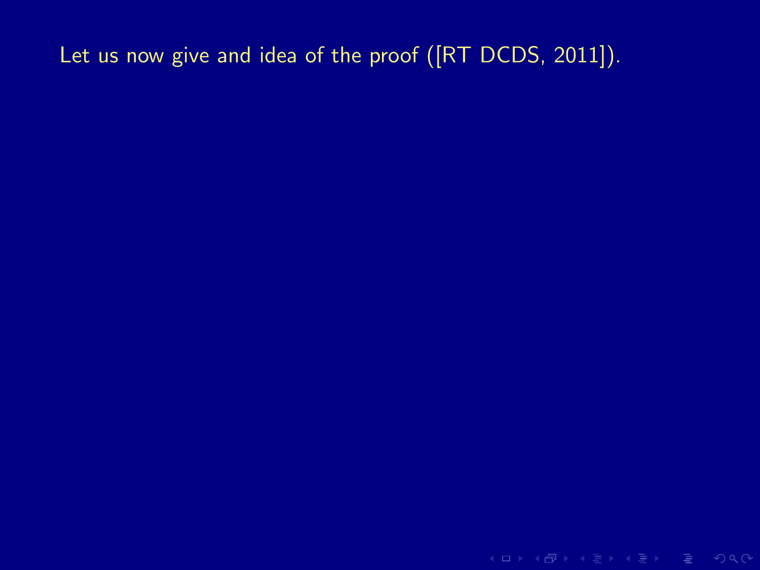Let us now give and idea of the proof ([RT DCDS, 2011]).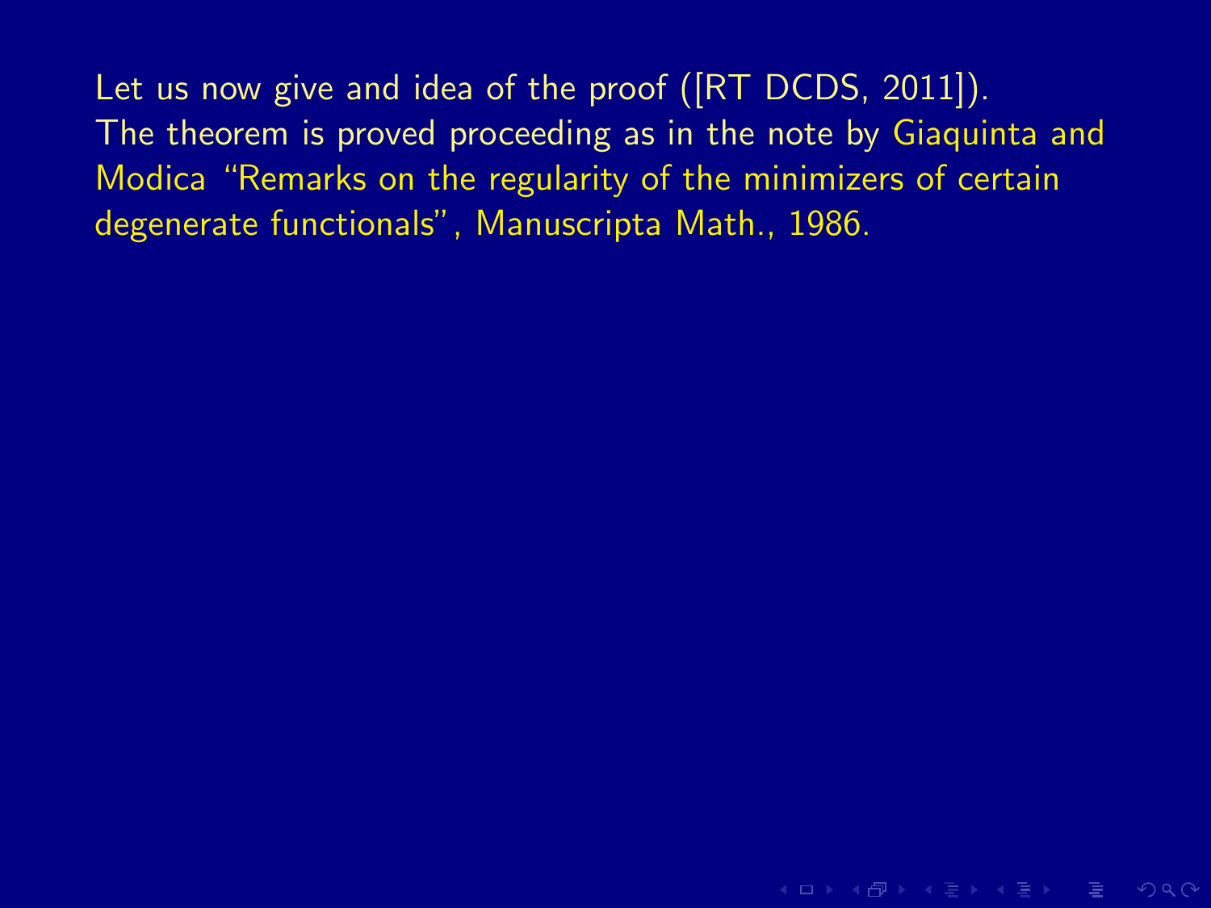Let us now give and idea of the proof ([RT DCDS, 2011]).
The theorem is proved proceeding as in the note by Giaquinta and Modica "Remarks on the regularity of the minimizers of certain degenerate functionals", Manuscripta Math., 1986.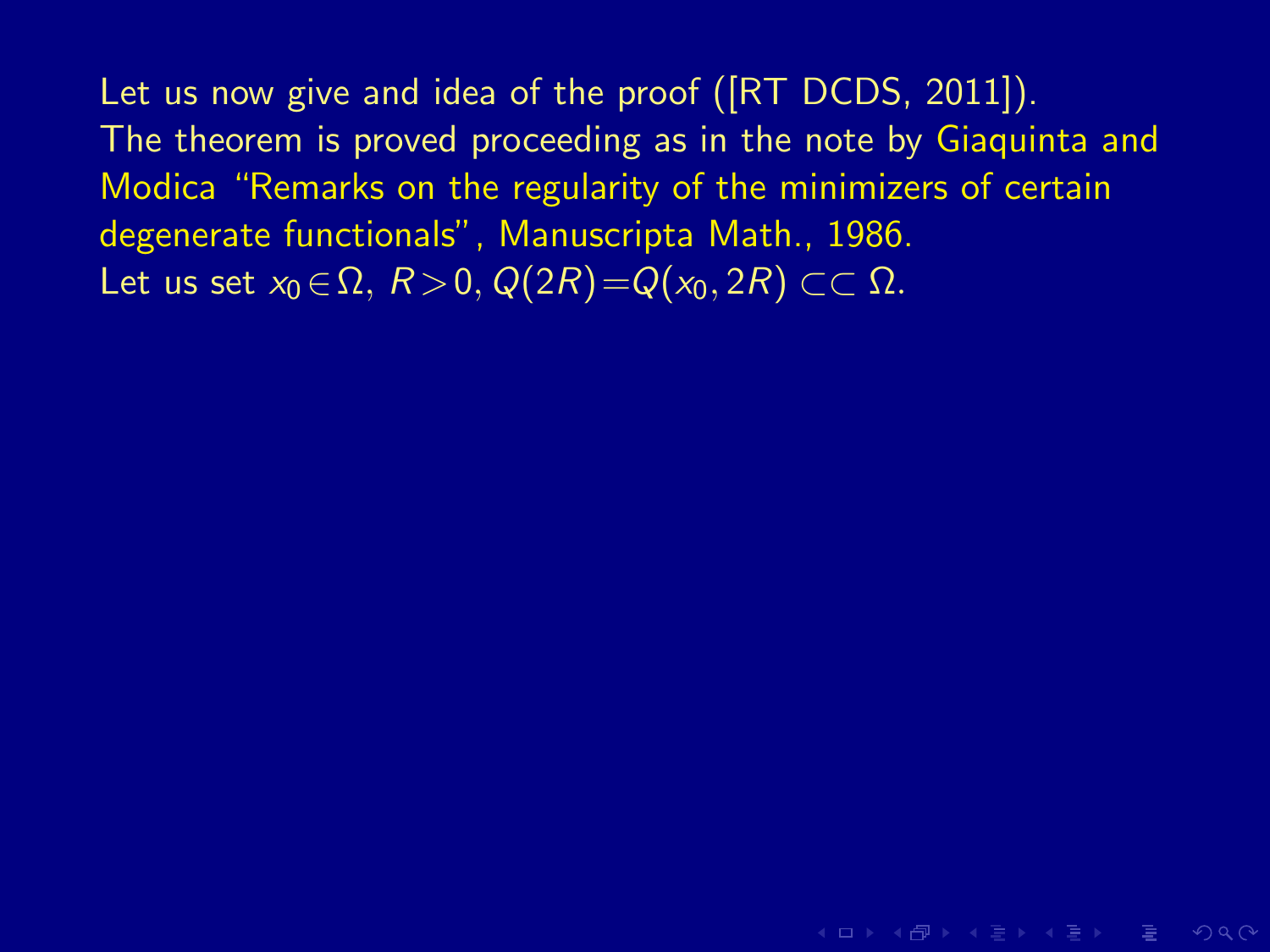Let us now give and idea of the proof ([RT DCDS, 2011]).
The theorem is proved proceeding as in the note by Giaquinta and Modica "Remarks on the regularity of the minimizers of certain degenerate functionals", Manuscripta Math., 1986.
Let us set $x_0 \in \Omega,\ R > 0, Q(2R) = Q(x_0, 2R) \subset\subset \Omega$.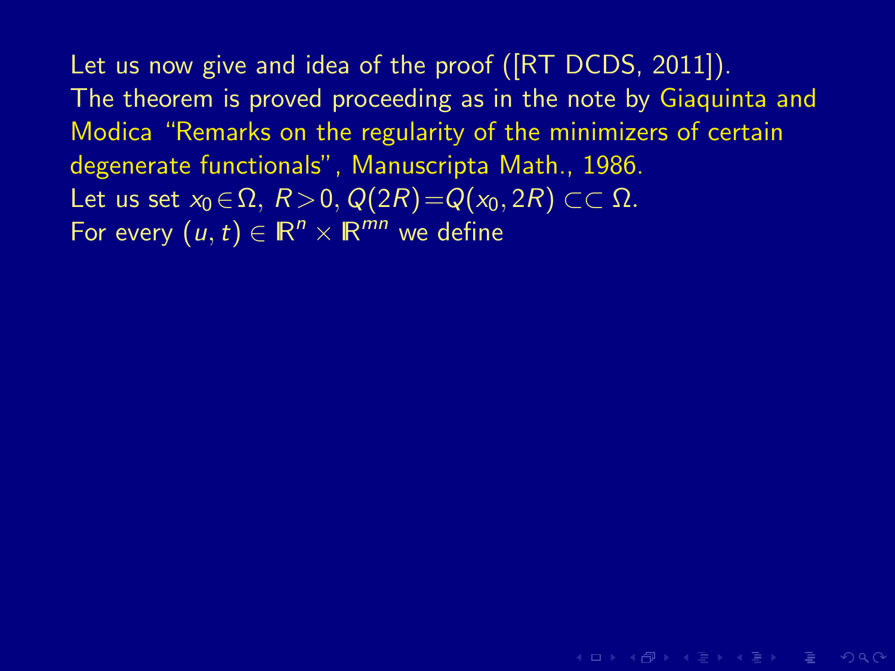Let us now give and idea of the proof ([RT DCDS, 2011]).
The theorem is proved proceeding as in the note by Giaquinta and Modica "Remarks on the regularity of the minimizers of certain degenerate functionals", Manuscripta Math., 1986.
Let us set $x_0 \in \Omega,\ R > 0, Q(2R) = Q(x_0, 2R) \subset\subset \Omega$.
For every $(u, t) \in \mathbb{R}^n \times \mathbb{R}^{mn}$ we define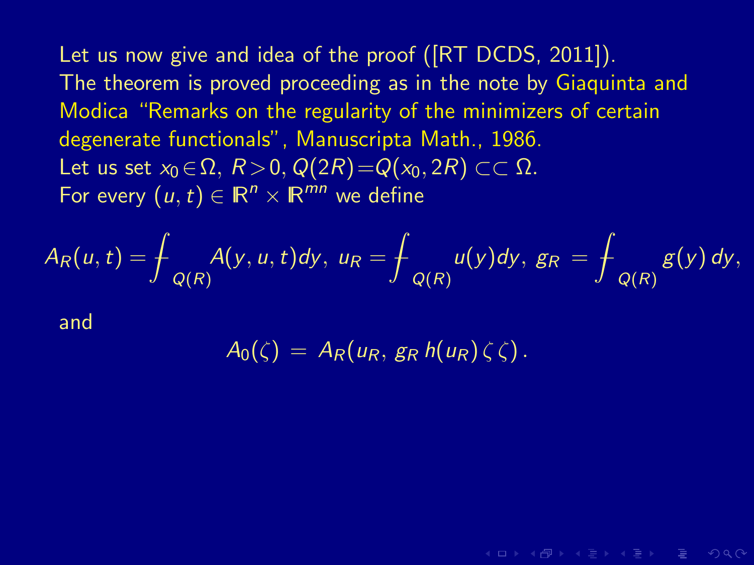Let us now give and idea of the proof ([RT DCDS, 2011]).
The theorem is proved proceeding as in the note by Giaquinta and Modica "Remarks on the regularity of the minimizers of certain degenerate functionals", Manuscripta Math., 1986.
Let us set $x_0 \in \Omega,\ R > 0, Q(2R) = Q(x_0, 2R) \subset\subset \Omega$.
For every $(u, t) \in \mathbb{R}^n \times \mathbb{R}^{mn}$ we define

$$A_R(u,t) = \fint_{Q(R)} A(y,u,t)dy,\ u_R = \fint_{Q(R)} u(y)dy,\ g_R = \fint_{Q(R)} g(y)\,dy,$$

and

$$A_0(\zeta) \ = \ A_R(u_R,\, g_R\, h(u_R)\, \zeta\, \zeta)\, .$$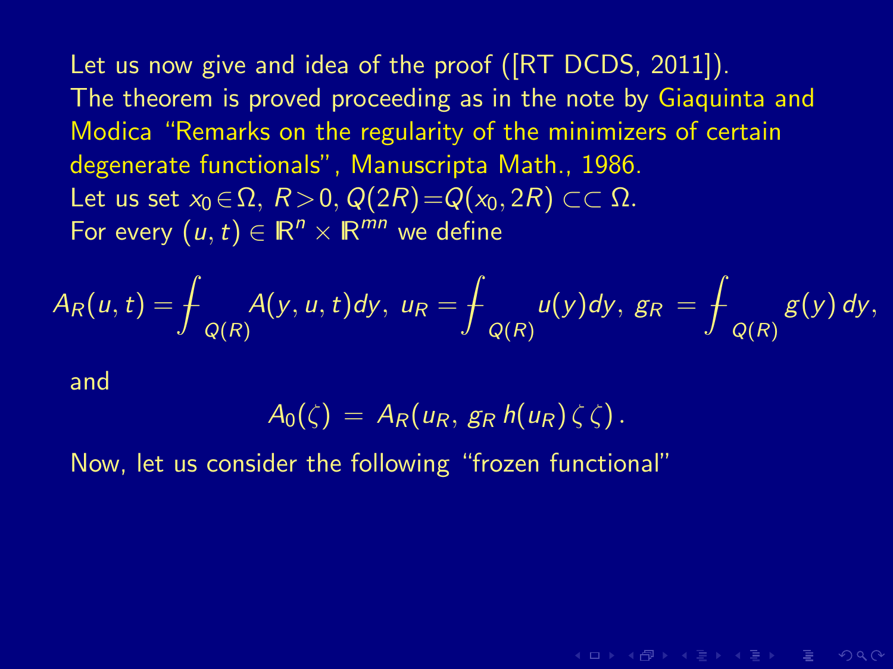Let us now give and idea of the proof ([RT DCDS, 2011]).
The theorem is proved proceeding as in the note by Giaquinta and Modica "Remarks on the regularity of the minimizers of certain degenerate functionals", Manuscripta Math., 1986.
Let us set $x_0 \in \Omega$, $R > 0$, $Q(2R) = Q(x_0, 2R) \subset\subset \Omega$.
For every $(u, t) \in \mathbb{R}^n \times \mathbb{R}^{mn}$ we define

$$A_R(u,t) = \fint_{Q(R)} A(y,u,t)dy,\ u_R = \fint_{Q(R)} u(y)dy,\ g_R = \fint_{Q(R)} g(y)\,dy,$$

and

$$A_0(\zeta) = A_R(u_R,\, g_R\, h(u_R)\,\zeta\,\zeta)\,.$$

Now, let us consider the following "frozen functional"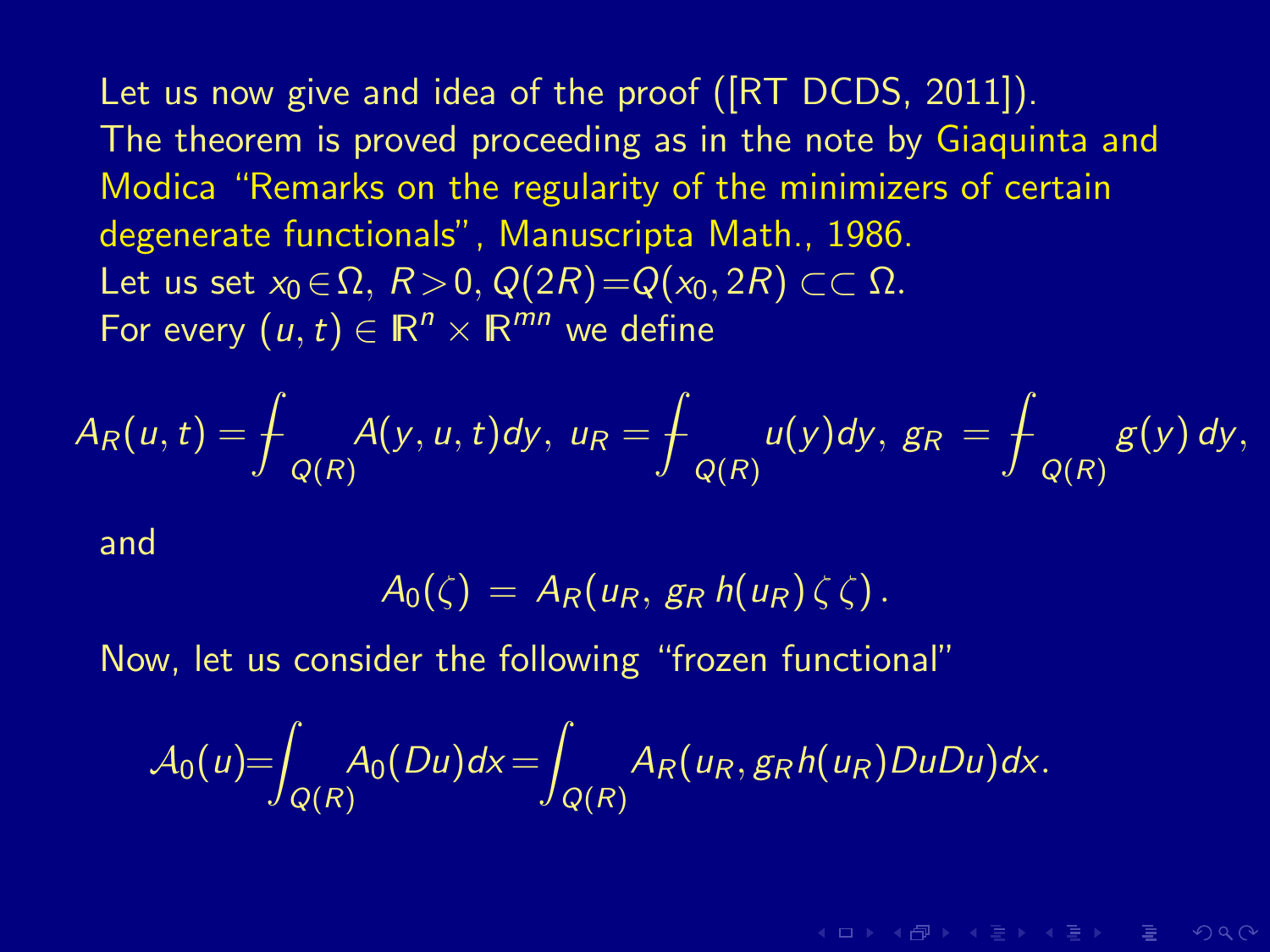Let us now give and idea of the proof ([RT DCDS, 2011]).
The theorem is proved proceeding as in the note by Giaquinta and Modica "Remarks on the regularity of the minimizers of certain degenerate functionals", Manuscripta Math., 1986.
Let us set $x_0 \in \Omega$, $R > 0$, $Q(2R) = Q(x_0, 2R) \subset\subset \Omega$.
For every $(u, t) \in \mathbb{R}^n \times \mathbb{R}^{mn}$ we define

$$A_R(u,t) = \fint_{Q(R)} A(y,u,t)dy,\ u_R = \fint_{Q(R)} u(y)dy,\ g_R = \fint_{Q(R)} g(y)\,dy,$$

and

$$A_0(\zeta) \ = \ A_R(u_R,\, g_R\, h(u_R)\,\zeta\,\zeta)\,.$$

Now, let us consider the following "frozen functional"

$$\mathcal{A}_0(u) = \int_{Q(R)} A_0(Du)dx = \int_{Q(R)} A_R(u_R, g_R h(u_R) Du Du)dx.$$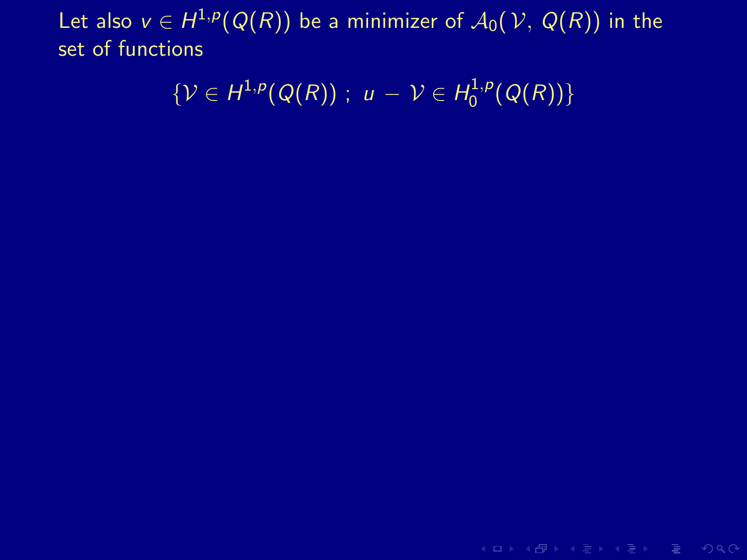Let also $v \in H^{1,p}(Q(R))$ be a minimizer of $\mathcal{A}_0(\mathcal{V}, Q(R))$ in the set of functions

$$\{\mathcal{V} \in H^{1,p}(Q(R)) \; ; \; u - \mathcal{V} \in H_0^{1,p}(Q(R))\}$$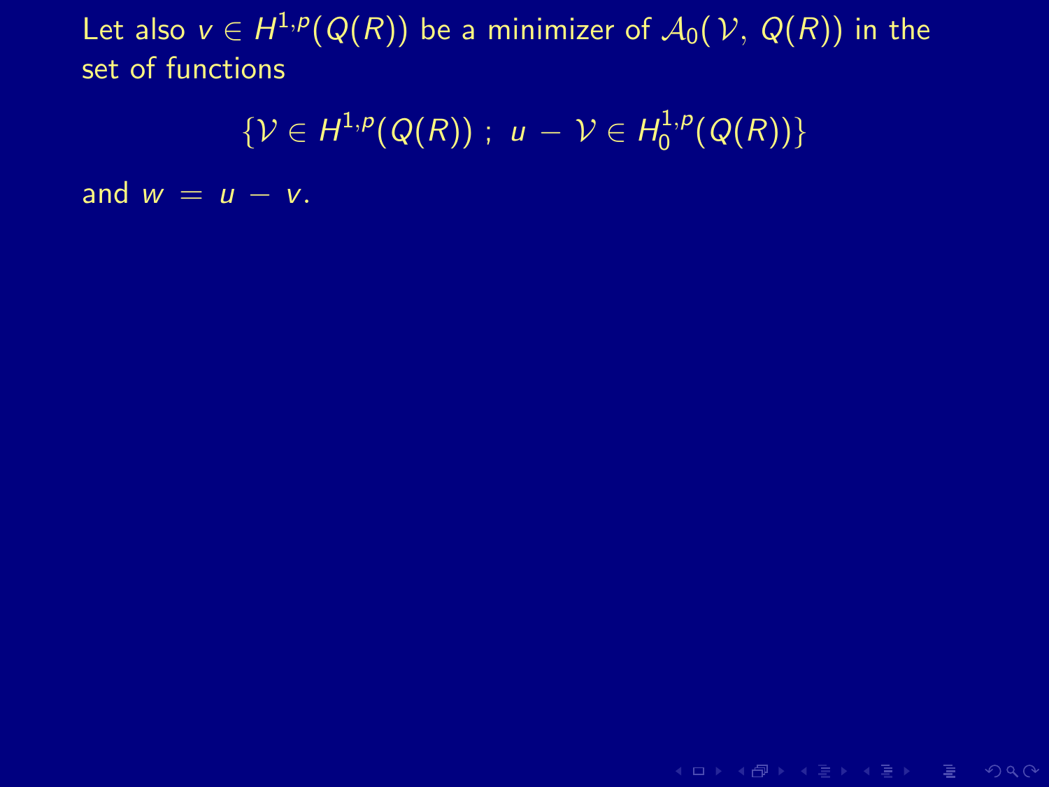Let also $v \in H^{1,p}(Q(R))$ be a minimizer of $\mathcal{A}_0(\mathcal{V},\, Q(R))$ in the set of functions

$$\{\mathcal{V} \in H^{1,p}(Q(R))\ ;\ u - \mathcal{V} \in H_0^{1,p}(Q(R))\}$$

and $w = u - v$.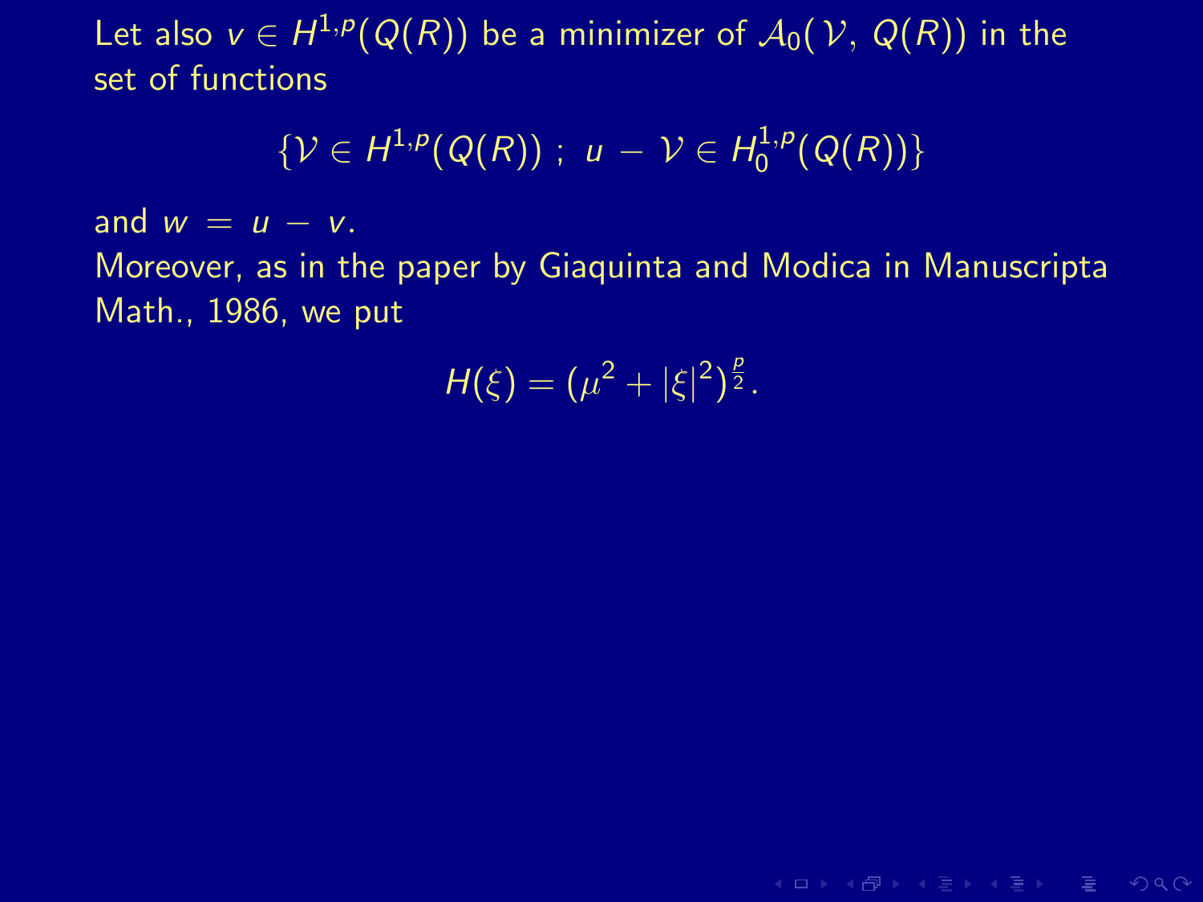Let also $v \in H^{1,p}(Q(R))$ be a minimizer of $\mathcal{A}_0(\mathcal{V},\, Q(R))$ in the set of functions

$$\{\mathcal{V} \in H^{1,p}(Q(R))\ ;\ u\,-\,\mathcal{V} \in H_0^{1,p}(Q(R))\}$$

and $w\,=\,u\,-\,v$.

Moreover, as in the paper by Giaquinta and Modica in Manuscripta Math., 1986, we put

$$H(\xi) = (\mu^2 + |\xi|^2)^{\frac{p}{2}}.$$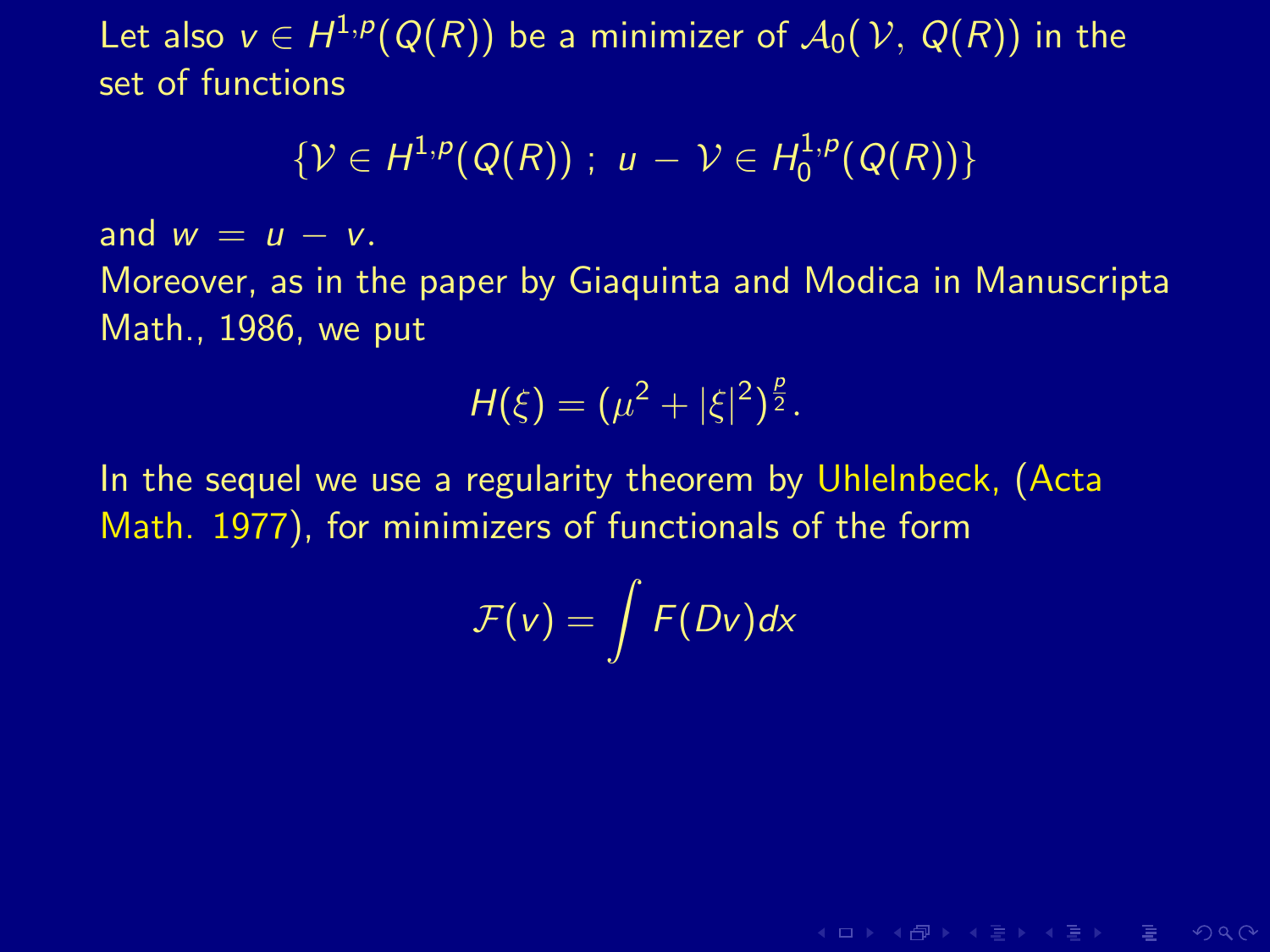Let also $v \in H^{1,p}(Q(R))$ be a minimizer of $\mathcal{A}_0(\mathcal{V}, Q(R))$ in the set of functions

$$\{\mathcal{V} \in H^{1,p}(Q(R))\ ;\ u - \mathcal{V} \in H_0^{1,p}(Q(R))\}$$

and $w = u - v$.

Moreover, as in the paper by Giaquinta and Modica in Manuscripta Math., 1986, we put

$$H(\xi) = (\mu^2 + |\xi|^2)^{\frac{p}{2}}.$$

In the sequel we use a regularity theorem by Uhlelnbeck, (Acta Math. 1977), for minimizers of functionals of the form

$$\mathcal{F}(v) = \int F(Dv)dx$$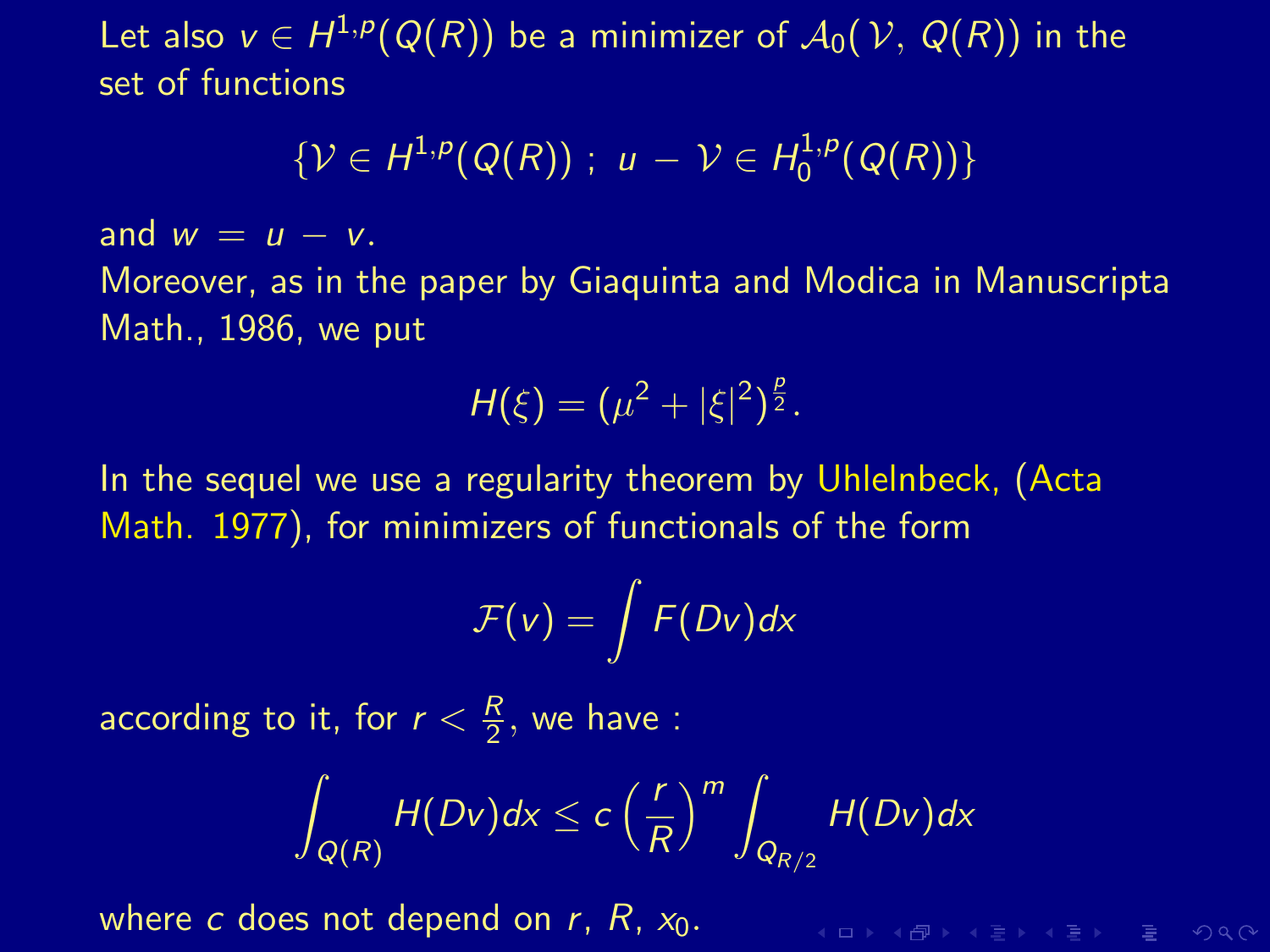Let also $v \in H^{1,p}(Q(R))$ be a minimizer of $\mathcal{A}_0(\mathcal{V}, Q(R))$ in the set of functions

$$\{\mathcal{V} \in H^{1,p}(Q(R)) \; ; \; u - \mathcal{V} \in H_0^{1,p}(Q(R))\}$$

and $w = u - v$.

Moreover, as in the paper by Giaquinta and Modica in Manuscripta Math., 1986, we put

$$H(\xi) = (\mu^2 + |\xi|^2)^{\frac{p}{2}}.$$

In the sequel we use a regularity theorem by Uhlelnbeck, (Acta Math. 1977), for minimizers of functionals of the form

$$\mathcal{F}(v) = \int F(Dv)dx$$

according to it, for $r < \frac{R}{2}$, we have :

$$\int_{Q(R)} H(Dv)dx \leq c \left(\frac{r}{R}\right)^m \int_{Q_{R/2}} H(Dv)dx$$

where $c$ does not depend on $r$, $R$, $x_0$.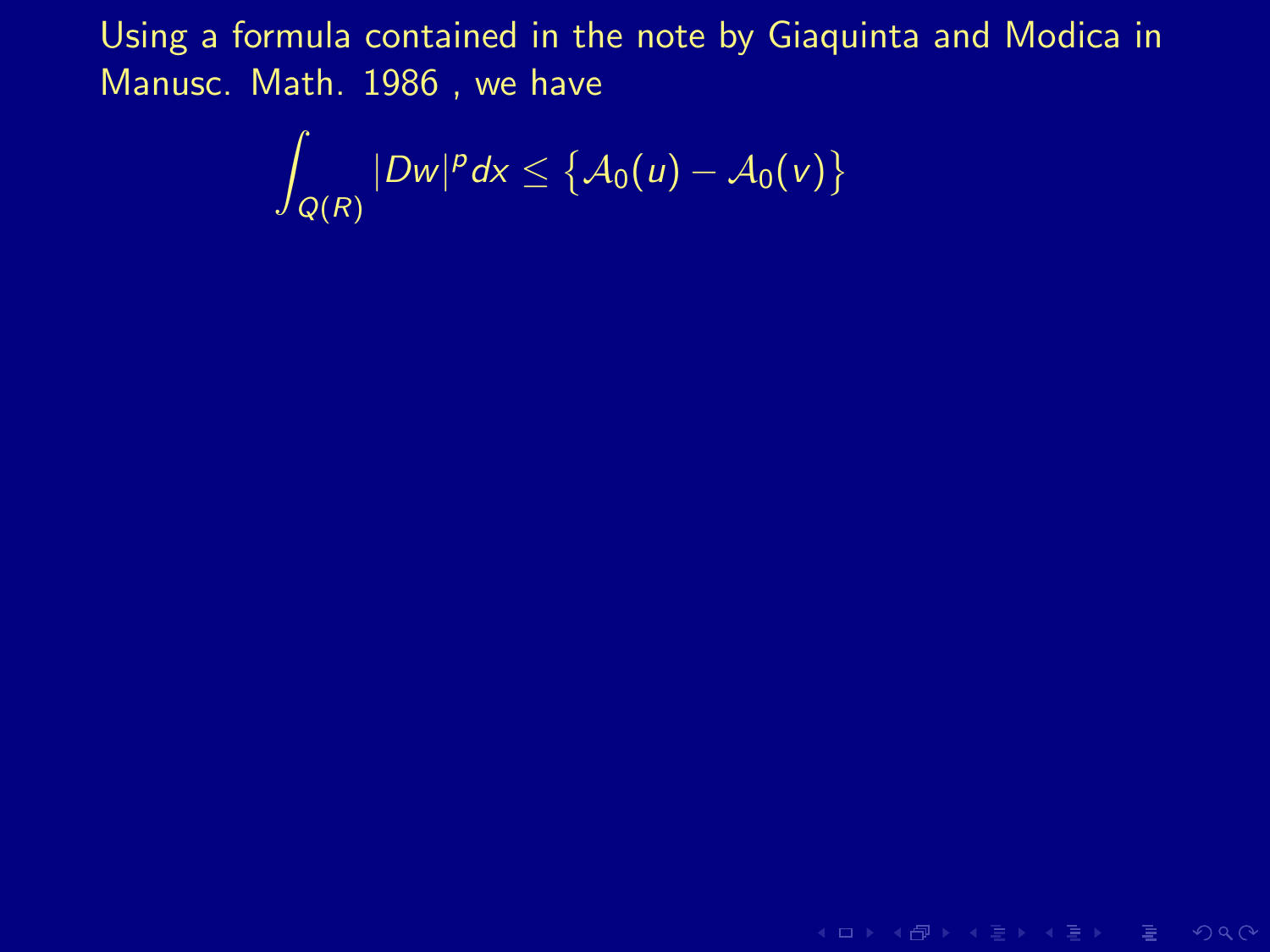Using a formula contained in the note by Giaquinta and Modica in Manusc. Math. 1986 , we have

$$\int_{Q(R)} |Dw|^p dx \leq \{\mathcal{A}_0(u) - \mathcal{A}_0(v)\}$$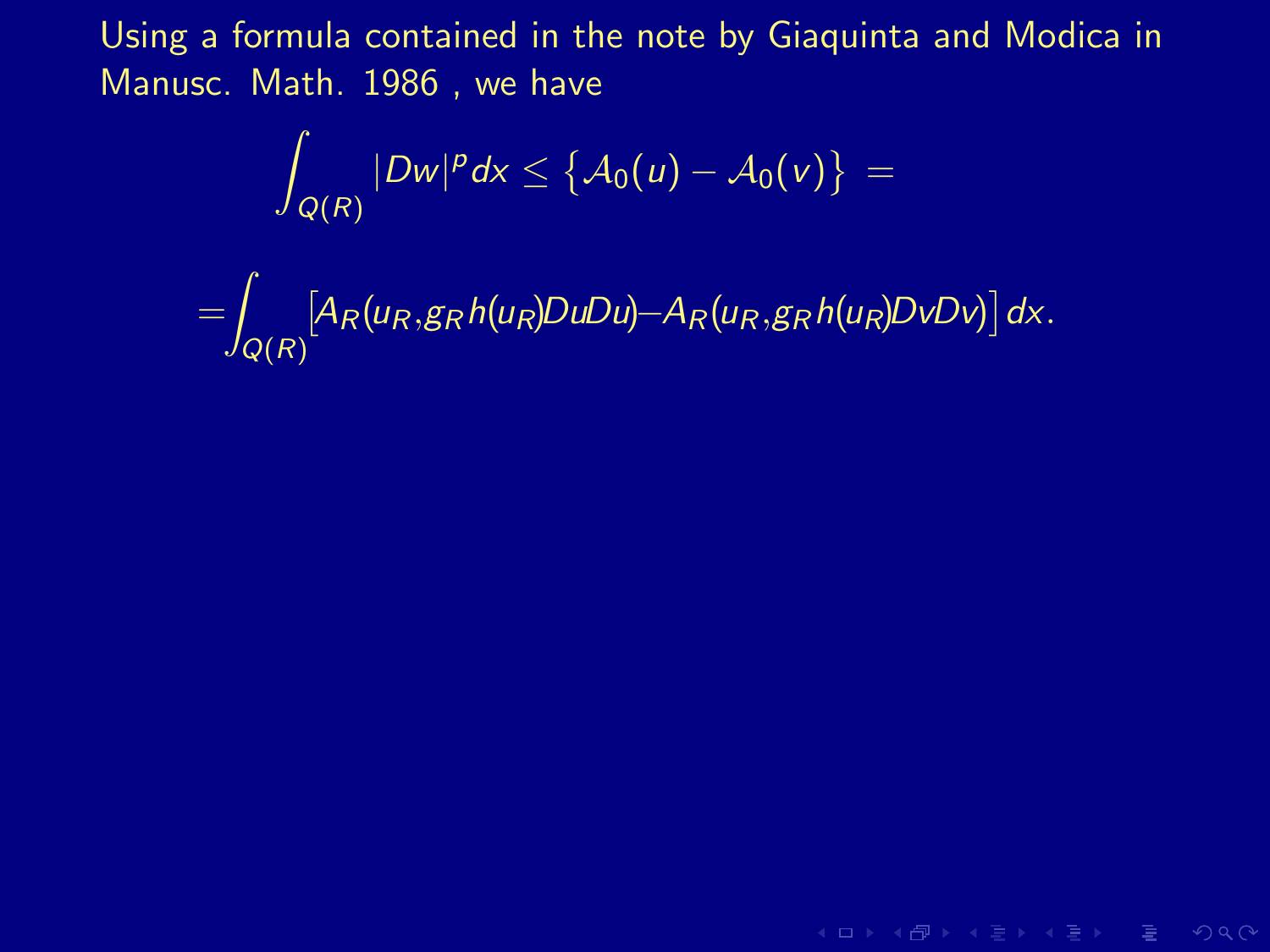Using a formula contained in the note by Giaquinta and Modica in Manusc. Math. 1986 , we have

$$\int_{Q(R)} |Dw|^p dx \leq \{\mathcal{A}_0(u) - \mathcal{A}_0(v)\} =$$

$$= \int_{Q(R)} \left[A_R(u_R, g_R h(u_R) Du Du) - A_R(u_R, g_R h(u_R) Dv Dv)\right] dx.$$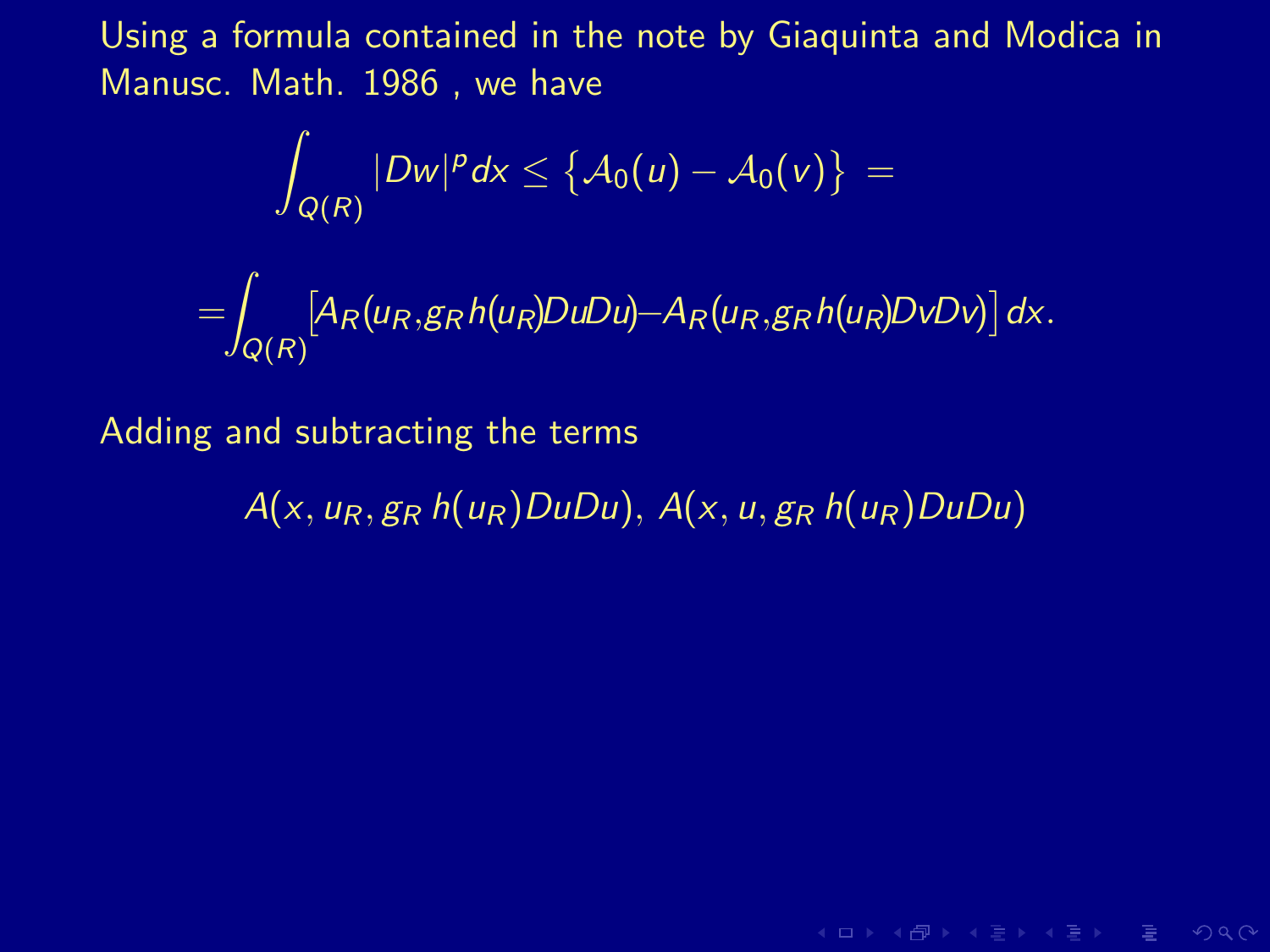Using a formula contained in the note by Giaquinta and Modica in Manusc. Math. 1986 , we have

$$\int_{Q(R)} |Dw|^p dx \leq \{\mathcal{A}_0(u) - \mathcal{A}_0(v)\} =$$

$$= \int_{Q(R)} \left[ A_R(u_R, g_R h(u_R) Du Du) - A_R(u_R, g_R h(u_R) Dv Dv) \right] dx.$$

Adding and subtracting the terms

$$A(x, u_R, g_R\, h(u_R) Du Du),\; A(x, u, g_R\, h(u_R) Du Du)$$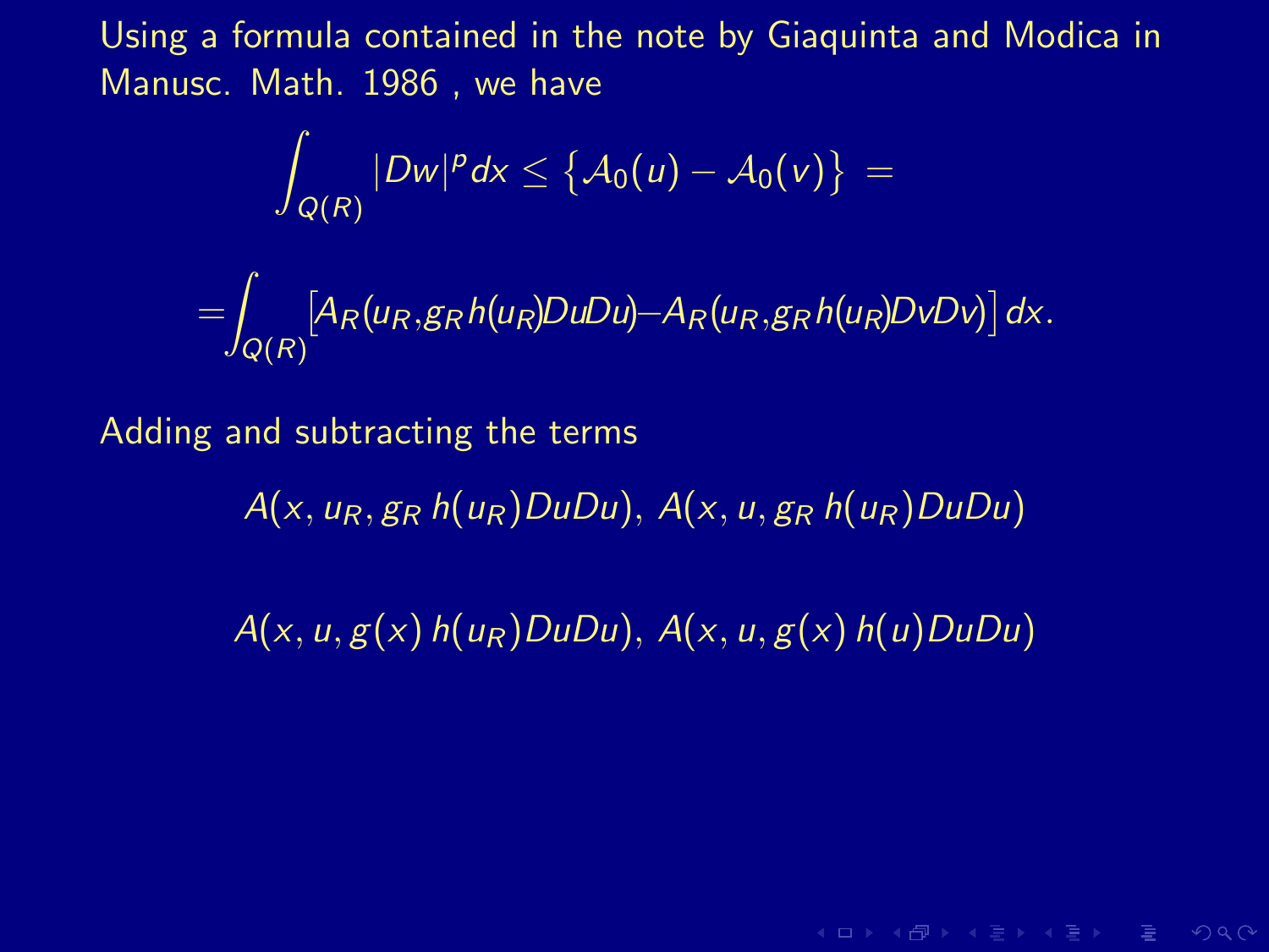Using a formula contained in the note by Giaquinta and Modica in Manusc. Math. 1986 , we have

$$\int_{Q(R)} |Dw|^p dx \leq \{\mathcal{A}_0(u) - \mathcal{A}_0(v)\} =$$

$$= \int_{Q(R)} \left[ A_R(u_R, g_R h(u_R) DuDu) - A_R(u_R, g_R h(u_R) DvDv) \right] dx.$$

Adding and subtracting the terms

$$A(x, u_R, g_R\, h(u_R) DuDu),\ A(x, u, g_R\, h(u_R) DuDu)$$

$$A(x, u, g(x)\, h(u_R) DuDu),\ A(x, u, g(x)\, h(u) DuDu)$$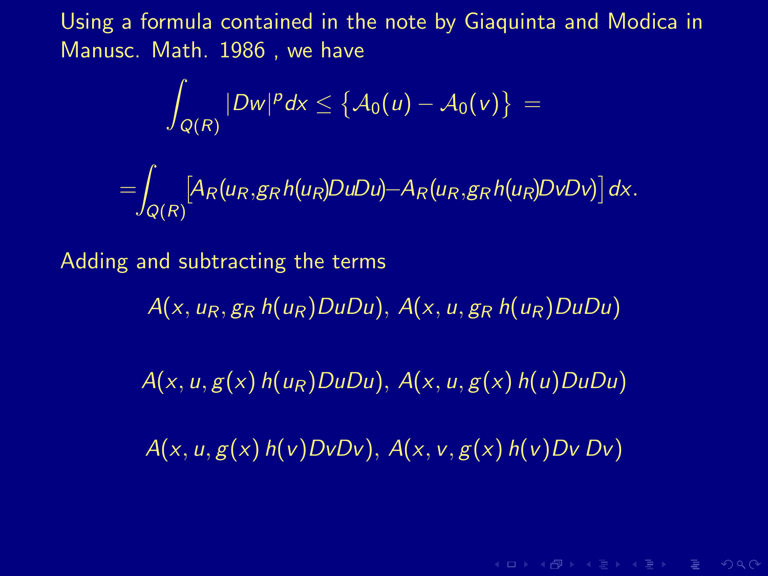Using a formula contained in the note by Giaquinta and Modica in Manusc. Math. 1986 , we have

$$\int_{Q(R)} |Dw|^p dx \leq \{\mathcal{A}_0(u) - \mathcal{A}_0(v)\} =$$

$$= \int_{Q(R)} \left[ A_R(u_R, g_R h(u_R) DuDu) - A_R(u_R, g_R h(u_R) DvDv) \right] dx.$$

Adding and subtracting the terms

$$A(x, u_R, g_R\, h(u_R) DuDu),\; A(x, u, g_R\, h(u_R) DuDu)$$

$$A(x, u, g(x)\, h(u_R) DuDu),\; A(x, u, g(x)\, h(u) DuDu)$$

$$A(x, u, g(x)\, h(v) DvDv),\; A(x, v, g(x)\, h(v) Dv\, Dv)$$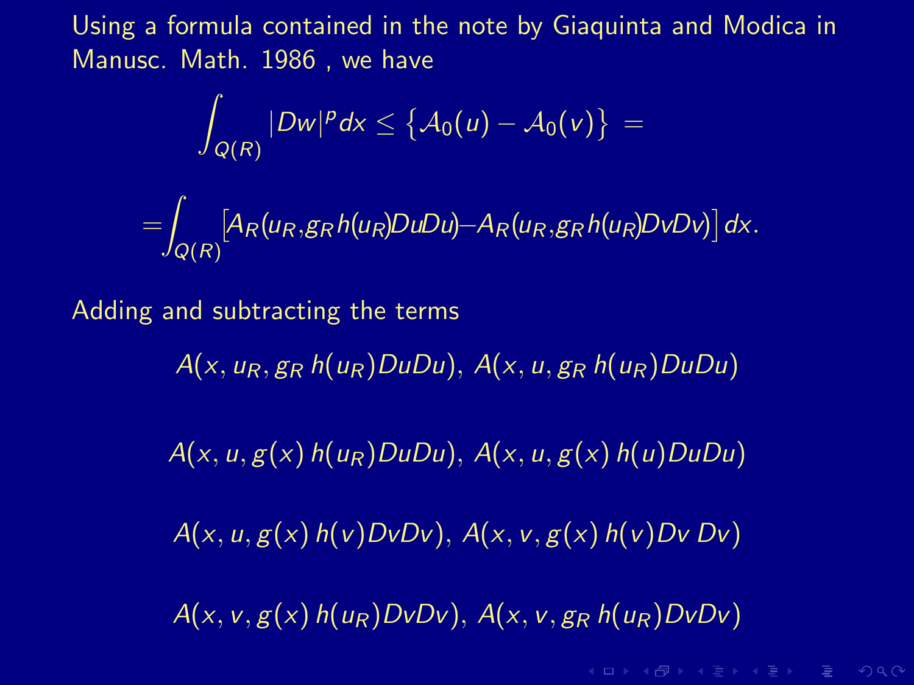Using a formula contained in the note by Giaquinta and Modica in Manusc. Math. 1986 , we have

$$\int_{Q(R)} |Dw|^p dx \leq \{\mathcal{A}_0(u) - \mathcal{A}_0(v)\} =$$

$$= \int_{Q(R)} \left[ A_R(u_R, g_R\, h(u_R) DuDu) - A_R(u_R, g_R\, h(u_R) DvDv) \right] dx.$$

Adding and subtracting the terms

$$A(x, u_R, g_R\, h(u_R) DuDu),\ A(x, u, g_R\, h(u_R) DuDu)$$

$$A(x, u, g(x)\, h(u_R) DuDu),\ A(x, u, g(x)\, h(u) DuDu)$$

$$A(x, u, g(x)\, h(v) DvDv),\ A(x, v, g(x)\, h(v) Dv\, Dv)$$

$$A(x, v, g(x)\, h(u_R) DvDv),\ A(x, v, g_R\, h(u_R) DvDv)$$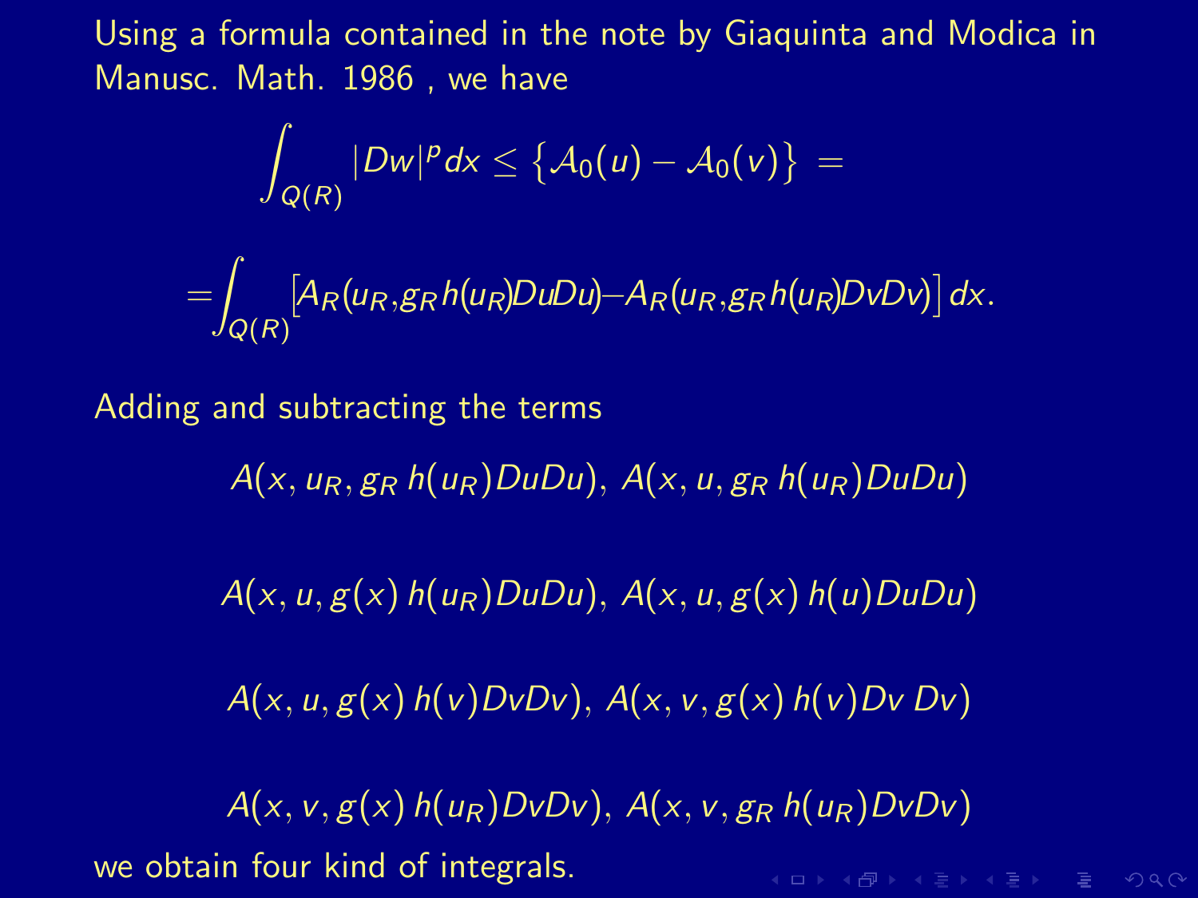Using a formula contained in the note by Giaquinta and Modica in Manusc. Math. 1986 , we have

$$\int_{Q(R)} |Dw|^p dx \leq \{\mathcal{A}_0(u) - \mathcal{A}_0(v)\} =$$

$$= \int_{Q(R)} \left[ A_R(u_R, g_R\, h(u_R) DuDu) - A_R(u_R, g_R\, h(u_R) DvDv) \right] dx.$$

Adding and subtracting the terms

$$A(x, u_R, g_R\, h(u_R) DuDu),\ A(x, u, g_R\, h(u_R) DuDu)$$

$$A(x, u, g(x)\, h(u_R) DuDu),\ A(x, u, g(x)\, h(u) DuDu)$$

$$A(x, u, g(x)\, h(v) DvDv),\ A(x, v, g(x)\, h(v) Dv\, Dv)$$

$$A(x, v, g(x)\, h(u_R) DvDv),\ A(x, v, g_R\, h(u_R) DvDv)$$

we obtain four kind of integrals.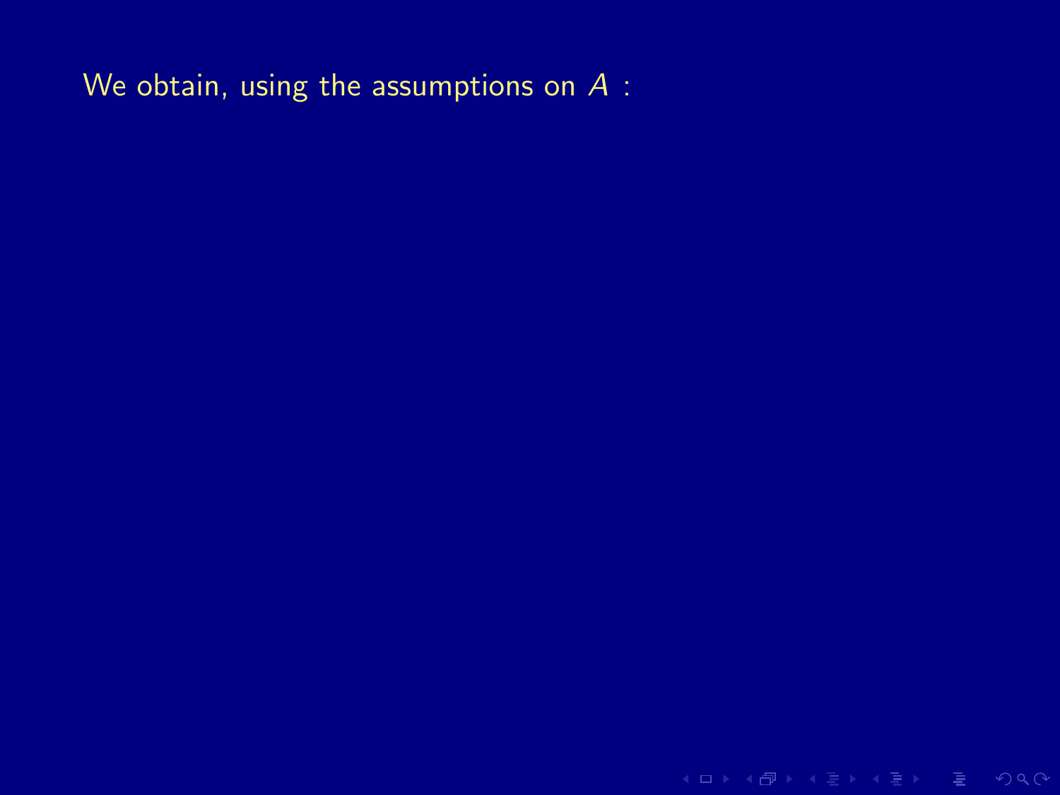We obtain, using the assumptions on $A$ :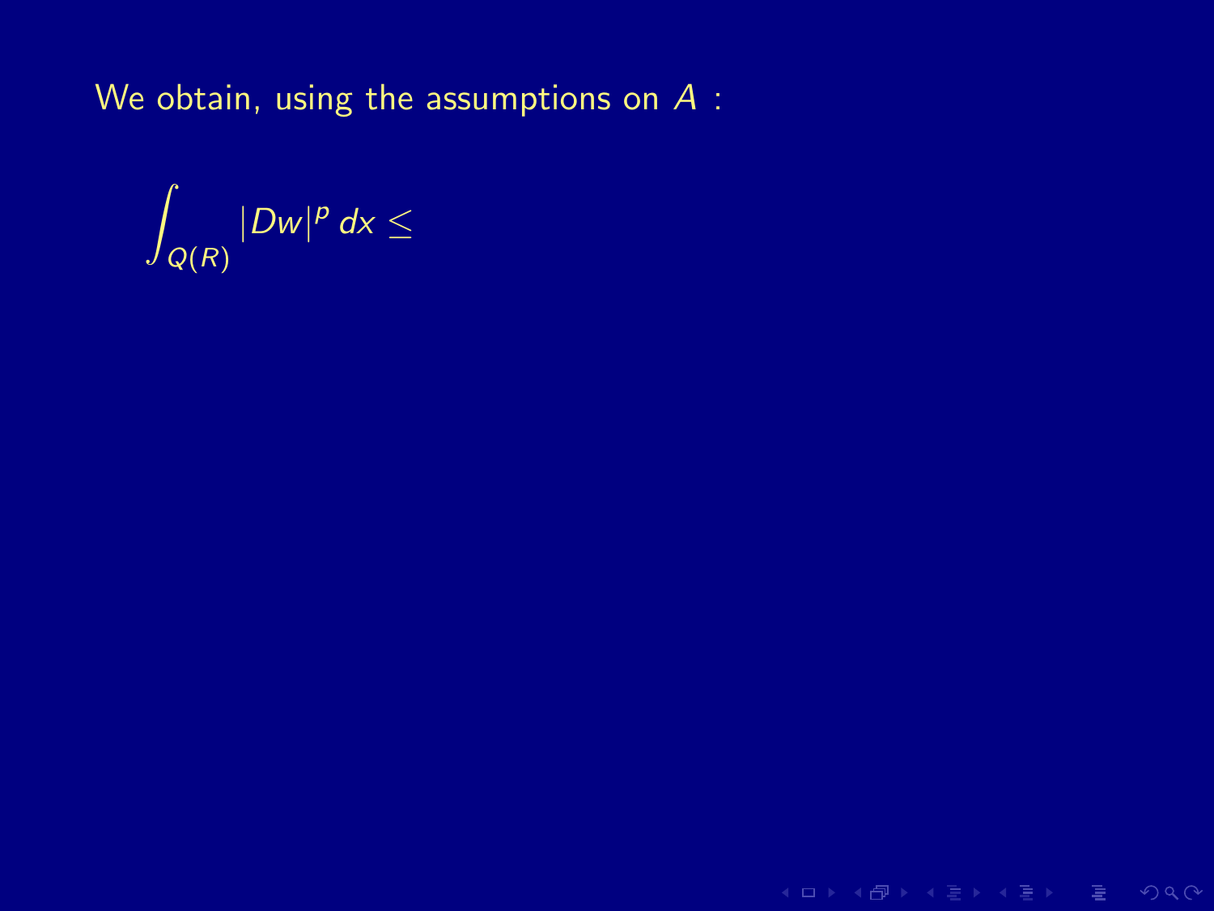We obtain, using the assumptions on $A$ :

$$\int_{Q(R)} |Dw|^p \, dx \leq$$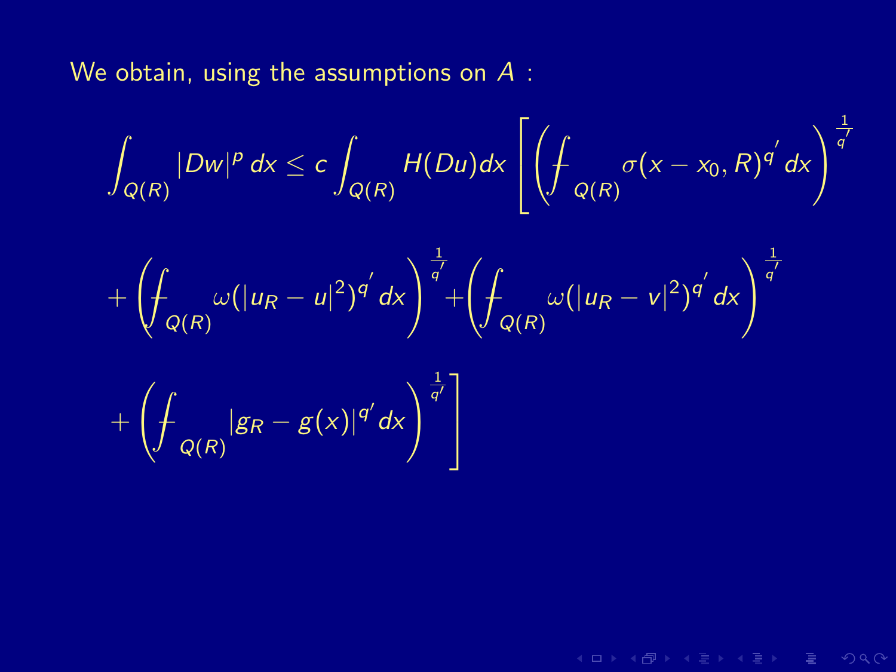We obtain, using the assumptions on $A$ :

$$\int_{Q(R)} |Dw|^p \, dx \leq c \int_{Q(R)} H(Du) dx \left[ \left( \fint_{Q(R)} \sigma(x - x_0, R)^{q'} \, dx \right)^{\frac{1}{q'}} \right.$$

$$+ \left( \fint_{Q(R)} \omega(|u_R - u|^2)^{q'} \, dx \right)^{\frac{1}{q'}} + \left( \fint_{Q(R)} \omega(|u_R - v|^2)^{q'} \, dx \right)^{\frac{1}{q'}}$$

$$\left. + \left( \fint_{Q(R)} |g_R - g(x)|^{q'} \, dx \right)^{\frac{1}{q'}} \right]$$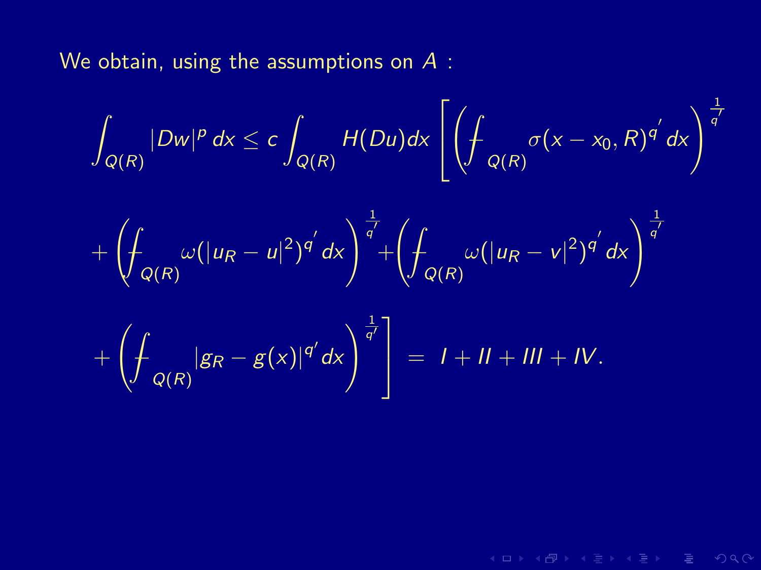We obtain, using the assumptions on $A$ :

$$
\int_{Q(R)} |Dw|^p \, dx \leq c \int_{Q(R)} H(Du) dx \left[ \left( \fint_{Q(R)} \sigma(x - x_0, R)^{q'} \, dx \right)^{\frac{1}{q'}} \right.
$$

$$
+ \left( \fint_{Q(R)} \omega(|u_R - u|^2)^{q'} \, dx \right)^{\frac{1}{q'}} + \left( \fint_{Q(R)} \omega(|u_R - v|^2)^{q'} \, dx \right)^{\frac{1}{q'}}
$$

$$
\left. + \left( \fint_{Q(R)} |g_R - g(x)|^{q'} \, dx \right)^{\frac{1}{q'}} \right] = I + II + III + IV.
$$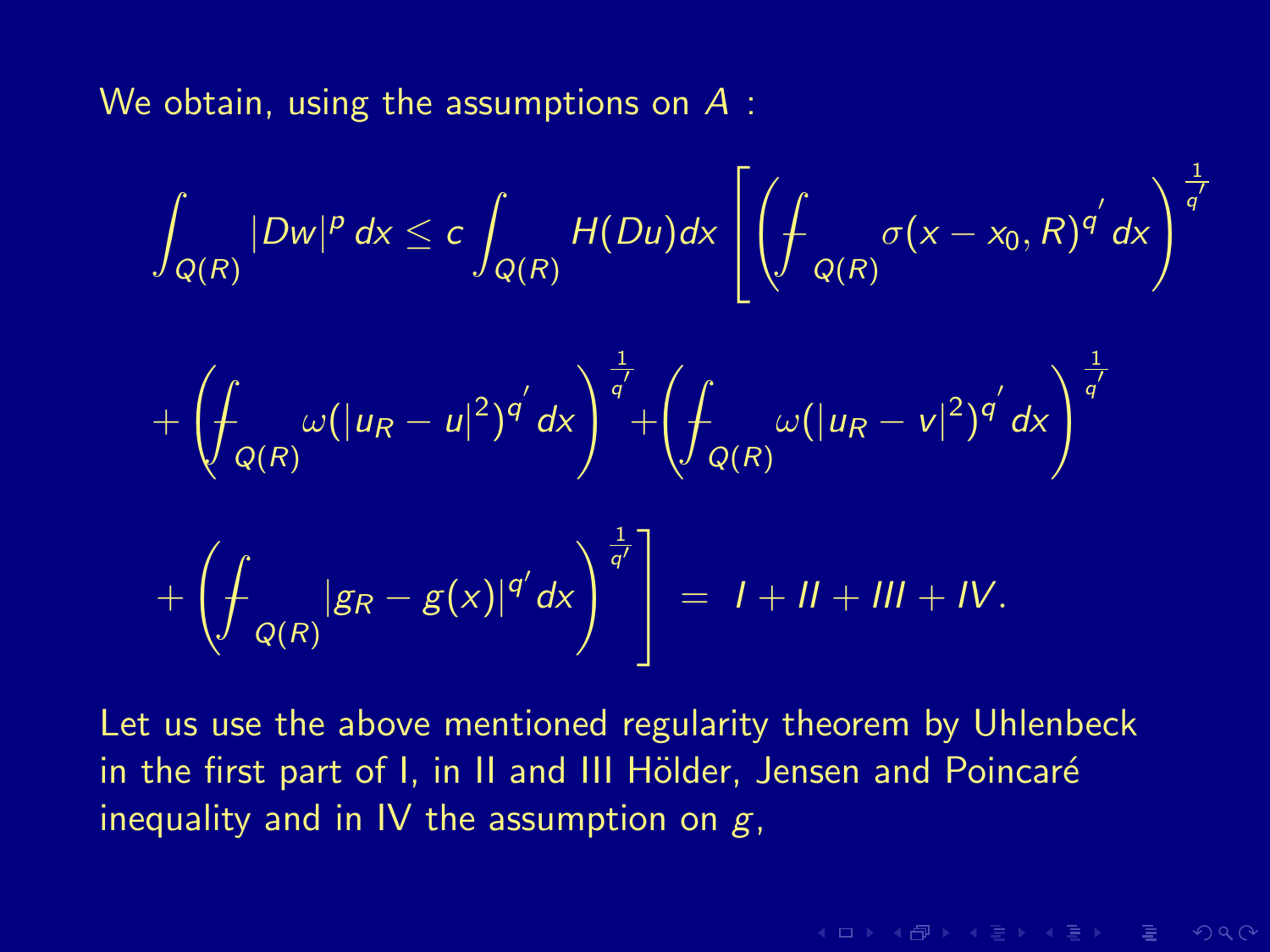We obtain, using the assumptions on $A$ :

$$
\int_{Q(R)} |Dw|^p \, dx \leq c \int_{Q(R)} H(Du) dx \left[ \left( \fint_{Q(R)} \sigma(x - x_0, R)^{q'} \, dx \right)^{\frac{1}{q'}} \right.
$$

$$
+ \left( \fint_{Q(R)} \omega(|u_R - u|^2)^{q'} \, dx \right)^{\frac{1}{q'}} + \left( \fint_{Q(R)} \omega(|u_R - v|^2)^{q'} \, dx \right)^{\frac{1}{q'}}
$$

$$
\left. + \left( \fint_{Q(R)} |g_R - g(x)|^{q'} \, dx \right)^{\frac{1}{q'}} \right] = I + II + III + IV.
$$

Let us use the above mentioned regularity theorem by Uhlenbeck in the first part of I, in II and III Hölder, Jensen and Poincaré inequality and in IV the assumption on $g$,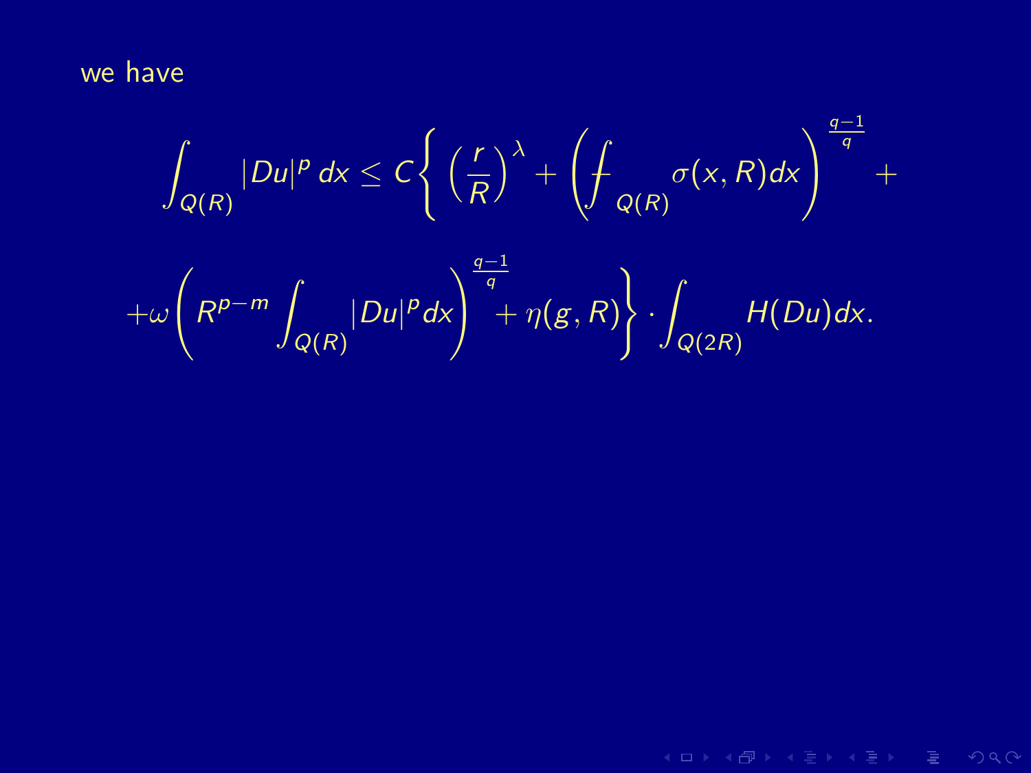we have

$$\int_{Q(R)} |Du|^p \, dx \leq C\Bigg\{ \left(\frac{r}{R}\right)^{\lambda} + \left(\fint_{Q(R)} \sigma(x,R)dx\right)^{\frac{q-1}{q}} +$$

$$+\omega\left(R^{p-m}\int_{Q(R)}|Du|^p dx\right)^{\frac{q-1}{q}} + \eta(g,R)\Bigg\} \cdot \int_{Q(2R)} H(Du)dx.$$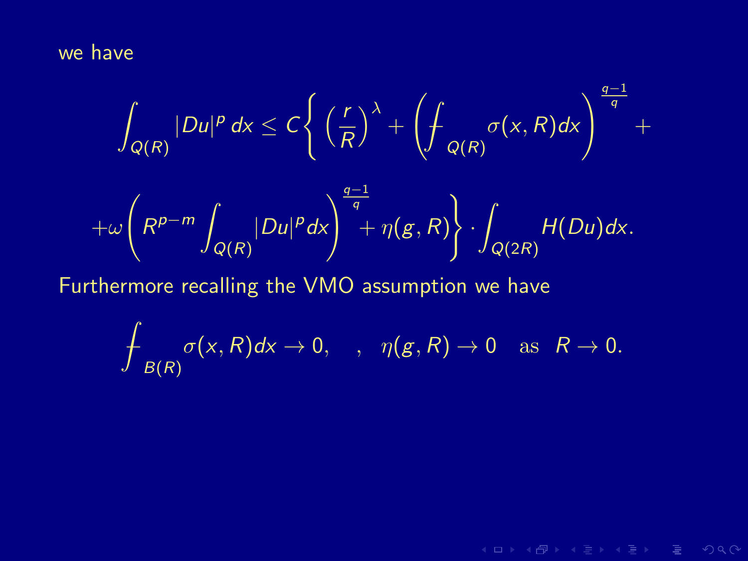we have

$$
\int_{Q(R)} |Du|^p \, dx \leq C \Bigg\{ \Big(\frac{r}{R}\Big)^{\lambda} + \left( \fint_{Q(R)} \sigma(x,R) dx \right)^{\frac{q-1}{q}} +
$$

$$
+\omega\left( R^{p-m} \int_{Q(R)} |Du|^p dx \right)^{\frac{q-1}{q}} + \eta(g,R) \Bigg\} \cdot \int_{Q(2R)} H(Du) dx.
$$

Furthermore recalling the VMO assumption we have

$$
\fint_{B(R)} \sigma(x,R) dx \to 0, \quad , \quad \eta(g,R) \to 0 \quad \text{as} \quad R \to 0.
$$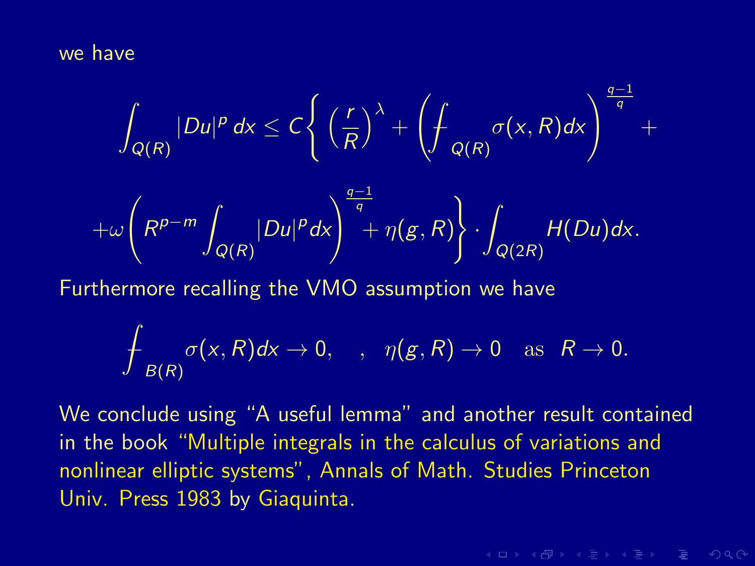we have

$$
\int_{Q(R)} |Du|^p \, dx \le C \Big\{ \Big(\frac{r}{R}\Big)^{\lambda} + \Big( \fint_{Q(R)} \sigma(x,R) dx \Big)^{\frac{q-1}{q}} +
$$

$$
+ \omega \Big( R^{p-m} \int_{Q(R)} |Du|^p dx \Big)^{\frac{q-1}{q}} + \eta(g,R) \Big\} \cdot \int_{Q(2R)} H(Du) dx.
$$

Furthermore recalling the VMO assumption we have

$$
\fint_{B(R)} \sigma(x,R) dx \to 0, \quad , \quad \eta(g,R) \to 0 \quad \text{as} \quad R \to 0.
$$

We conclude using “A useful lemma” and another result contained in the book “Multiple integrals in the calculus of variations and nonlinear elliptic systems”, Annals of Math. Studies Princeton Univ. Press 1983 by Giaquinta.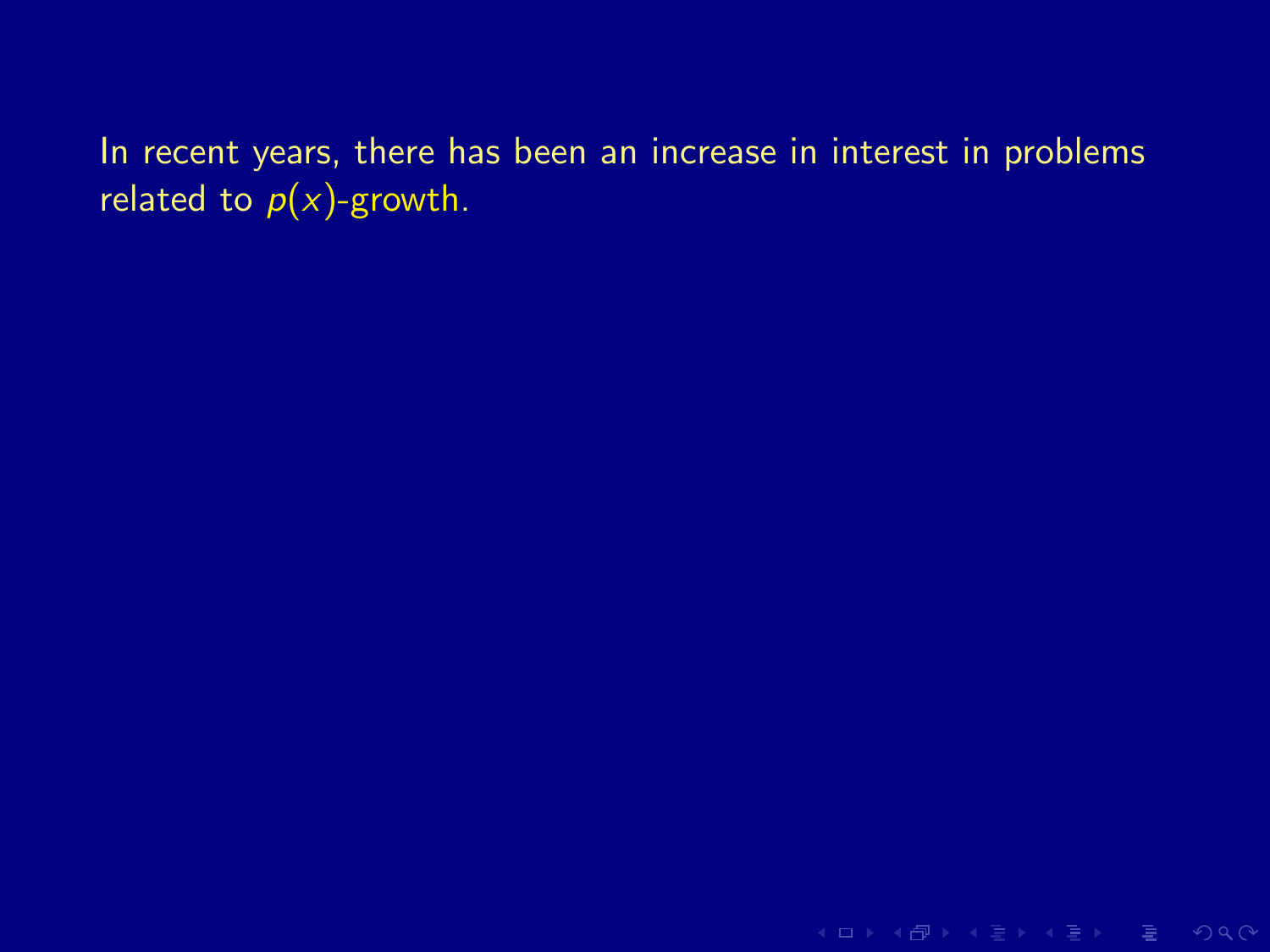In recent years, there has been an increase in interest in problems related to $p(x)$-growth.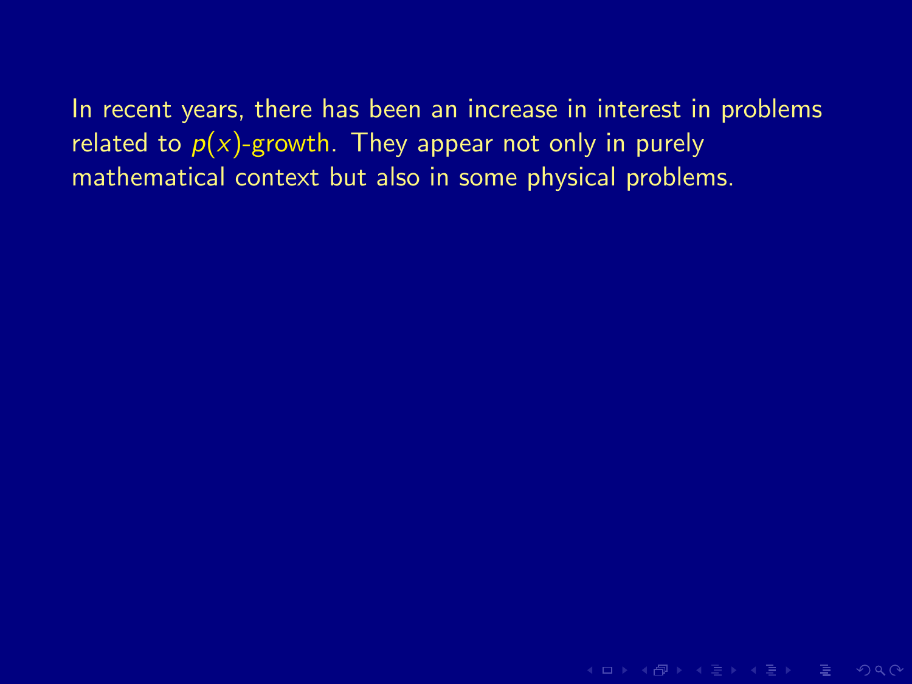In recent years, there has been an increase in interest in problems related to $p(x)$-growth. They appear not only in purely mathematical context but also in some physical problems.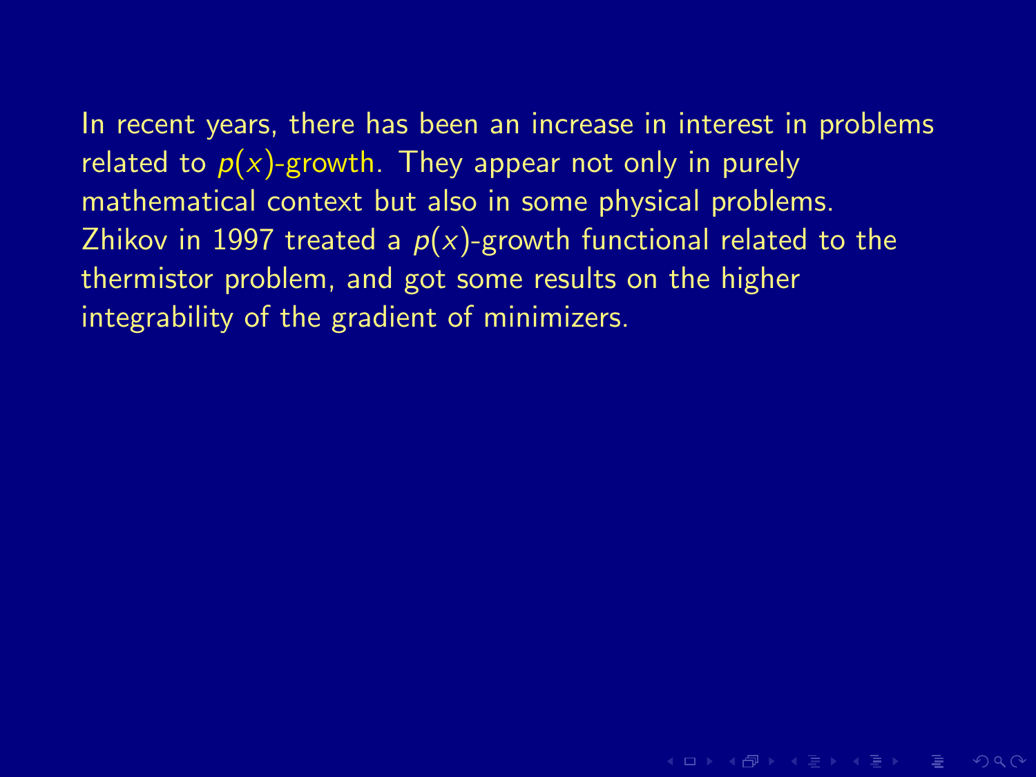In recent years, there has been an increase in interest in problems related to $p(x)$-growth. They appear not only in purely mathematical context but also in some physical problems. Zhikov in 1997 treated a $p(x)$-growth functional related to the thermistor problem, and got some results on the higher integrability of the gradient of minimizers.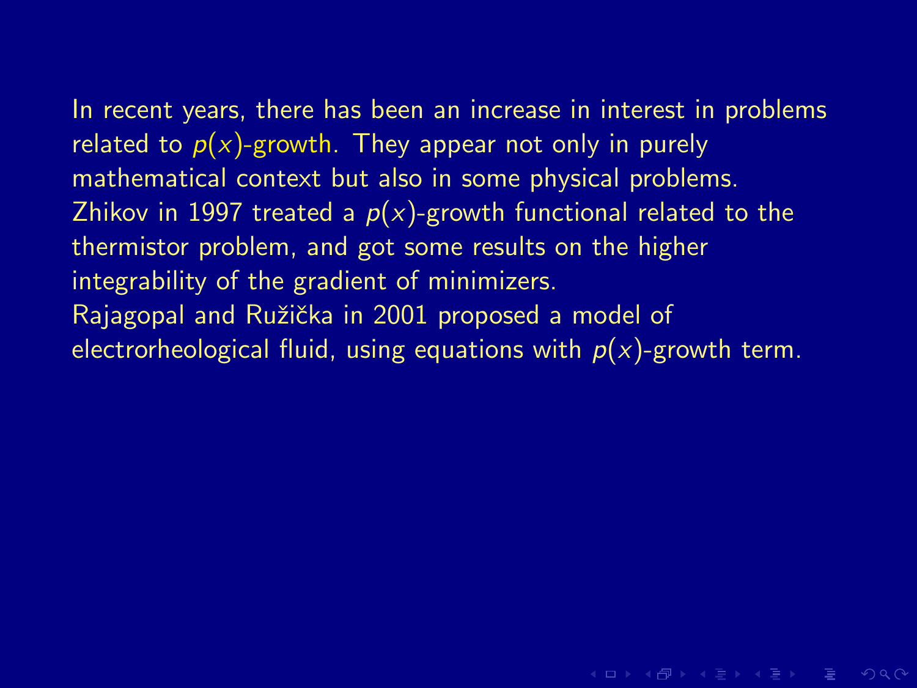In recent years, there has been an increase in interest in problems related to $p(x)$-growth. They appear not only in purely mathematical context but also in some physical problems.
Zhikov in 1997 treated a $p(x)$-growth functional related to the thermistor problem, and got some results on the higher integrability of the gradient of minimizers.
Rajagopal and Ružička in 2001 proposed a model of electrorheological fluid, using equations with $p(x)$-growth term.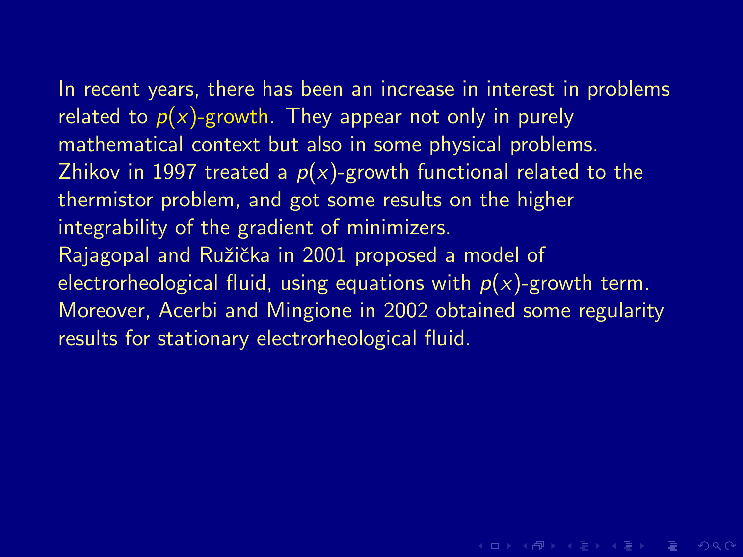In recent years, there has been an increase in interest in problems related to $p(x)$-growth. They appear not only in purely mathematical context but also in some physical problems.
Zhikov in 1997 treated a $p(x)$-growth functional related to the thermistor problem, and got some results on the higher integrability of the gradient of minimizers.
Rajagopal and Ružička in 2001 proposed a model of electrorheological fluid, using equations with $p(x)$-growth term.
Moreover, Acerbi and Mingione in 2002 obtained some regularity results for stationary electrorheological fluid.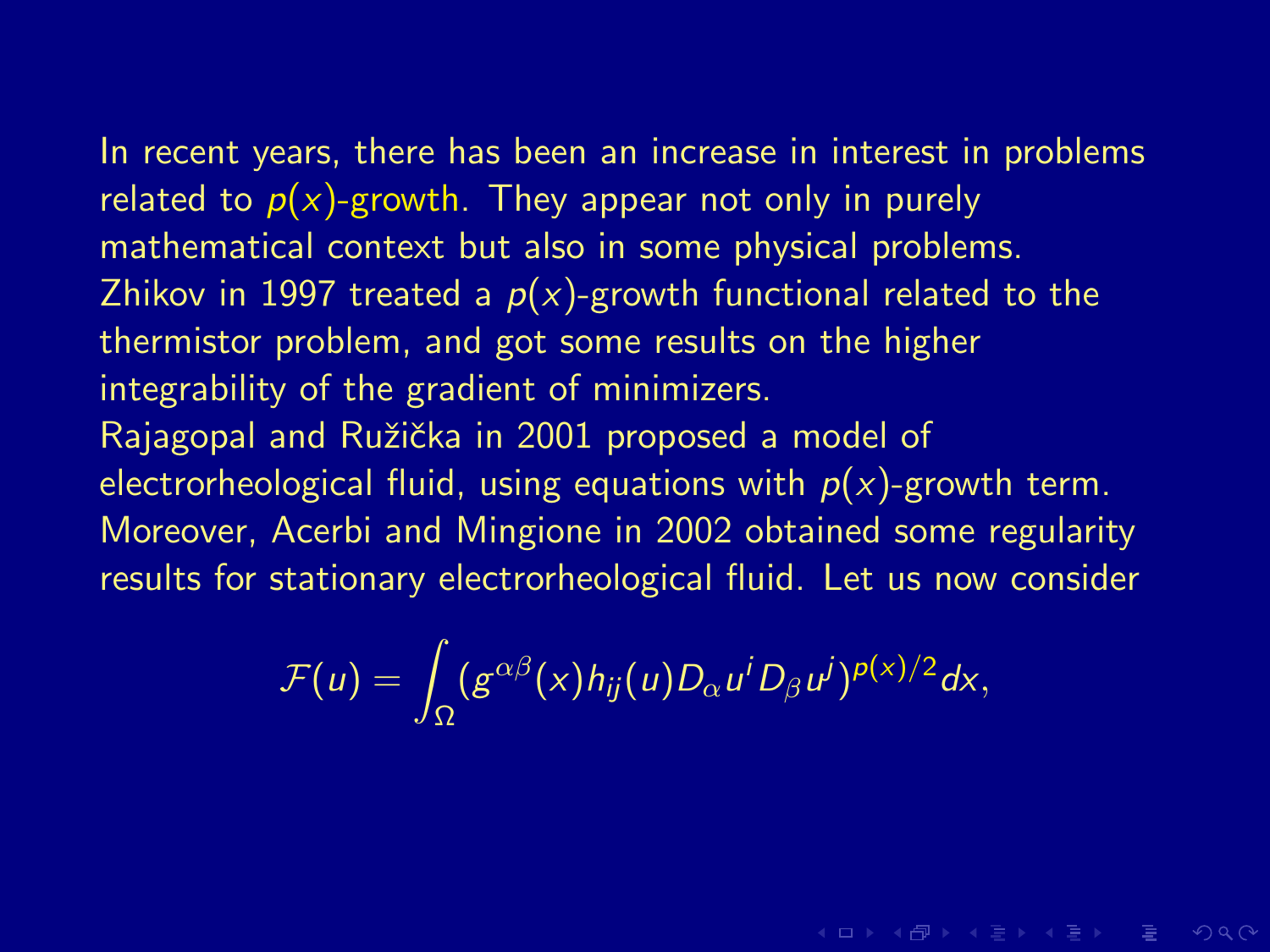In recent years, there has been an increase in interest in problems related to $p(x)$-growth. They appear not only in purely mathematical context but also in some physical problems. Zhikov in 1997 treated a $p(x)$-growth functional related to the thermistor problem, and got some results on the higher integrability of the gradient of minimizers. Rajagopal and Ružička in 2001 proposed a model of electrorheological fluid, using equations with $p(x)$-growth term. Moreover, Acerbi and Mingione in 2002 obtained some regularity results for stationary electrorheological fluid. Let us now consider

$$\mathcal{F}(u) = \int_{\Omega} (g^{\alpha\beta}(x) h_{ij}(u) D_{\alpha} u^i D_{\beta} u^j)^{p(x)/2} dx,$$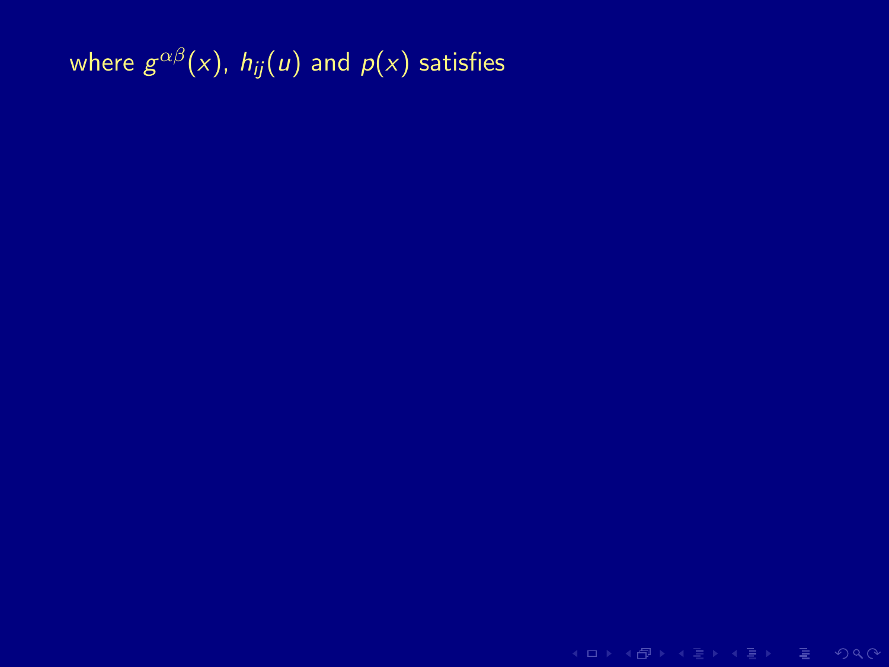where $g^{\alpha\beta}(x)$, $h_{ij}(u)$ and $p(x)$ satisfies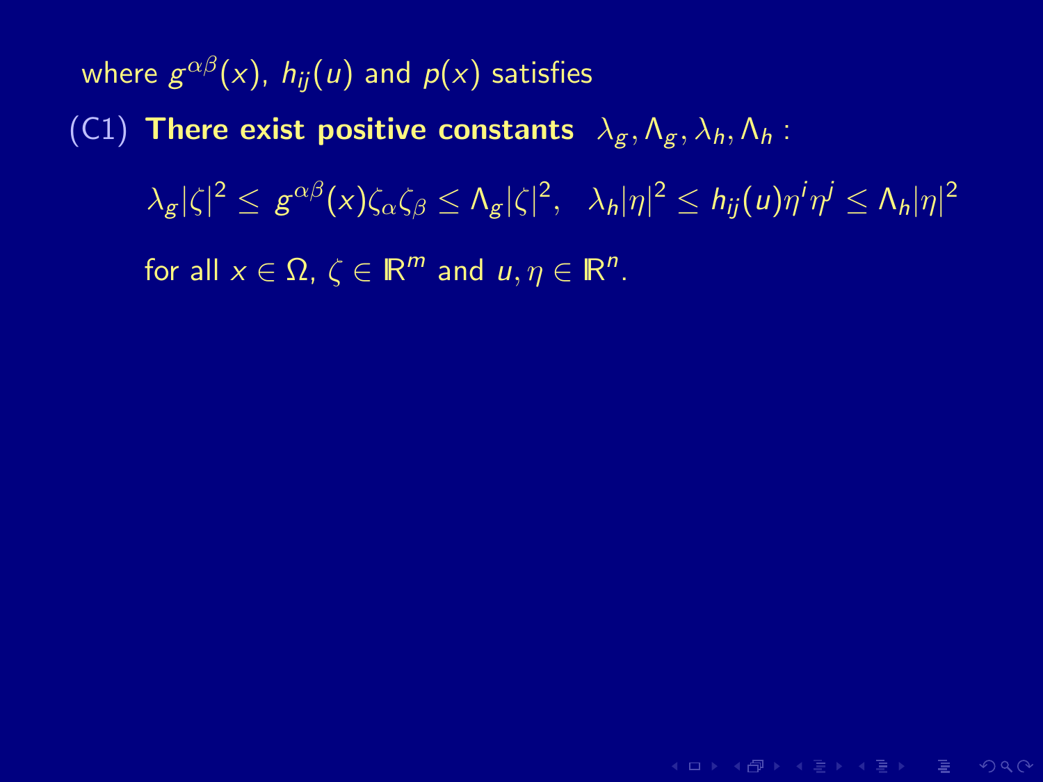where $g^{\alpha\beta}(x)$, $h_{ij}(u)$ and $p(x)$ satisfies

(C1) **There exist positive constants** $\lambda_g, \Lambda_g, \lambda_h, \Lambda_h$ :

$$\lambda_g|\zeta|^2 \leq g^{\alpha\beta}(x)\zeta_\alpha\zeta_\beta \leq \Lambda_g|\zeta|^2, \quad \lambda_h|\eta|^2 \leq h_{ij}(u)\eta^i\eta^j \leq \Lambda_h|\eta|^2$$

for all $x \in \Omega$, $\zeta \in \mathbb{R}^m$ and $u, \eta \in \mathbb{R}^n$.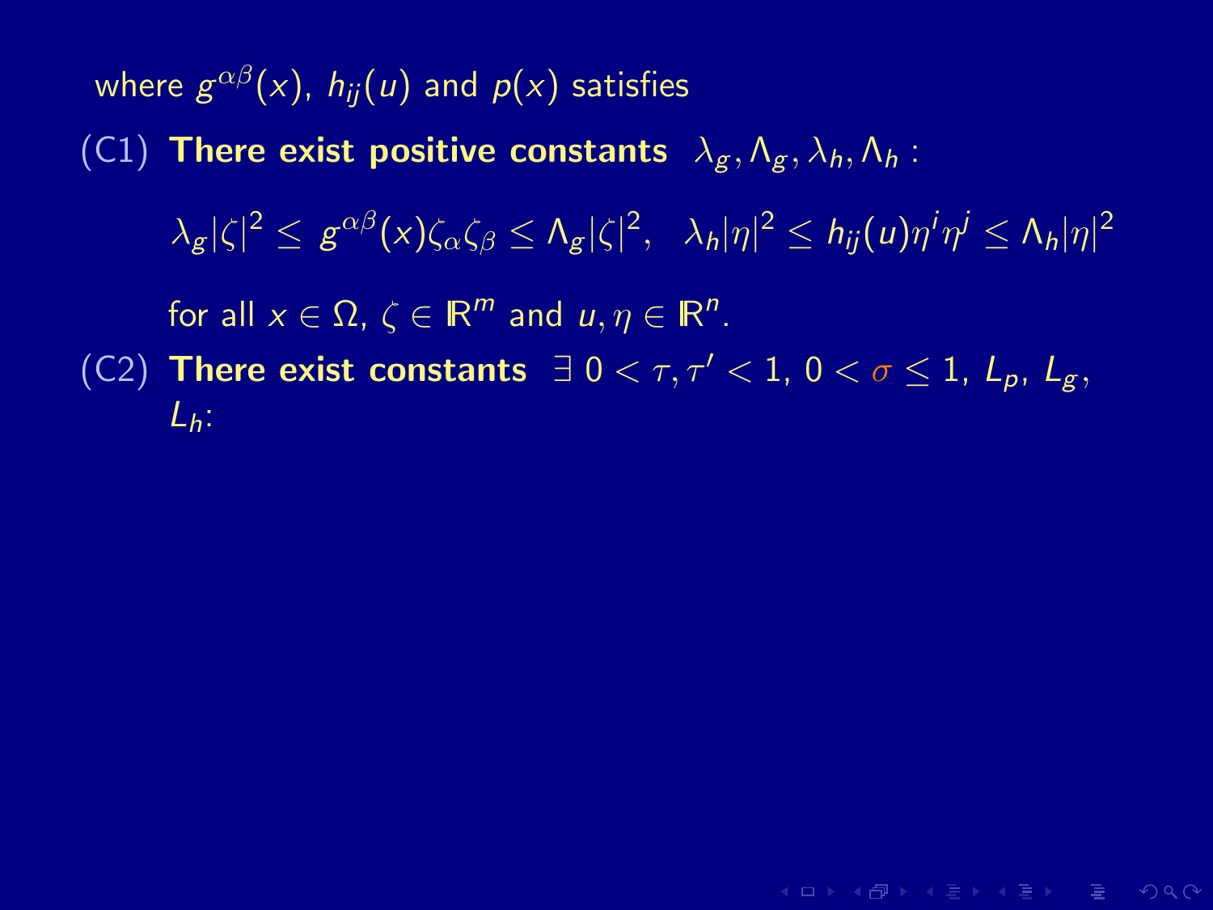where $g^{\alpha\beta}(x)$, $h_{ij}(u)$ and $p(x)$ satisfies

(C1) **There exist positive constants** $\lambda_g, \Lambda_g, \lambda_h, \Lambda_h$ :

$$\lambda_g|\zeta|^2 \leq g^{\alpha\beta}(x)\zeta_\alpha\zeta_\beta \leq \Lambda_g|\zeta|^2, \quad \lambda_h|\eta|^2 \leq h_{ij}(u)\eta^i\eta^j \leq \Lambda_h|\eta|^2$$

for all $x \in \Omega$, $\zeta \in \mathbb{R}^m$ and $u, \eta \in \mathbb{R}^n$.

(C2) **There exist constants** $\exists\ 0 < \tau, \tau' < 1$, $0 < \sigma \leq 1$, $L_p$, $L_g$, $L_h$: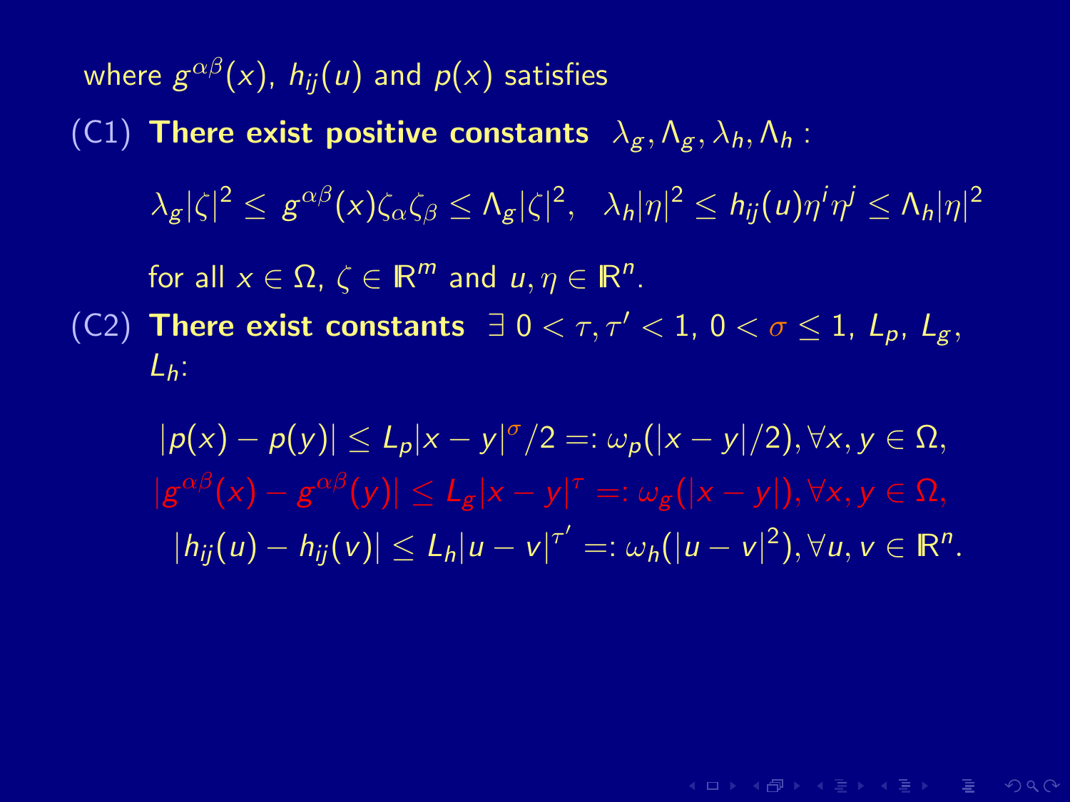where $g^{\alpha\beta}(x)$, $h_{ij}(u)$ and $p(x)$ satisfies

(C1) **There exist positive constants** $\lambda_g, \Lambda_g, \lambda_h, \Lambda_h$ :

$$\lambda_g|\zeta|^2 \leq g^{\alpha\beta}(x)\zeta_\alpha\zeta_\beta \leq \Lambda_g|\zeta|^2, \quad \lambda_h|\eta|^2 \leq h_{ij}(u)\eta^i\eta^j \leq \Lambda_h|\eta|^2$$

for all $x \in \Omega$, $\zeta \in \mathbb{R}^m$ and $u, \eta \in \mathbb{R}^n$.

(C2) **There exist constants** $\exists\ 0 < \tau, \tau' < 1$, $0 < \sigma \leq 1$, $L_p$, $L_g$, $L_h$:

$$|p(x) - p(y)| \leq L_p|x-y|^\sigma/2 =: \omega_p(|x-y|/2), \forall x, y \in \Omega,$$

$$|g^{\alpha\beta}(x) - g^{\alpha\beta}(y)| \leq L_g|x-y|^\tau =: \omega_g(|x-y|), \forall x, y \in \Omega,$$

$$|h_{ij}(u) - h_{ij}(v)| \leq L_h|u-v|^{\tau'} =: \omega_h(|u-v|^2), \forall u, v \in \mathbb{R}^n.$$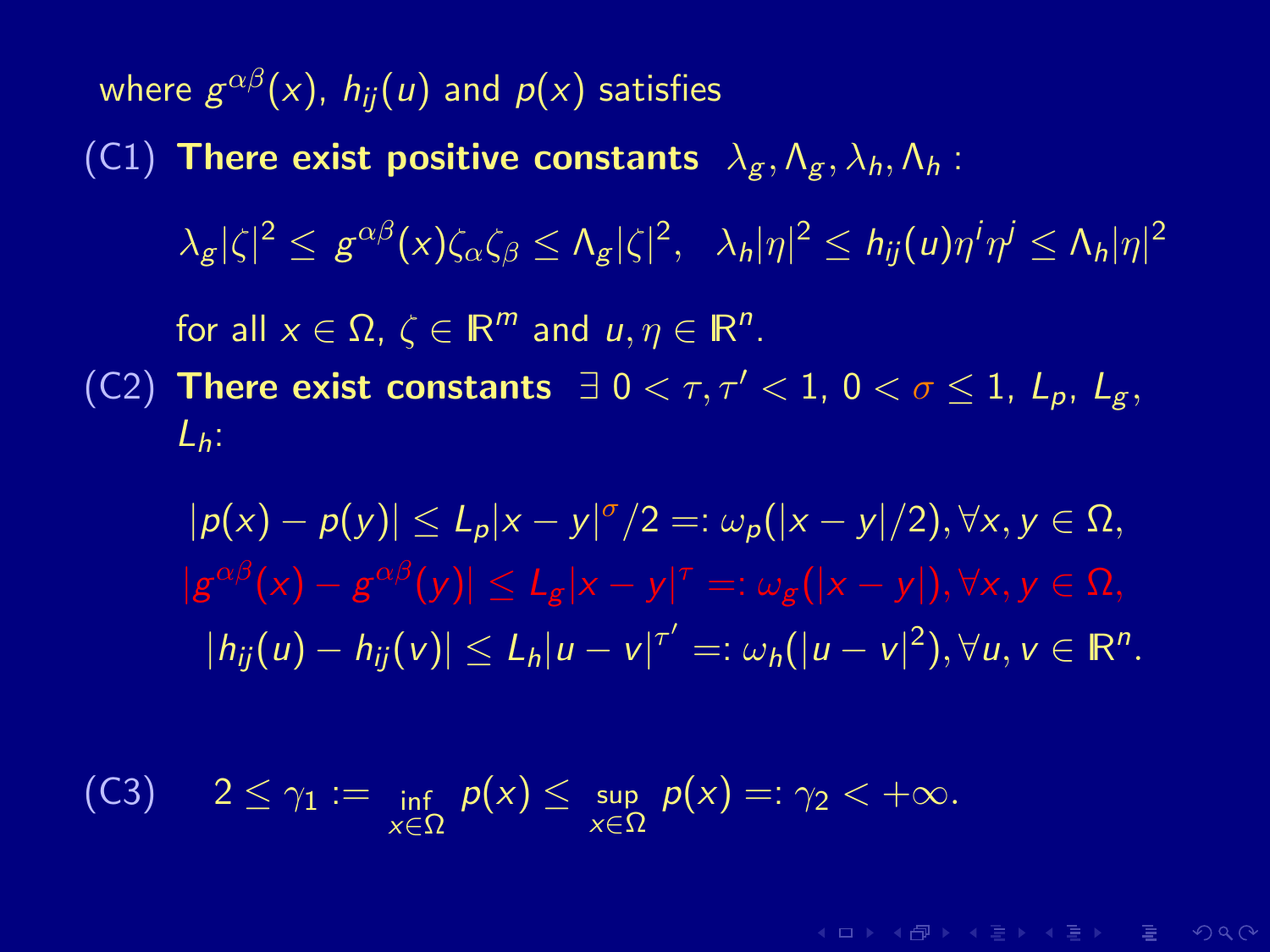where $g^{\alpha\beta}(x)$, $h_{ij}(u)$ and $p(x)$ satisfies

(C1) **There exist positive constants** $\lambda_g, \Lambda_g, \lambda_h, \Lambda_h$ :

$$\lambda_g|\zeta|^2 \leq g^{\alpha\beta}(x)\zeta_\alpha\zeta_\beta \leq \Lambda_g|\zeta|^2, \quad \lambda_h|\eta|^2 \leq h_{ij}(u)\eta^i\eta^j \leq \Lambda_h|\eta|^2$$

for all $x \in \Omega$, $\zeta \in \mathbb{R}^m$ and $u, \eta \in \mathbb{R}^n$.

(C2) **There exist constants** $\exists\, 0 < \tau, \tau' < 1$, $0 < \sigma \leq 1$, $L_p$, $L_g$, $L_h$:

$$|p(x) - p(y)| \leq L_p|x-y|^\sigma/2 =: \omega_p(|x-y|/2), \forall x, y \in \Omega,$$

$$|g^{\alpha\beta}(x) - g^{\alpha\beta}(y)| \leq L_g|x-y|^\tau =: \omega_g(|x-y|), \forall x, y \in \Omega,$$

$$|h_{ij}(u) - h_{ij}(v)| \leq L_h|u-v|^{\tau'} =: \omega_h(|u-v|^2), \forall u, v \in \mathbb{R}^n.$$

(C3) $$2 \leq \gamma_1 := \inf_{x\in\Omega} p(x) \leq \sup_{x\in\Omega} p(x) =: \gamma_2 < +\infty.$$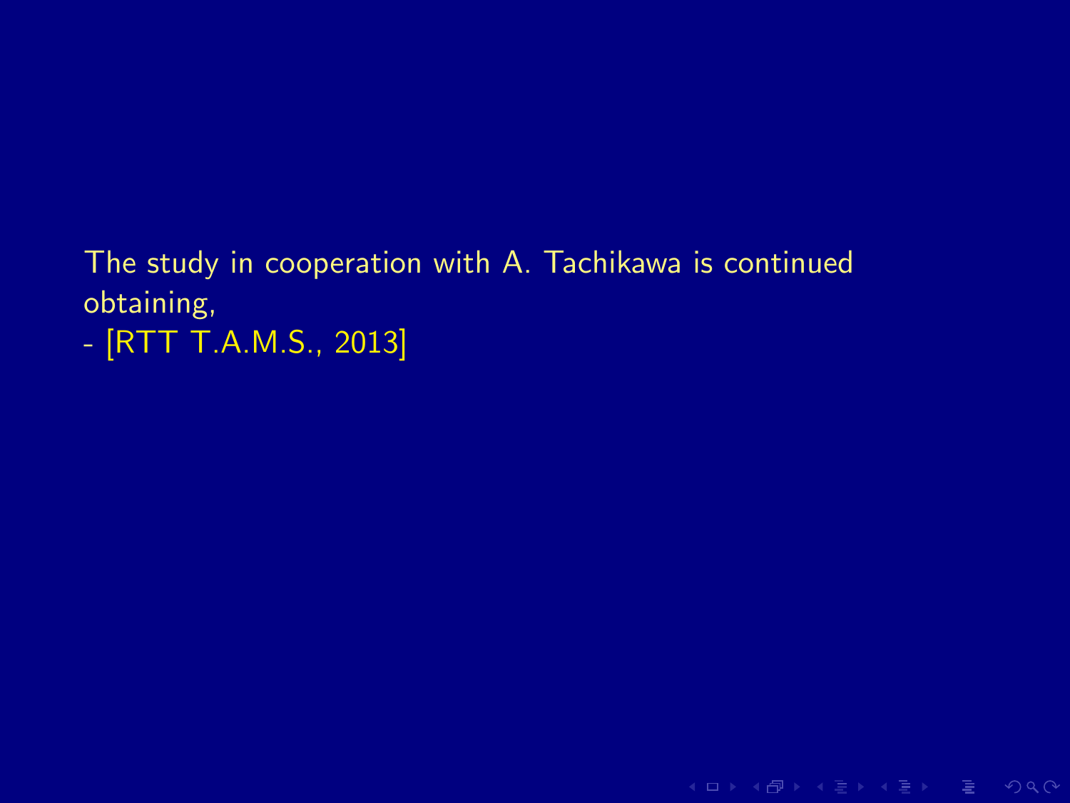The study in cooperation with A. Tachikawa is continued obtaining,

- [RTT T.A.M.S., 2013]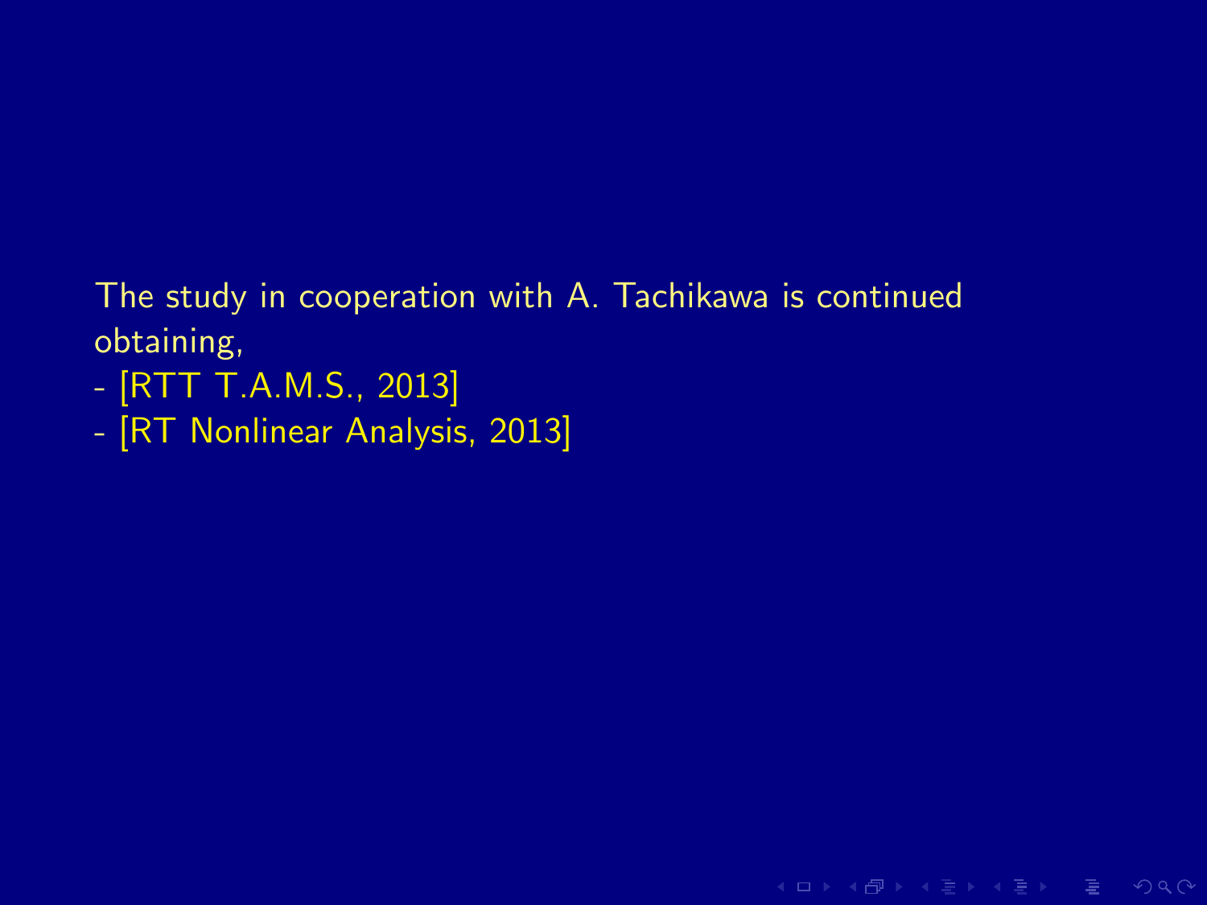The study in cooperation with A. Tachikawa is continued obtaining,

- [RTT T.A.M.S., 2013]
- [RT Nonlinear Analysis, 2013]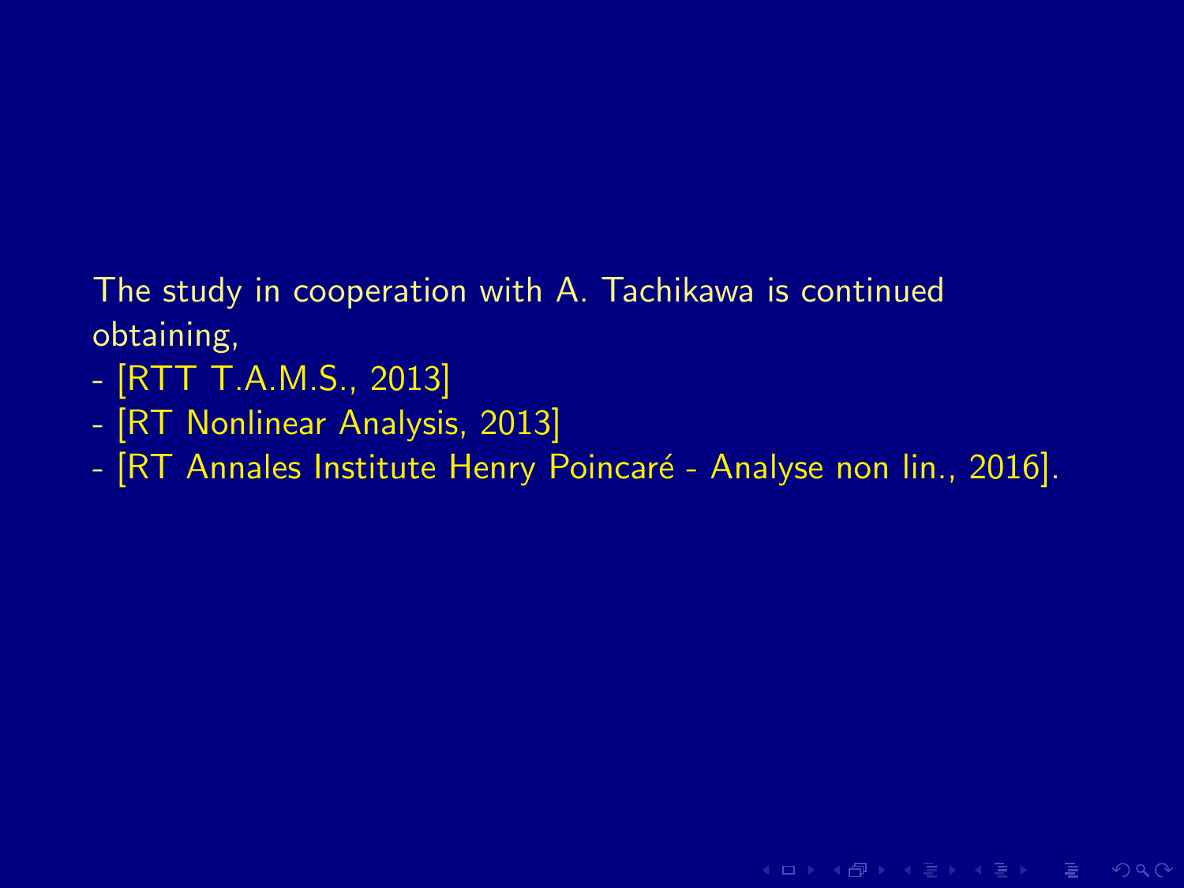The study in cooperation with A. Tachikawa is continued obtaining,

- [RTT T.A.M.S., 2013]
- [RT Nonlinear Analysis, 2013]
- [RT Annales Institute Henry Poincaré - Analyse non lin., 2016].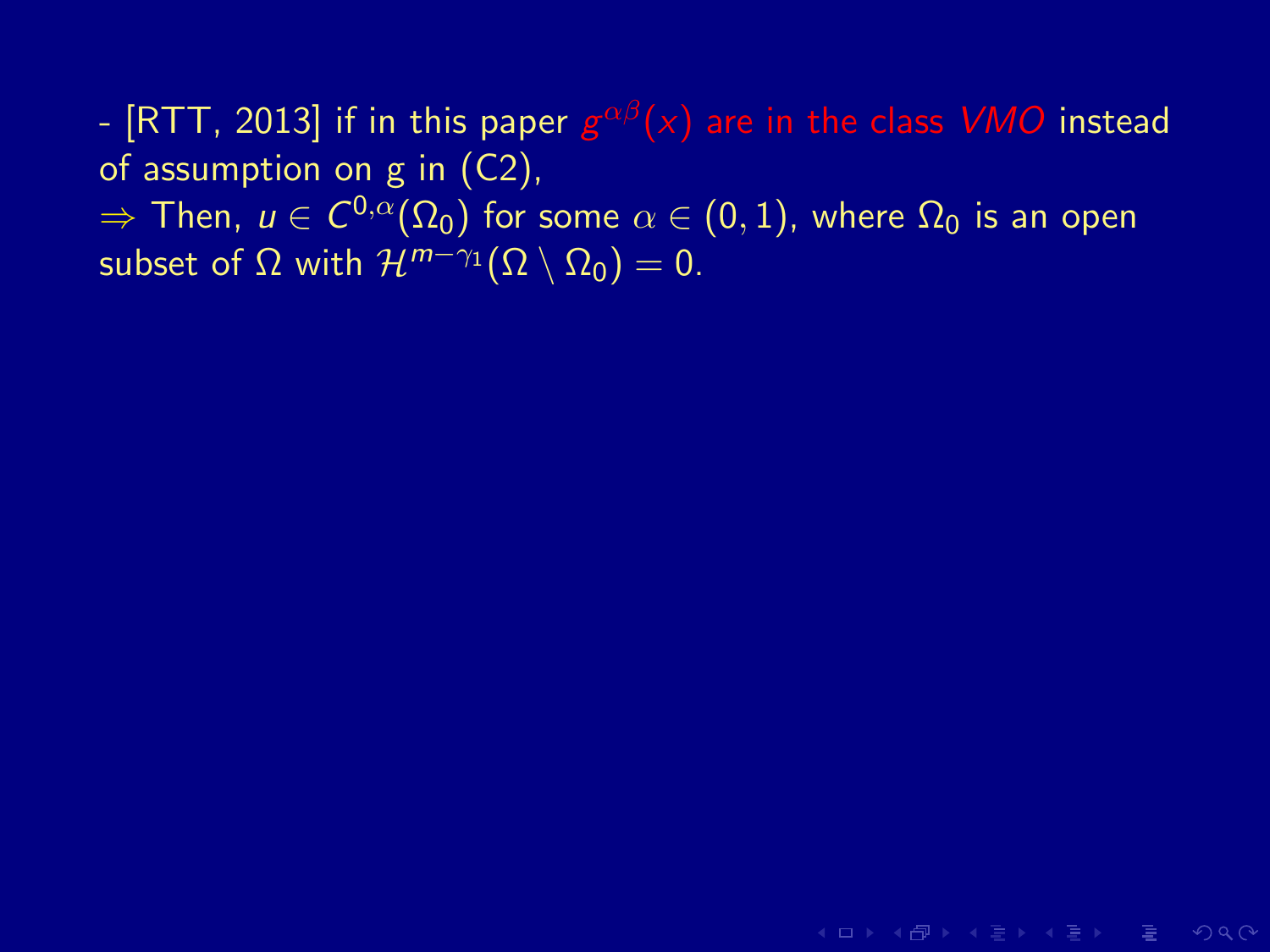- [RTT, 2013] if in this paper $g^{\alpha\beta}(x)$ are in the class *VMO* instead of assumption on g in (C2),

$\Rightarrow$ Then, $u \in C^{0,\alpha}(\Omega_0)$ for some $\alpha \in (0,1)$, where $\Omega_0$ is an open subset of $\Omega$ with $\mathcal{H}^{m-\gamma_1}(\Omega \setminus \Omega_0) = 0$.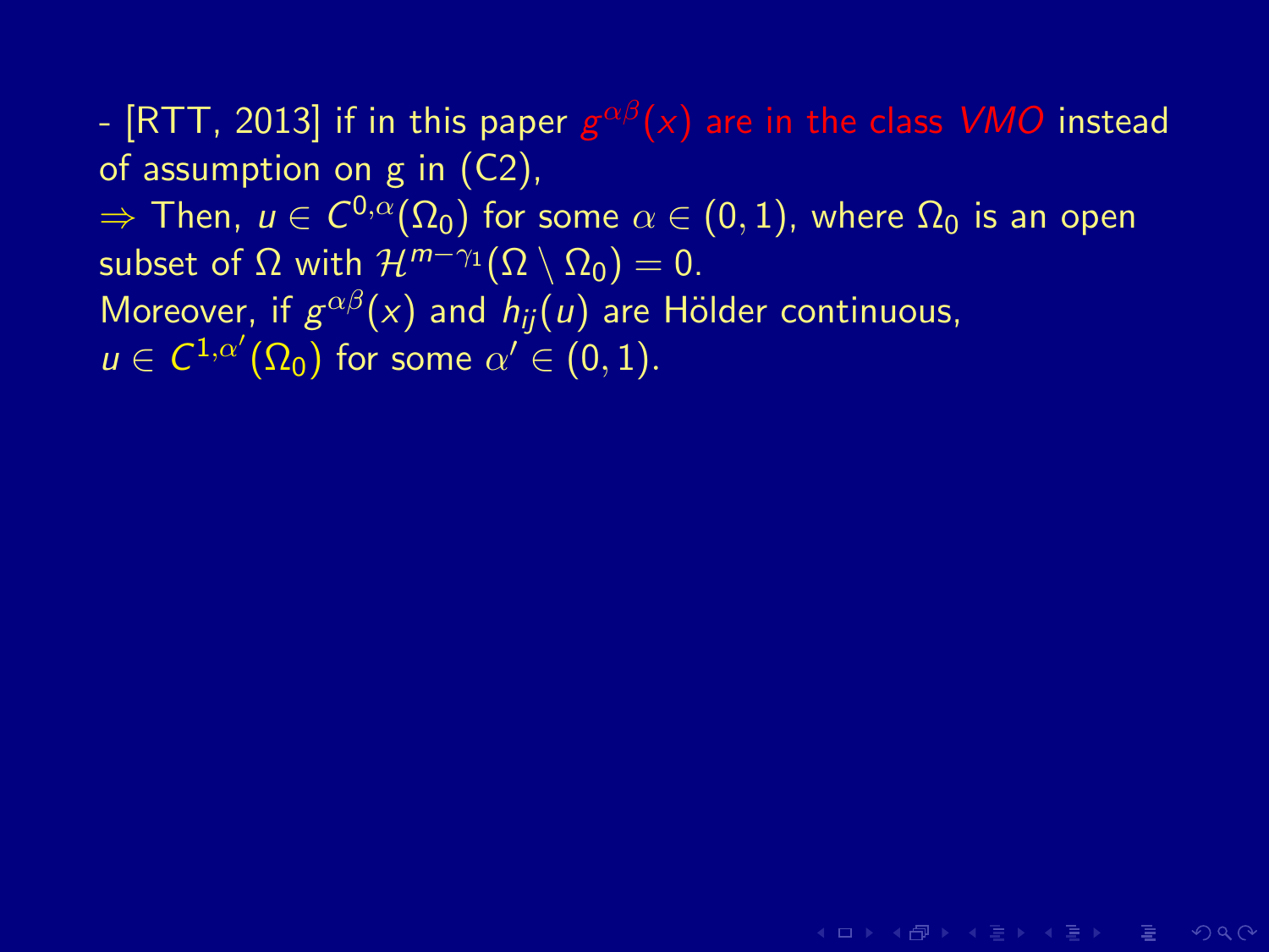- [RTT, 2013] if in this paper $g^{\alpha\beta}(x)$ are in the class *VMO* instead of assumption on g in (C2),
$\Rightarrow$ Then, $u \in C^{0,\alpha}(\Omega_0)$ for some $\alpha \in (0,1)$, where $\Omega_0$ is an open subset of $\Omega$ with $\mathcal{H}^{m-\gamma_1}(\Omega \setminus \Omega_0) = 0$.
Moreover, if $g^{\alpha\beta}(x)$ and $h_{ij}(u)$ are Hölder continuous, $u \in C^{1,\alpha'}(\Omega_0)$ for some $\alpha' \in (0,1)$.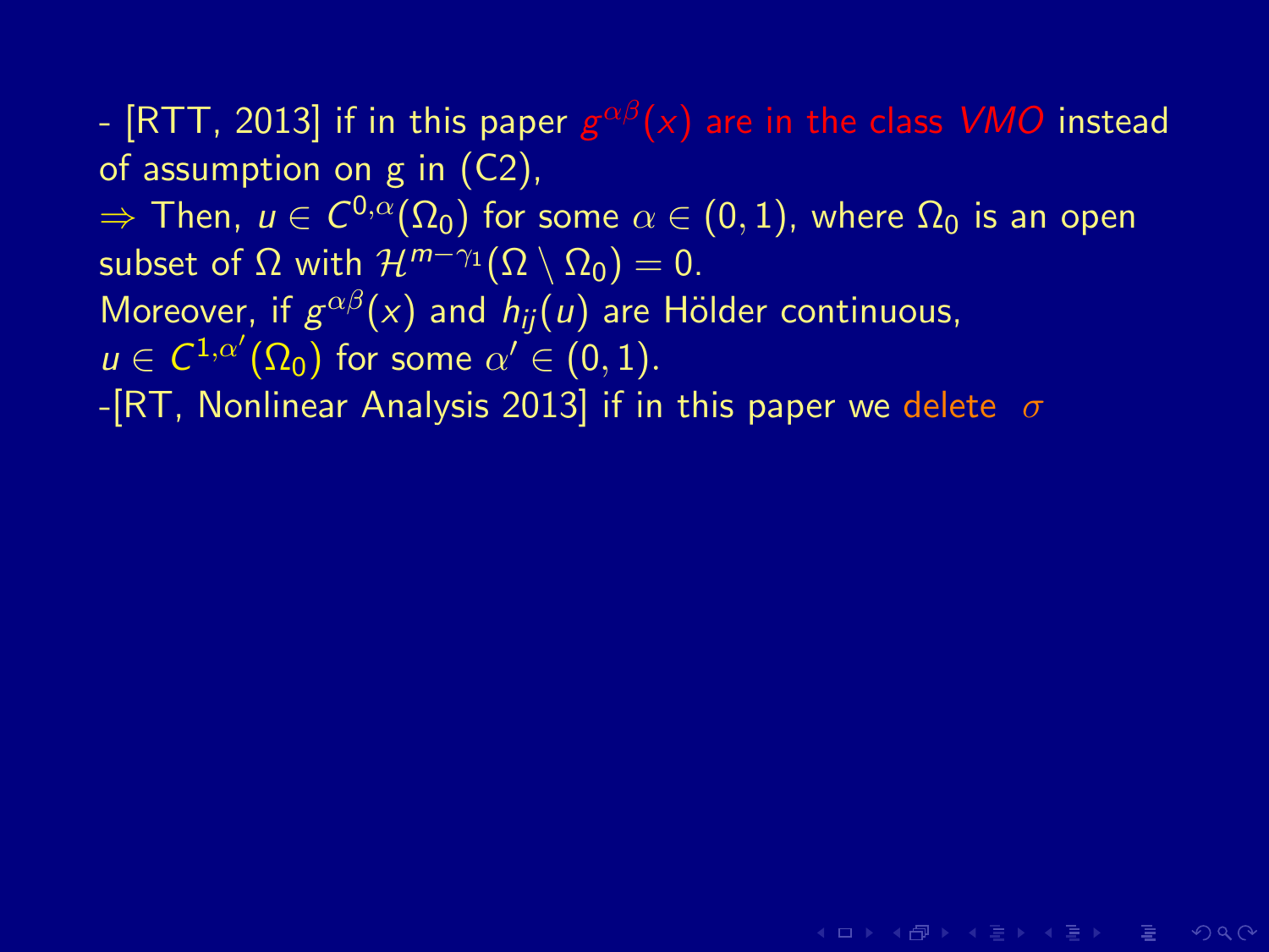- [RTT, 2013] if in this paper $g^{\alpha\beta}(x)$ are in the class *VMO* instead of assumption on g in (C2),

$\Rightarrow$ Then, $u \in C^{0,\alpha}(\Omega_0)$ for some $\alpha \in (0,1)$, where $\Omega_0$ is an open subset of $\Omega$ with $\mathcal{H}^{m-\gamma_1}(\Omega \setminus \Omega_0) = 0$.

Moreover, if $g^{\alpha\beta}(x)$ and $h_{ij}(u)$ are Hölder continuous, $u \in C^{1,\alpha'}(\Omega_0)$ for some $\alpha' \in (0,1)$.

-[RT, Nonlinear Analysis 2013] if in this paper we delete $\sigma$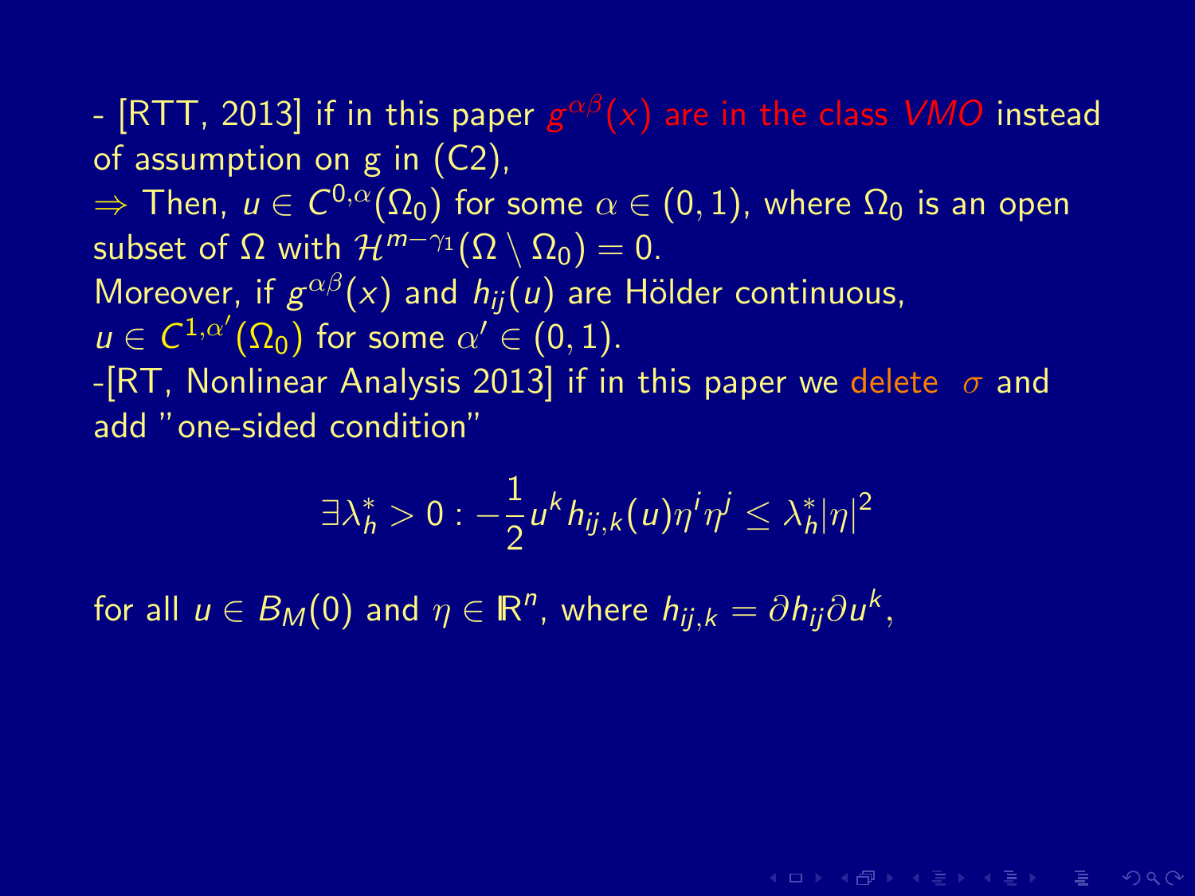- [RTT, 2013] if in this paper $g^{\alpha\beta}(x)$ are in the class *VMO* instead of assumption on g in (C2),
$\Rightarrow$ Then, $u \in C^{0,\alpha}(\Omega_0)$ for some $\alpha \in (0,1)$, where $\Omega_0$ is an open subset of $\Omega$ with $\mathcal{H}^{m-\gamma_1}(\Omega \setminus \Omega_0) = 0$.
Moreover, if $g^{\alpha\beta}(x)$ and $h_{ij}(u)$ are Hölder continuous, $u \in C^{1,\alpha'}(\Omega_0)$ for some $\alpha' \in (0,1)$.
-[RT, Nonlinear Analysis 2013] if in this paper we delete $\sigma$ and add "one-sided condition"

$$\exists \lambda_h^* > 0 : -\frac{1}{2} u^k h_{ij,k}(u) \eta^i \eta^j \leq \lambda_h^* |\eta|^2$$

for all $u \in B_M(0)$ and $\eta \in \mathbb{R}^n$, where $h_{ij,k} = \partial h_{ij} \partial u^k$,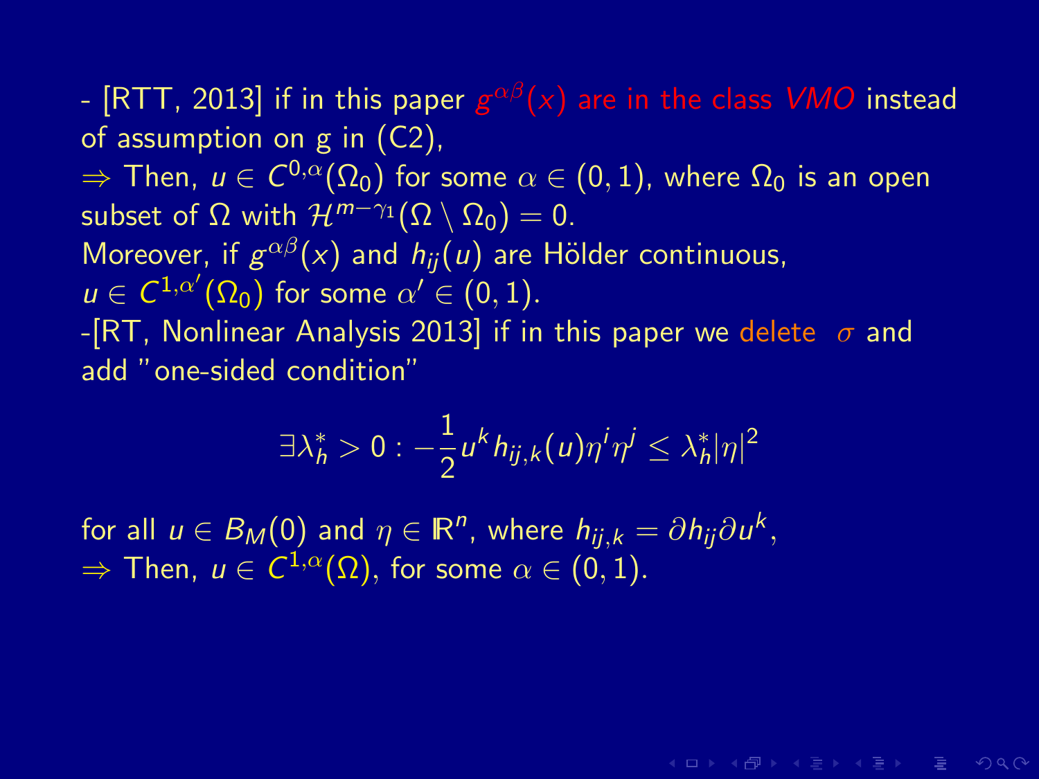- [RTT, 2013] if in this paper $g^{\alpha\beta}(x)$ are in the class *VMO* instead of assumption on g in (C2),

$\Rightarrow$ Then, $u \in C^{0,\alpha}(\Omega_0)$ for some $\alpha \in (0,1)$, where $\Omega_0$ is an open subset of $\Omega$ with $\mathcal{H}^{m-\gamma_1}(\Omega \setminus \Omega_0) = 0$.

Moreover, if $g^{\alpha\beta}(x)$ and $h_{ij}(u)$ are Hölder continuous, $u \in C^{1,\alpha'}(\Omega_0)$ for some $\alpha' \in (0,1)$.

-[RT, Nonlinear Analysis 2013] if in this paper we delete $\sigma$ and add "one-sided condition"

$$\exists \lambda_h^* > 0 : -\frac{1}{2} u^k h_{ij,k}(u) \eta^i \eta^j \leq \lambda_h^* |\eta|^2$$

for all $u \in B_M(0)$ and $\eta \in \mathbb{R}^n$, where $h_{ij,k} = \partial h_{ij} \partial u^k$,

$\Rightarrow$ Then, $u \in C^{1,\alpha}(\Omega)$, for some $\alpha \in (0,1)$.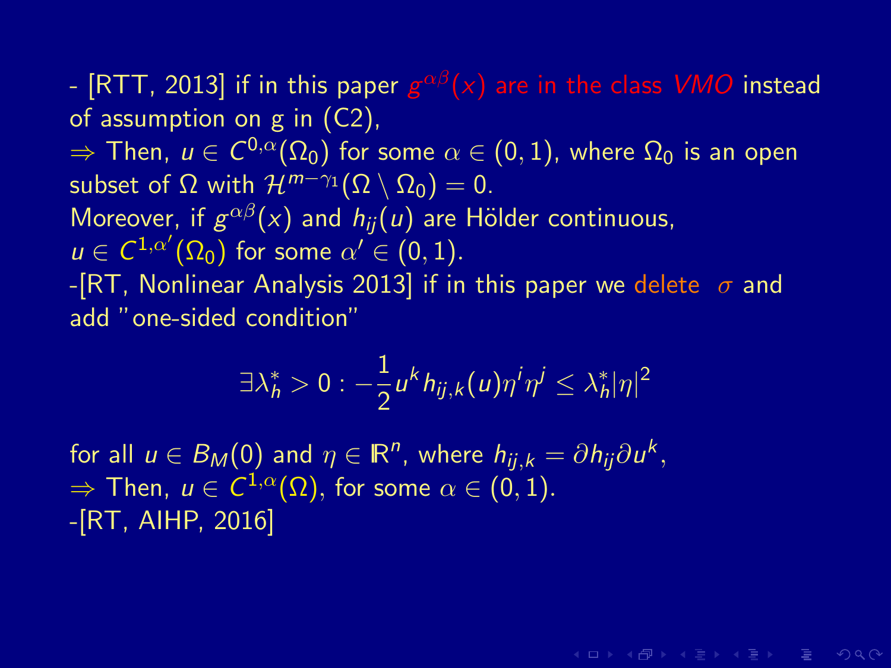- [RTT, 2013] if in this paper $g^{\alpha\beta}(x)$ are in the class *VMO* instead of assumption on g in (C2),
$\Rightarrow$ Then, $u \in C^{0,\alpha}(\Omega_0)$ for some $\alpha \in (0,1)$, where $\Omega_0$ is an open subset of $\Omega$ with $\mathcal{H}^{m-\gamma_1}(\Omega \setminus \Omega_0) = 0$.
Moreover, if $g^{\alpha\beta}(x)$ and $h_{ij}(u)$ are Hölder continuous, $u \in C^{1,\alpha'}(\Omega_0)$ for some $\alpha' \in (0,1)$.
-[RT, Nonlinear Analysis 2013] if in this paper we delete $\sigma$ and add "one-sided condition"

$$\exists \lambda_h^* > 0 : -\frac{1}{2} u^k h_{ij,k}(u) \eta^i \eta^j \leq \lambda_h^* |\eta|^2$$

for all $u \in B_M(0)$ and $\eta \in \mathbb{R}^n$, where $h_{ij,k} = \partial h_{ij} \partial u^k$,
$\Rightarrow$ Then, $u \in C^{1,\alpha}(\Omega)$, for some $\alpha \in (0,1)$.
-[RT, AIHP, 2016]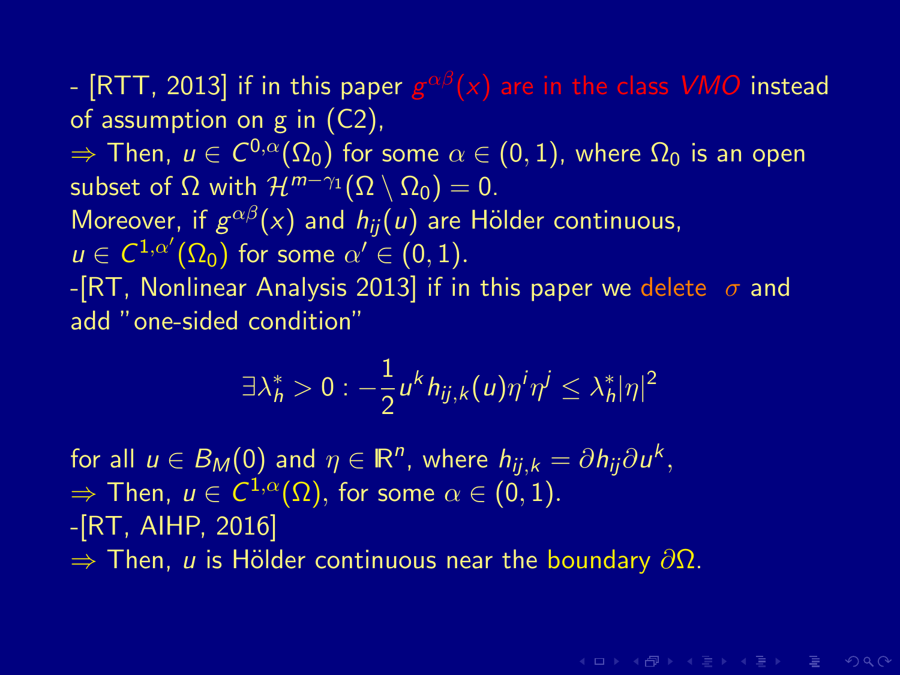- [RTT, 2013] if in this paper $g^{\alpha\beta}(x)$ are in the class *VMO* instead of assumption on g in (C2),
$\Rightarrow$ Then, $u \in C^{0,\alpha}(\Omega_0)$ for some $\alpha \in (0,1)$, where $\Omega_0$ is an open subset of $\Omega$ with $\mathcal{H}^{m-\gamma_1}(\Omega \setminus \Omega_0) = 0$.
Moreover, if $g^{\alpha\beta}(x)$ and $h_{ij}(u)$ are Hölder continuous, $u \in C^{1,\alpha'}(\Omega_0)$ for some $\alpha' \in (0,1)$.
-[RT, Nonlinear Analysis 2013] if in this paper we delete $\sigma$ and add "one-sided condition"

$$\exists \lambda_h^* > 0 : -\frac{1}{2} u^k h_{ij,k}(u)\eta^i \eta^j \leq \lambda_h^* |\eta|^2$$

for all $u \in B_M(0)$ and $\eta \in \mathbb{R}^n$, where $h_{ij,k} = \partial h_{ij} \partial u^k$,
$\Rightarrow$ Then, $u \in C^{1,\alpha}(\Omega)$, for some $\alpha \in (0,1)$.
-[RT, AIHP, 2016]
$\Rightarrow$ Then, $u$ is Hölder continuous near the boundary $\partial\Omega$.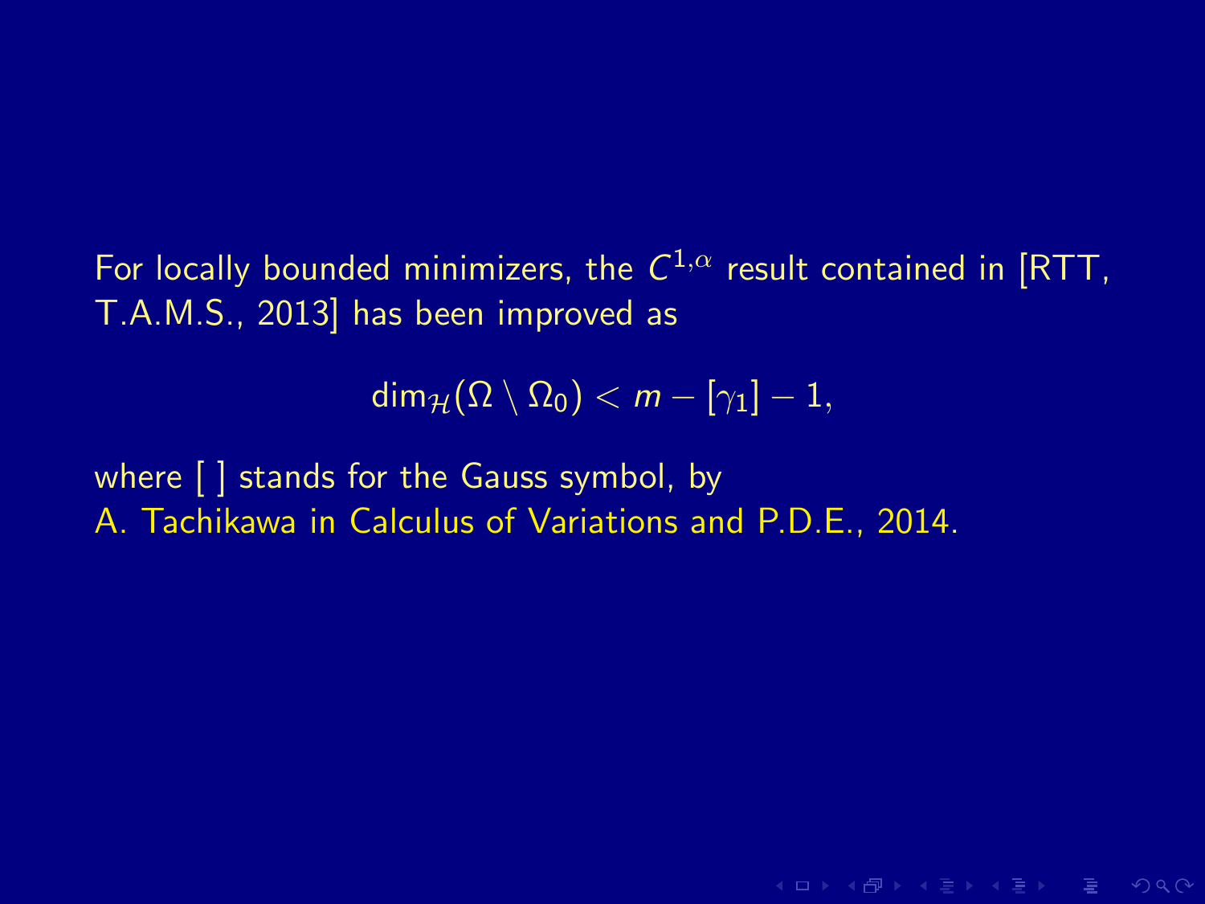For locally bounded minimizers, the $C^{1,\alpha}$ result contained in [RTT, T.A.M.S., 2013] has been improved as

$$\dim_{\mathcal{H}}(\Omega \setminus \Omega_0) < m - [\gamma_1] - 1,$$

where [ ] stands for the Gauss symbol, by
A. Tachikawa in Calculus of Variations and P.D.E., 2014.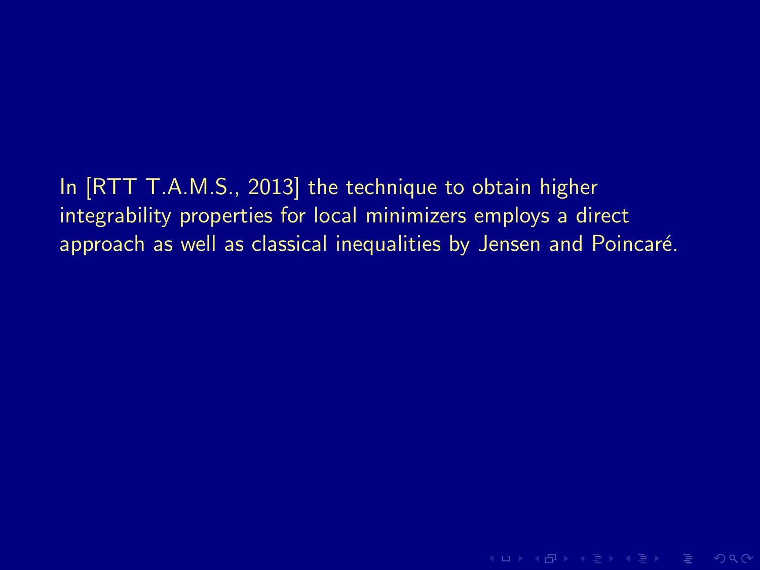In [RTT T.A.M.S., 2013] the technique to obtain higher integrability properties for local minimizers employs a direct approach as well as classical inequalities by Jensen and Poincaré.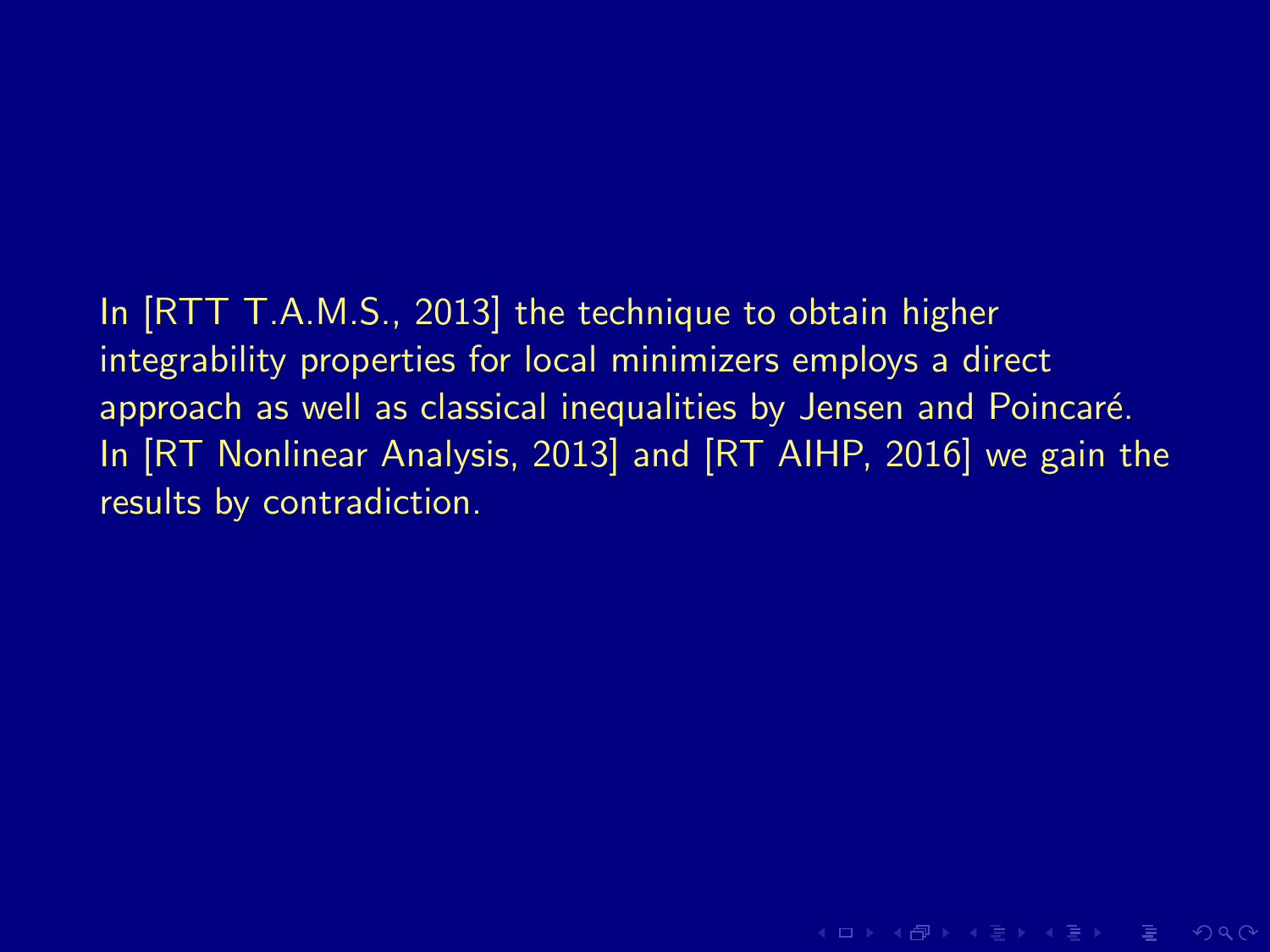In [RTT T.A.M.S., 2013] the technique to obtain higher integrability properties for local minimizers employs a direct approach as well as classical inequalities by Jensen and Poincaré. In [RT Nonlinear Analysis, 2013] and [RT AIHP, 2016] we gain the results by contradiction.